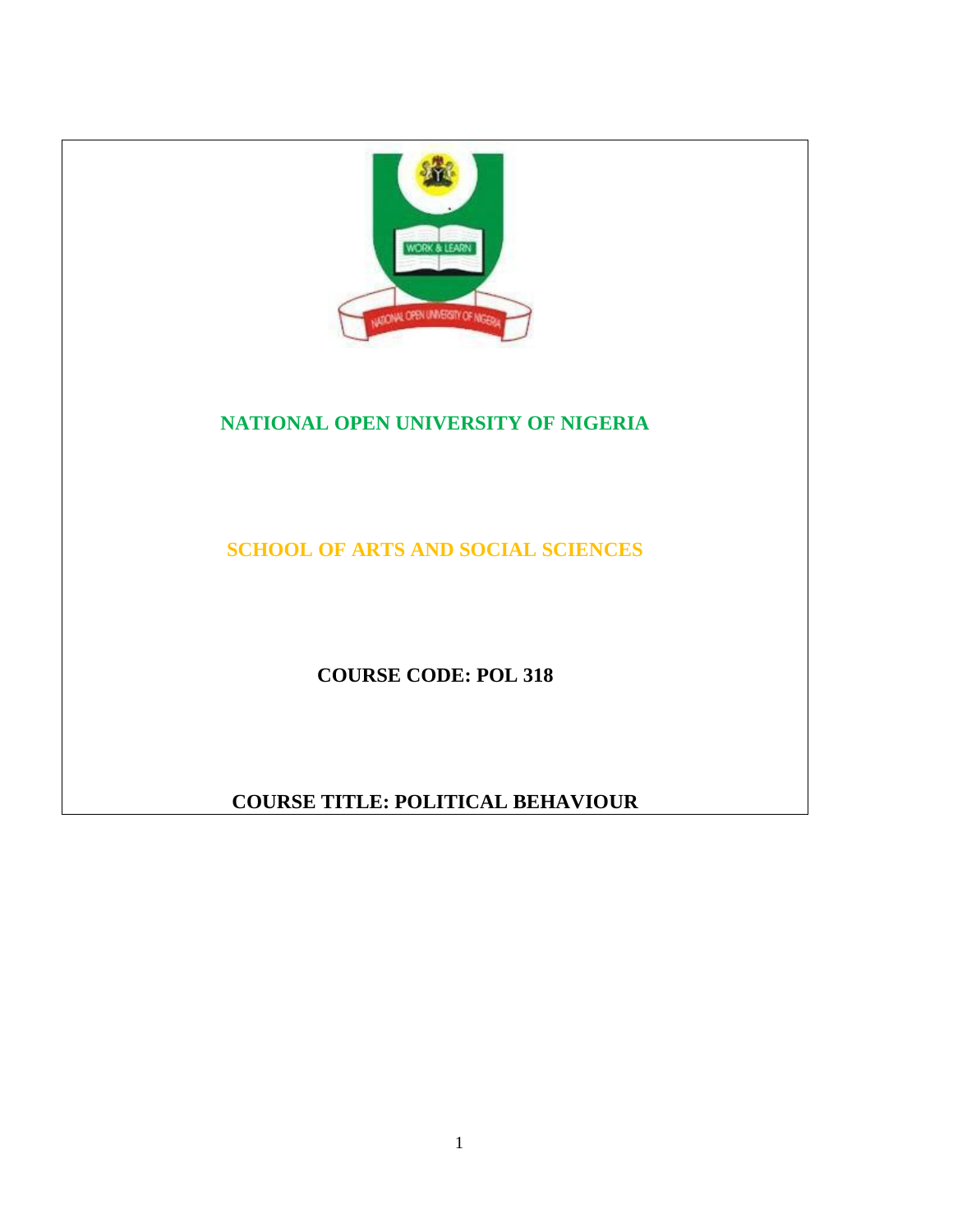# NATIONAL OPEN UNIVERSITY OF NIGERIA

## SCHOOL OF ARTS AND SOCIAL SCIENCES

**COURSE CODE: POL 318**

**COURSE TITLE: POLITICAL BEHAVIOUR**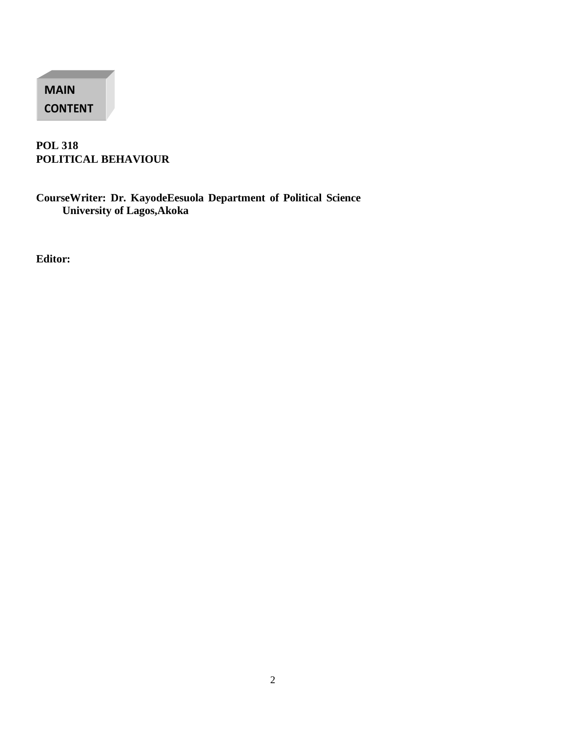**MAIN CONTENT**

**POL 318**
**POLITICAL BEHAVIOUR**

**CourseWriter: Dr. KayodeEesuola Department of Political Science University of Lagos,Akoka**

**Editor:**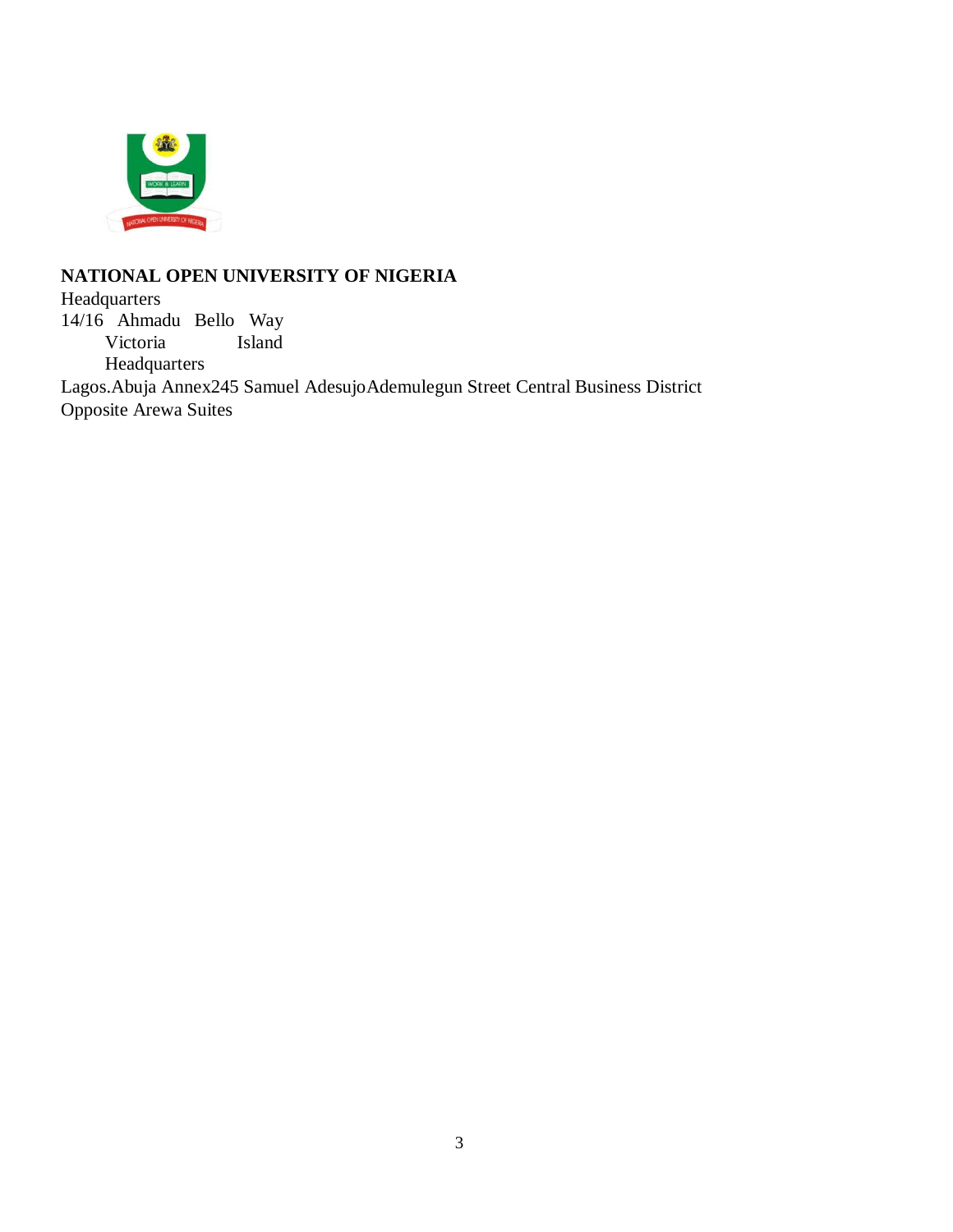**NATIONAL OPEN UNIVERSITY OF NIGERIA**

Headquarters
14/16 Ahmadu Bello Way
Victoria Island
Headquarters
Lagos.Abuja Annex245 Samuel AdesujoAdemulegun Street Central Business District
Opposite Arewa Suites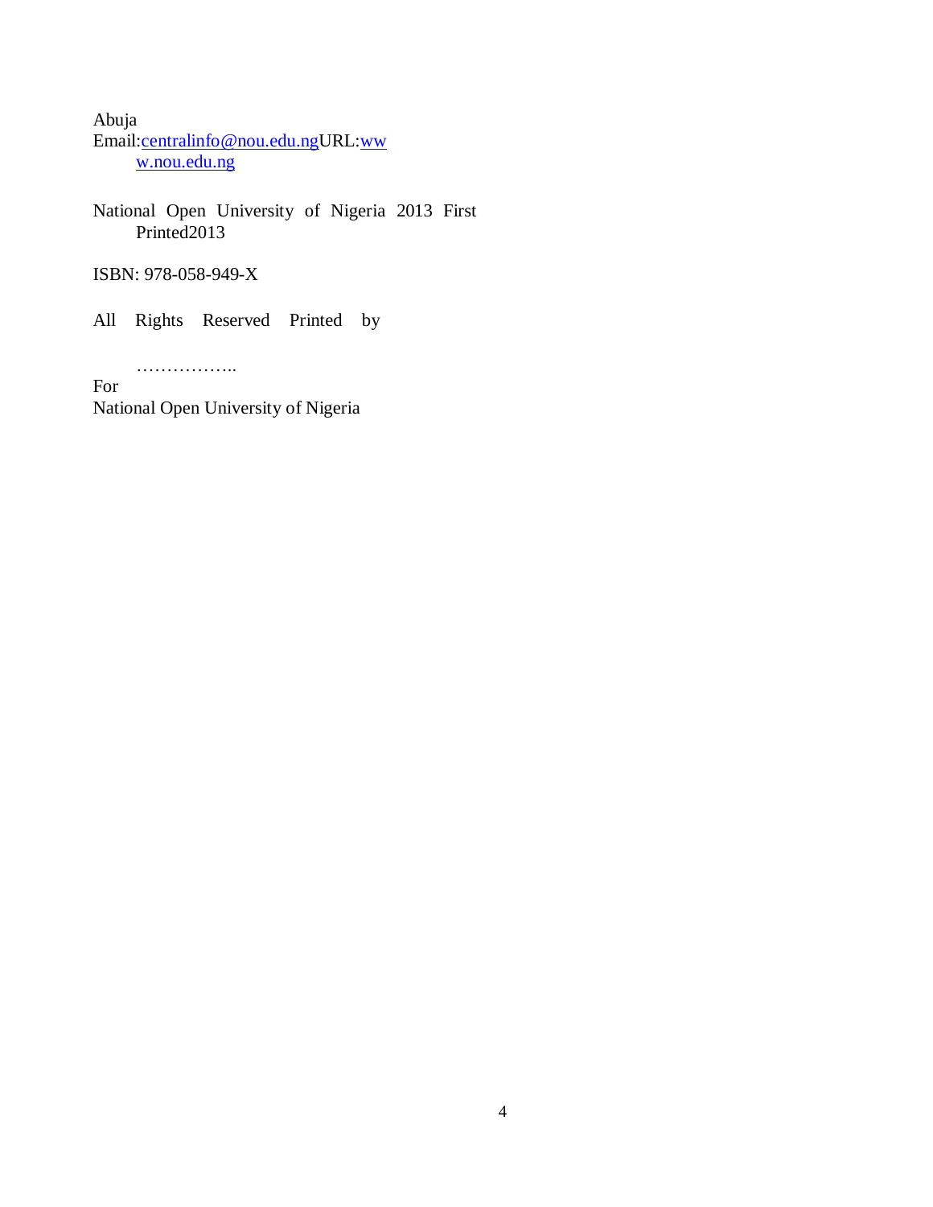Abuja

Email:centralinfo@nou.edu.ngURL:www.nou.edu.ng

National Open University of Nigeria 2013 First Printed2013

ISBN: 978-058-949-X

All Rights Reserved Printed by

……………..

For

National Open University of Nigeria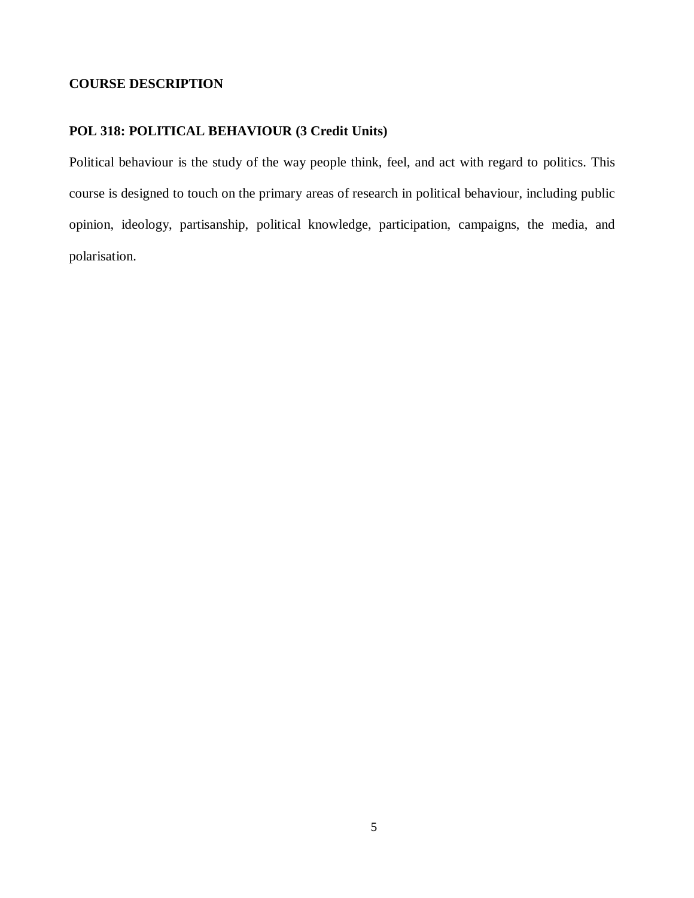## COURSE DESCRIPTION

### POL 318: POLITICAL BEHAVIOUR (3 Credit Units)

Political behaviour is the study of the way people think, feel, and act with regard to politics. This course is designed to touch on the primary areas of research in political behaviour, including public opinion, ideology, partisanship, political knowledge, participation, campaigns, the media, and polarisation.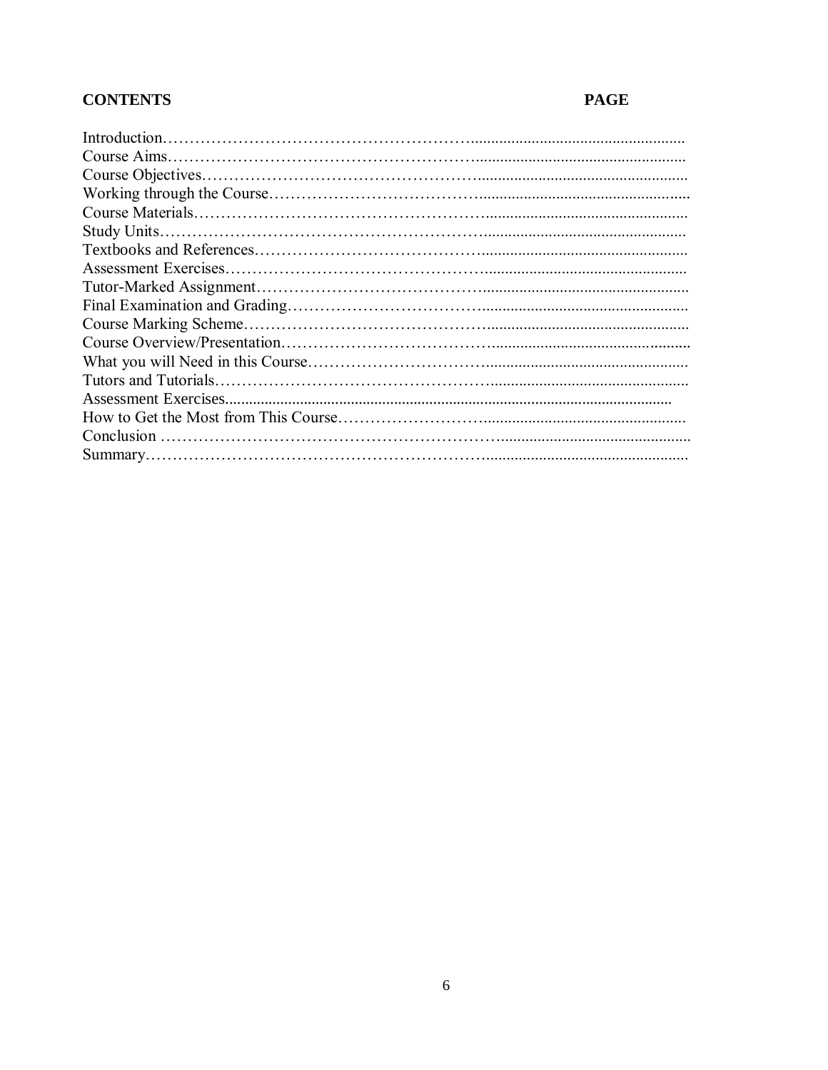| **CONTENTS** | **PAGE** |
| --- | --- |
| Introduction | |
| Course Aims | |
| Course Objectives | |
| Working through the Course | |
| Course Materials | |
| Study Units | |
| Textbooks and References | |
| Assessment Exercises | |
| Tutor-Marked Assignment | |
| Final Examination and Grading | |
| Course Marking Scheme | |
| Course Overview/Presentation | |
| What you will Need in this Course | |
| Tutors and Tutorials | |
| Assessment Exercises | |
| How to Get the Most from This Course | |
| Conclusion | |
| Summary | |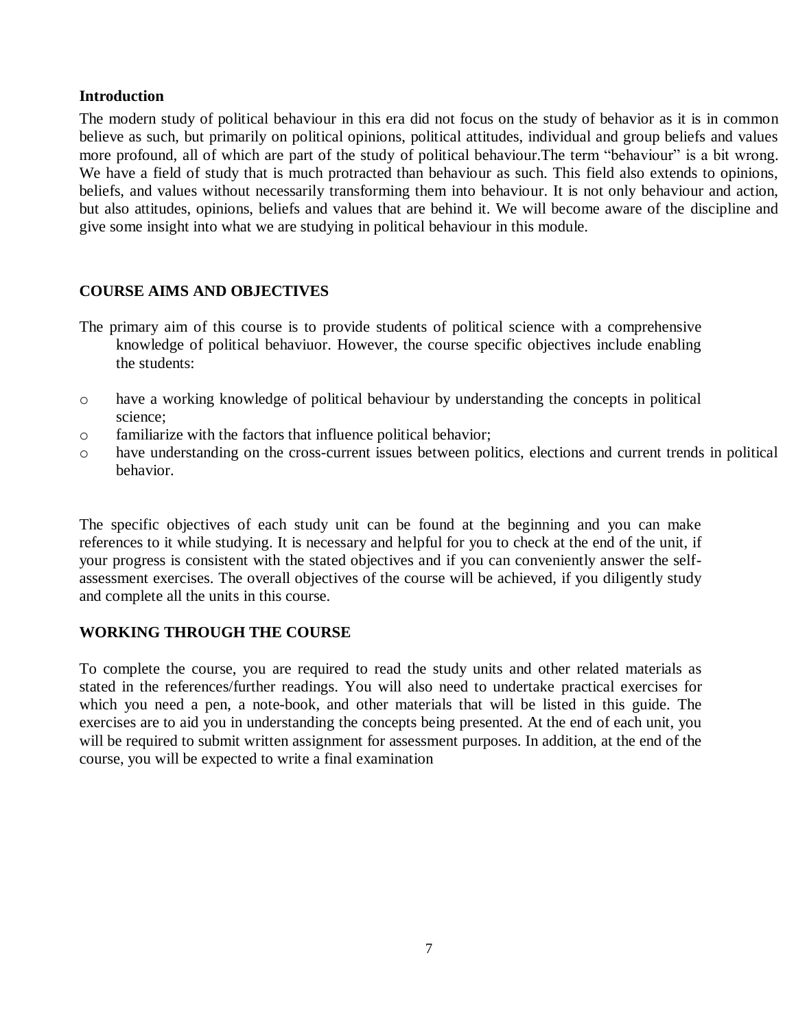### Introduction

The modern study of political behaviour in this era did not focus on the study of behavior as it is in common believe as such, but primarily on political opinions, political attitudes, individual and group beliefs and values more profound, all of which are part of the study of political behaviour.The term "behaviour" is a bit wrong. We have a field of study that is much protracted than behaviour as such. This field also extends to opinions, beliefs, and values without necessarily transforming them into behaviour. It is not only behaviour and action, but also attitudes, opinions, beliefs and values that are behind it. We will become aware of the discipline and give some insight into what we are studying in political behaviour in this module.

### COURSE AIMS AND OBJECTIVES

The primary aim of this course is to provide students of political science with a comprehensive knowledge of political behaviuor. However, the course specific objectives include enabling the students:

- have a working knowledge of political behaviour by understanding the concepts in political science;
- familiarize with the factors that influence political behavior;
- have understanding on the cross-current issues between politics, elections and current trends in political behavior.

The specific objectives of each study unit can be found at the beginning and you can make references to it while studying. It is necessary and helpful for you to check at the end of the unit, if your progress is consistent with the stated objectives and if you can conveniently answer the self-assessment exercises. The overall objectives of the course will be achieved, if you diligently study and complete all the units in this course.

### WORKING THROUGH THE COURSE

To complete the course, you are required to read the study units and other related materials as stated in the references/further readings. You will also need to undertake practical exercises for which you need a pen, a note-book, and other materials that will be listed in this guide. The exercises are to aid you in understanding the concepts being presented. At the end of each unit, you will be required to submit written assignment for assessment purposes. In addition, at the end of the course, you will be expected to write a final examination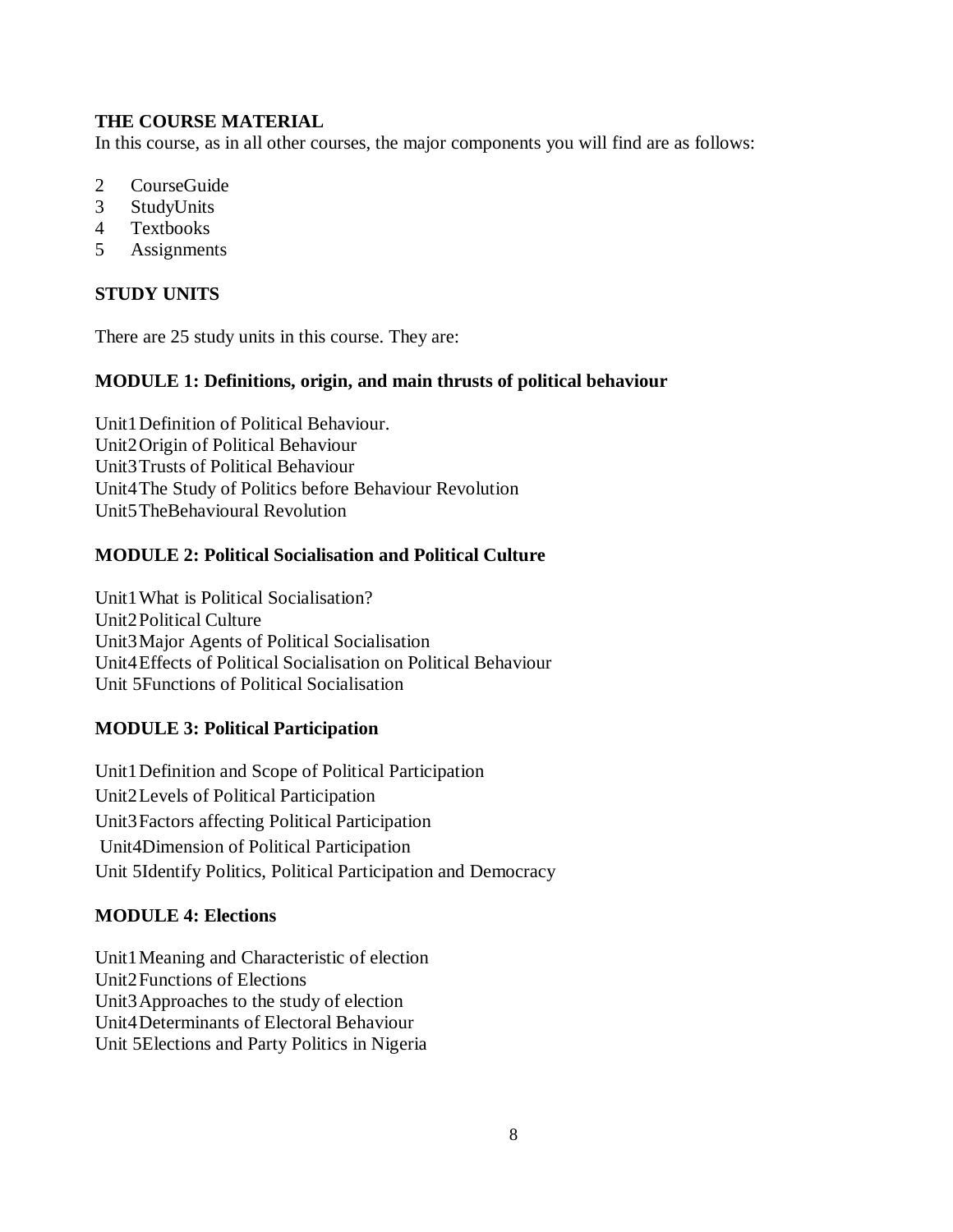**THE COURSE MATERIAL**

In this course, as in all other courses, the major components you will find are as follows:

2 CourseGuide
3 StudyUnits
4 Textbooks
5 Assignments

**STUDY UNITS**

There are 25 study units in this course. They are:

**MODULE 1: Definitions, origin, and main thrusts of political behaviour**

Unit1 Definition of Political Behaviour.
Unit2 Origin of Political Behaviour
Unit3 Trusts of Political Behaviour
Unit4 The Study of Politics before Behaviour Revolution
Unit5 TheBehavioural Revolution

**MODULE 2: Political Socialisation and Political Culture**

Unit1 What is Political Socialisation?
Unit2 Political Culture
Unit3 Major Agents of Political Socialisation
Unit4 Effects of Political Socialisation on Political Behaviour
Unit 5Functions of Political Socialisation

**MODULE 3: Political Participation**

Unit1 Definition and Scope of Political Participation
Unit2 Levels of Political Participation
Unit3 Factors affecting Political Participation
Unit4Dimension of Political Participation
Unit 5Identify Politics, Political Participation and Democracy

**MODULE 4: Elections**

Unit1 Meaning and Characteristic of election
Unit2 Functions of Elections
Unit3 Approaches to the study of election
Unit4 Determinants of Electoral Behaviour
Unit 5Elections and Party Politics in Nigeria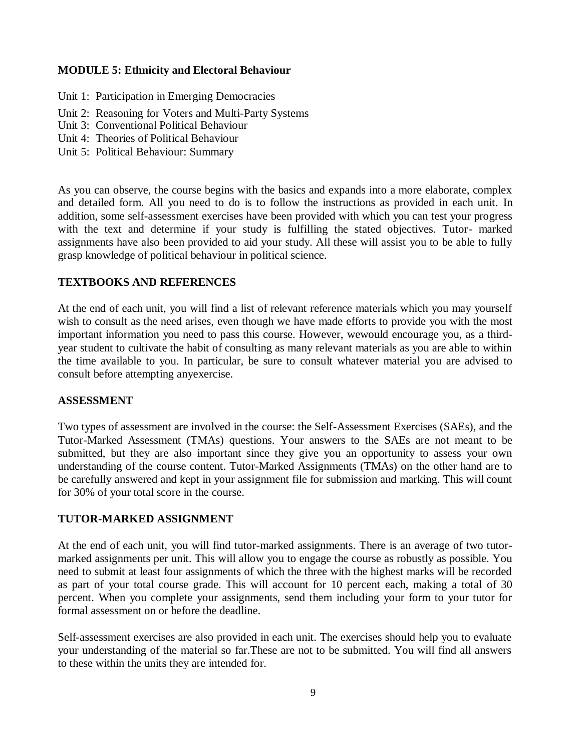**MODULE 5: Ethnicity and Electoral Behaviour**

Unit 1: Participation in Emerging Democracies
Unit 2: Reasoning for Voters and Multi-Party Systems
Unit 3: Conventional Political Behaviour
Unit 4: Theories of Political Behaviour
Unit 5: Political Behaviour: Summary

As you can observe, the course begins with the basics and expands into a more elaborate, complex and detailed form. All you need to do is to follow the instructions as provided in each unit. In addition, some self-assessment exercises have been provided with which you can test your progress with the text and determine if your study is fulfilling the stated objectives. Tutor- marked assignments have also been provided to aid your study. All these will assist you to be able to fully grasp knowledge of political behaviour in political science.

## TEXTBOOKS AND REFERENCES

At the end of each unit, you will find a list of relevant reference materials which you may yourself wish to consult as the need arises, even though we have made efforts to provide you with the most important information you need to pass this course. However, wewould encourage you, as a third-year student to cultivate the habit of consulting as many relevant materials as you are able to within the time available to you. In particular, be sure to consult whatever material you are advised to consult before attempting anyexercise.

## ASSESSMENT

Two types of assessment are involved in the course: the Self-Assessment Exercises (SAEs), and the Tutor-Marked Assessment (TMAs) questions. Your answers to the SAEs are not meant to be submitted, but they are also important since they give you an opportunity to assess your own understanding of the course content. Tutor-Marked Assignments (TMAs) on the other hand are to be carefully answered and kept in your assignment file for submission and marking. This will count for 30% of your total score in the course.

## TUTOR-MARKED ASSIGNMENT

At the end of each unit, you will find tutor-marked assignments. There is an average of two tutor-marked assignments per unit. This will allow you to engage the course as robustly as possible. You need to submit at least four assignments of which the three with the highest marks will be recorded as part of your total course grade. This will account for 10 percent each, making a total of 30 percent. When you complete your assignments, send them including your form to your tutor for formal assessment on or before the deadline.

Self-assessment exercises are also provided in each unit. The exercises should help you to evaluate your understanding of the material so far.These are not to be submitted. You will find all answers to these within the units they are intended for.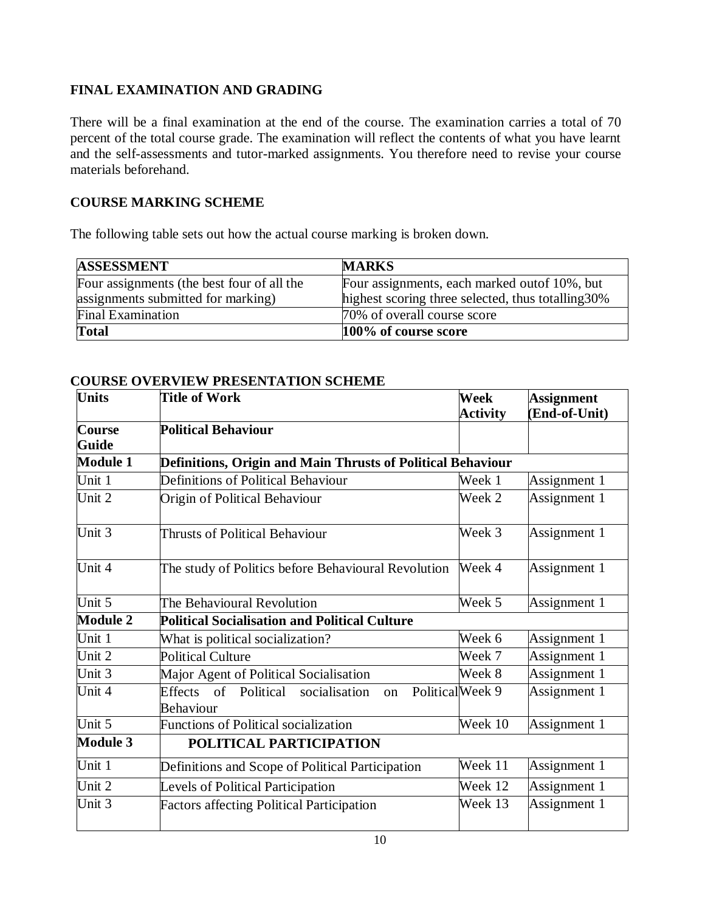## FINAL EXAMINATION AND GRADING

There will be a final examination at the end of the course. The examination carries a total of 70 percent of the total course grade. The examination will reflect the contents of what you have learnt and the self-assessments and tutor-marked assignments. You therefore need to revise your course materials beforehand.

## COURSE MARKING SCHEME

The following table sets out how the actual course marking is broken down.

| ASSESSMENT | MARKS |
|---|---|
| Four assignments (the best four of all the assignments submitted for marking) | Four assignments, each marked outof 10%, but highest scoring three selected, thus totalling30% |
| Final Examination | 70% of overall course score |
| **Total** | **100% of course score** |

## COURSE OVERVIEW PRESENTATION SCHEME

| Units | Title of Work | Week Activity | Assignment (End-of-Unit) |
|---|---|---|---|
| **Course Guide** | **Political Behaviour** | | |
| **Module 1** | **Definitions, Origin and Main Thrusts of Political Behaviour** | | |
| Unit 1 | Definitions of Political Behaviour | Week 1 | Assignment 1 |
| Unit 2 | Origin of Political Behaviour | Week 2 | Assignment 1 |
| Unit 3 | Thrusts of Political Behaviour | Week 3 | Assignment 1 |
| Unit 4 | The study of Politics before Behavioural Revolution | Week 4 | Assignment 1 |
| Unit 5 | The Behavioural Revolution | Week 5 | Assignment 1 |
| **Module 2** | **Political Socialisation and Political Culture** | | |
| Unit 1 | What is political socialization? | Week 6 | Assignment 1 |
| Unit 2 | Political Culture | Week 7 | Assignment 1 |
| Unit 3 | Major Agent of Political Socialisation | Week 8 | Assignment 1 |
| Unit 4 | Effects of Political socialisation on Political Behaviour | Week 9 | Assignment 1 |
| Unit 5 | Functions of Political socialization | Week 10 | Assignment 1 |
| **Module 3** | **POLITICAL PARTICIPATION** | | |
| Unit 1 | Definitions and Scope of Political Participation | Week 11 | Assignment 1 |
| Unit 2 | Levels of Political Participation | Week 12 | Assignment 1 |
| Unit 3 | Factors affecting Political Participation | Week 13 | Assignment 1 |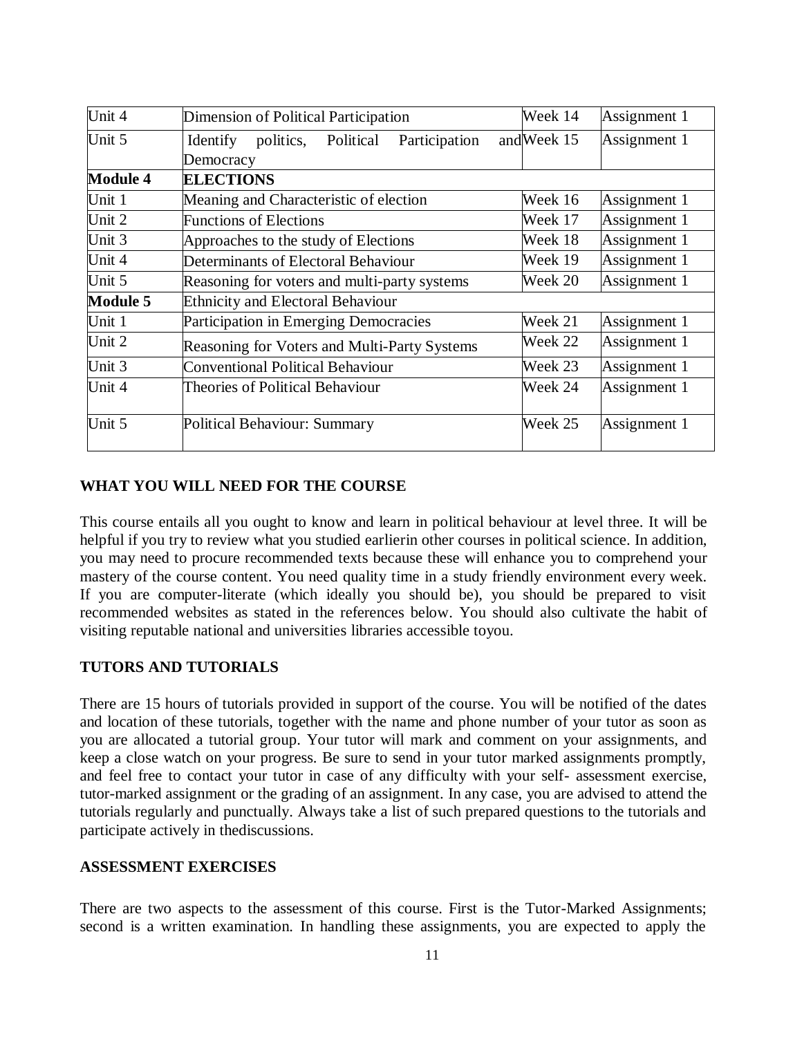| | | | |
|---|---|---|---|
| Unit 4 | Dimension of Political Participation | Week 14 | Assignment 1 |
| Unit 5 | Identify politics, Political Participation and Democracy | Week 15 | Assignment 1 |
| **Module 4** | **ELECTIONS** | | |
| Unit 1 | Meaning and Characteristic of election | Week 16 | Assignment 1 |
| Unit 2 | Functions of Elections | Week 17 | Assignment 1 |
| Unit 3 | Approaches to the study of Elections | Week 18 | Assignment 1 |
| Unit 4 | Determinants of Electoral Behaviour | Week 19 | Assignment 1 |
| Unit 5 | Reasoning for voters and multi-party systems | Week 20 | Assignment 1 |
| **Module 5** | Ethnicity and Electoral Behaviour | | |
| Unit 1 | Participation in Emerging Democracies | Week 21 | Assignment 1 |
| Unit 2 | Reasoning for Voters and Multi-Party Systems | Week 22 | Assignment 1 |
| Unit 3 | Conventional Political Behaviour | Week 23 | Assignment 1 |
| Unit 4 | Theories of Political Behaviour | Week 24 | Assignment 1 |
| Unit 5 | Political Behaviour: Summary | Week 25 | Assignment 1 |

## WHAT YOU WILL NEED FOR THE COURSE

This course entails all you ought to know and learn in political behaviour at level three. It will be helpful if you try to review what you studied earlierin other courses in political science. In addition, you may need to procure recommended texts because these will enhance you to comprehend your mastery of the course content. You need quality time in a study friendly environment every week. If you are computer-literate (which ideally you should be), you should be prepared to visit recommended websites as stated in the references below. You should also cultivate the habit of visiting reputable national and universities libraries accessible toyou.

## TUTORS AND TUTORIALS

There are 15 hours of tutorials provided in support of the course. You will be notified of the dates and location of these tutorials, together with the name and phone number of your tutor as soon as you are allocated a tutorial group. Your tutor will mark and comment on your assignments, and keep a close watch on your progress. Be sure to send in your tutor marked assignments promptly, and feel free to contact your tutor in case of any difficulty with your self- assessment exercise, tutor-marked assignment or the grading of an assignment. In any case, you are advised to attend the tutorials regularly and punctually. Always take a list of such prepared questions to the tutorials and participate actively in thediscussions.

## ASSESSMENT EXERCISES

There are two aspects to the assessment of this course. First is the Tutor-Marked Assignments; second is a written examination. In handling these assignments, you are expected to apply the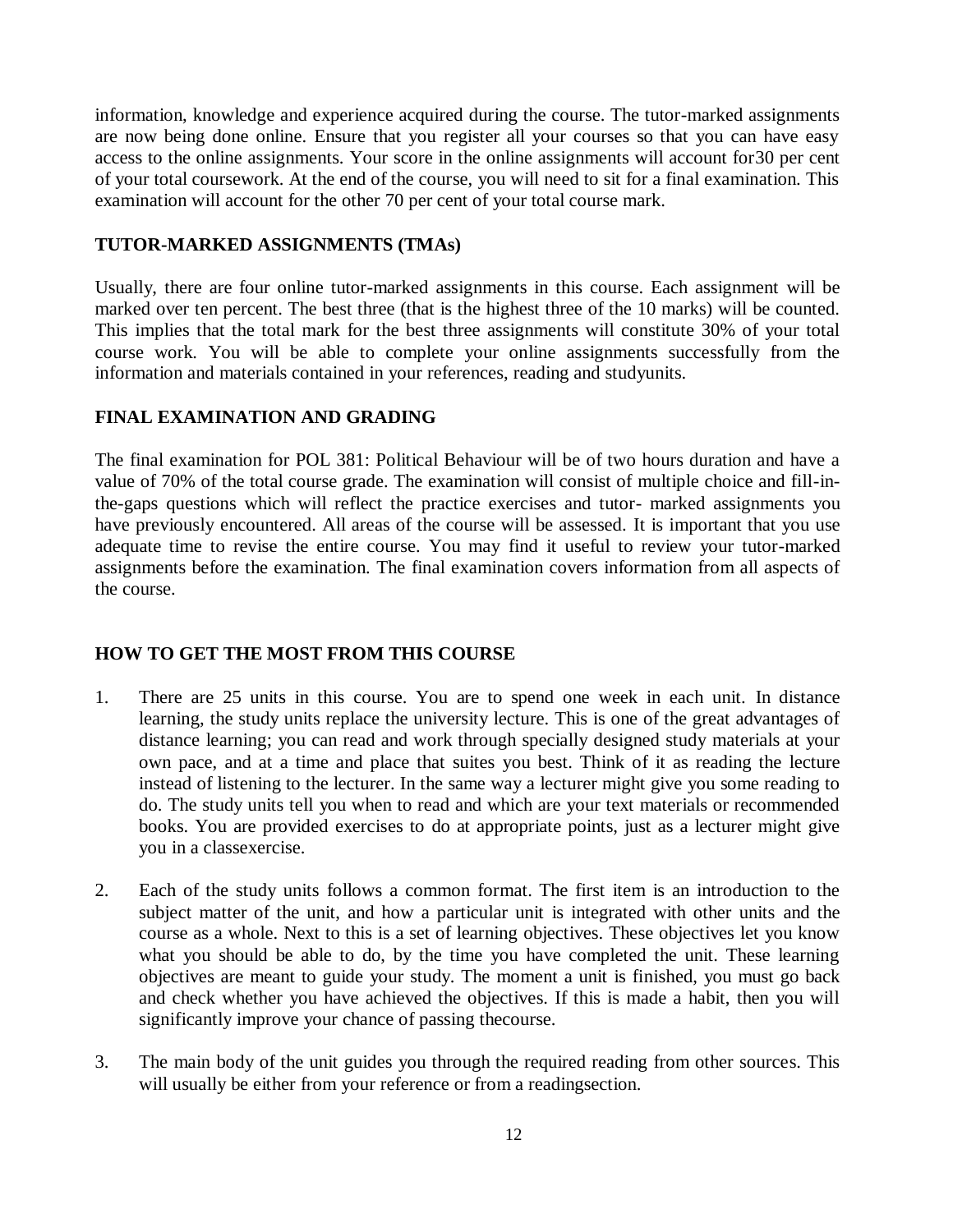information, knowledge and experience acquired during the course. The tutor-marked assignments are now being done online. Ensure that you register all your courses so that you can have easy access to the online assignments. Your score in the online assignments will account for30 per cent of your total coursework. At the end of the course, you will need to sit for a final examination. This examination will account for the other 70 per cent of your total course mark.

## TUTOR-MARKED ASSIGNMENTS (TMAs)

Usually, there are four online tutor-marked assignments in this course. Each assignment will be marked over ten percent. The best three (that is the highest three of the 10 marks) will be counted. This implies that the total mark for the best three assignments will constitute 30% of your total course work. You will be able to complete your online assignments successfully from the information and materials contained in your references, reading and studyunits.

## FINAL EXAMINATION AND GRADING

The final examination for POL 381: Political Behaviour will be of two hours duration and have a value of 70% of the total course grade. The examination will consist of multiple choice and fill-in-the-gaps questions which will reflect the practice exercises and tutor- marked assignments you have previously encountered. All areas of the course will be assessed. It is important that you use adequate time to revise the entire course. You may find it useful to review your tutor-marked assignments before the examination. The final examination covers information from all aspects of the course.

## HOW TO GET THE MOST FROM THIS COURSE

1. There are 25 units in this course. You are to spend one week in each unit. In distance learning, the study units replace the university lecture. This is one of the great advantages of distance learning; you can read and work through specially designed study materials at your own pace, and at a time and place that suites you best. Think of it as reading the lecture instead of listening to the lecturer. In the same way a lecturer might give you some reading to do. The study units tell you when to read and which are your text materials or recommended books. You are provided exercises to do at appropriate points, just as a lecturer might give you in a classexercise.

2. Each of the study units follows a common format. The first item is an introduction to the subject matter of the unit, and how a particular unit is integrated with other units and the course as a whole. Next to this is a set of learning objectives. These objectives let you know what you should be able to do, by the time you have completed the unit. These learning objectives are meant to guide your study. The moment a unit is finished, you must go back and check whether you have achieved the objectives. If this is made a habit, then you will significantly improve your chance of passing thecourse.

3. The main body of the unit guides you through the required reading from other sources. This will usually be either from your reference or from a readingsection.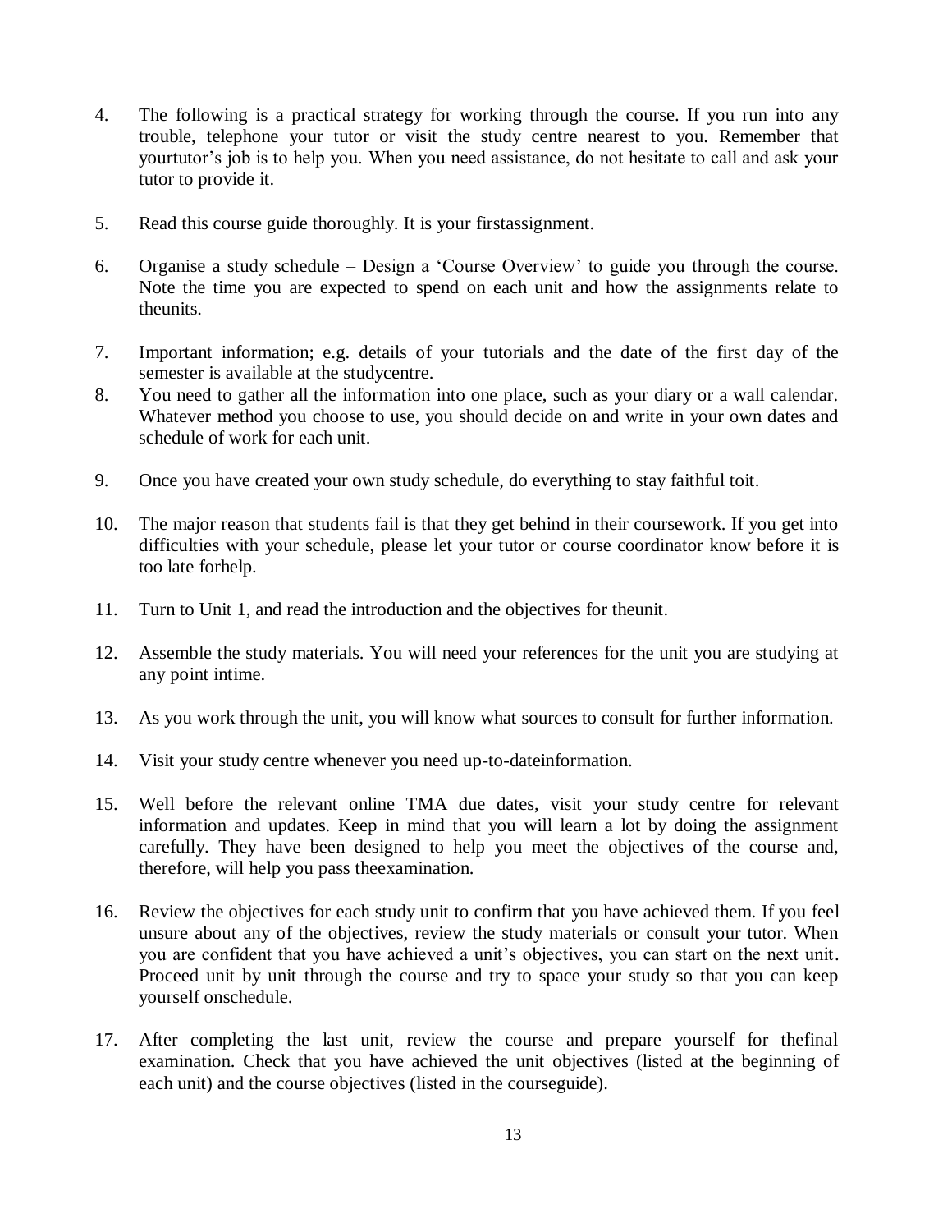4. The following is a practical strategy for working through the course. If you run into any trouble, telephone your tutor or visit the study centre nearest to you. Remember that yourtutor's job is to help you. When you need assistance, do not hesitate to call and ask your tutor to provide it.

5. Read this course guide thoroughly. It is your firstassignment.

6. Organise a study schedule – Design a 'Course Overview' to guide you through the course. Note the time you are expected to spend on each unit and how the assignments relate to theunits.

7. Important information; e.g. details of your tutorials and the date of the first day of the semester is available at the studycentre.
8. You need to gather all the information into one place, such as your diary or a wall calendar. Whatever method you choose to use, you should decide on and write in your own dates and schedule of work for each unit.

9. Once you have created your own study schedule, do everything to stay faithful toit.

10. The major reason that students fail is that they get behind in their coursework. If you get into difficulties with your schedule, please let your tutor or course coordinator know before it is too late forhelp.

11. Turn to Unit 1, and read the introduction and the objectives for theunit.

12. Assemble the study materials. You will need your references for the unit you are studying at any point intime.

13. As you work through the unit, you will know what sources to consult for further information.

14. Visit your study centre whenever you need up-to-dateinformation.

15. Well before the relevant online TMA due dates, visit your study centre for relevant information and updates. Keep in mind that you will learn a lot by doing the assignment carefully. They have been designed to help you meet the objectives of the course and, therefore, will help you pass theexamination.

16. Review the objectives for each study unit to confirm that you have achieved them. If you feel unsure about any of the objectives, review the study materials or consult your tutor. When you are confident that you have achieved a unit's objectives, you can start on the next unit. Proceed unit by unit through the course and try to space your study so that you can keep yourself onschedule.

17. After completing the last unit, review the course and prepare yourself for thefinal examination. Check that you have achieved the unit objectives (listed at the beginning of each unit) and the course objectives (listed in the courseguide).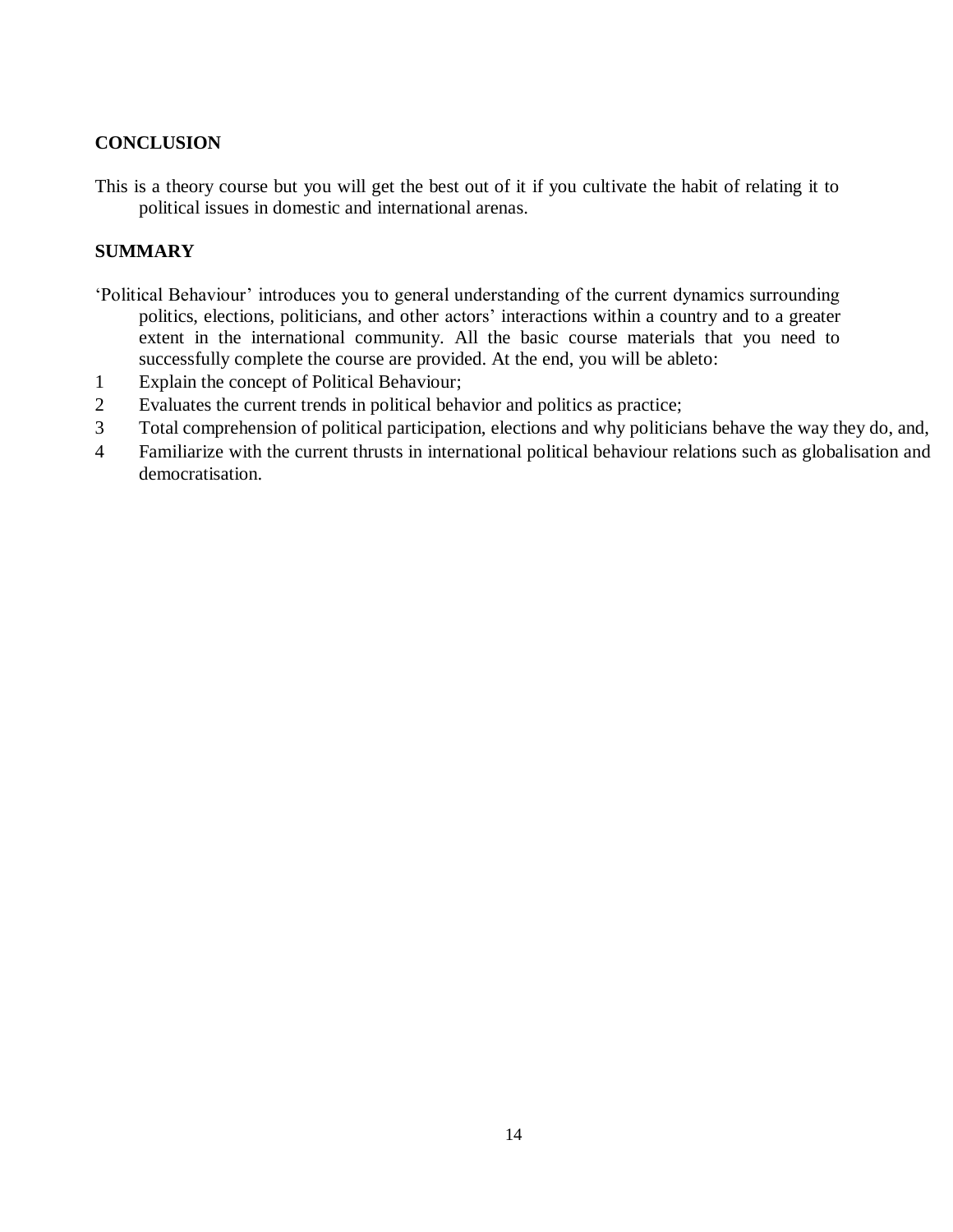## CONCLUSION

This is a theory course but you will get the best out of it if you cultivate the habit of relating it to political issues in domestic and international arenas.

## SUMMARY

'Political Behaviour' introduces you to general understanding of the current dynamics surrounding politics, elections, politicians, and other actors' interactions within a country and to a greater extent in the international community. All the basic course materials that you need to successfully complete the course are provided. At the end, you will be ableto:

1. Explain the concept of Political Behaviour;
2. Evaluates the current trends in political behavior and politics as practice;
3. Total comprehension of political participation, elections and why politicians behave the way they do, and,
4. Familiarize with the current thrusts in international political behaviour relations such as globalisation and democratisation.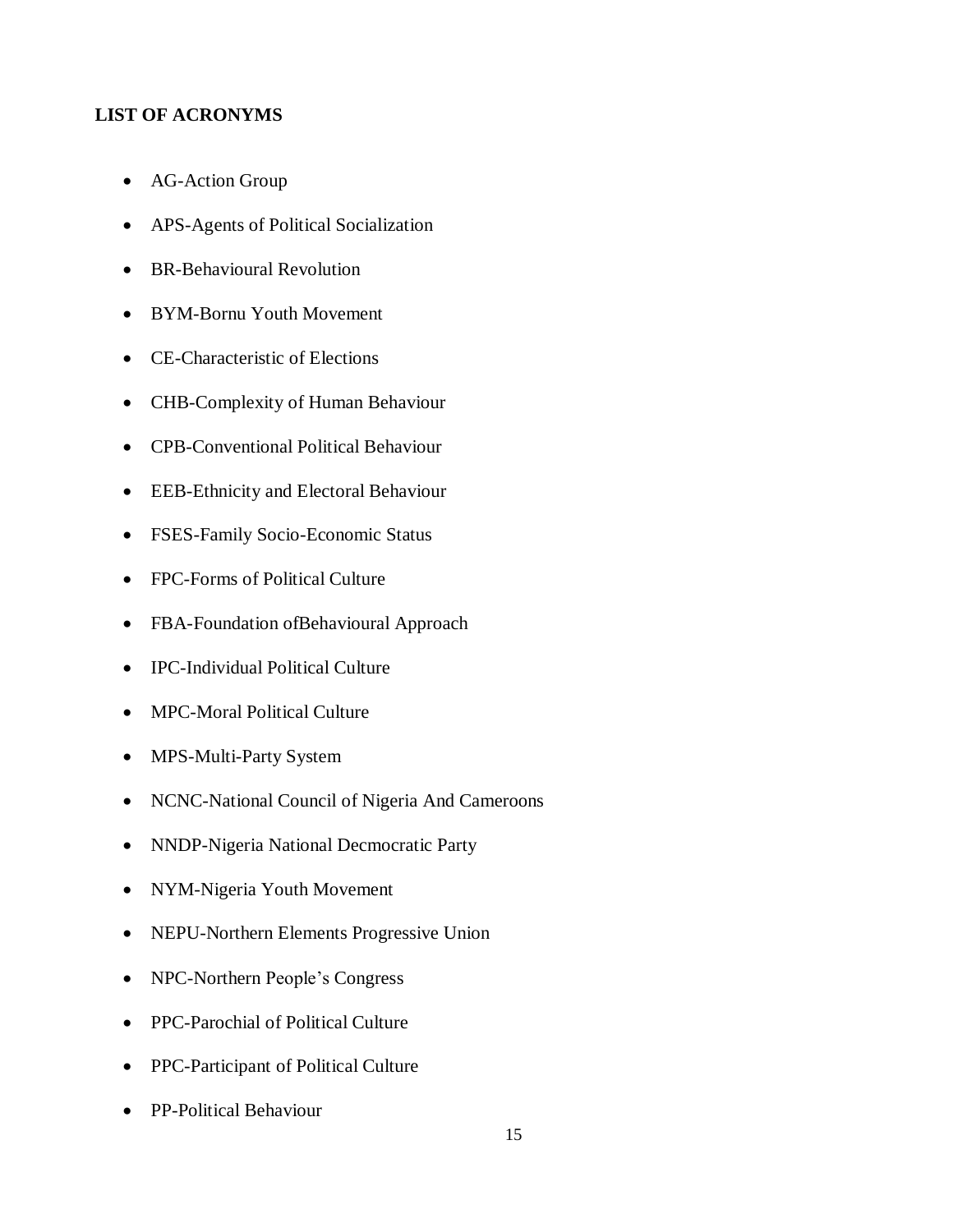**LIST OF ACRONYMS**

- AG-Action Group
- APS-Agents of Political Socialization
- BR-Behavioural Revolution
- BYM-Bornu Youth Movement
- CE-Characteristic of Elections
- CHB-Complexity of Human Behaviour
- CPB-Conventional Political Behaviour
- EEB-Ethnicity and Electoral Behaviour
- FSES-Family Socio-Economic Status
- FPC-Forms of Political Culture
- FBA-Foundation ofBehavioural Approach
- IPC-Individual Political Culture
- MPC-Moral Political Culture
- MPS-Multi-Party System
- NCNC-National Council of Nigeria And Cameroons
- NNDP-Nigeria National Decmocratic Party
- NYM-Nigeria Youth Movement
- NEPU-Northern Elements Progressive Union
- NPC-Northern People's Congress
- PPC-Parochial of Political Culture
- PPC-Participant of Political Culture
- PP-Political Behaviour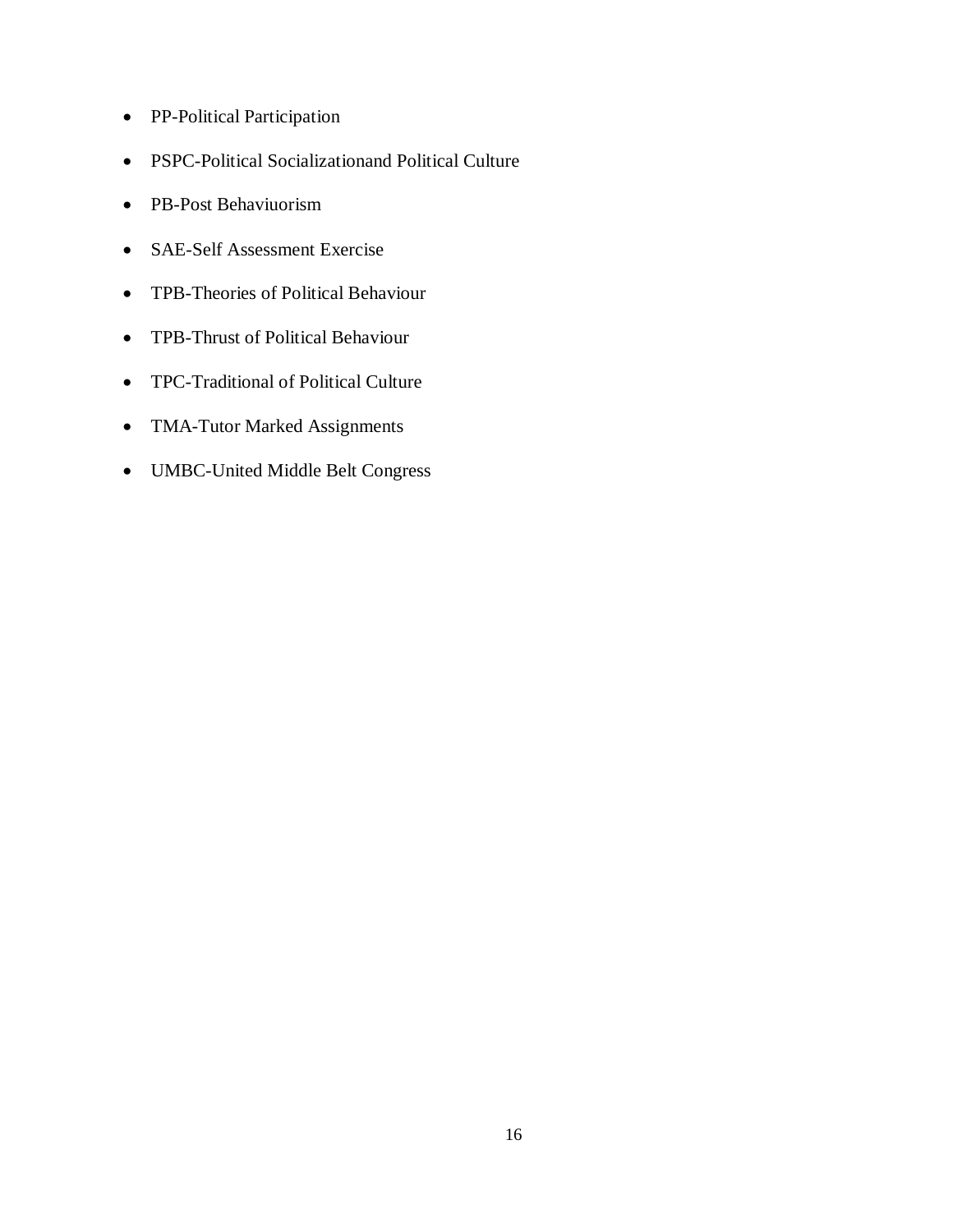- PP-Political Participation
- PSPC-Political Socializationand Political Culture
- PB-Post Behaviuorism
- SAE-Self Assessment Exercise
- TPB-Theories of Political Behaviour
- TPB-Thrust of Political Behaviour
- TPC-Traditional of Political Culture
- TMA-Tutor Marked Assignments
- UMBC-United Middle Belt Congress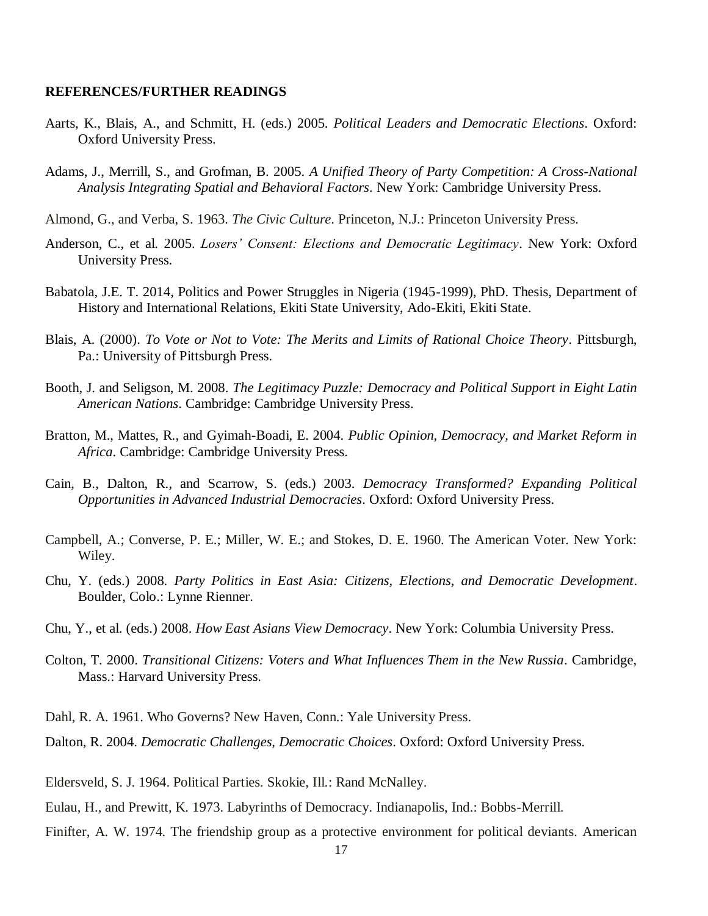**REFERENCES/FURTHER READINGS**

Aarts, K., Blais, A., and Schmitt, H. (eds.) 2005. *Political Leaders and Democratic Elections*. Oxford: Oxford University Press.

Adams, J., Merrill, S., and Grofman, B. 2005. *A Unified Theory of Party Competition: A Cross-National Analysis Integrating Spatial and Behavioral Factors*. New York: Cambridge University Press.

Almond, G., and Verba, S. 1963. *The Civic Culture*. Princeton, N.J.: Princeton University Press.

Anderson, C., et al. 2005. *Losers' Consent: Elections and Democratic Legitimacy*. New York: Oxford University Press.

Babatola, J.E. T. 2014, Politics and Power Struggles in Nigeria (1945-1999), PhD. Thesis, Department of History and International Relations, Ekiti State University, Ado-Ekiti, Ekiti State.

Blais, A. (2000). *To Vote or Not to Vote: The Merits and Limits of Rational Choice Theory*. Pittsburgh, Pa.: University of Pittsburgh Press.

Booth, J. and Seligson, M. 2008. *The Legitimacy Puzzle: Democracy and Political Support in Eight Latin American Nations*. Cambridge: Cambridge University Press.

Bratton, M., Mattes, R., and Gyimah-Boadi, E. 2004. *Public Opinion, Democracy, and Market Reform in Africa*. Cambridge: Cambridge University Press.

Cain, B., Dalton, R., and Scarrow, S. (eds.) 2003. *Democracy Transformed? Expanding Political Opportunities in Advanced Industrial Democracies*. Oxford: Oxford University Press.

Campbell, A.; Converse, P. E.; Miller, W. E.; and Stokes, D. E. 1960. The American Voter. New York: Wiley.

Chu, Y. (eds.) 2008. *Party Politics in East Asia: Citizens, Elections, and Democratic Development*. Boulder, Colo.: Lynne Rienner.

Chu, Y., et al. (eds.) 2008. *How East Asians View Democracy*. New York: Columbia University Press.

Colton, T. 2000. *Transitional Citizens: Voters and What Influences Them in the New Russia*. Cambridge, Mass.: Harvard University Press.

Dahl, R. A. 1961. Who Governs? New Haven, Conn.: Yale University Press.

Dalton, R. 2004. *Democratic Challenges, Democratic Choices*. Oxford: Oxford University Press.

Eldersveld, S. J. 1964. Political Parties. Skokie, Ill.: Rand McNalley.

Eulau, H., and Prewitt, K. 1973. Labyrinths of Democracy. Indianapolis, Ind.: Bobbs-Merrill.

Finifter, A. W. 1974. The friendship group as a protective environment for political deviants. American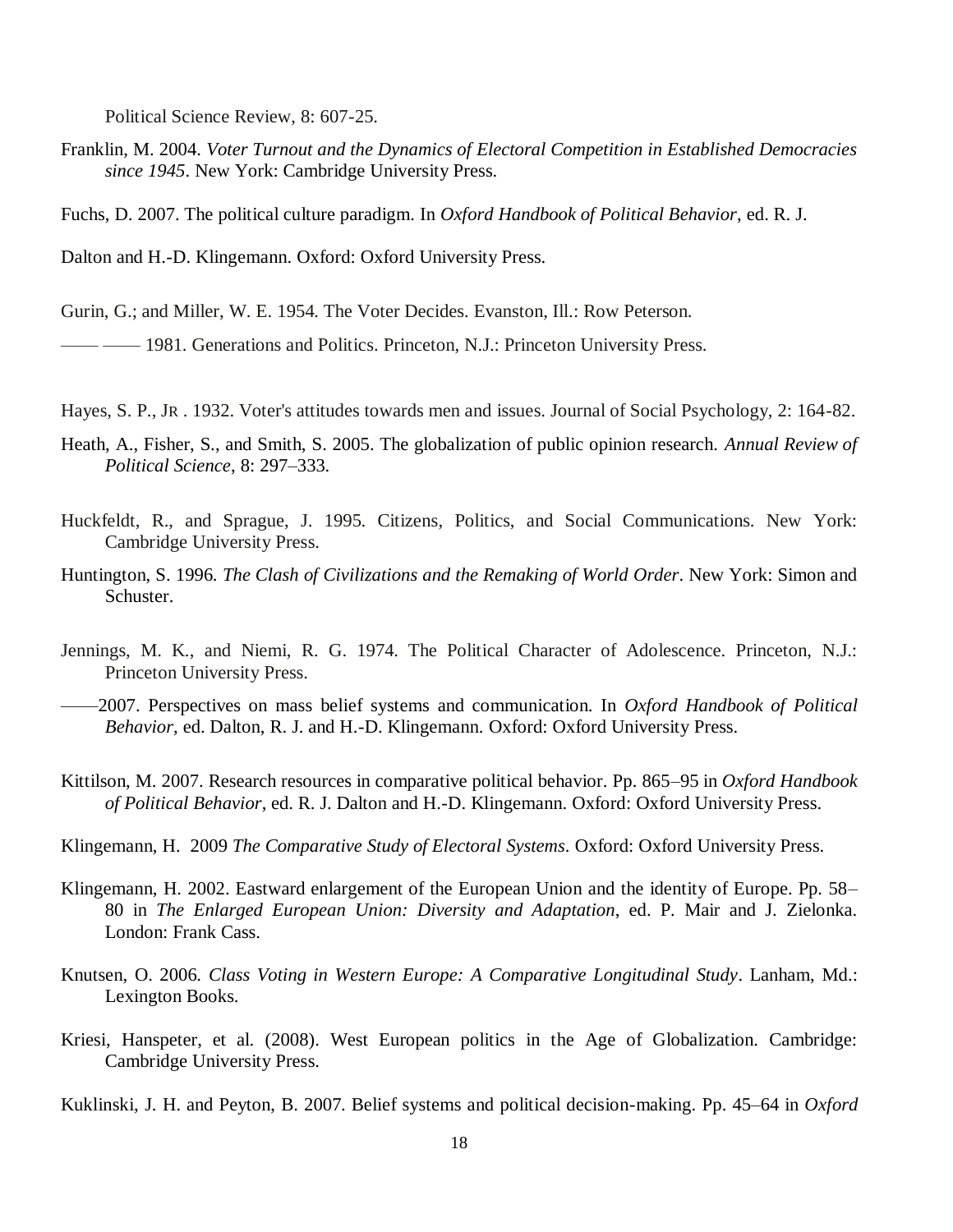Political Science Review, 8: 607-25.

Franklin, M. 2004. *Voter Turnout and the Dynamics of Electoral Competition in Established Democracies since 1945*. New York: Cambridge University Press.

Fuchs, D. 2007. The political culture paradigm. In *Oxford Handbook of Political Behavior*, ed. R. J.

Dalton and H.-D. Klingemann. Oxford: Oxford University Press.

Gurin, G.; and Miller, W. E. 1954. The Voter Decides. Evanston, Ill.: Row Peterson.

—— —— 1981. Generations and Politics. Princeton, N.J.: Princeton University Press.

Hayes, S. P., JR . 1932. Voter's attitudes towards men and issues. Journal of Social Psychology, 2: 164-82.

Heath, A., Fisher, S., and Smith, S. 2005. The globalization of public opinion research. *Annual Review of Political Science*, 8: 297–333.

Huckfeldt, R., and Sprague, J. 1995. Citizens, Politics, and Social Communications. New York: Cambridge University Press.

Huntington, S. 1996. *The Clash of Civilizations and the Remaking of World Order*. New York: Simon and Schuster.

Jennings, M. K., and Niemi, R. G. 1974. The Political Character of Adolescence. Princeton, N.J.: Princeton University Press.

——2007. Perspectives on mass belief systems and communication. In *Oxford Handbook of Political Behavior*, ed. Dalton, R. J. and H.-D. Klingemann. Oxford: Oxford University Press.

Kittilson, M. 2007. Research resources in comparative political behavior. Pp. 865–95 in *Oxford Handbook of Political Behavior*, ed. R. J. Dalton and H.-D. Klingemann. Oxford: Oxford University Press.

Klingemann, H. 2009 *The Comparative Study of Electoral Systems*. Oxford: Oxford University Press.

Klingemann, H. 2002. Eastward enlargement of the European Union and the identity of Europe. Pp. 58–80 in *The Enlarged European Union: Diversity and Adaptation*, ed. P. Mair and J. Zielonka. London: Frank Cass.

Knutsen, O. 2006. *Class Voting in Western Europe: A Comparative Longitudinal Study*. Lanham, Md.: Lexington Books.

Kriesi, Hanspeter, et al. (2008). West European politics in the Age of Globalization. Cambridge: Cambridge University Press.

Kuklinski, J. H. and Peyton, B. 2007. Belief systems and political decision-making. Pp. 45–64 in *Oxford*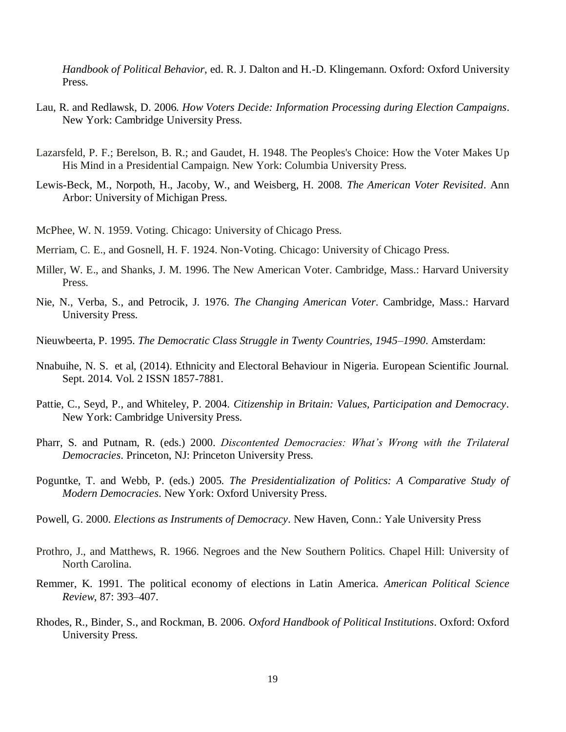*Handbook of Political Behavior*, ed. R. J. Dalton and H.-D. Klingemann. Oxford: Oxford University Press.

Lau, R. and Redlawsk, D. 2006. *How Voters Decide: Information Processing during Election Campaigns*. New York: Cambridge University Press.

Lazarsfeld, P. F.; Berelson, B. R.; and Gaudet, H. 1948. The Peoples's Choice: How the Voter Makes Up His Mind in a Presidential Campaign. New York: Columbia University Press.

Lewis-Beck, M., Norpoth, H., Jacoby, W., and Weisberg, H. 2008. *The American Voter Revisited*. Ann Arbor: University of Michigan Press.

McPhee, W. N. 1959. Voting. Chicago: University of Chicago Press.

Merriam, C. E., and Gosnell, H. F. 1924. Non-Voting. Chicago: University of Chicago Press.

Miller, W. E., and Shanks, J. M. 1996. The New American Voter. Cambridge, Mass.: Harvard University Press.

Nie, N., Verba, S., and Petrocik, J. 1976. *The Changing American Voter*. Cambridge, Mass.: Harvard University Press.

Nieuwbeerta, P. 1995. *The Democratic Class Struggle in Twenty Countries, 1945–1990*. Amsterdam:

Nnabuihe, N. S. et al, (2014). Ethnicity and Electoral Behaviour in Nigeria. European Scientific Journal. Sept. 2014. Vol. 2 ISSN 1857-7881.

Pattie, C., Seyd, P., and Whiteley, P. 2004. *Citizenship in Britain: Values, Participation and Democracy*. New York: Cambridge University Press.

Pharr, S. and Putnam, R. (eds.) 2000. *Discontented Democracies: What's Wrong with the Trilateral Democracies*. Princeton, NJ: Princeton University Press.

Poguntke, T. and Webb, P. (eds.) 2005. *The Presidentialization of Politics: A Comparative Study of Modern Democracies*. New York: Oxford University Press.

Powell, G. 2000. *Elections as Instruments of Democracy*. New Haven, Conn.: Yale University Press

Prothro, J., and Matthews, R. 1966. Negroes and the New Southern Politics. Chapel Hill: University of North Carolina.

Remmer, K. 1991. The political economy of elections in Latin America. *American Political Science Review*, 87: 393–407.

Rhodes, R., Binder, S., and Rockman, B. 2006. *Oxford Handbook of Political Institutions*. Oxford: Oxford University Press.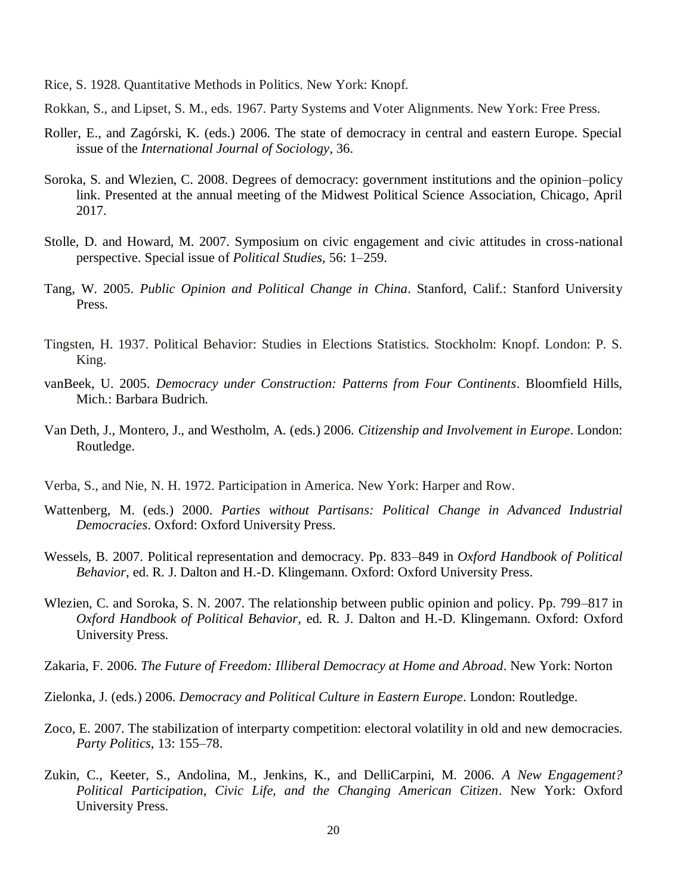Rice, S. 1928. Quantitative Methods in Politics. New York: Knopf.

Rokkan, S., and Lipset, S. M., eds. 1967. Party Systems and Voter Alignments. New York: Free Press.

Roller, E., and Zagórski, K. (eds.) 2006. The state of democracy in central and eastern Europe. Special issue of the *International Journal of Sociology*, 36.

Soroka, S. and Wlezien, C. 2008. Degrees of democracy: government institutions and the opinion–policy link. Presented at the annual meeting of the Midwest Political Science Association, Chicago, April 2017.

Stolle, D. and Howard, M. 2007. Symposium on civic engagement and civic attitudes in cross-national perspective. Special issue of *Political Studies*, 56: 1–259.

Tang, W. 2005. *Public Opinion and Political Change in China*. Stanford, Calif.: Stanford University Press.

Tingsten, H. 1937. Political Behavior: Studies in Elections Statistics. Stockholm: Knopf. London: P. S. King.

vanBeek, U. 2005. *Democracy under Construction: Patterns from Four Continents*. Bloomfield Hills, Mich.: Barbara Budrich.

Van Deth, J., Montero, J., and Westholm, A. (eds.) 2006. *Citizenship and Involvement in Europe*. London: Routledge.

Verba, S., and Nie, N. H. 1972. Participation in America. New York: Harper and Row.

Wattenberg, M. (eds.) 2000. *Parties without Partisans: Political Change in Advanced Industrial Democracies*. Oxford: Oxford University Press.

Wessels, B. 2007. Political representation and democracy. Pp. 833–849 in *Oxford Handbook of Political Behavior*, ed. R. J. Dalton and H.-D. Klingemann. Oxford: Oxford University Press.

Wlezien, C. and Soroka, S. N. 2007. The relationship between public opinion and policy. Pp. 799–817 in *Oxford Handbook of Political Behavior*, ed. R. J. Dalton and H.-D. Klingemann. Oxford: Oxford University Press.

Zakaria, F. 2006. *The Future of Freedom: Illiberal Democracy at Home and Abroad*. New York: Norton

Zielonka, J. (eds.) 2006. *Democracy and Political Culture in Eastern Europe*. London: Routledge.

Zoco, E. 2007. The stabilization of interparty competition: electoral volatility in old and new democracies. *Party Politics*, 13: 155–78.

Zukin, C., Keeter, S., Andolina, M., Jenkins, K., and DelliCarpini, M. 2006. *A New Engagement? Political Participation, Civic Life, and the Changing American Citizen*. New York: Oxford University Press.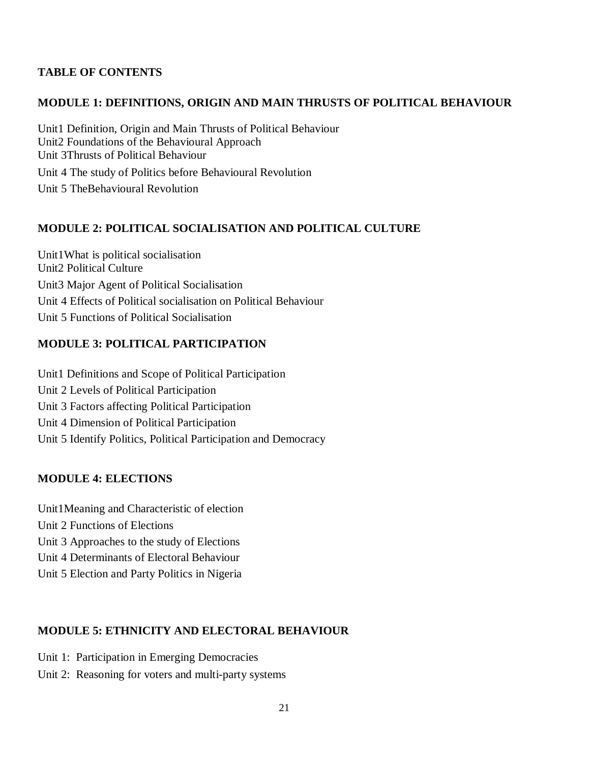**TABLE OF CONTENTS**

**MODULE 1: DEFINITIONS, ORIGIN AND MAIN THRUSTS OF POLITICAL BEHAVIOUR**

Unit1 Definition, Origin and Main Thrusts of Political Behaviour
Unit2 Foundations of the Behavioural Approach
Unit 3Thrusts of Political Behaviour
Unit 4 The study of Politics before Behavioural Revolution
Unit 5 TheBehavioural Revolution

**MODULE 2: POLITICAL SOCIALISATION AND POLITICAL CULTURE**

Unit1What is political socialisation
Unit2 Political Culture
Unit3 Major Agent of Political Socialisation
Unit 4 Effects of Political socialisation on Political Behaviour
Unit 5 Functions of Political Socialisation

**MODULE 3: POLITICAL PARTICIPATION**

Unit1 Definitions and Scope of Political Participation
Unit 2 Levels of Political Participation
Unit 3 Factors affecting Political Participation
Unit 4 Dimension of Political Participation
Unit 5 Identify Politics, Political Participation and Democracy

**MODULE 4: ELECTIONS**

Unit1Meaning and Characteristic of election
Unit 2 Functions of Elections
Unit 3 Approaches to the study of Elections
Unit 4 Determinants of Electoral Behaviour
Unit 5 Election and Party Politics in Nigeria

**MODULE 5: ETHNICITY AND ELECTORAL BEHAVIOUR**

Unit 1: Participation in Emerging Democracies
Unit 2: Reasoning for voters and multi-party systems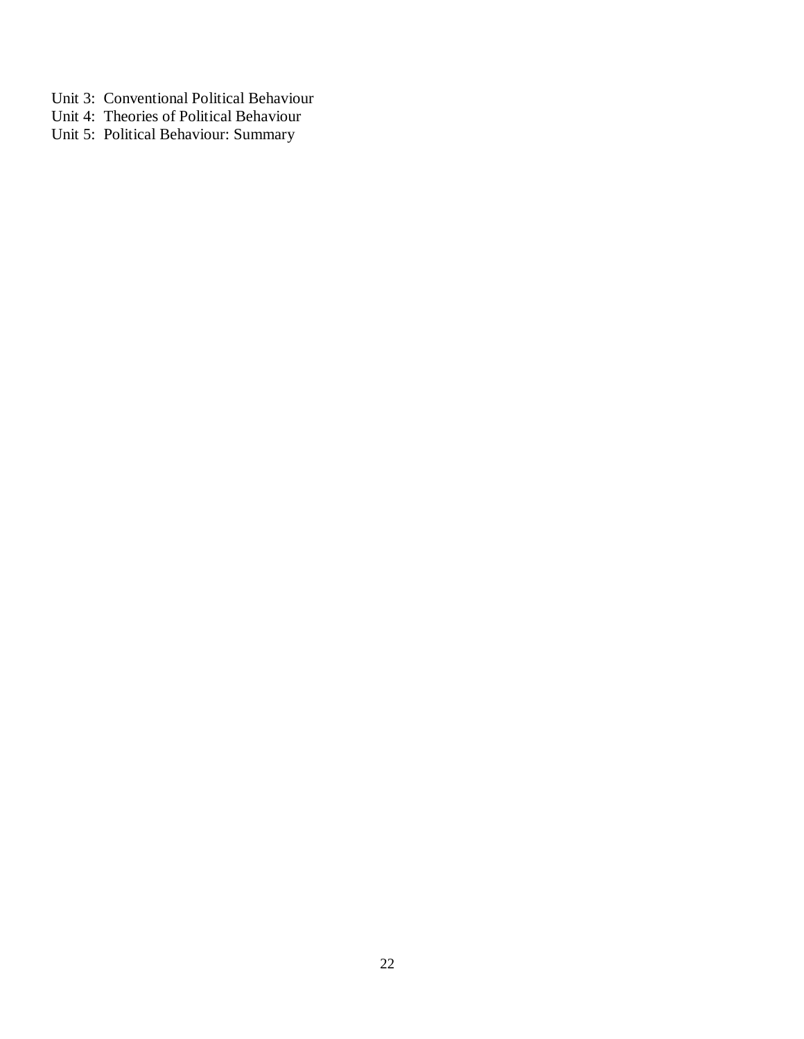Unit 3: Conventional Political Behaviour
Unit 4: Theories of Political Behaviour
Unit 5: Political Behaviour: Summary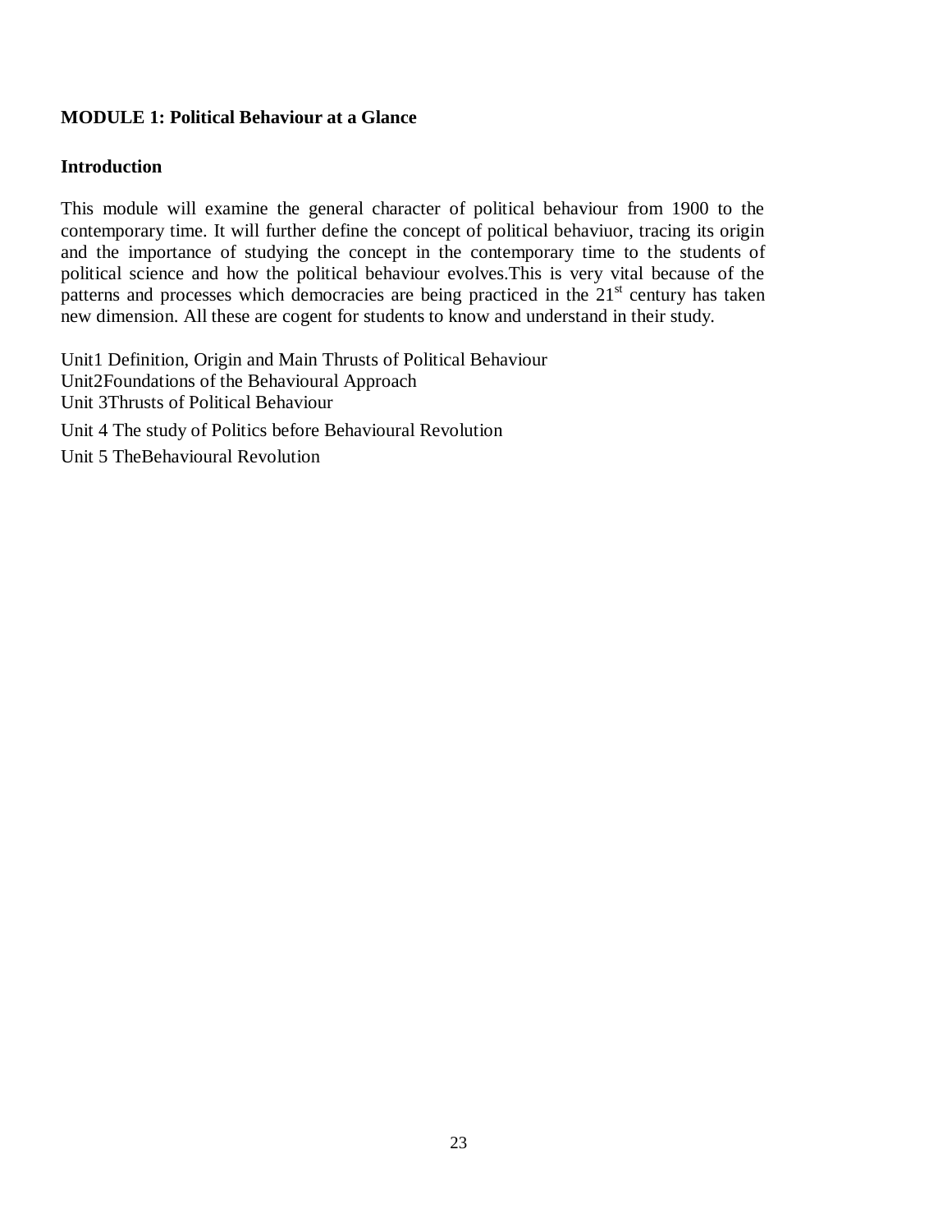## MODULE 1: Political Behaviour at a Glance

### Introduction

This module will examine the general character of political behaviour from 1900 to the contemporary time. It will further define the concept of political behaviuor, tracing its origin and the importance of studying the concept in the contemporary time to the students of political science and how the political behaviour evolves.This is very vital because of the patterns and processes which democracies are being practiced in the 21st century has taken new dimension. All these are cogent for students to know and understand in their study.

Unit1 Definition, Origin and Main Thrusts of Political Behaviour
Unit2Foundations of the Behavioural Approach
Unit 3Thrusts of Political Behaviour
Unit 4 The study of Politics before Behavioural Revolution
Unit 5 TheBehavioural Revolution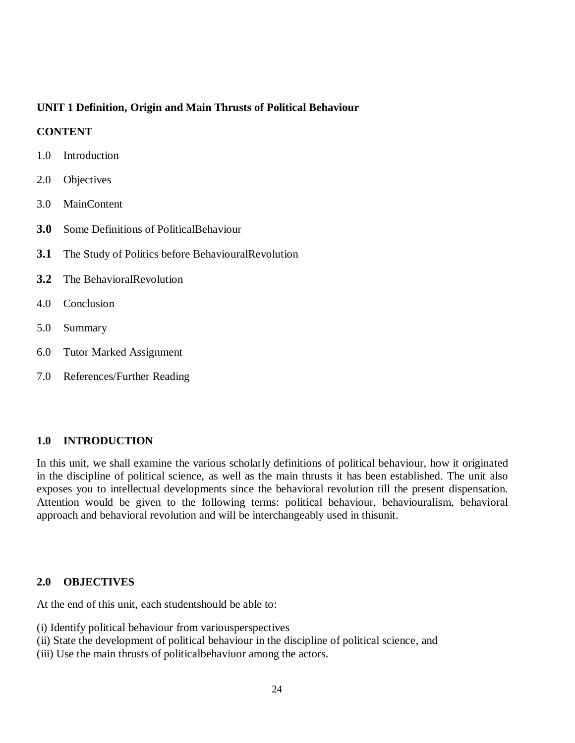**UNIT 1 Definition, Origin and Main Thrusts of Political Behaviour**

**CONTENT**

1.0 Introduction

2.0 Objectives

3.0 MainContent

**3.0** Some Definitions of PoliticalBehaviour

**3.1** The Study of Politics before BehaviouralRevolution

**3.2** The BehavioralRevolution

4.0 Conclusion

5.0 Summary

6.0 Tutor Marked Assignment

7.0 References/Further Reading

## 1.0 INTRODUCTION

In this unit, we shall examine the various scholarly definitions of political behaviour, how it originated in the discipline of political science, as well as the main thrusts it has been established. The unit also exposes you to intellectual developments since the behavioral revolution till the present dispensation. Attention would be given to the following terms: political behaviour, behaviouralism, behavioral approach and behavioral revolution and will be interchangeably used in thisunit.

## 2.0 OBJECTIVES

At the end of this unit, each studentshould be able to:

(i) Identify political behaviour from variousperspectives
(ii) State the development of political behaviour in the discipline of political science, and
(iii) Use the main thrusts of politicalbehaviuor among the actors.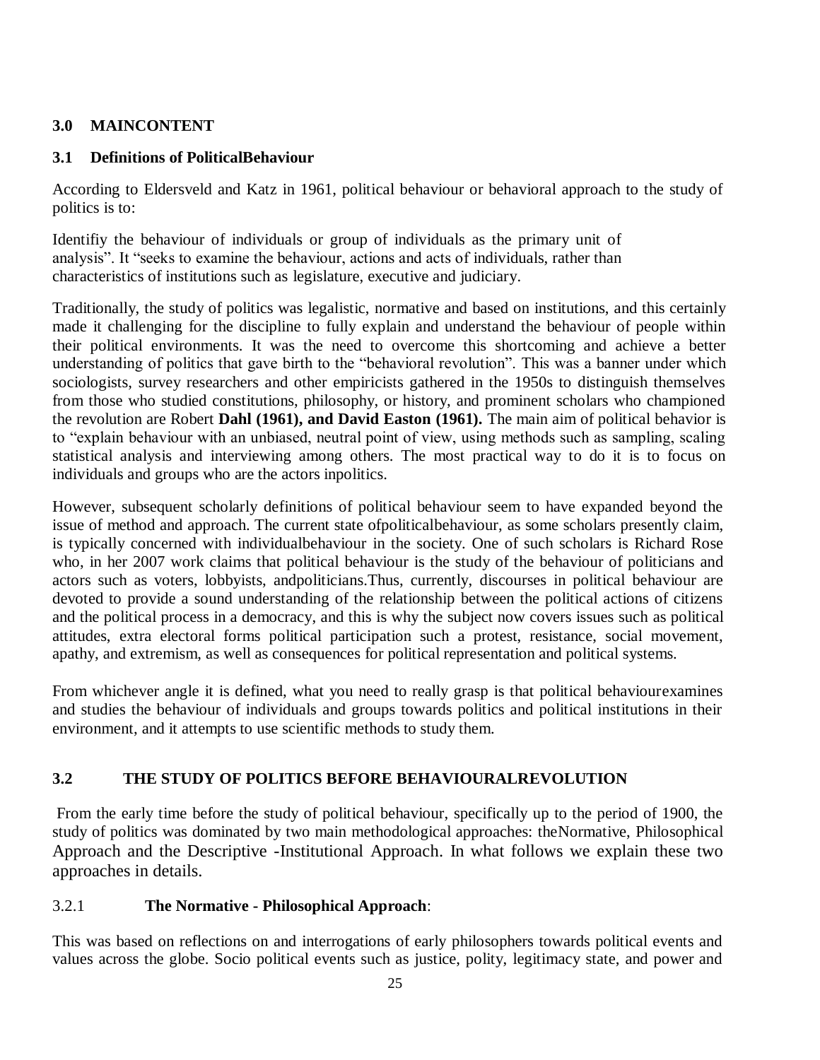## 3.0 MAINCONTENT

### 3.1 Definitions of PoliticalBehaviour

According to Eldersveld and Katz in 1961, political behaviour or behavioral approach to the study of politics is to:

Identifiy the behaviour of individuals or group of individuals as the primary unit of analysis". It "seeks to examine the behaviour, actions and acts of individuals, rather than characteristics of institutions such as legislature, executive and judiciary.

Traditionally, the study of politics was legalistic, normative and based on institutions, and this certainly made it challenging for the discipline to fully explain and understand the behaviour of people within their political environments. It was the need to overcome this shortcoming and achieve a better understanding of politics that gave birth to the "behavioral revolution". This was a banner under which sociologists, survey researchers and other empiricists gathered in the 1950s to distinguish themselves from those who studied constitutions, philosophy, or history, and prominent scholars who championed the revolution are Robert **Dahl (1961), and David Easton (1961).** The main aim of political behavior is to "explain behaviour with an unbiased, neutral point of view, using methods such as sampling, scaling statistical analysis and interviewing among others. The most practical way to do it is to focus on individuals and groups who are the actors inpolitics.

However, subsequent scholarly definitions of political behaviour seem to have expanded beyond the issue of method and approach. The current state ofpoliticalbehaviour, as some scholars presently claim, is typically concerned with individualbehaviour in the society. One of such scholars is Richard Rose who, in her 2007 work claims that political behaviour is the study of the behaviour of politicians and actors such as voters, lobbyists, andpoliticians.Thus, currently, discourses in political behaviour are devoted to provide a sound understanding of the relationship between the political actions of citizens and the political process in a democracy, and this is why the subject now covers issues such as political attitudes, extra electoral forms political participation such a protest, resistance, social movement, apathy, and extremism, as well as consequences for political representation and political systems.

From whichever angle it is defined, what you need to really grasp is that political behaviourexamines and studies the behaviour of individuals and groups towards politics and political institutions in their environment, and it attempts to use scientific methods to study them.

### 3.2 THE STUDY OF POLITICS BEFORE BEHAVIOURALREVOLUTION

From the early time before the study of political behaviour, specifically up to the period of 1900, the study of politics was dominated by two main methodological approaches: theNormative, Philosophical Approach and the Descriptive -Institutional Approach. In what follows we explain these two approaches in details.

#### 3.2.1 **The Normative - Philosophical Approach**:

This was based on reflections on and interrogations of early philosophers towards political events and values across the globe. Socio political events such as justice, polity, legitimacy state, and power and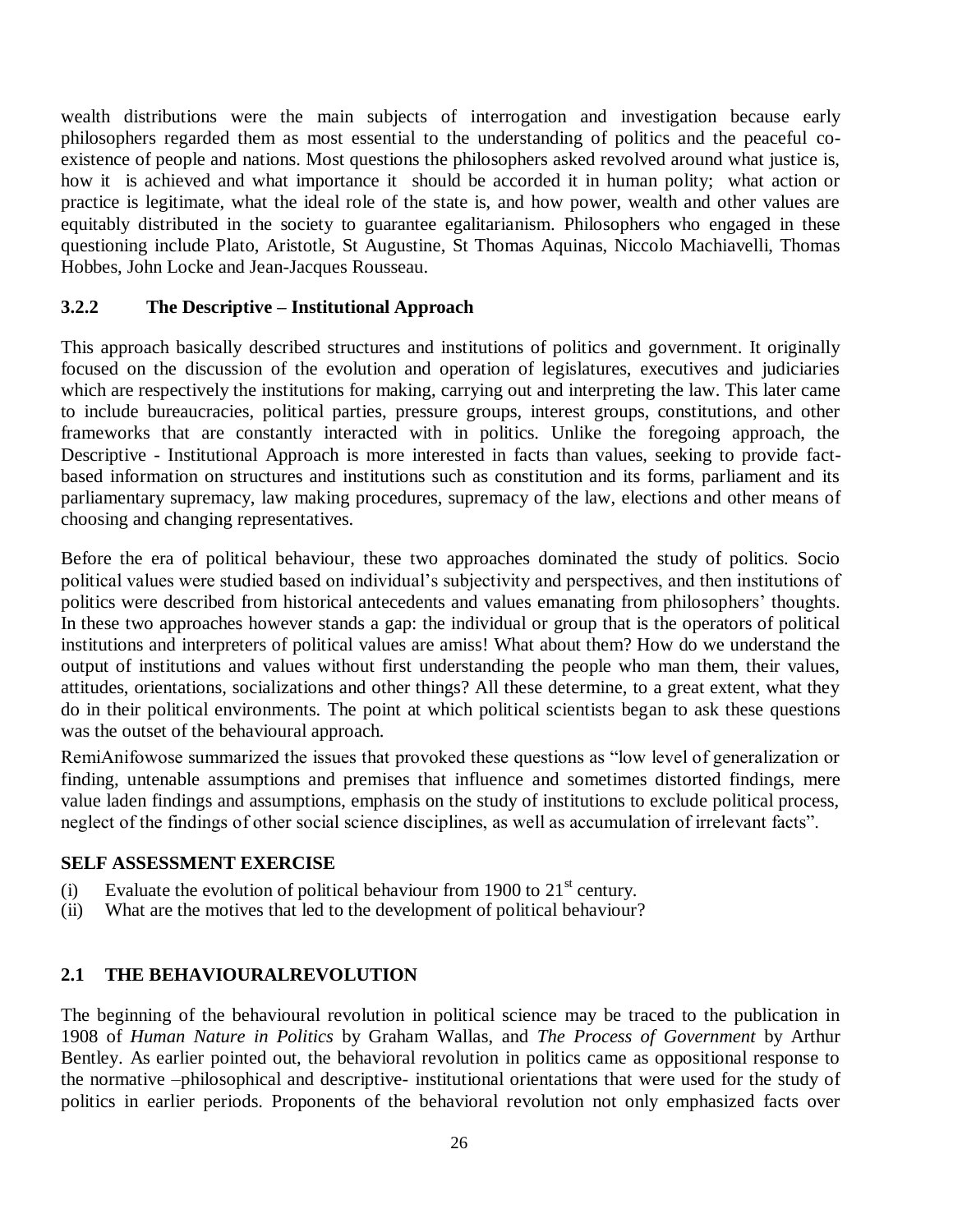wealth distributions were the main subjects of interrogation and investigation because early philosophers regarded them as most essential to the understanding of politics and the peaceful co-existence of people and nations. Most questions the philosophers asked revolved around what justice is, how it is achieved and what importance it should be accorded it in human polity; what action or practice is legitimate, what the ideal role of the state is, and how power, wealth and other values are equitably distributed in the society to guarantee egalitarianism. Philosophers who engaged in these questioning include Plato, Aristotle, St Augustine, St Thomas Aquinas, Niccolo Machiavelli, Thomas Hobbes, John Locke and Jean-Jacques Rousseau.

### 3.2.2 The Descriptive – Institutional Approach

This approach basically described structures and institutions of politics and government. It originally focused on the discussion of the evolution and operation of legislatures, executives and judiciaries which are respectively the institutions for making, carrying out and interpreting the law. This later came to include bureaucracies, political parties, pressure groups, interest groups, constitutions, and other frameworks that are constantly interacted with in politics. Unlike the foregoing approach, the Descriptive - Institutional Approach is more interested in facts than values, seeking to provide fact-based information on structures and institutions such as constitution and its forms, parliament and its parliamentary supremacy, law making procedures, supremacy of the law, elections and other means of choosing and changing representatives.

Before the era of political behaviour, these two approaches dominated the study of politics. Socio political values were studied based on individual's subjectivity and perspectives, and then institutions of politics were described from historical antecedents and values emanating from philosophers' thoughts. In these two approaches however stands a gap: the individual or group that is the operators of political institutions and interpreters of political values are amiss! What about them? How do we understand the output of institutions and values without first understanding the people who man them, their values, attitudes, orientations, socializations and other things? All these determine, to a great extent, what they do in their political environments. The point at which political scientists began to ask these questions was the outset of the behavioural approach.

RemiAnifowose summarized the issues that provoked these questions as "low level of generalization or finding, untenable assumptions and premises that influence and sometimes distorted findings, mere value laden findings and assumptions, emphasis on the study of institutions to exclude political process, neglect of the findings of other social science disciplines, as well as accumulation of irrelevant facts".

**SELF ASSESSMENT EXERCISE**

(i) Evaluate the evolution of political behaviour from 1900 to 21st century.
(ii) What are the motives that led to the development of political behaviour?

## 2.1 THE BEHAVIOURALREVOLUTION

The beginning of the behavioural revolution in political science may be traced to the publication in 1908 of *Human Nature in Politics* by Graham Wallas, and *The Process of Government* by Arthur Bentley. As earlier pointed out, the behavioral revolution in politics came as oppositional response to the normative –philosophical and descriptive- institutional orientations that were used for the study of politics in earlier periods. Proponents of the behavioral revolution not only emphasized facts over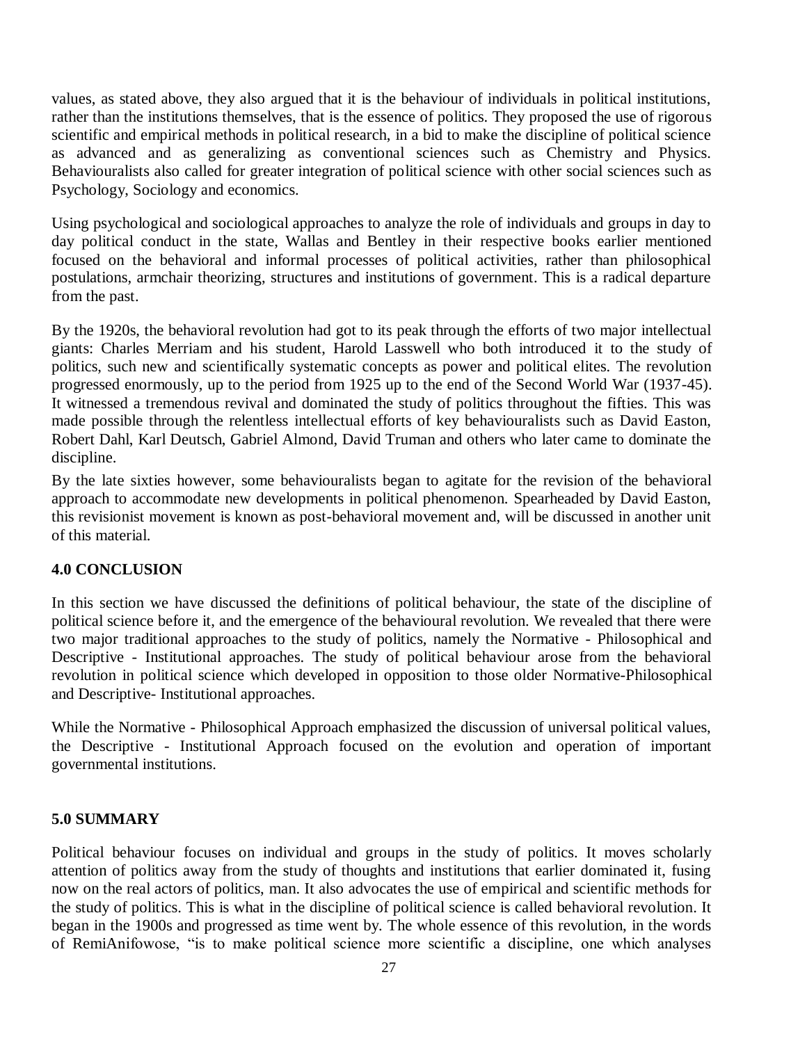values, as stated above, they also argued that it is the behaviour of individuals in political institutions, rather than the institutions themselves, that is the essence of politics. They proposed the use of rigorous scientific and empirical methods in political research, in a bid to make the discipline of political science as advanced and as generalizing as conventional sciences such as Chemistry and Physics. Behaviouralists also called for greater integration of political science with other social sciences such as Psychology, Sociology and economics.

Using psychological and sociological approaches to analyze the role of individuals and groups in day to day political conduct in the state, Wallas and Bentley in their respective books earlier mentioned focused on the behavioral and informal processes of political activities, rather than philosophical postulations, armchair theorizing, structures and institutions of government. This is a radical departure from the past.

By the 1920s, the behavioral revolution had got to its peak through the efforts of two major intellectual giants: Charles Merriam and his student, Harold Lasswell who both introduced it to the study of politics, such new and scientifically systematic concepts as power and political elites. The revolution progressed enormously, up to the period from 1925 up to the end of the Second World War (1937-45). It witnessed a tremendous revival and dominated the study of politics throughout the fifties. This was made possible through the relentless intellectual efforts of key behaviouralists such as David Easton, Robert Dahl, Karl Deutsch, Gabriel Almond, David Truman and others who later came to dominate the discipline.

By the late sixties however, some behaviouralists began to agitate for the revision of the behavioral approach to accommodate new developments in political phenomenon. Spearheaded by David Easton, this revisionist movement is known as post-behavioral movement and, will be discussed in another unit of this material.

## 4.0 CONCLUSION

In this section we have discussed the definitions of political behaviour, the state of the discipline of political science before it, and the emergence of the behavioural revolution. We revealed that there were two major traditional approaches to the study of politics, namely the Normative - Philosophical and Descriptive - Institutional approaches. The study of political behaviour arose from the behavioral revolution in political science which developed in opposition to those older Normative-Philosophical and Descriptive- Institutional approaches.

While the Normative - Philosophical Approach emphasized the discussion of universal political values, the Descriptive - Institutional Approach focused on the evolution and operation of important governmental institutions.

## 5.0 SUMMARY

Political behaviour focuses on individual and groups in the study of politics. It moves scholarly attention of politics away from the study of thoughts and institutions that earlier dominated it, fusing now on the real actors of politics, man. It also advocates the use of empirical and scientific methods for the study of politics. This is what in the discipline of political science is called behavioral revolution. It began in the 1900s and progressed as time went by. The whole essence of this revolution, in the words of RemiAnifowose, "is to make political science more scientific a discipline, one which analyses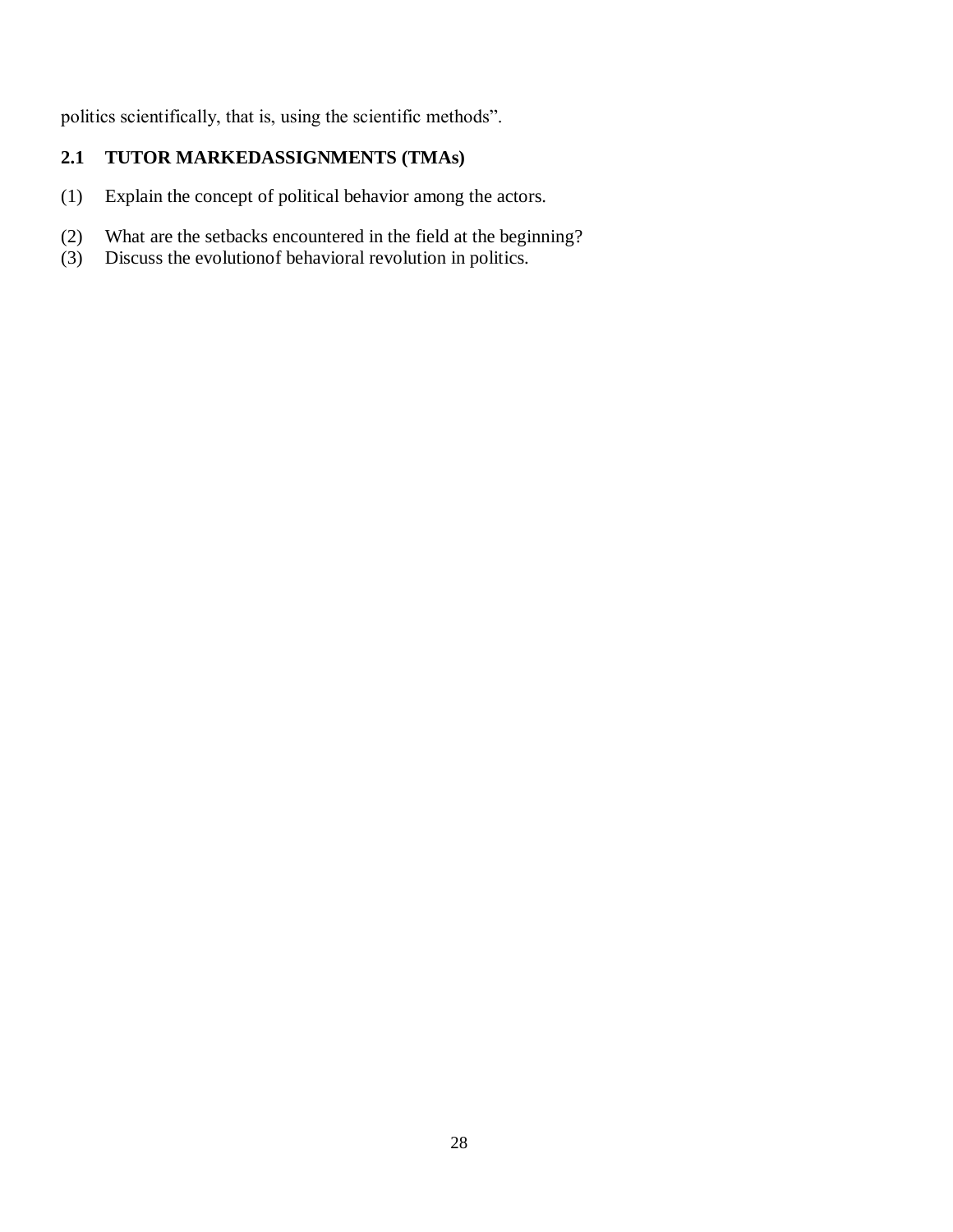politics scientifically, that is, using the scientific methods".

## 2.1 TUTOR MARKEDASSIGNMENTS (TMAs)

(1) Explain the concept of political behavior among the actors.

(2) What are the setbacks encountered in the field at the beginning?

(3) Discuss the evolutionof behavioral revolution in politics.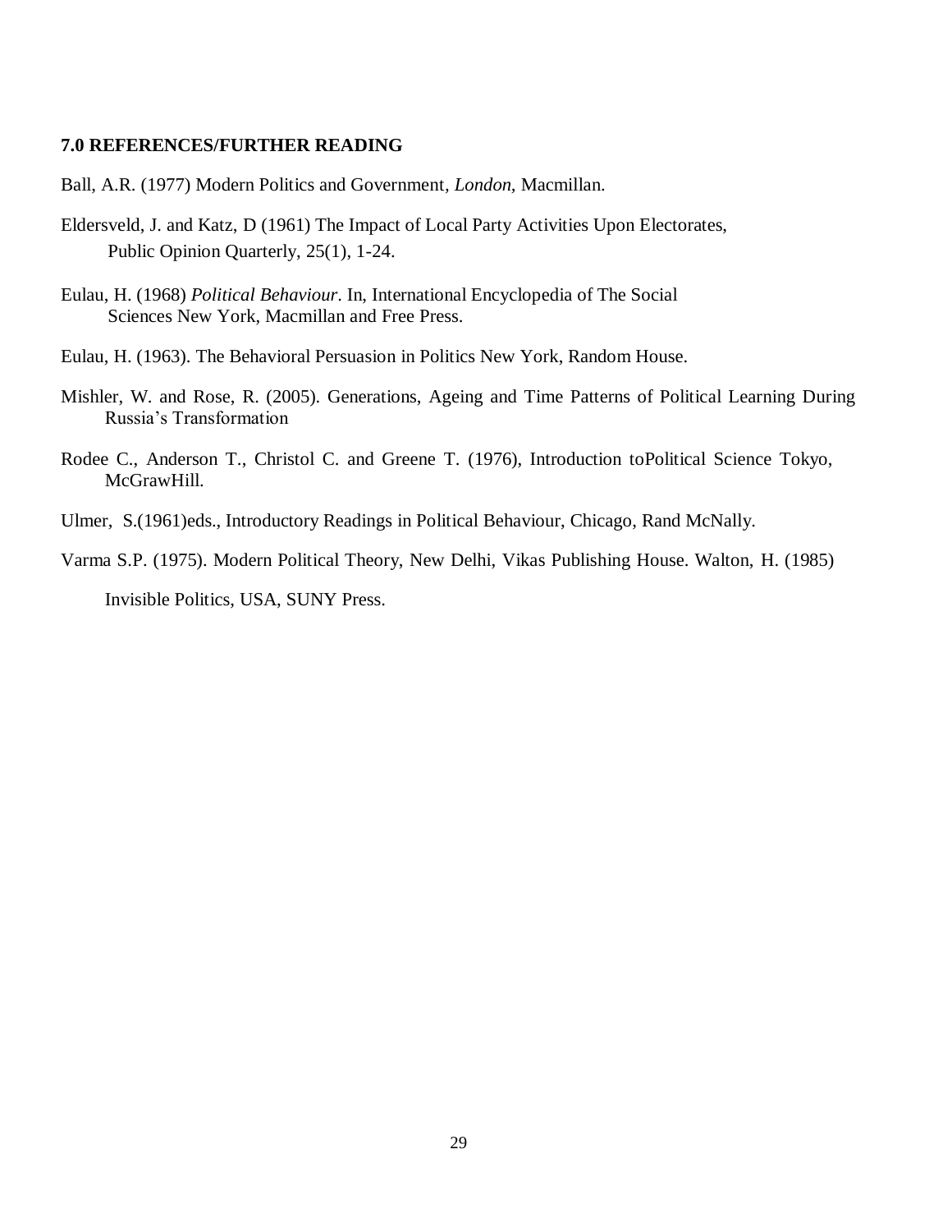**7.0 REFERENCES/FURTHER READING**

Ball, A.R. (1977) Modern Politics and Government, *London*, Macmillan.

Eldersveld, J. and Katz, D (1961) The Impact of Local Party Activities Upon Electorates, Public Opinion Quarterly, 25(1), 1-24.

Eulau, H. (1968) *Political Behaviour*. In, International Encyclopedia of The Social Sciences New York, Macmillan and Free Press.

Eulau, H. (1963). The Behavioral Persuasion in Politics New York, Random House.

Mishler, W. and Rose, R. (2005). Generations, Ageing and Time Patterns of Political Learning During Russia's Transformation

Rodee C., Anderson T., Christol C. and Greene T. (1976), Introduction toPolitical Science Tokyo, McGrawHill.

Ulmer, S.(1961)eds., Introductory Readings in Political Behaviour, Chicago, Rand McNally.

Varma S.P. (1975). Modern Political Theory, New Delhi, Vikas Publishing House. Walton, H. (1985)

Invisible Politics, USA, SUNY Press.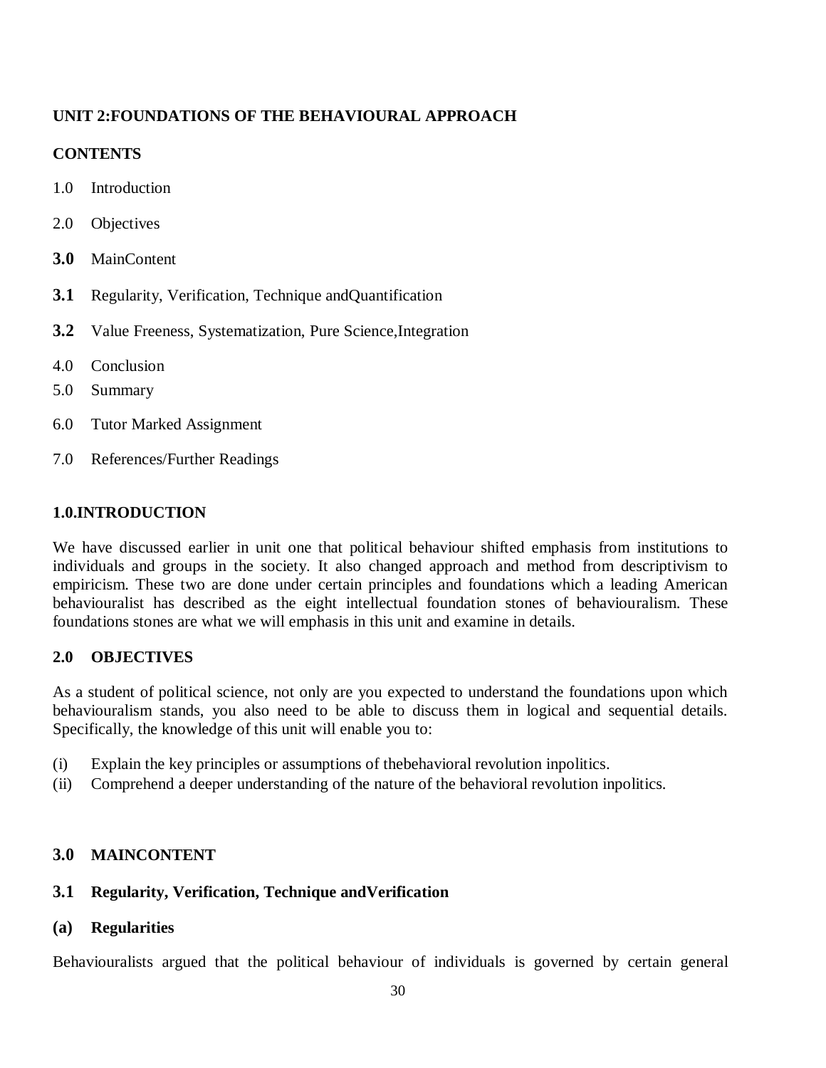## UNIT 2:FOUNDATIONS OF THE BEHAVIOURAL APPROACH

**CONTENTS**

1.0 Introduction

2.0 Objectives

**3.0** MainContent

**3.1** Regularity, Verification, Technique andQuantification

**3.2** Value Freeness, Systematization, Pure Science,Integration

4.0 Conclusion

5.0 Summary

6.0 Tutor Marked Assignment

7.0 References/Further Readings

### 1.0.INTRODUCTION

We have discussed earlier in unit one that political behaviour shifted emphasis from institutions to individuals and groups in the society. It also changed approach and method from descriptivism to empiricism. These two are done under certain principles and foundations which a leading American behaviouralist has described as the eight intellectual foundation stones of behaviouralism. These foundations stones are what we will emphasis in this unit and examine in details.

### 2.0 OBJECTIVES

As a student of political science, not only are you expected to understand the foundations upon which behaviouralism stands, you also need to be able to discuss them in logical and sequential details. Specifically, the knowledge of this unit will enable you to:

(i) Explain the key principles or assumptions of thebehavioral revolution inpolitics.

(ii) Comprehend a deeper understanding of the nature of the behavioral revolution inpolitics.

### 3.0 MAINCONTENT

#### 3.1 Regularity, Verification, Technique andVerification

**(a) Regularities**

Behaviouralists argued that the political behaviour of individuals is governed by certain general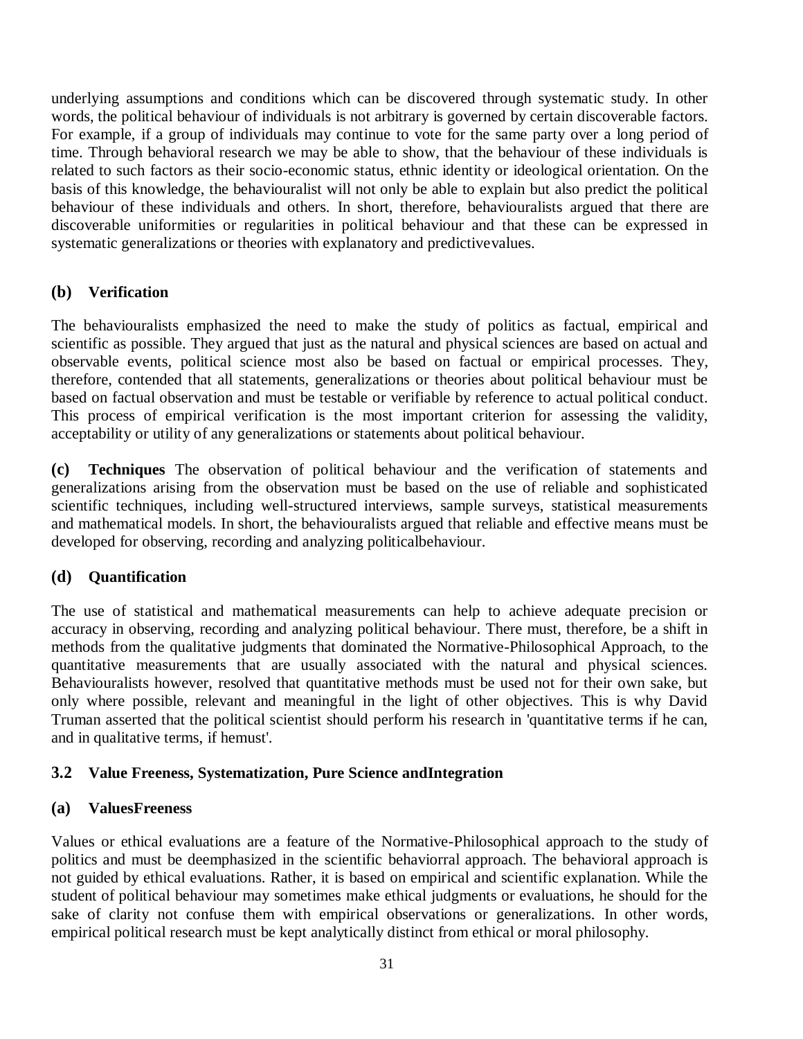underlying assumptions and conditions which can be discovered through systematic study. In other words, the political behaviour of individuals is not arbitrary is governed by certain discoverable factors. For example, if a group of individuals may continue to vote for the same party over a long period of time. Through behavioral research we may be able to show, that the behaviour of these individuals is related to such factors as their socio-economic status, ethnic identity or ideological orientation. On the basis of this knowledge, the behaviouralist will not only be able to explain but also predict the political behaviour of these individuals and others. In short, therefore, behaviouralists argued that there are discoverable uniformities or regularities in political behaviour and that these can be expressed in systematic generalizations or theories with explanatory and predictivevalues.

### (b) Verification

The behaviouralists emphasized the need to make the study of politics as factual, empirical and scientific as possible. They argued that just as the natural and physical sciences are based on actual and observable events, political science most also be based on factual or empirical processes. They, therefore, contended that all statements, generalizations or theories about political behaviour must be based on factual observation and must be testable or verifiable by reference to actual political conduct. This process of empirical verification is the most important criterion for assessing the validity, acceptability or utility of any generalizations or statements about political behaviour.

**(c) Techniques** The observation of political behaviour and the verification of statements and generalizations arising from the observation must be based on the use of reliable and sophisticated scientific techniques, including well-structured interviews, sample surveys, statistical measurements and mathematical models. In short, the behaviouralists argued that reliable and effective means must be developed for observing, recording and analyzing politicalbehaviour.

### (d) Quantification

The use of statistical and mathematical measurements can help to achieve adequate precision or accuracy in observing, recording and analyzing political behaviour. There must, therefore, be a shift in methods from the qualitative judgments that dominated the Normative-Philosophical Approach, to the quantitative measurements that are usually associated with the natural and physical sciences. Behaviouralists however, resolved that quantitative methods must be used not for their own sake, but only where possible, relevant and meaningful in the light of other objectives. This is why David Truman asserted that the political scientist should perform his research in 'quantitative terms if he can, and in qualitative terms, if hemust'.

## 3.2 Value Freeness, Systematization, Pure Science andIntegration

### (a) ValuesFreeness

Values or ethical evaluations are a feature of the Normative-Philosophical approach to the study of politics and must be deemphasized in the scientific behaviorral approach. The behavioral approach is not guided by ethical evaluations. Rather, it is based on empirical and scientific explanation. While the student of political behaviour may sometimes make ethical judgments or evaluations, he should for the sake of clarity not confuse them with empirical observations or generalizations. In other words, empirical political research must be kept analytically distinct from ethical or moral philosophy.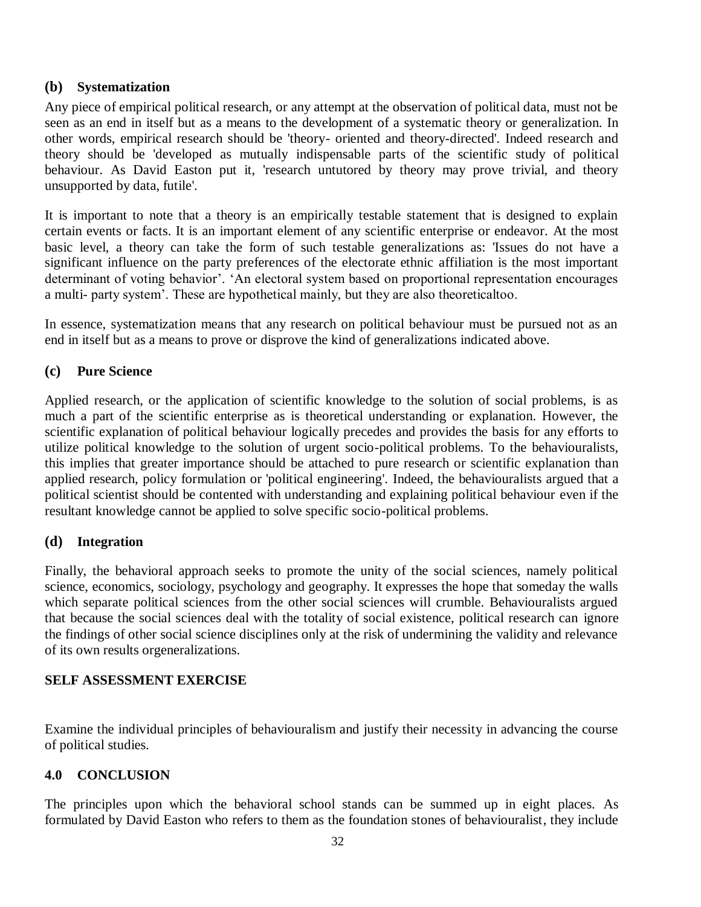### (b) Systematization

Any piece of empirical political research, or any attempt at the observation of political data, must not be seen as an end in itself but as a means to the development of a systematic theory or generalization. In other words, empirical research should be 'theory- oriented and theory-directed'. Indeed research and theory should be 'developed as mutually indispensable parts of the scientific study of political behaviour. As David Easton put it, 'research untutored by theory may prove trivial, and theory unsupported by data, futile'.

It is important to note that a theory is an empirically testable statement that is designed to explain certain events or facts. It is an important element of any scientific enterprise or endeavor. At the most basic level, a theory can take the form of such testable generalizations as: 'Issues do not have a significant influence on the party preferences of the electorate ethnic affiliation is the most important determinant of voting behavior'. 'An electoral system based on proportional representation encourages a multi- party system'. These are hypothetical mainly, but they are also theoreticaltoo.

In essence, systematization means that any research on political behaviour must be pursued not as an end in itself but as a means to prove or disprove the kind of generalizations indicated above.

### (c) Pure Science

Applied research, or the application of scientific knowledge to the solution of social problems, is as much a part of the scientific enterprise as is theoretical understanding or explanation. However, the scientific explanation of political behaviour logically precedes and provides the basis for any efforts to utilize political knowledge to the solution of urgent socio-political problems. To the behaviouralists, this implies that greater importance should be attached to pure research or scientific explanation than applied research, policy formulation or 'political engineering'. Indeed, the behaviouralists argued that a political scientist should be contented with understanding and explaining political behaviour even if the resultant knowledge cannot be applied to solve specific socio-political problems.

### (d) Integration

Finally, the behavioral approach seeks to promote the unity of the social sciences, namely political science, economics, sociology, psychology and geography. It expresses the hope that someday the walls which separate political sciences from the other social sciences will crumble. Behaviouralists argued that because the social sciences deal with the totality of social existence, political research can ignore the findings of other social science disciplines only at the risk of undermining the validity and relevance of its own results orgeneralizations.

**SELF ASSESSMENT EXERCISE**

Examine the individual principles of behaviouralism and justify their necessity in advancing the course of political studies.

## 4.0 CONCLUSION

The principles upon which the behavioral school stands can be summed up in eight places. As formulated by David Easton who refers to them as the foundation stones of behaviouralist, they include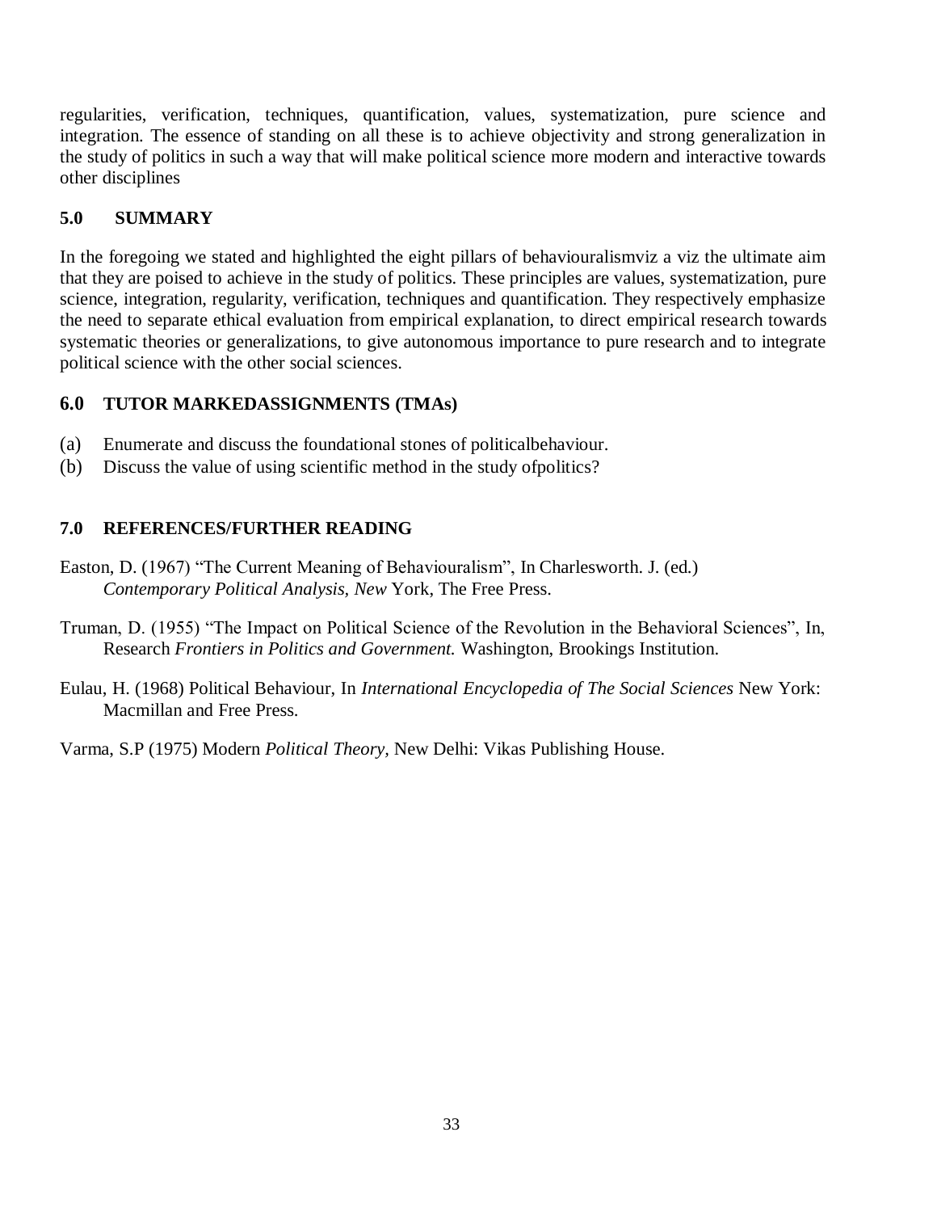regularities, verification, techniques, quantification, values, systematization, pure science and integration. The essence of standing on all these is to achieve objectivity and strong generalization in the study of politics in such a way that will make political science more modern and interactive towards other disciplines

## 5.0 SUMMARY

In the foregoing we stated and highlighted the eight pillars of behaviouralismviz a viz the ultimate aim that they are poised to achieve in the study of politics. These principles are values, systematization, pure science, integration, regularity, verification, techniques and quantification. They respectively emphasize the need to separate ethical evaluation from empirical explanation, to direct empirical research towards systematic theories or generalizations, to give autonomous importance to pure research and to integrate political science with the other social sciences.

## 6.0 TUTOR MARKEDASSIGNMENTS (TMAs)

(a) Enumerate and discuss the foundational stones of politicalbehaviour.
(b) Discuss the value of using scientific method in the study ofpolitics?

## 7.0 REFERENCES/FURTHER READING

Easton, D. (1967) "The Current Meaning of Behaviouralism", In Charlesworth. J. (ed.) *Contemporary Political Analysis, New* York, The Free Press.

Truman, D. (1955) "The Impact on Political Science of the Revolution in the Behavioral Sciences", In, Research *Frontiers in Politics and Government.* Washington, Brookings Institution.

Eulau, H. (1968) Political Behaviour, In *International Encyclopedia of The Social Sciences* New York: Macmillan and Free Press.

Varma, S.P (1975) Modern *Political Theory,* New Delhi: Vikas Publishing House.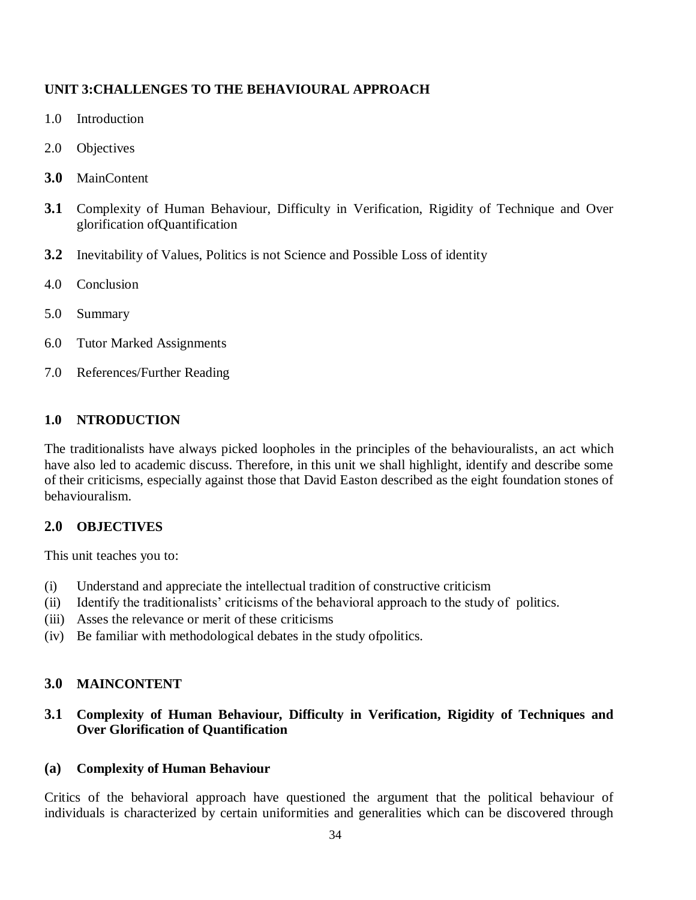## UNIT 3:CHALLENGES TO THE BEHAVIOURAL APPROACH

1.0 Introduction

2.0 Objectives

**3.0** MainContent

**3.1** Complexity of Human Behaviour, Difficulty in Verification, Rigidity of Technique and Over glorification ofQuantification

**3.2** Inevitability of Values, Politics is not Science and Possible Loss of identity

4.0 Conclusion

5.0 Summary

6.0 Tutor Marked Assignments

7.0 References/Further Reading

### 1.0 NTRODUCTION

The traditionalists have always picked loopholes in the principles of the behaviouralists, an act which have also led to academic discuss. Therefore, in this unit we shall highlight, identify and describe some of their criticisms, especially against those that David Easton described as the eight foundation stones of behaviouralism.

### 2.0 OBJECTIVES

This unit teaches you to:

(i) Understand and appreciate the intellectual tradition of constructive criticism
(ii) Identify the traditionalists' criticisms of the behavioral approach to the study of politics.
(iii) Asses the relevance or merit of these criticisms
(iv) Be familiar with methodological debates in the study ofpolitics.

### 3.0 MAINCONTENT

### 3.1 Complexity of Human Behaviour, Difficulty in Verification, Rigidity of Techniques and Over Glorification of Quantification

#### (a) Complexity of Human Behaviour

Critics of the behavioral approach have questioned the argument that the political behaviour of individuals is characterized by certain uniformities and generalities which can be discovered through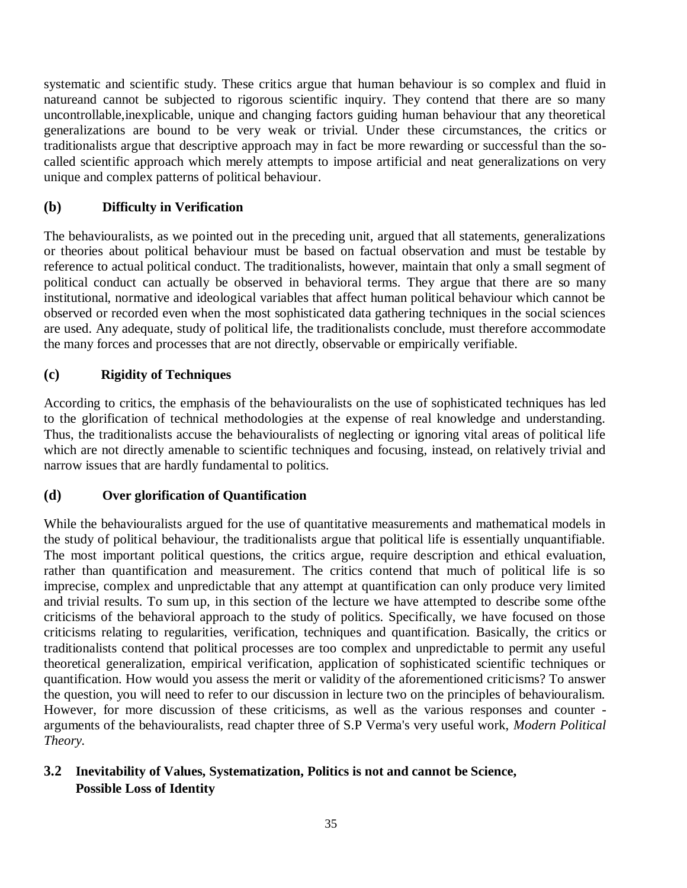systematic and scientific study. These critics argue that human behaviour is so complex and fluid in natureand cannot be subjected to rigorous scientific inquiry. They contend that there are so many uncontrollable,inexplicable, unique and changing factors guiding human behaviour that any theoretical generalizations are bound to be very weak or trivial. Under these circumstances, the critics or traditionalists argue that descriptive approach may in fact be more rewarding or successful than the so-called scientific approach which merely attempts to impose artificial and neat generalizations on very unique and complex patterns of political behaviour.

### (b) Difficulty in Verification

The behaviouralists, as we pointed out in the preceding unit, argued that all statements, generalizations or theories about political behaviour must be based on factual observation and must be testable by reference to actual political conduct. The traditionalists, however, maintain that only a small segment of political conduct can actually be observed in behavioral terms. They argue that there are so many institutional, normative and ideological variables that affect human political behaviour which cannot be observed or recorded even when the most sophisticated data gathering techniques in the social sciences are used. Any adequate, study of political life, the traditionalists conclude, must therefore accommodate the many forces and processes that are not directly, observable or empirically verifiable.

### (c) Rigidity of Techniques

According to critics, the emphasis of the behaviouralists on the use of sophisticated techniques has led to the glorification of technical methodologies at the expense of real knowledge and understanding. Thus, the traditionalists accuse the behaviouralists of neglecting or ignoring vital areas of political life which are not directly amenable to scientific techniques and focusing, instead, on relatively trivial and narrow issues that are hardly fundamental to politics.

### (d) Over glorification of Quantification

While the behaviouralists argued for the use of quantitative measurements and mathematical models in the study of political behaviour, the traditionalists argue that political life is essentially unquantifiable. The most important political questions, the critics argue, require description and ethical evaluation, rather than quantification and measurement. The critics contend that much of political life is so imprecise, complex and unpredictable that any attempt at quantification can only produce very limited and trivial results. To sum up, in this section of the lecture we have attempted to describe some ofthe criticisms of the behavioral approach to the study of politics. Specifically, we have focused on those criticisms relating to regularities, verification, techniques and quantification. Basically, the critics or traditionalists contend that political processes are too complex and unpredictable to permit any useful theoretical generalization, empirical verification, application of sophisticated scientific techniques or quantification. How would you assess the merit or validity of the aforementioned criticisms? To answer the question, you will need to refer to our discussion in lecture two on the principles of behaviouralism. However, for more discussion of these criticisms, as well as the various responses and counter - arguments of the behaviouralists, read chapter three of S.P Verma's very useful work, *Modern Political Theory.*

## 3.2 Inevitability of Values, Systematization, Politics is not and cannot be Science, Possible Loss of Identity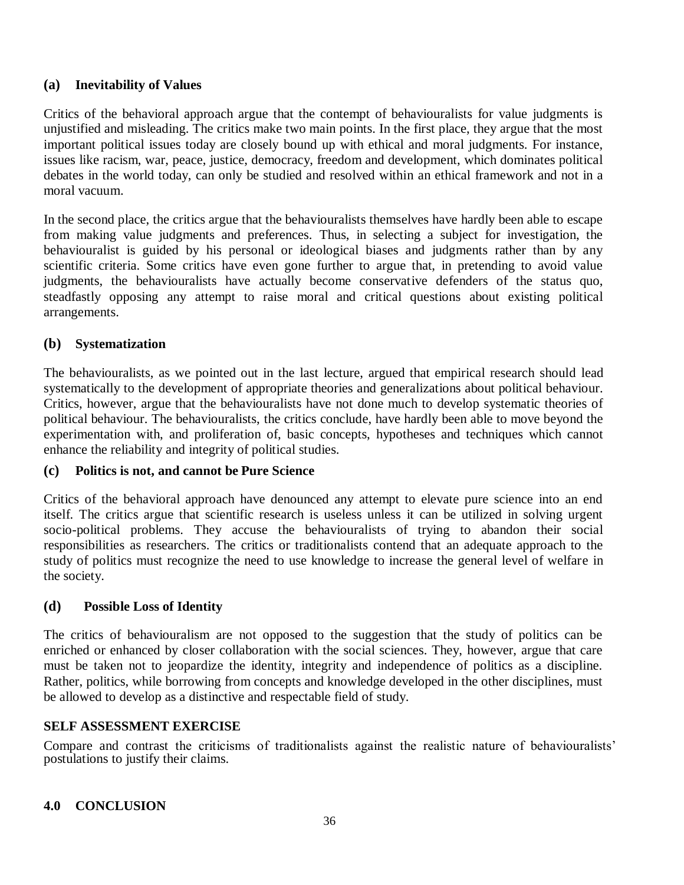### (a) Inevitability of Values

Critics of the behavioral approach argue that the contempt of behaviouralists for value judgments is unjustified and misleading. The critics make two main points. In the first place, they argue that the most important political issues today are closely bound up with ethical and moral judgments. For instance, issues like racism, war, peace, justice, democracy, freedom and development, which dominates political debates in the world today, can only be studied and resolved within an ethical framework and not in a moral vacuum.

In the second place, the critics argue that the behaviouralists themselves have hardly been able to escape from making value judgments and preferences. Thus, in selecting a subject for investigation, the behaviouralist is guided by his personal or ideological biases and judgments rather than by any scientific criteria. Some critics have even gone further to argue that, in pretending to avoid value judgments, the behaviouralists have actually become conservative defenders of the status quo, steadfastly opposing any attempt to raise moral and critical questions about existing political arrangements.

### (b) Systematization

The behaviouralists, as we pointed out in the last lecture, argued that empirical research should lead systematically to the development of appropriate theories and generalizations about political behaviour. Critics, however, argue that the behaviouralists have not done much to develop systematic theories of political behaviour. The behaviouralists, the critics conclude, have hardly been able to move beyond the experimentation with, and proliferation of, basic concepts, hypotheses and techniques which cannot enhance the reliability and integrity of political studies.

### (c) Politics is not, and cannot be Pure Science

Critics of the behavioral approach have denounced any attempt to elevate pure science into an end itself. The critics argue that scientific research is useless unless it can be utilized in solving urgent socio-political problems. They accuse the behaviouralists of trying to abandon their social responsibilities as researchers. The critics or traditionalists contend that an adequate approach to the study of politics must recognize the need to use knowledge to increase the general level of welfare in the society.

### (d) Possible Loss of Identity

The critics of behaviouralism are not opposed to the suggestion that the study of politics can be enriched or enhanced by closer collaboration with the social sciences. They, however, argue that care must be taken not to jeopardize the identity, integrity and independence of politics as a discipline. Rather, politics, while borrowing from concepts and knowledge developed in the other disciplines, must be allowed to develop as a distinctive and respectable field of study.

**SELF ASSESSMENT EXERCISE**

Compare and contrast the criticisms of traditionalists against the realistic nature of behaviouralists' postulations to justify their claims.

## 4.0 CONCLUSION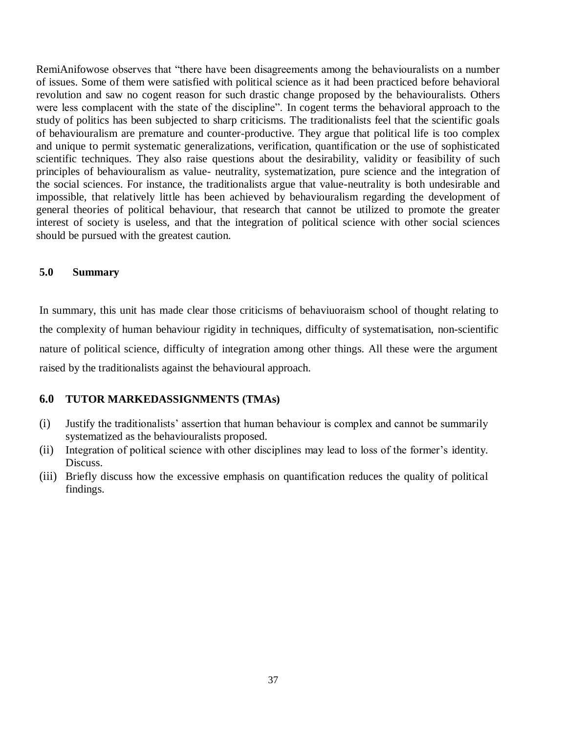RemiAnifowose observes that "there have been disagreements among the behaviouralists on a number of issues. Some of them were satisfied with political science as it had been practiced before behavioral revolution and saw no cogent reason for such drastic change proposed by the behaviouralists. Others were less complacent with the state of the discipline". In cogent terms the behavioral approach to the study of politics has been subjected to sharp criticisms. The traditionalists feel that the scientific goals of behaviouralism are premature and counter-productive. They argue that political life is too complex and unique to permit systematic generalizations, verification, quantification or the use of sophisticated scientific techniques. They also raise questions about the desirability, validity or feasibility of such principles of behaviouralism as value- neutrality, systematization, pure science and the integration of the social sciences. For instance, the traditionalists argue that value-neutrality is both undesirable and impossible, that relatively little has been achieved by behaviouralism regarding the development of general theories of political behaviour, that research that cannot be utilized to promote the greater interest of society is useless, and that the integration of political science with other social sciences should be pursued with the greatest caution.

## 5.0 Summary

In summary, this unit has made clear those criticisms of behaviuoraism school of thought relating to the complexity of human behaviour rigidity in techniques, difficulty of systematisation, non-scientific nature of political science, difficulty of integration among other things. All these were the argument raised by the traditionalists against the behavioural approach.

## 6.0 TUTOR MARKEDASSIGNMENTS (TMAs)

(i) Justify the traditionalists' assertion that human behaviour is complex and cannot be summarily systematized as the behaviouralists proposed.

(ii) Integration of political science with other disciplines may lead to loss of the former's identity. Discuss.

(iii) Briefly discuss how the excessive emphasis on quantification reduces the quality of political findings.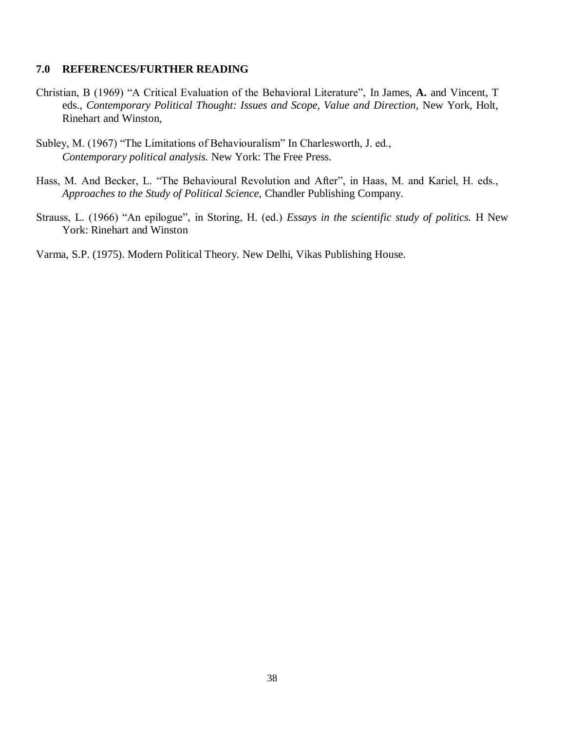## 7.0 REFERENCES/FURTHER READING

Christian, B (1969) "A Critical Evaluation of the Behavioral Literature", In James, **A.** and Vincent, T eds., *Contemporary Political Thought: Issues and Scope, Value and Direction,* New York, Holt, Rinehart and Winston,

Subley, M. (1967) "The Limitations of Behaviouralism" In Charlesworth, J. ed., *Contemporary political analysis.* New York: The Free Press.

Hass, M. And Becker, L. "The Behavioural Revolution and After", in Haas, M. and Kariel, H. eds., *Approaches to the Study of Political Science,* Chandler Publishing Company.

Strauss, L. (1966) "An epilogue", in Storing, H. (ed.) *Essays in the scientific study of politics.* H New York: Rinehart and Winston

Varma, S.P. (1975). Modern Political Theory. New Delhi, Vikas Publishing House.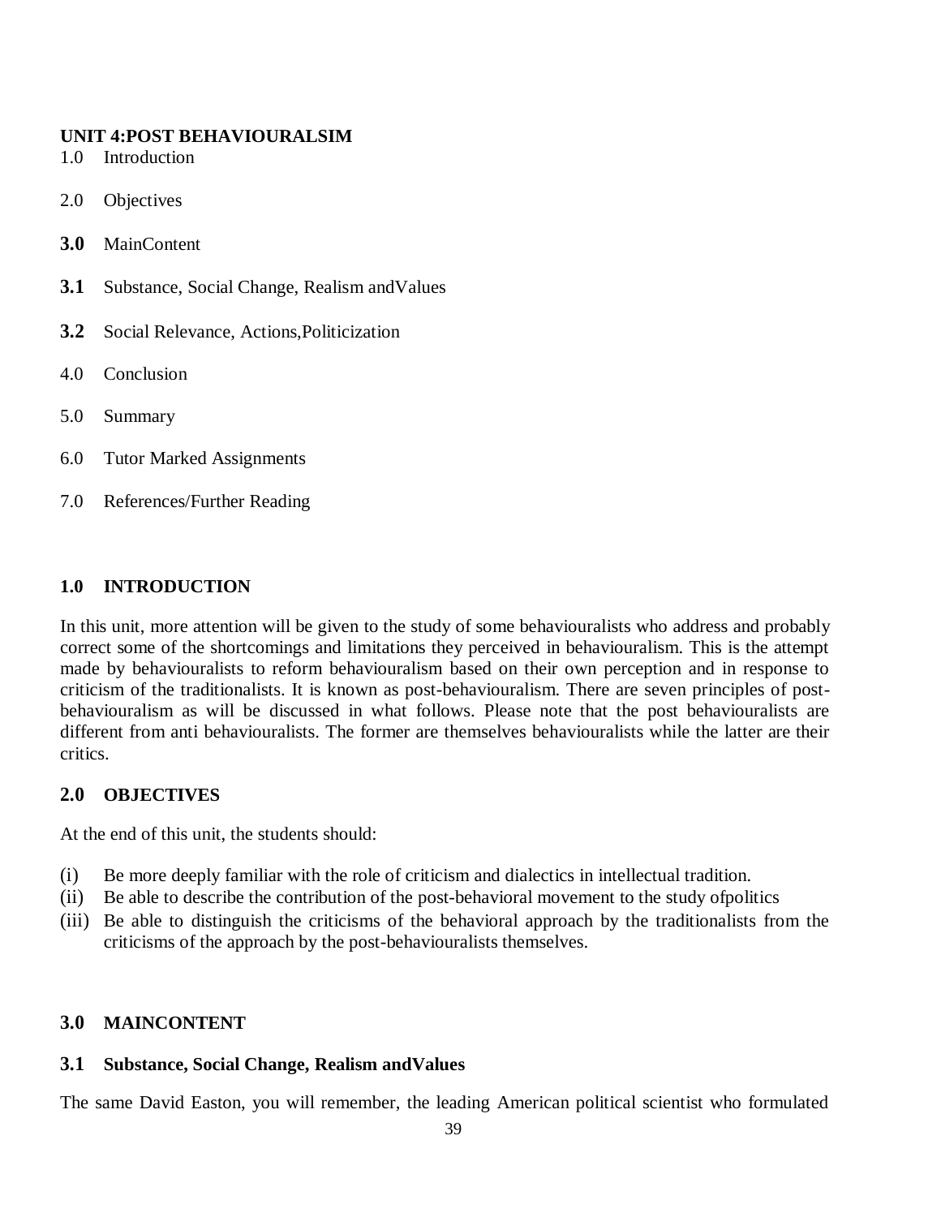## UNIT 4:POST BEHAVIOURALSIM

1.0 Introduction

2.0 Objectives

**3.0** MainContent

**3.1** Substance, Social Change, Realism andValues

**3.2** Social Relevance, Actions,Politicization

4.0 Conclusion

5.0 Summary

6.0 Tutor Marked Assignments

7.0 References/Further Reading

### 1.0 INTRODUCTION

In this unit, more attention will be given to the study of some behaviouralists who address and probably correct some of the shortcomings and limitations they perceived in behaviouralism. This is the attempt made by behaviouralists to reform behaviouralism based on their own perception and in response to criticism of the traditionalists. It is known as post-behaviouralism. There are seven principles of post-behaviouralism as will be discussed in what follows. Please note that the post behaviouralists are different from anti behaviouralists. The former are themselves behaviouralists while the latter are their critics.

### 2.0 OBJECTIVES

At the end of this unit, the students should:

(i) Be more deeply familiar with the role of criticism and dialectics in intellectual tradition.
(ii) Be able to describe the contribution of the post-behavioral movement to the study ofpolitics
(iii) Be able to distinguish the criticisms of the behavioral approach by the traditionalists from the criticisms of the approach by the post-behaviouralists themselves.

### 3.0 MAINCONTENT

#### 3.1 Substance, Social Change, Realism andValues

The same David Easton, you will remember, the leading American political scientist who formulated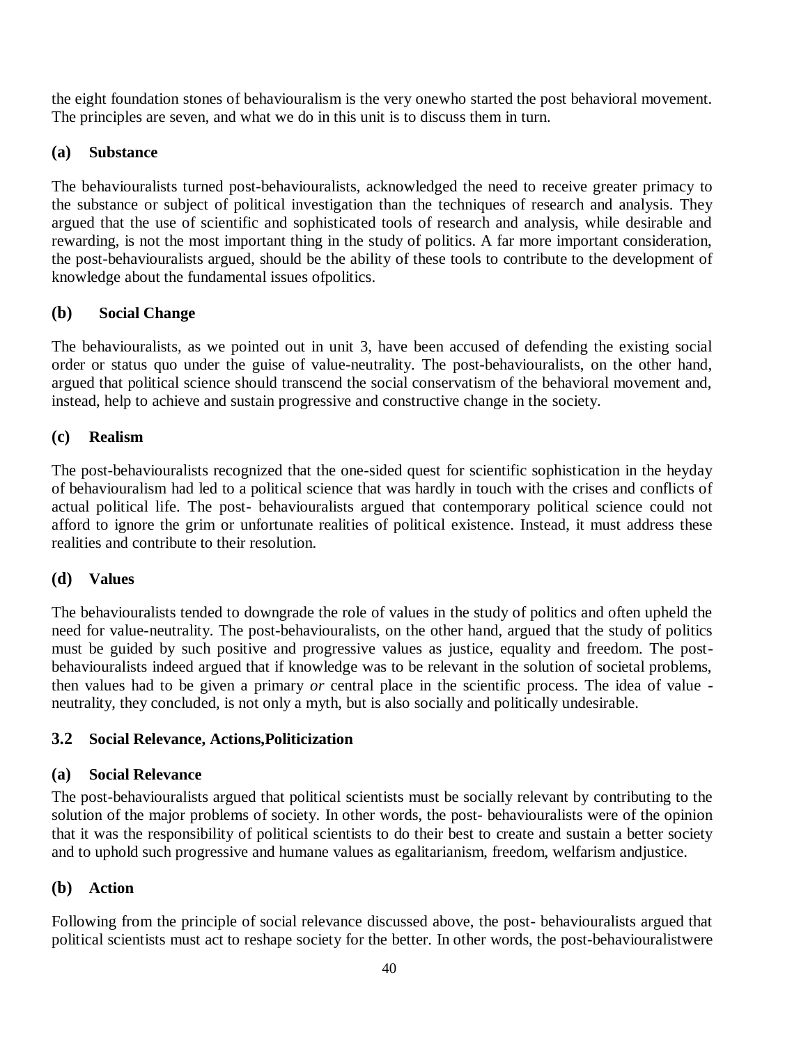the eight foundation stones of behaviouralism is the very onewho started the post behavioral movement. The principles are seven, and what we do in this unit is to discuss them in turn.

### (a) Substance

The behaviouralists turned post-behaviouralists, acknowledged the need to receive greater primacy to the substance or subject of political investigation than the techniques of research and analysis. They argued that the use of scientific and sophisticated tools of research and analysis, while desirable and rewarding, is not the most important thing in the study of politics. A far more important consideration, the post-behaviouralists argued, should be the ability of these tools to contribute to the development of knowledge about the fundamental issues ofpolitics.

### (b) Social Change

The behaviouralists, as we pointed out in unit 3, have been accused of defending the existing social order or status quo under the guise of value-neutrality. The post-behaviouralists, on the other hand, argued that political science should transcend the social conservatism of the behavioral movement and, instead, help to achieve and sustain progressive and constructive change in the society.

### (c) Realism

The post-behaviouralists recognized that the one-sided quest for scientific sophistication in the heyday of behaviouralism had led to a political science that was hardly in touch with the crises and conflicts of actual political life. The post- behaviouralists argued that contemporary political science could not afford to ignore the grim or unfortunate realities of political existence. Instead, it must address these realities and contribute to their resolution.

### (d) Values

The behaviouralists tended to downgrade the role of values in the study of politics and often upheld the need for value-neutrality. The post-behaviouralists, on the other hand, argued that the study of politics must be guided by such positive and progressive values as justice, equality and freedom. The post-behaviouralists indeed argued that if knowledge was to be relevant in the solution of societal problems, then values had to be given a primary *or* central place in the scientific process. The idea of value - neutrality, they concluded, is not only a myth, but is also socially and politically undesirable.

## 3.2 Social Relevance, Actions,Politicization

### (a) Social Relevance

The post-behaviouralists argued that political scientists must be socially relevant by contributing to the solution of the major problems of society. In other words, the post- behaviouralists were of the opinion that it was the responsibility of political scientists to do their best to create and sustain a better society and to uphold such progressive and humane values as egalitarianism, freedom, welfarism andjustice.

### (b) Action

Following from the principle of social relevance discussed above, the post- behaviouralists argued that political scientists must act to reshape society for the better. In other words, the post-behaviouralistwere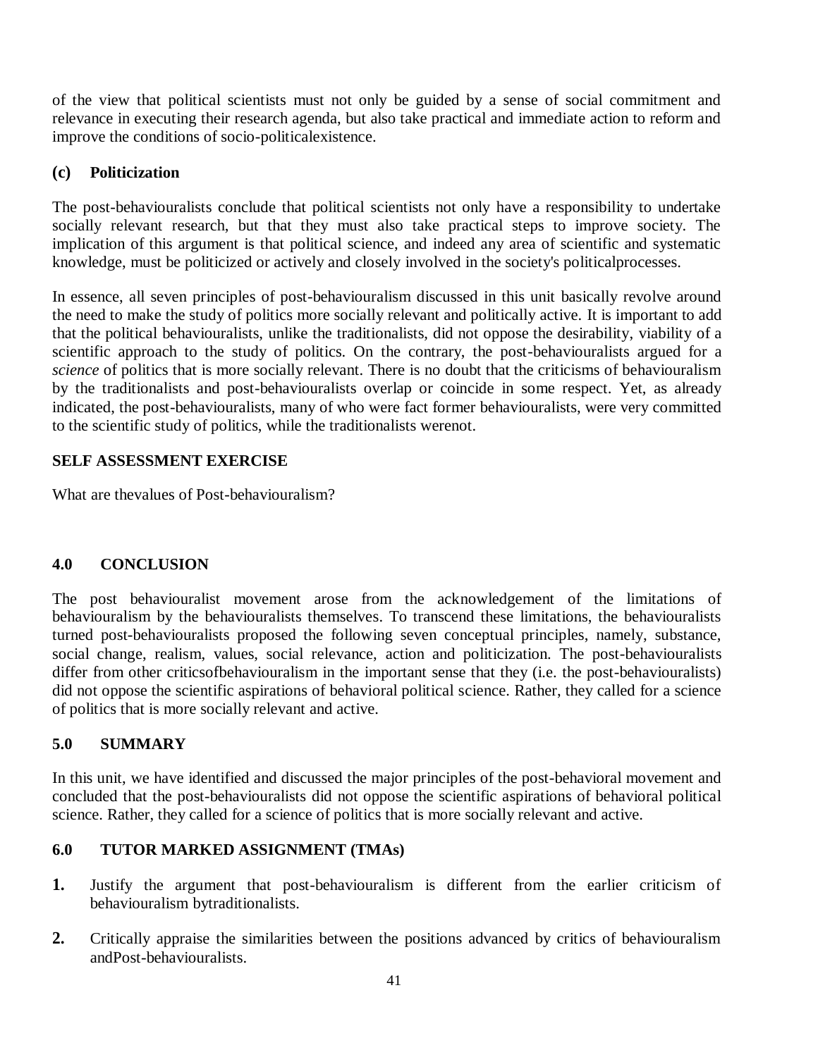of the view that political scientists must not only be guided by a sense of social commitment and relevance in executing their research agenda, but also take practical and immediate action to reform and improve the conditions of socio-politicalexistence.

### (c) Politicization

The post-behaviouralists conclude that political scientists not only have a responsibility to undertake socially relevant research, but that they must also take practical steps to improve society. The implication of this argument is that political science, and indeed any area of scientific and systematic knowledge, must be politicized or actively and closely involved in the society's politicalprocesses.

In essence, all seven principles of post-behaviouralism discussed in this unit basically revolve around the need to make the study of politics more socially relevant and politically active. It is important to add that the political behaviouralists, unlike the traditionalists, did not oppose the desirability, viability of a scientific approach to the study of politics. On the contrary, the post-behaviouralists argued for a *science* of politics that is more socially relevant. There is no doubt that the criticisms of behaviouralism by the traditionalists and post-behaviouralists overlap or coincide in some respect. Yet, as already indicated, the post-behaviouralists, many of who were fact former behaviouralists, were very committed to the scientific study of politics, while the traditionalists werenot.

**SELF ASSESSMENT EXERCISE**

What are thevalues of Post-behaviouralism?

## 4.0 CONCLUSION

The post behaviouralist movement arose from the acknowledgement of the limitations of behaviouralism by the behaviouralists themselves. To transcend these limitations, the behaviouralists turned post-behaviouralists proposed the following seven conceptual principles, namely, substance, social change, realism, values, social relevance, action and politicization. The post-behaviouralists differ from other criticsofbehaviouralism in the important sense that they (i.e. the post-behaviouralists) did not oppose the scientific aspirations of behavioral political science. Rather, they called for a science of politics that is more socially relevant and active.

## 5.0 SUMMARY

In this unit, we have identified and discussed the major principles of the post-behavioral movement and concluded that the post-behaviouralists did not oppose the scientific aspirations of behavioral political science. Rather, they called for a science of politics that is more socially relevant and active.

## 6.0 TUTOR MARKED ASSIGNMENT (TMAs)

1. Justify the argument that post-behaviouralism is different from the earlier criticism of behaviouralism bytraditionalists.
2. Critically appraise the similarities between the positions advanced by critics of behaviouralism andPost-behaviouralists.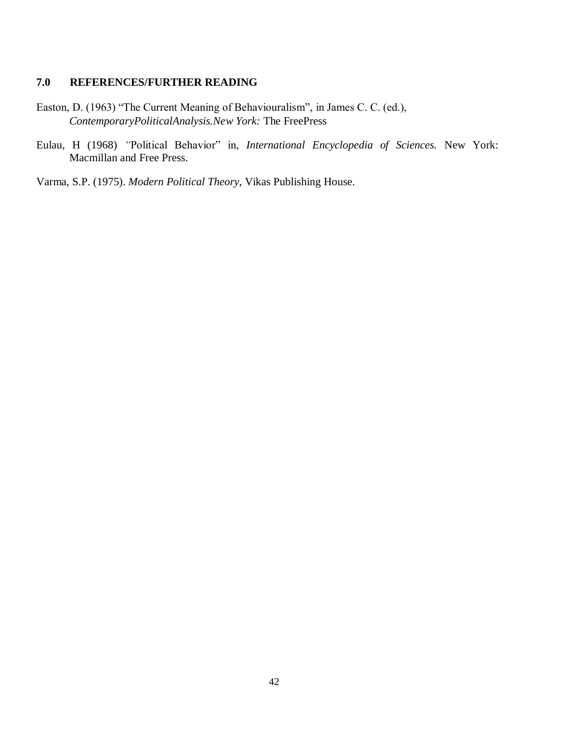## 7.0 REFERENCES/FURTHER READING

Easton, D. (1963) "The Current Meaning of Behaviouralism", in James C. C. (ed.), *ContemporaryPoliticalAnalysis.New York:* The FreePress

Eulau, H (1968) "Political Behavior" in, *International Encyclopedia of Sciences.* New York: Macmillan and Free Press.

Varma, S.P. (1975). *Modern Political Theory*, Vikas Publishing House.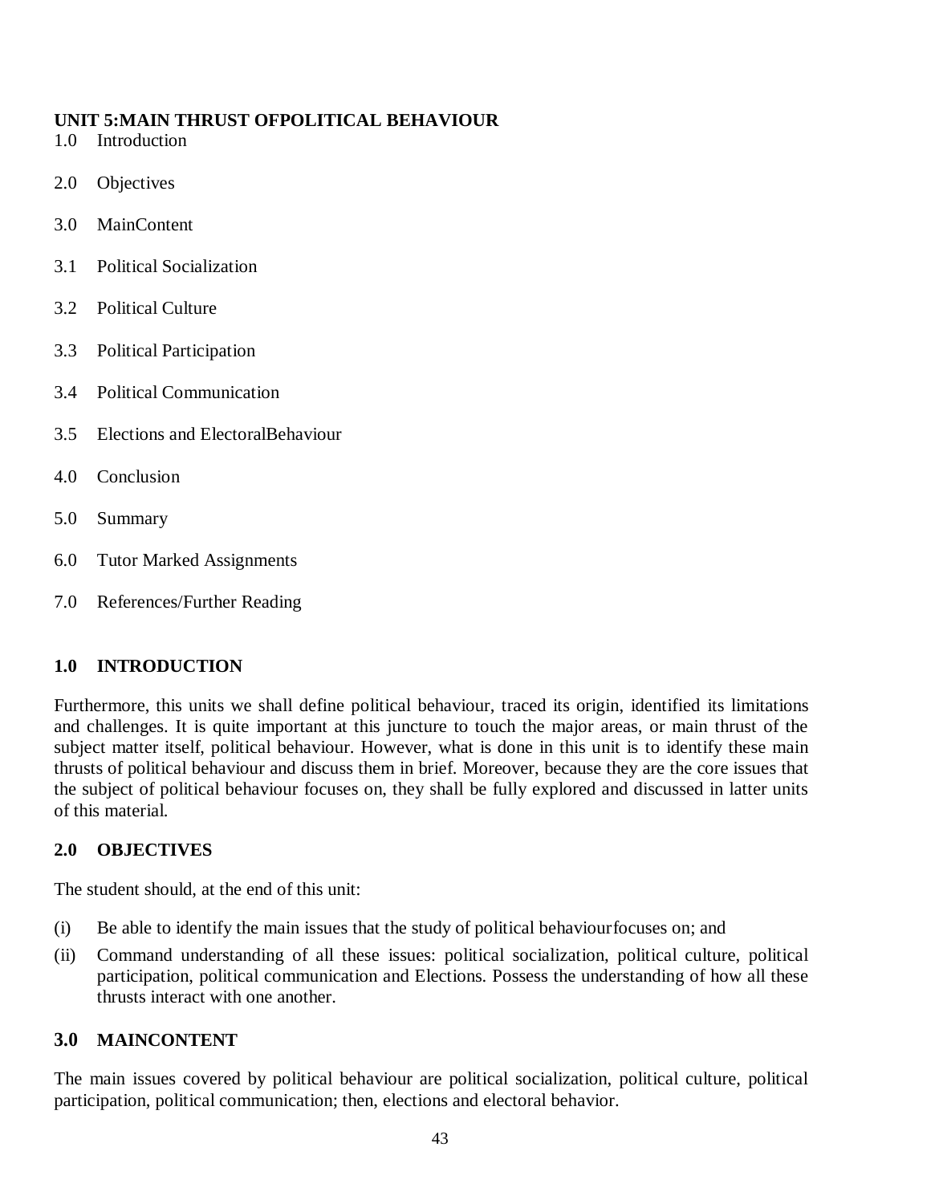## UNIT 5:MAIN THRUST OFPOLITICAL BEHAVIOUR

1.0 Introduction

2.0 Objectives

3.0 MainContent

3.1 Political Socialization

3.2 Political Culture

3.3 Political Participation

3.4 Political Communication

3.5 Elections and ElectoralBehaviour

4.0 Conclusion

5.0 Summary

6.0 Tutor Marked Assignments

7.0 References/Further Reading

### 1.0 INTRODUCTION

Furthermore, this units we shall define political behaviour, traced its origin, identified its limitations and challenges. It is quite important at this juncture to touch the major areas, or main thrust of the subject matter itself, political behaviour. However, what is done in this unit is to identify these main thrusts of political behaviour and discuss them in brief. Moreover, because they are the core issues that the subject of political behaviour focuses on, they shall be fully explored and discussed in latter units of this material.

### 2.0 OBJECTIVES

The student should, at the end of this unit:

(i) Be able to identify the main issues that the study of political behaviourfocuses on; and

(ii) Command understanding of all these issues: political socialization, political culture, political participation, political communication and Elections. Possess the understanding of how all these thrusts interact with one another.

### 3.0 MAINCONTENT

The main issues covered by political behaviour are political socialization, political culture, political participation, political communication; then, elections and electoral behavior.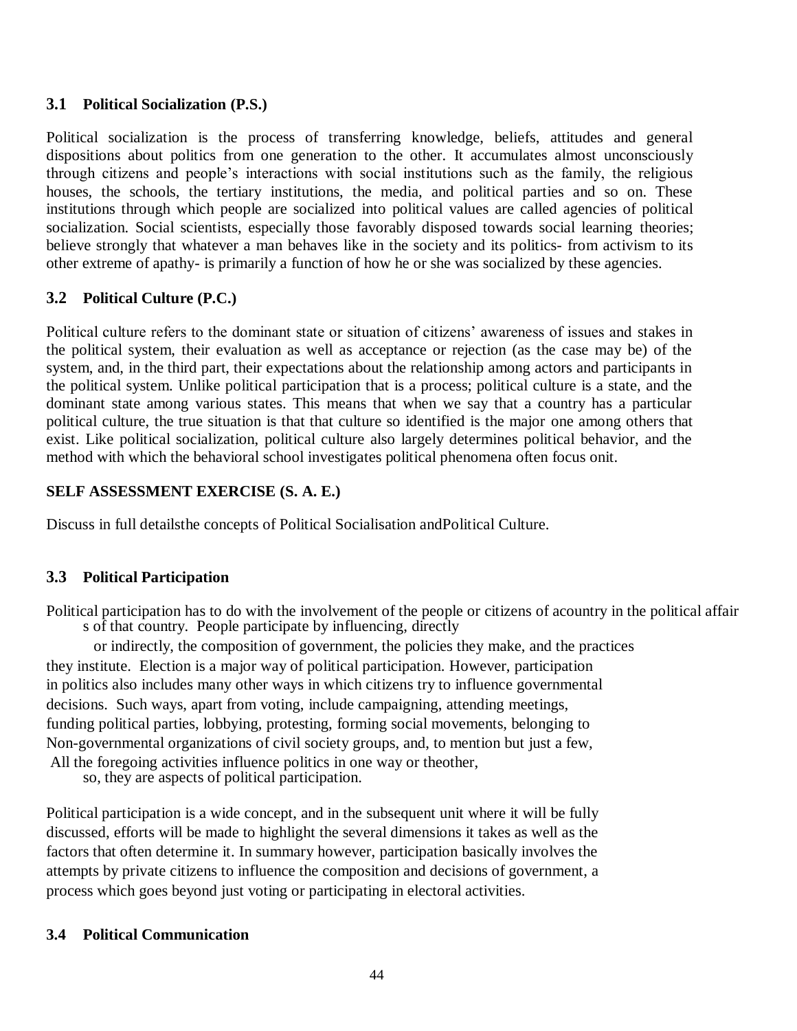### 3.1 Political Socialization (P.S.)

Political socialization is the process of transferring knowledge, beliefs, attitudes and general dispositions about politics from one generation to the other. It accumulates almost unconsciously through citizens and people's interactions with social institutions such as the family, the religious houses, the schools, the tertiary institutions, the media, and political parties and so on. These institutions through which people are socialized into political values are called agencies of political socialization. Social scientists, especially those favorably disposed towards social learning theories; believe strongly that whatever a man behaves like in the society and its politics- from activism to its other extreme of apathy- is primarily a function of how he or she was socialized by these agencies.

### 3.2 Political Culture (P.C.)

Political culture refers to the dominant state or situation of citizens' awareness of issues and stakes in the political system, their evaluation as well as acceptance or rejection (as the case may be) of the system, and, in the third part, their expectations about the relationship among actors and participants in the political system. Unlike political participation that is a process; political culture is a state, and the dominant state among various states. This means that when we say that a country has a particular political culture, the true situation is that that culture so identified is the major one among others that exist. Like political socialization, political culture also largely determines political behavior, and the method with which the behavioral school investigates political phenomena often focus onit.

**SELF ASSESSMENT EXERCISE (S. A. E.)**

Discuss in full detailsthe concepts of Political Socialisation andPolitical Culture.

### 3.3 Political Participation

Political participation has to do with the involvement of the people or citizens of acountry in the political affairs of that country. People participate by influencing, directly or indirectly, the composition of government, the policies they make, and the practices they institute. Election is a major way of political participation. However, participation in politics also includes many other ways in which citizens try to influence governmental decisions. Such ways, apart from voting, include campaigning, attending meetings, funding political parties, lobbying, protesting, forming social movements, belonging to Non-governmental organizations of civil society groups, and, to mention but just a few, All the foregoing activities influence politics in one way or theother, so, they are aspects of political participation.

Political participation is a wide concept, and in the subsequent unit where it will be fully discussed, efforts will be made to highlight the several dimensions it takes as well as the factors that often determine it. In summary however, participation basically involves the attempts by private citizens to influence the composition and decisions of government, a process which goes beyond just voting or participating in electoral activities.

### 3.4 Political Communication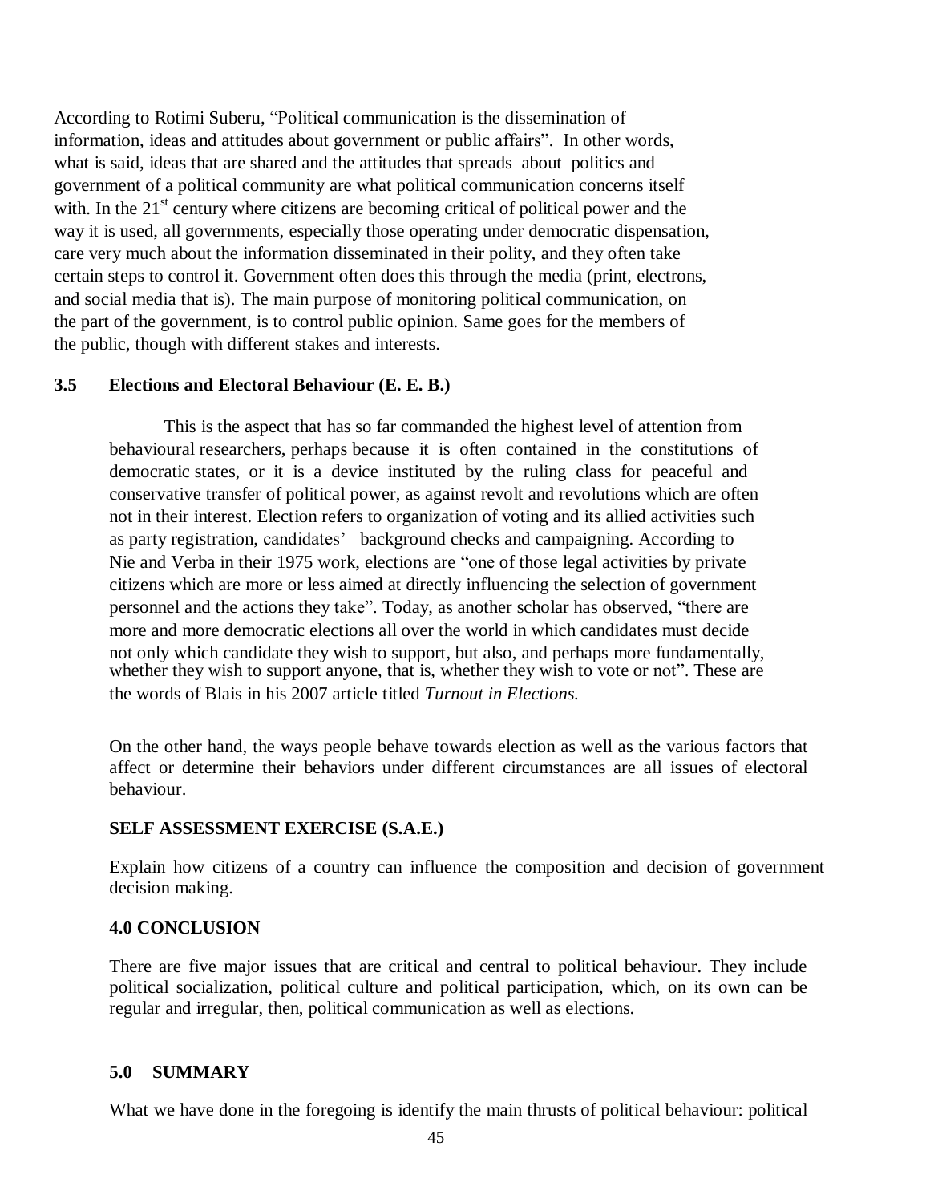According to Rotimi Suberu, "Political communication is the dissemination of information, ideas and attitudes about government or public affairs". In other words, what is said, ideas that are shared and the attitudes that spreads about politics and government of a political community are what political communication concerns itself with. In the 21st century where citizens are becoming critical of political power and the way it is used, all governments, especially those operating under democratic dispensation, care very much about the information disseminated in their polity, and they often take certain steps to control it. Government often does this through the media (print, electrons, and social media that is). The main purpose of monitoring political communication, on the part of the government, is to control public opinion. Same goes for the members of the public, though with different stakes and interests.

### 3.5 Elections and Electoral Behaviour (E. E. B.)

This is the aspect that has so far commanded the highest level of attention from behavioural researchers, perhaps because it is often contained in the constitutions of democratic states, or it is a device instituted by the ruling class for peaceful and conservative transfer of political power, as against revolt and revolutions which are often not in their interest. Election refers to organization of voting and its allied activities such as party registration, candidates' background checks and campaigning. According to Nie and Verba in their 1975 work, elections are "one of those legal activities by private citizens which are more or less aimed at directly influencing the selection of government personnel and the actions they take". Today, as another scholar has observed, "there are more and more democratic elections all over the world in which candidates must decide not only which candidate they wish to support, but also, and perhaps more fundamentally, whether they wish to support anyone, that is, whether they wish to vote or not". These are the words of Blais in his 2007 article titled *Turnout in Elections.*

On the other hand, the ways people behave towards election as well as the various factors that affect or determine their behaviors under different circumstances are all issues of electoral behaviour.

**SELF ASSESSMENT EXERCISE (S.A.E.)**

Explain how citizens of a country can influence the composition and decision of government decision making.

## 4.0 CONCLUSION

There are five major issues that are critical and central to political behaviour. They include political socialization, political culture and political participation, which, on its own can be regular and irregular, then, political communication as well as elections.

## 5.0 SUMMARY

What we have done in the foregoing is identify the main thrusts of political behaviour: political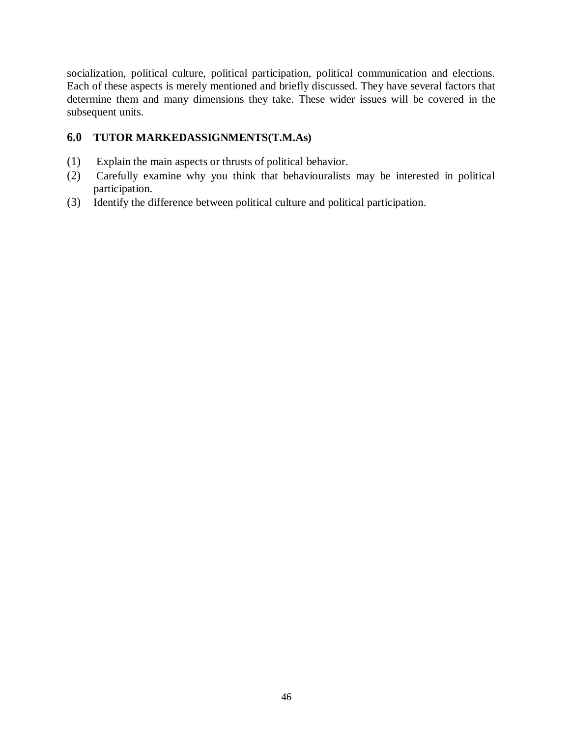socialization, political culture, political participation, political communication and elections. Each of these aspects is merely mentioned and briefly discussed. They have several factors that determine them and many dimensions they take. These wider issues will be covered in the subsequent units.

## 6.0 TUTOR MARKEDASSIGNMENTS(T.M.As)

(1) Explain the main aspects or thrusts of political behavior.

(2) Carefully examine why you think that behaviouralists may be interested in political participation.

(3) Identify the difference between political culture and political participation.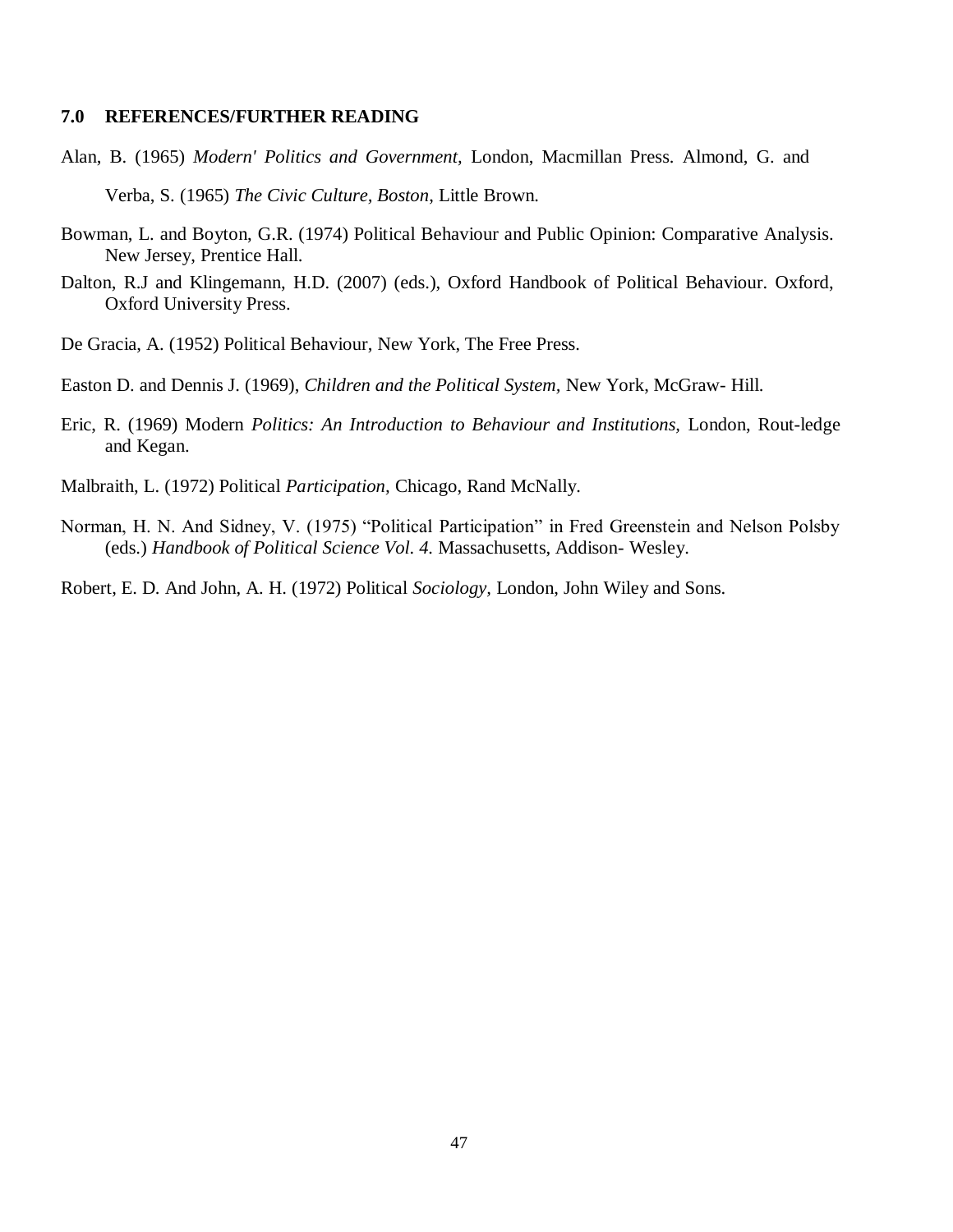### 7.0 REFERENCES/FURTHER READING

Alan, B. (1965) *Modern' Politics and Government*, London, Macmillan Press. Almond, G. and

Verba, S. (1965) *The Civic Culture, Boston*, Little Brown.

Bowman, L. and Boyton, G.R. (1974) Political Behaviour and Public Opinion: Comparative Analysis. New Jersey, Prentice Hall.

Dalton, R.J and Klingemann, H.D. (2007) (eds.), Oxford Handbook of Political Behaviour. Oxford, Oxford University Press.

De Gracia, A. (1952) Political Behaviour, New York, The Free Press.

Easton D. and Dennis J. (1969), *Children and the Political System*, New York, McGraw- Hill.

Eric, R. (1969) Modern *Politics: An Introduction to Behaviour and Institutions*, London, Rout-ledge and Kegan.

Malbraith, L. (1972) Political *Participation*, Chicago, Rand McNally.

Norman, H. N. And Sidney, V. (1975) "Political Participation" in Fred Greenstein and Nelson Polsby (eds.) *Handbook of Political Science Vol. 4.* Massachusetts, Addison- Wesley.

Robert, E. D. And John, A. H. (1972) Political *Sociology*, London, John Wiley and Sons.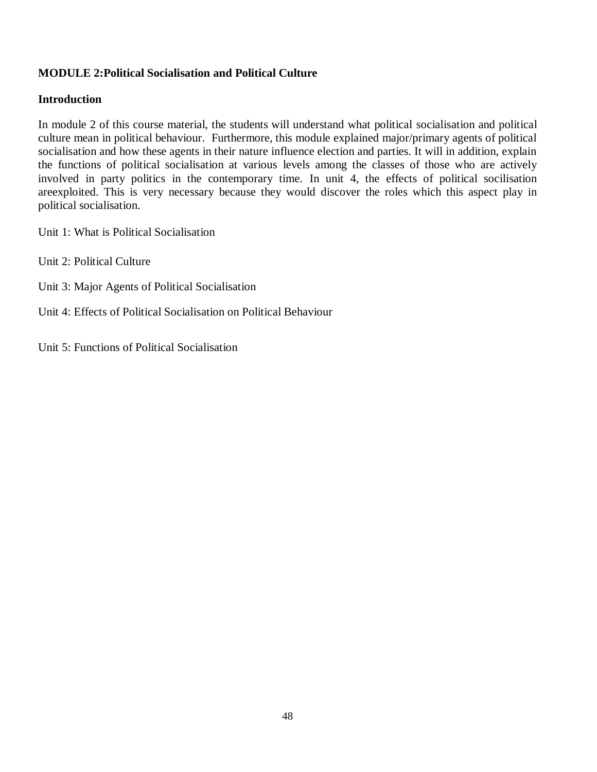**MODULE 2:Political Socialisation and Political Culture**

**Introduction**

In module 2 of this course material, the students will understand what political socialisation and political culture mean in political behaviour. Furthermore, this module explained major/primary agents of political socialisation and how these agents in their nature influence election and parties. It will in addition, explain the functions of political socialisation at various levels among the classes of those who are actively involved in party politics in the contemporary time. In unit 4, the effects of political socilisation areexploited. This is very necessary because they would discover the roles which this aspect play in political socialisation.

Unit 1: What is Political Socialisation

Unit 2: Political Culture

Unit 3: Major Agents of Political Socialisation

Unit 4: Effects of Political Socialisation on Political Behaviour

Unit 5: Functions of Political Socialisation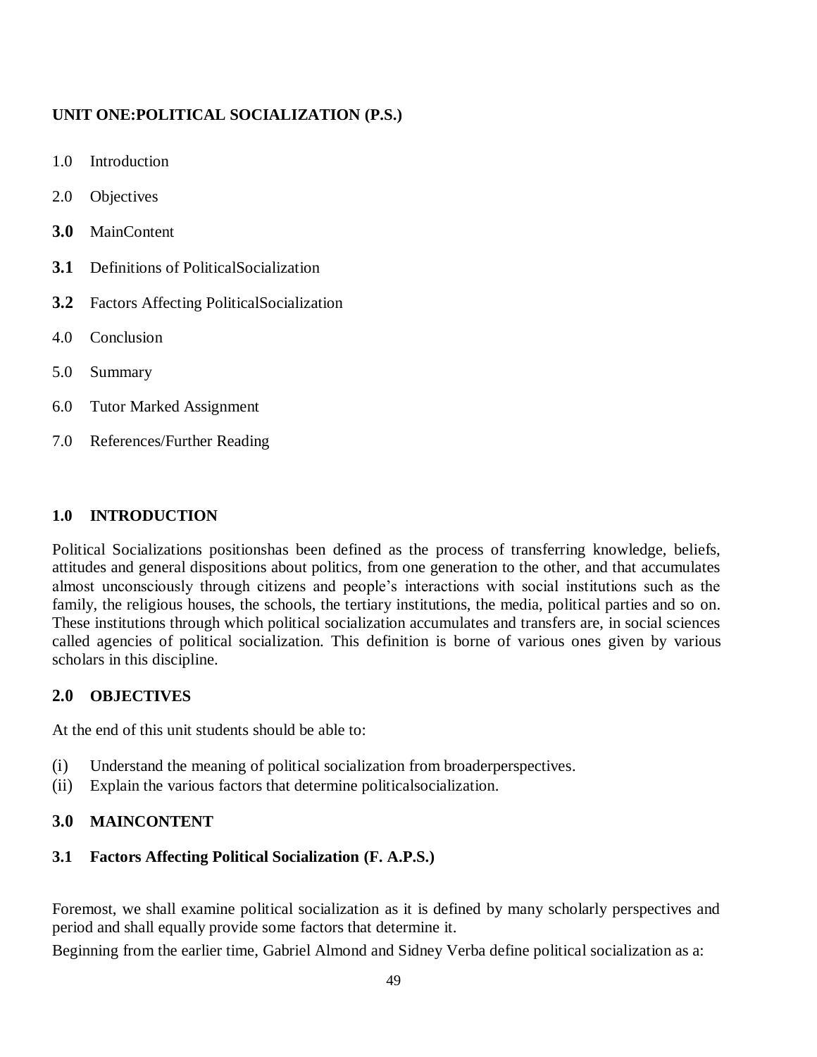**UNIT ONE:POLITICAL SOCIALIZATION (P.S.)**

1.0 Introduction

2.0 Objectives

**3.0** MainContent

**3.1** Definitions of PoliticalSocialization

**3.2** Factors Affecting PoliticalSocialization

4.0 Conclusion

5.0 Summary

6.0 Tutor Marked Assignment

7.0 References/Further Reading

## 1.0 INTRODUCTION

Political Socializations positionshas been defined as the process of transferring knowledge, beliefs, attitudes and general dispositions about politics, from one generation to the other, and that accumulates almost unconsciously through citizens and people's interactions with social institutions such as the family, the religious houses, the schools, the tertiary institutions, the media, political parties and so on. These institutions through which political socialization accumulates and transfers are, in social sciences called agencies of political socialization. This definition is borne of various ones given by various scholars in this discipline.

## 2.0 OBJECTIVES

At the end of this unit students should be able to:

(i) Understand the meaning of political socialization from broaderperspectives.
(ii) Explain the various factors that determine politicalsocialization.

## 3.0 MAINCONTENT

### 3.1 Factors Affecting Political Socialization (F. A.P.S.)

Foremost, we shall examine political socialization as it is defined by many scholarly perspectives and period and shall equally provide some factors that determine it.

Beginning from the earlier time, Gabriel Almond and Sidney Verba define political socialization as a: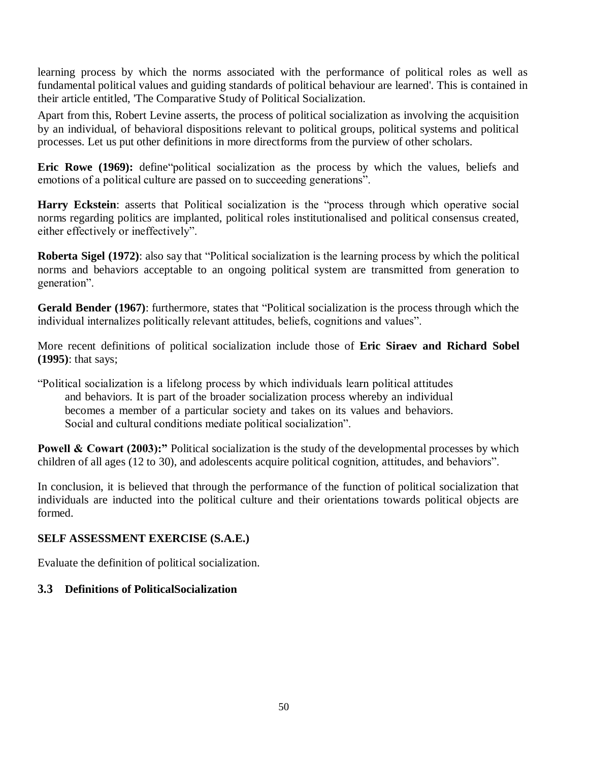learning process by which the norms associated with the performance of political roles as well as fundamental political values and guiding standards of political behaviour are learned'. This is contained in their article entitled, 'The Comparative Study of Political Socialization.

Apart from this, Robert Levine asserts, the process of political socialization as involving the acquisition by an individual, of behavioral dispositions relevant to political groups, political systems and political processes. Let us put other definitions in more directforms from the purview of other scholars.

**Eric Rowe (1969):** define"political socialization as the process by which the values, beliefs and emotions of a political culture are passed on to succeeding generations".

**Harry Eckstein**: asserts that Political socialization is the "process through which operative social norms regarding politics are implanted, political roles institutionalised and political consensus created, either effectively or ineffectively".

**Roberta Sigel (1972)**: also say that "Political socialization is the learning process by which the political norms and behaviors acceptable to an ongoing political system are transmitted from generation to generation".

**Gerald Bender (1967)**: furthermore, states that "Political socialization is the process through which the individual internalizes politically relevant attitudes, beliefs, cognitions and values".

More recent definitions of political socialization include those of **Eric Siraev and Richard Sobel (1995)**: that says;

"Political socialization is a lifelong process by which individuals learn political attitudes and behaviors. It is part of the broader socialization process whereby an individual becomes a member of a particular society and takes on its values and behaviors. Social and cultural conditions mediate political socialization".

**Powell & Cowart (2003):"** Political socialization is the study of the developmental processes by which children of all ages (12 to 30), and adolescents acquire political cognition, attitudes, and behaviors".

In conclusion, it is believed that through the performance of the function of political socialization that individuals are inducted into the political culture and their orientations towards political objects are formed.

**SELF ASSESSMENT EXERCISE (S.A.E.)**

Evaluate the definition of political socialization.

### 3.3 Definitions of PoliticalSocialization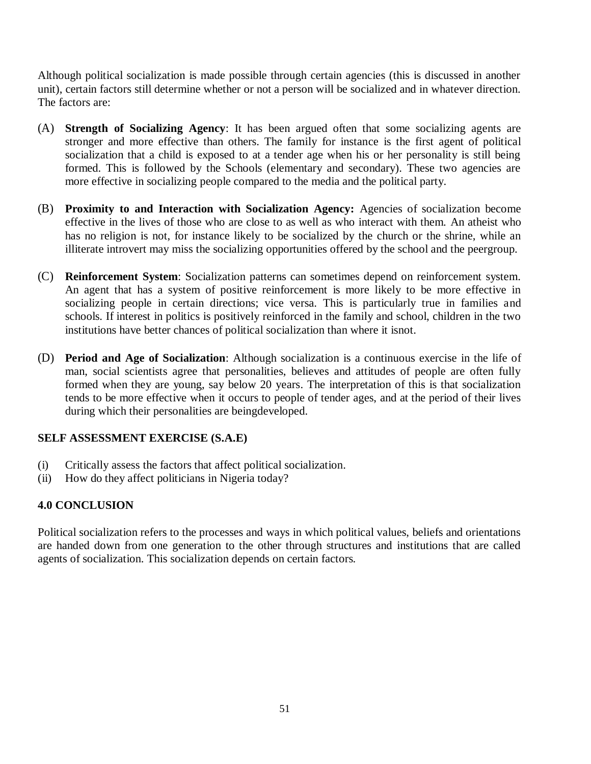Although political socialization is made possible through certain agencies (this is discussed in another unit), certain factors still determine whether or not a person will be socialized and in whatever direction. The factors are:

(A) **Strength of Socializing Agency**: It has been argued often that some socializing agents are stronger and more effective than others. The family for instance is the first agent of political socialization that a child is exposed to at a tender age when his or her personality is still being formed. This is followed by the Schools (elementary and secondary). These two agencies are more effective in socializing people compared to the media and the political party.

(B) **Proximity to and Interaction with Socialization Agency:** Agencies of socialization become effective in the lives of those who are close to as well as who interact with them. An atheist who has no religion is not, for instance likely to be socialized by the church or the shrine, while an illiterate introvert may miss the socializing opportunities offered by the school and the peergroup.

(C) **Reinforcement System**: Socialization patterns can sometimes depend on reinforcement system. An agent that has a system of positive reinforcement is more likely to be more effective in socializing people in certain directions; vice versa. This is particularly true in families and schools. If interest in politics is positively reinforced in the family and school, children in the two institutions have better chances of political socialization than where it isnot.

(D) **Period and Age of Socialization**: Although socialization is a continuous exercise in the life of man, social scientists agree that personalities, believes and attitudes of people are often fully formed when they are young, say below 20 years. The interpretation of this is that socialization tends to be more effective when it occurs to people of tender ages, and at the period of their lives during which their personalities are beingdeveloped.

**SELF ASSESSMENT EXERCISE (S.A.E)**

(i) Critically assess the factors that affect political socialization.
(ii) How do they affect politicians in Nigeria today?

## 4.0 CONCLUSION

Political socialization refers to the processes and ways in which political values, beliefs and orientations are handed down from one generation to the other through structures and institutions that are called agents of socialization. This socialization depends on certain factors.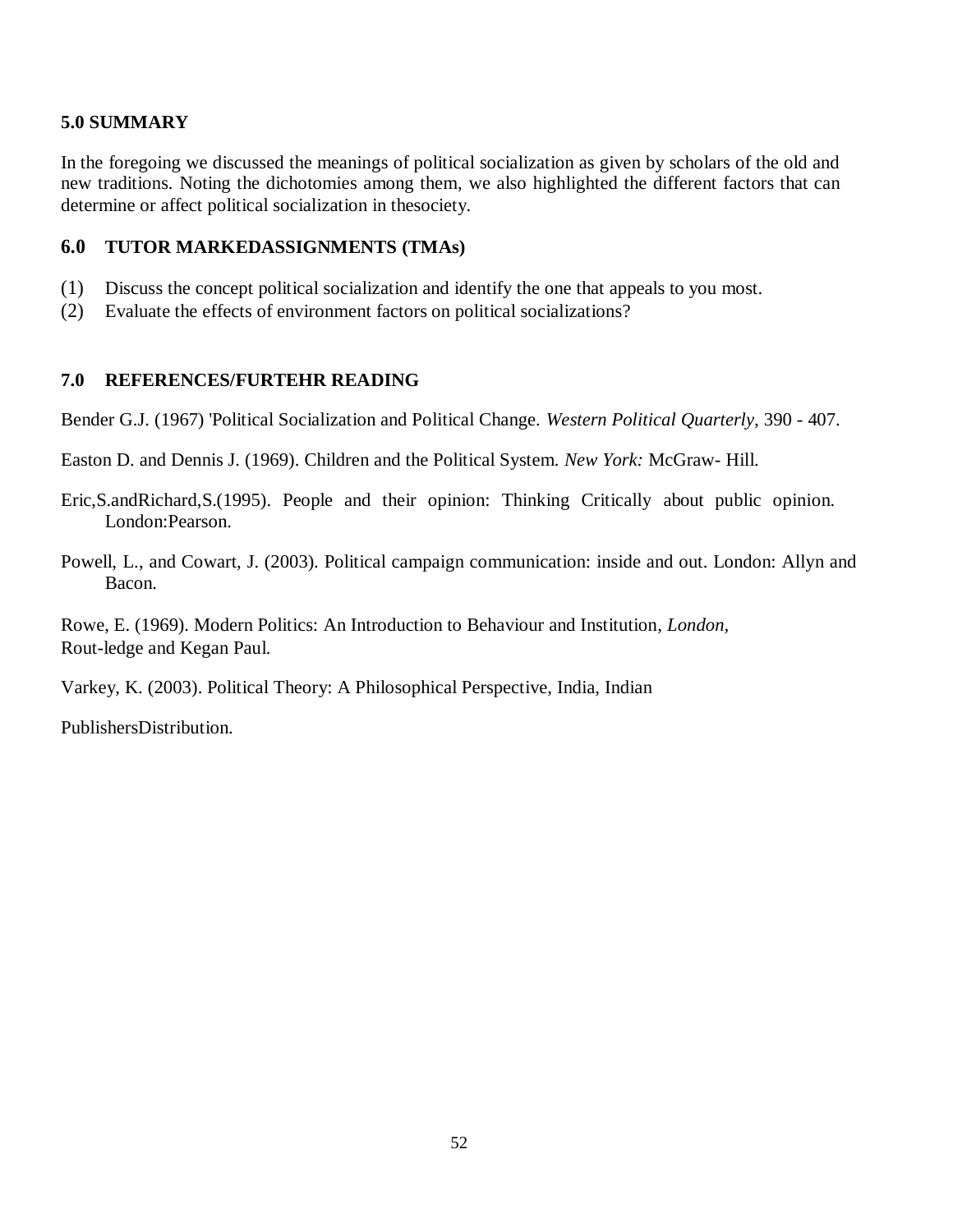## 5.0 SUMMARY

In the foregoing we discussed the meanings of political socialization as given by scholars of the old and new traditions. Noting the dichotomies among them, we also highlighted the different factors that can determine or affect political socialization in thesociety.

## 6.0 TUTOR MARKEDASSIGNMENTS (TMAs)

(1) Discuss the concept political socialization and identify the one that appeals to you most.
(2) Evaluate the effects of environment factors on political socializations?

## 7.0 REFERENCES/FURTEHR READING

Bender G.J. (1967) 'Political Socialization and Political Change. *Western Political Quarterly,* 390 - 407.

Easton D. and Dennis J. (1969). Children and the Political System. *New York:* McGraw- Hill.

Eric,S.andRichard,S.(1995). People and their opinion: Thinking Critically about public opinion. London:Pearson.

Powell, L., and Cowart, J. (2003). Political campaign communication: inside and out. London: Allyn and Bacon.

Rowe, E. (1969). Modern Politics: An Introduction to Behaviour and Institution, *London,* Rout-ledge and Kegan Paul.

Varkey, K. (2003). Political Theory: A Philosophical Perspective, India, Indian

PublishersDistribution.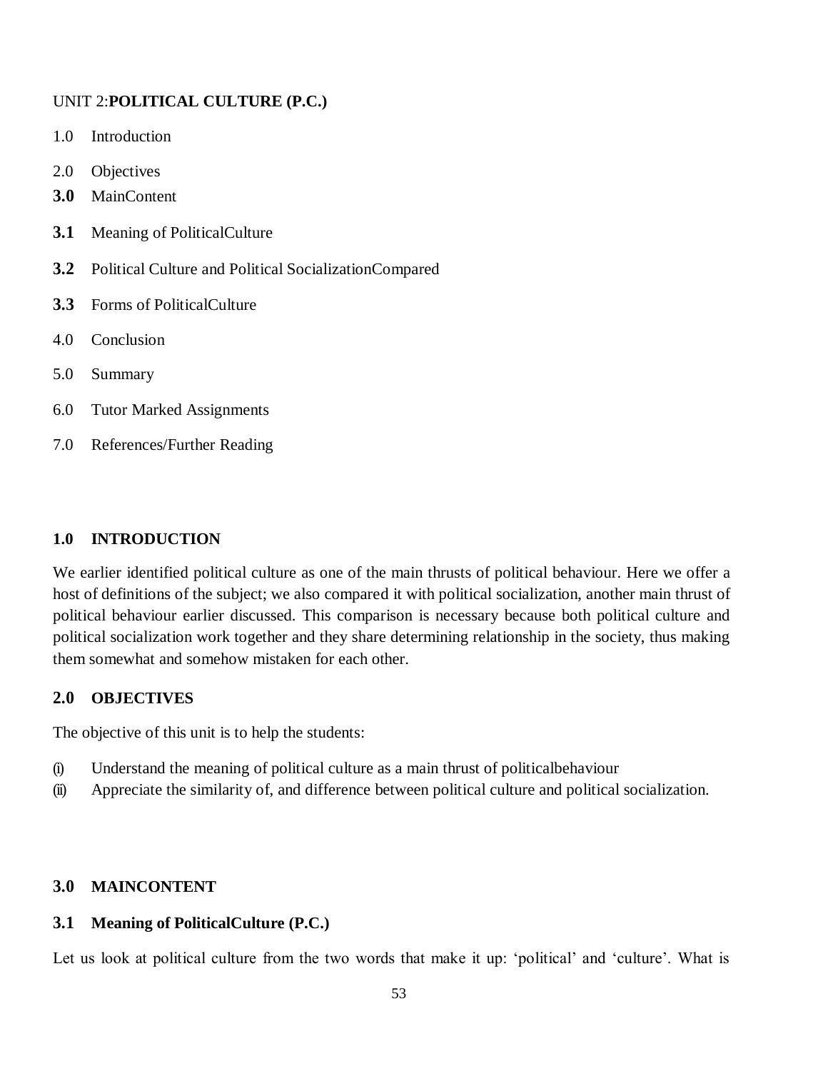## UNIT 2: **POLITICAL CULTURE (P.C.)**

1.0 Introduction

2.0 Objectives

**3.0** MainContent

**3.1** Meaning of PoliticalCulture

**3.2** Political Culture and Political SocializationCompared

**3.3** Forms of PoliticalCulture

4.0 Conclusion

5.0 Summary

6.0 Tutor Marked Assignments

7.0 References/Further Reading

### 1.0 INTRODUCTION

We earlier identified political culture as one of the main thrusts of political behaviour. Here we offer a host of definitions of the subject; we also compared it with political socialization, another main thrust of political behaviour earlier discussed. This comparison is necessary because both political culture and political socialization work together and they share determining relationship in the society, thus making them somewhat and somehow mistaken for each other.

### 2.0 OBJECTIVES

The objective of this unit is to help the students:

(i) Understand the meaning of political culture as a main thrust of politicalbehaviour
(ii) Appreciate the similarity of, and difference between political culture and political socialization.

### 3.0 MAINCONTENT

### 3.1 Meaning of PoliticalCulture (P.C.)

Let us look at political culture from the two words that make it up: 'political' and 'culture'. What is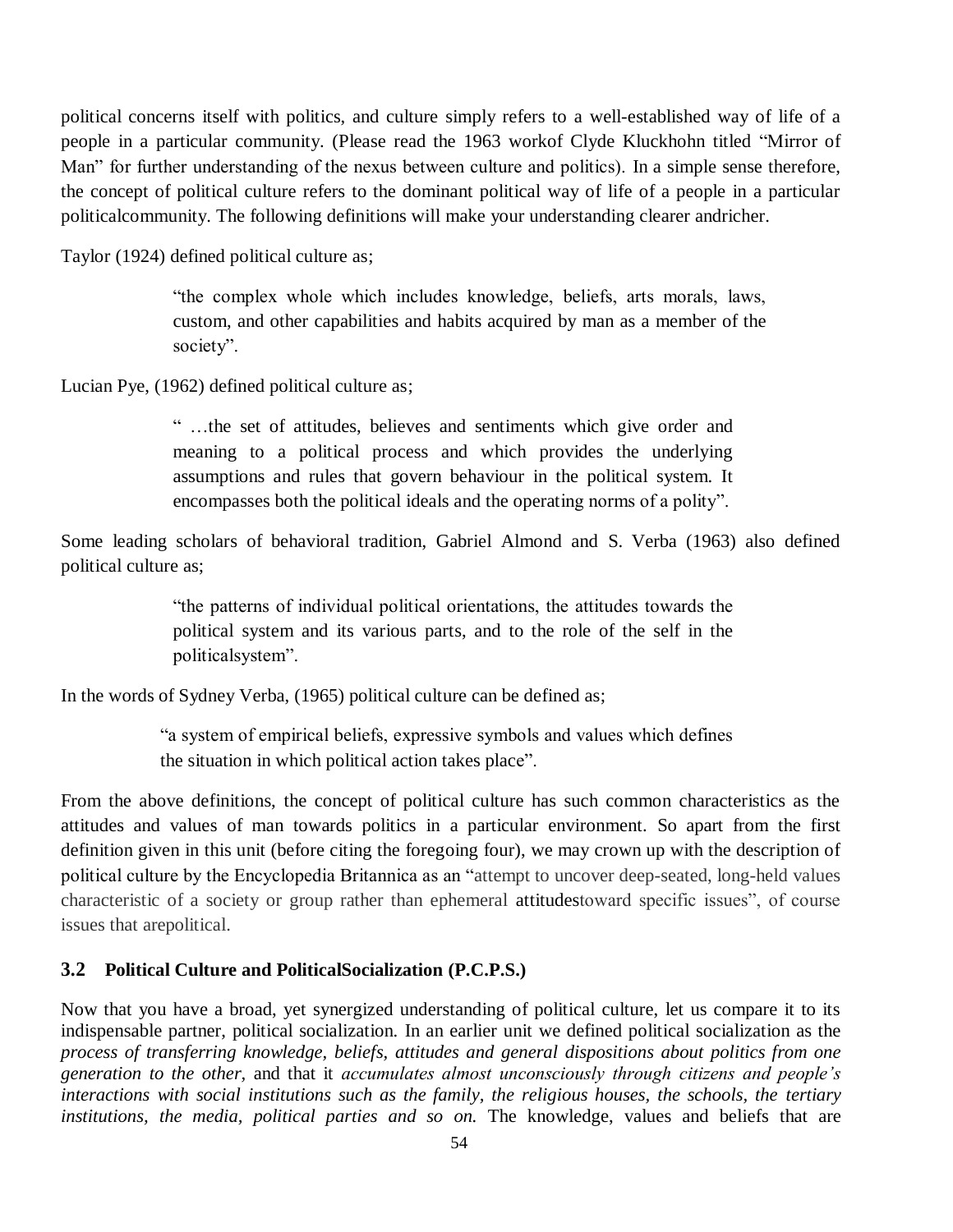political concerns itself with politics, and culture simply refers to a well-established way of life of a people in a particular community. (Please read the 1963 workof Clyde Kluckhohn titled "Mirror of Man" for further understanding of the nexus between culture and politics). In a simple sense therefore, the concept of political culture refers to the dominant political way of life of a people in a particular politicalcommunity. The following definitions will make your understanding clearer andricher.

Taylor (1924) defined political culture as;

> "the complex whole which includes knowledge, beliefs, arts morals, laws, custom, and other capabilities and habits acquired by man as a member of the society".

Lucian Pye, (1962) defined political culture as;

> " …the set of attitudes, believes and sentiments which give order and meaning to a political process and which provides the underlying assumptions and rules that govern behaviour in the political system. It encompasses both the political ideals and the operating norms of a polity".

Some leading scholars of behavioral tradition, Gabriel Almond and S. Verba (1963) also defined political culture as;

> "the patterns of individual political orientations, the attitudes towards the political system and its various parts, and to the role of the self in the politicalsystem".

In the words of Sydney Verba, (1965) political culture can be defined as;

> "a system of empirical beliefs, expressive symbols and values which defines the situation in which political action takes place".

From the above definitions, the concept of political culture has such common characteristics as the attitudes and values of man towards politics in a particular environment. So apart from the first definition given in this unit (before citing the foregoing four), we may crown up with the description of political culture by the Encyclopedia Britannica as an "attempt to uncover deep-seated, long-held values characteristic of a society or group rather than ephemeral attitudestoward specific issues", of course issues that arepolitical.

### 3.2 Political Culture and PoliticalSocialization (P.C.P.S.)

Now that you have a broad, yet synergized understanding of political culture, let us compare it to its indispensable partner, political socialization. In an earlier unit we defined political socialization as the *process of transferring knowledge, beliefs, attitudes and general dispositions about politics from one generation to the other,* and that it *accumulates almost unconsciously through citizens and people's interactions with social institutions such as the family, the religious houses, the schools, the tertiary institutions, the media, political parties and so on.* The knowledge, values and beliefs that are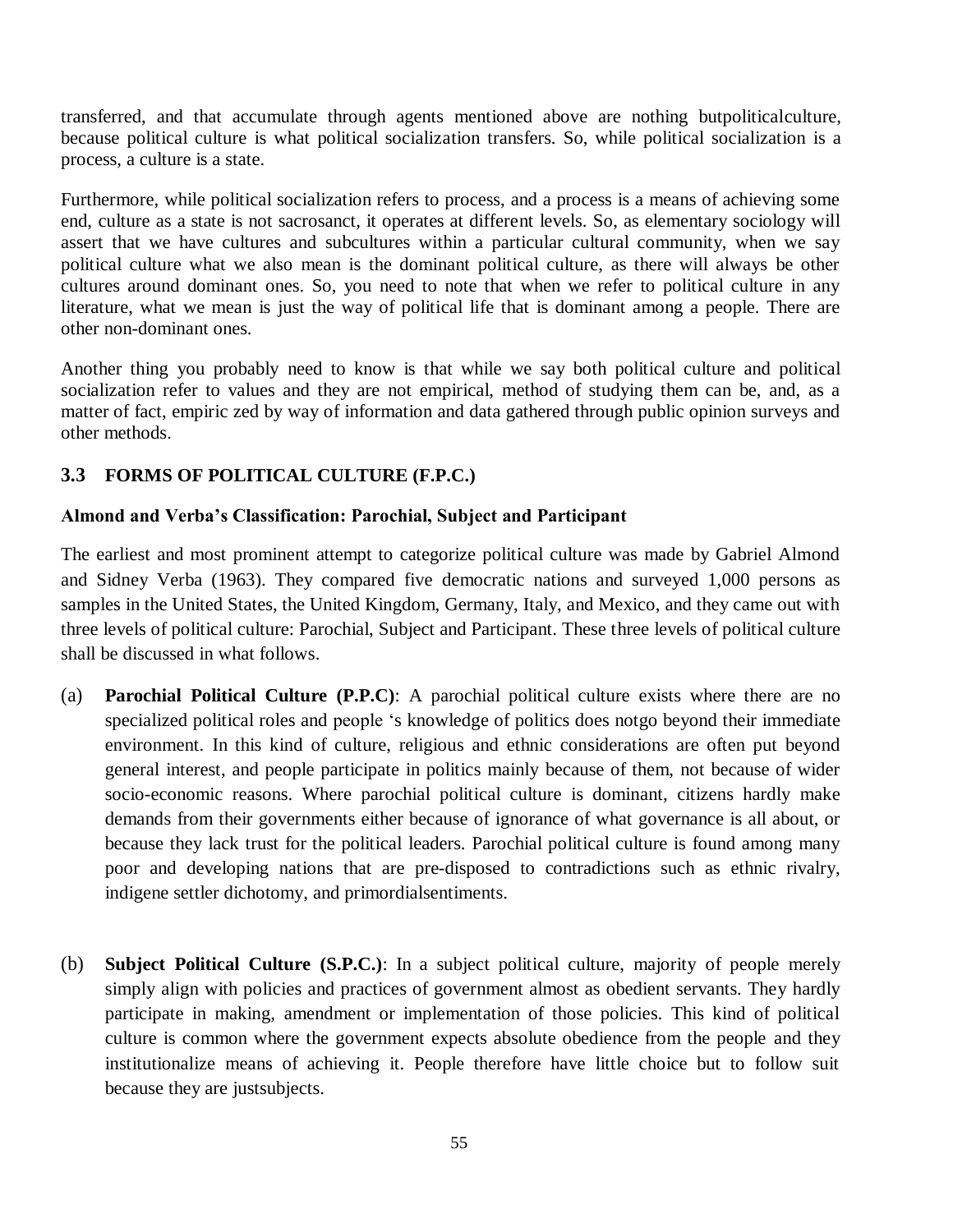transferred, and that accumulate through agents mentioned above are nothing butpoliticalculture, because political culture is what political socialization transfers. So, while political socialization is a process, a culture is a state.

Furthermore, while political socialization refers to process, and a process is a means of achieving some end, culture as a state is not sacrosanct, it operates at different levels. So, as elementary sociology will assert that we have cultures and subcultures within a particular cultural community, when we say political culture what we also mean is the dominant political culture, as there will always be other cultures around dominant ones. So, you need to note that when we refer to political culture in any literature, what we mean is just the way of political life that is dominant among a people. There are other non-dominant ones.

Another thing you probably need to know is that while we say both political culture and political socialization refer to values and they are not empirical, method of studying them can be, and, as a matter of fact, empiric zed by way of information and data gathered through public opinion surveys and other methods.

## 3.3 FORMS OF POLITICAL CULTURE (F.P.C.)

**Almond and Verba's Classification: Parochial, Subject and Participant**

The earliest and most prominent attempt to categorize political culture was made by Gabriel Almond and Sidney Verba (1963). They compared five democratic nations and surveyed 1,000 persons as samples in the United States, the United Kingdom, Germany, Italy, and Mexico, and they came out with three levels of political culture: Parochial, Subject and Participant. These three levels of political culture shall be discussed in what follows.

(a) **Parochial Political Culture (P.P.C)**: A parochial political culture exists where there are no specialized political roles and people 's knowledge of politics does notgo beyond their immediate environment. In this kind of culture, religious and ethnic considerations are often put beyond general interest, and people participate in politics mainly because of them, not because of wider socio-economic reasons. Where parochial political culture is dominant, citizens hardly make demands from their governments either because of ignorance of what governance is all about, or because they lack trust for the political leaders. Parochial political culture is found among many poor and developing nations that are pre-disposed to contradictions such as ethnic rivalry, indigene settler dichotomy, and primordialsentiments.

(b) **Subject Political Culture (S.P.C.)**: In a subject political culture, majority of people merely simply align with policies and practices of government almost as obedient servants. They hardly participate in making, amendment or implementation of those policies. This kind of political culture is common where the government expects absolute obedience from the people and they institutionalize means of achieving it. People therefore have little choice but to follow suit because they are justsubjects.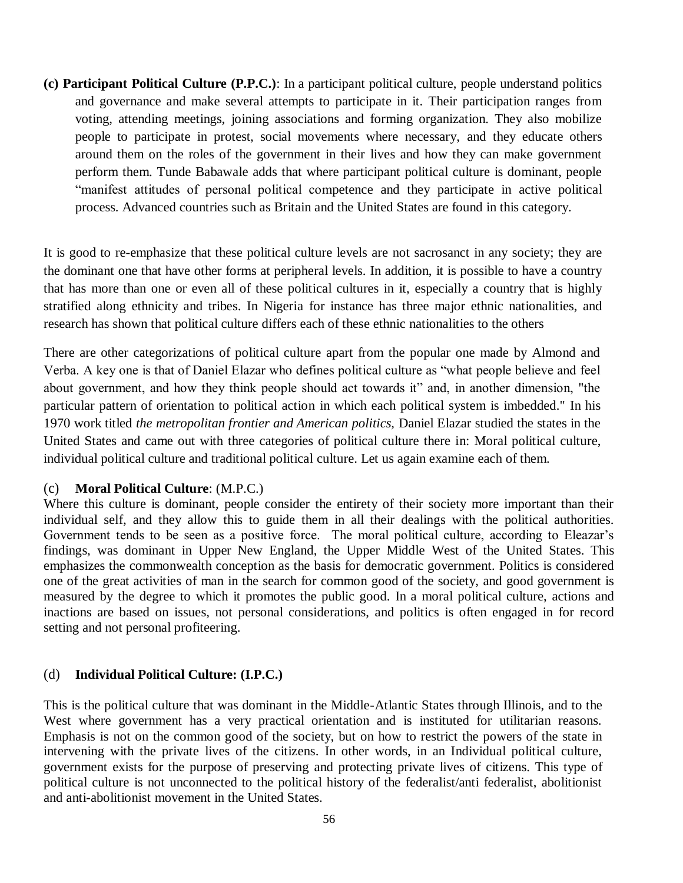**(c) Participant Political Culture (P.P.C.)**: In a participant political culture, people understand politics and governance and make several attempts to participate in it. Their participation ranges from voting, attending meetings, joining associations and forming organization. They also mobilize people to participate in protest, social movements where necessary, and they educate others around them on the roles of the government in their lives and how they can make government perform them. Tunde Babawale adds that where participant political culture is dominant, people "manifest attitudes of personal political competence and they participate in active political process. Advanced countries such as Britain and the United States are found in this category.

It is good to re-emphasize that these political culture levels are not sacrosanct in any society; they are the dominant one that have other forms at peripheral levels. In addition, it is possible to have a country that has more than one or even all of these political cultures in it, especially a country that is highly stratified along ethnicity and tribes. In Nigeria for instance has three major ethnic nationalities, and research has shown that political culture differs each of these ethnic nationalities to the others

There are other categorizations of political culture apart from the popular one made by Almond and Verba. A key one is that of Daniel Elazar who defines political culture as "what people believe and feel about government, and how they think people should act towards it" and, in another dimension, "the particular pattern of orientation to political action in which each political system is imbedded." In his 1970 work titled *the metropolitan frontier and American politics*, Daniel Elazar studied the states in the United States and came out with three categories of political culture there in: Moral political culture, individual political culture and traditional political culture. Let us again examine each of them.

(c) **Moral Political Culture**: (M.P.C.)

Where this culture is dominant, people consider the entirety of their society more important than their individual self, and they allow this to guide them in all their dealings with the political authorities. Government tends to be seen as a positive force. The moral political culture, according to Eleazar's findings, was dominant in Upper New England, the Upper Middle West of the United States. This emphasizes the commonwealth conception as the basis for democratic government. Politics is considered one of the great activities of man in the search for common good of the society, and good government is measured by the degree to which it promotes the public good. In a moral political culture, actions and inactions are based on issues, not personal considerations, and politics is often engaged in for record setting and not personal profiteering.

(d) **Individual Political Culture: (I.P.C.)**

This is the political culture that was dominant in the Middle-Atlantic States through Illinois, and to the West where government has a very practical orientation and is instituted for utilitarian reasons. Emphasis is not on the common good of the society, but on how to restrict the powers of the state in intervening with the private lives of the citizens. In other words, in an Individual political culture, government exists for the purpose of preserving and protecting private lives of citizens. This type of political culture is not unconnected to the political history of the federalist/anti federalist, abolitionist and anti-abolitionist movement in the United States.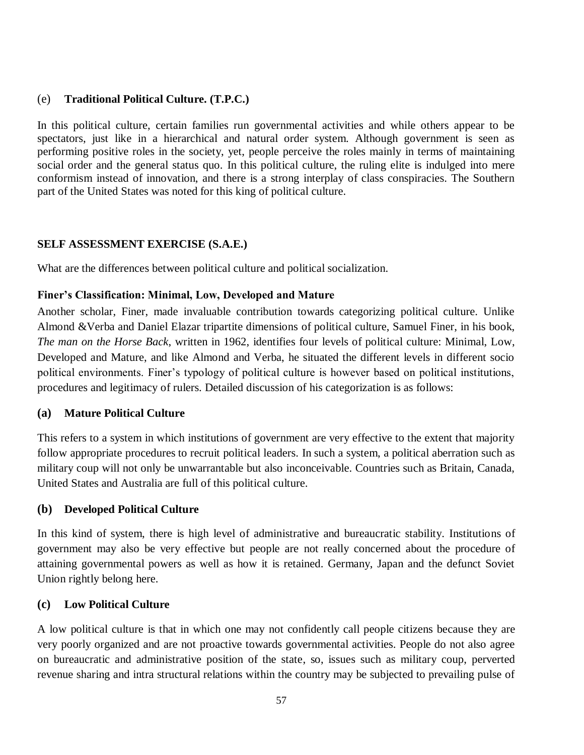### (e) Traditional Political Culture. (T.P.C.)

In this political culture, certain families run governmental activities and while others appear to be spectators, just like in a hierarchical and natural order system. Although government is seen as performing positive roles in the society, yet, people perceive the roles mainly in terms of maintaining social order and the general status quo. In this political culture, the ruling elite is indulged into mere conformism instead of innovation, and there is a strong interplay of class conspiracies. The Southern part of the United States was noted for this king of political culture.

**SELF ASSESSMENT EXERCISE (S.A.E.)**

What are the differences between political culture and political socialization.

**Finer's Classification: Minimal, Low, Developed and Mature**

Another scholar, Finer, made invaluable contribution towards categorizing political culture. Unlike Almond &Verba and Daniel Elazar tripartite dimensions of political culture, Samuel Finer, in his book, *The man on the Horse Back*, written in 1962, identifies four levels of political culture: Minimal, Low, Developed and Mature, and like Almond and Verba, he situated the different levels in different socio political environments. Finer's typology of political culture is however based on political institutions, procedures and legitimacy of rulers. Detailed discussion of his categorization is as follows:

### (a) Mature Political Culture

This refers to a system in which institutions of government are very effective to the extent that majority follow appropriate procedures to recruit political leaders. In such a system, a political aberration such as military coup will not only be unwarrantable but also inconceivable. Countries such as Britain, Canada, United States and Australia are full of this political culture.

### (b) Developed Political Culture

In this kind of system, there is high level of administrative and bureaucratic stability. Institutions of government may also be very effective but people are not really concerned about the procedure of attaining governmental powers as well as how it is retained. Germany, Japan and the defunct Soviet Union rightly belong here.

### (c) Low Political Culture

A low political culture is that in which one may not confidently call people citizens because they are very poorly organized and are not proactive towards governmental activities. People do not also agree on bureaucratic and administrative position of the state, so, issues such as military coup, perverted revenue sharing and intra structural relations within the country may be subjected to prevailing pulse of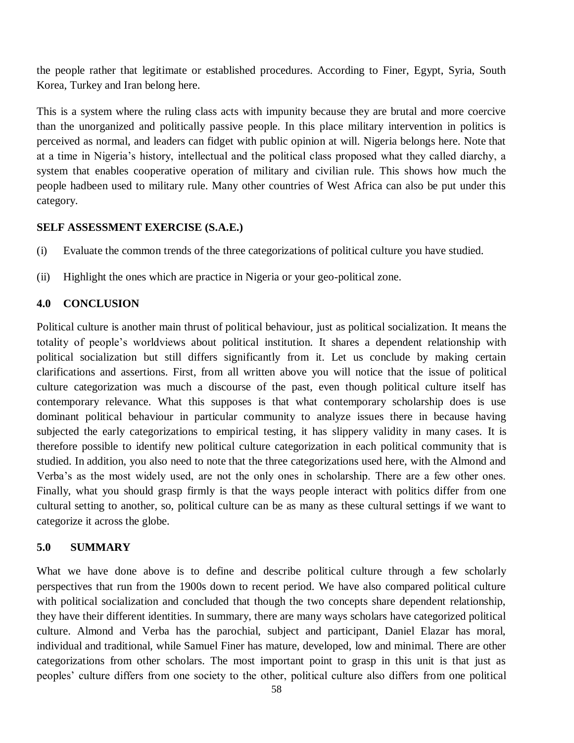the people rather that legitimate or established procedures. According to Finer, Egypt, Syria, South Korea, Turkey and Iran belong here.

This is a system where the ruling class acts with impunity because they are brutal and more coercive than the unorganized and politically passive people. In this place military intervention in politics is perceived as normal, and leaders can fidget with public opinion at will. Nigeria belongs here. Note that at a time in Nigeria's history, intellectual and the political class proposed what they called diarchy, a system that enables cooperative operation of military and civilian rule. This shows how much the people hadbeen used to military rule. Many other countries of West Africa can also be put under this category.

**SELF ASSESSMENT EXERCISE (S.A.E.)**

(i) Evaluate the common trends of the three categorizations of political culture you have studied.

(ii) Highlight the ones which are practice in Nigeria or your geo-political zone.

## 4.0 CONCLUSION

Political culture is another main thrust of political behaviour, just as political socialization. It means the totality of people's worldviews about political institution. It shares a dependent relationship with political socialization but still differs significantly from it. Let us conclude by making certain clarifications and assertions. First, from all written above you will notice that the issue of political culture categorization was much a discourse of the past, even though political culture itself has contemporary relevance. What this supposes is that what contemporary scholarship does is use dominant political behaviour in particular community to analyze issues there in because having subjected the early categorizations to empirical testing, it has slippery validity in many cases. It is therefore possible to identify new political culture categorization in each political community that is studied. In addition, you also need to note that the three categorizations used here, with the Almond and Verba's as the most widely used, are not the only ones in scholarship. There are a few other ones. Finally, what you should grasp firmly is that the ways people interact with politics differ from one cultural setting to another, so, political culture can be as many as these cultural settings if we want to categorize it across the globe.

## 5.0 SUMMARY

What we have done above is to define and describe political culture through a few scholarly perspectives that run from the 1900s down to recent period. We have also compared political culture with political socialization and concluded that though the two concepts share dependent relationship, they have their different identities. In summary, there are many ways scholars have categorized political culture. Almond and Verba has the parochial, subject and participant, Daniel Elazar has moral, individual and traditional, while Samuel Finer has mature, developed, low and minimal. There are other categorizations from other scholars. The most important point to grasp in this unit is that just as peoples' culture differs from one society to the other, political culture also differs from one political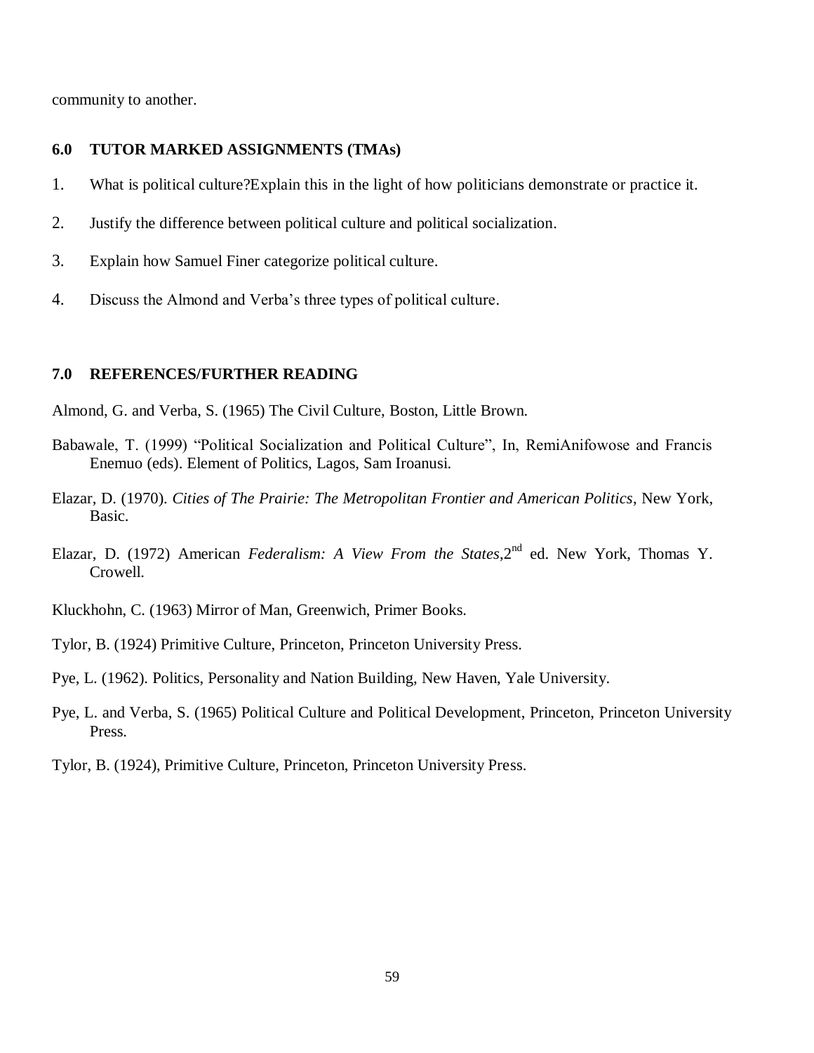community to another.

## 6.0 TUTOR MARKED ASSIGNMENTS (TMAs)

1. What is political culture?Explain this in the light of how politicians demonstrate or practice it.
2. Justify the difference between political culture and political socialization.
3. Explain how Samuel Finer categorize political culture.
4. Discuss the Almond and Verba's three types of political culture.

## 7.0 REFERENCES/FURTHER READING

Almond, G. and Verba, S. (1965) The Civil Culture, Boston, Little Brown.

Babawale, T. (1999) "Political Socialization and Political Culture", In, RemiAnifowose and Francis Enemuo (eds). Element of Politics, Lagos, Sam Iroanusi.

Elazar, D. (1970). *Cities of The Prairie: The Metropolitan Frontier and American Politics*, New York, Basic.

Elazar, D. (1972) American *Federalism: A View From the States*,2nd ed. New York, Thomas Y. Crowell.

Kluckhohn, C. (1963) Mirror of Man, Greenwich, Primer Books.

Tylor, B. (1924) Primitive Culture, Princeton, Princeton University Press.

Pye, L. (1962). Politics, Personality and Nation Building, New Haven, Yale University.

Pye, L. and Verba, S. (1965) Political Culture and Political Development, Princeton, Princeton University Press.

Tylor, B. (1924), Primitive Culture, Princeton, Princeton University Press.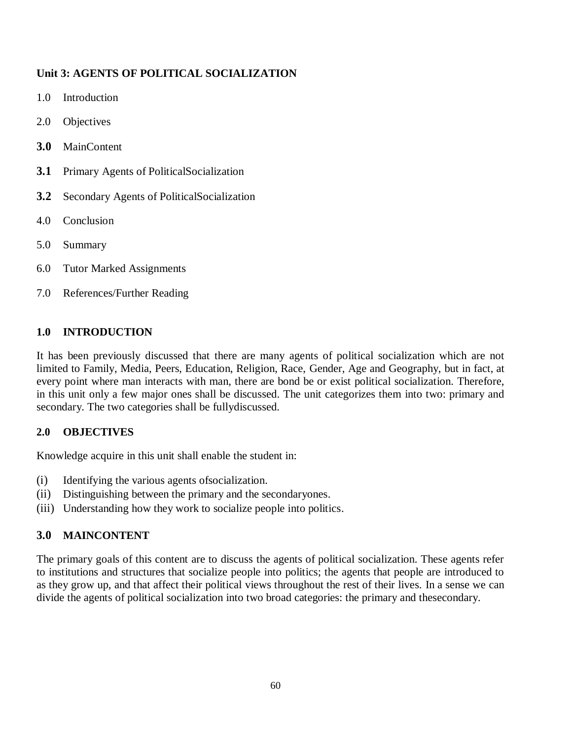## Unit 3: AGENTS OF POLITICAL SOCIALIZATION

1.0 Introduction

2.0 Objectives

**3.0** MainContent

**3.1** Primary Agents of PoliticalSocialization

**3.2** Secondary Agents of PoliticalSocialization

4.0 Conclusion

5.0 Summary

6.0 Tutor Marked Assignments

7.0 References/Further Reading

### 1.0 INTRODUCTION

It has been previously discussed that there are many agents of political socialization which are not limited to Family, Media, Peers, Education, Religion, Race, Gender, Age and Geography, but in fact, at every point where man interacts with man, there are bond be or exist political socialization. Therefore, in this unit only a few major ones shall be discussed. The unit categorizes them into two: primary and secondary. The two categories shall be fullydiscussed.

### 2.0 OBJECTIVES

Knowledge acquire in this unit shall enable the student in:

(i) Identifying the various agents ofsocialization.
(ii) Distinguishing between the primary and the secondaryones.
(iii) Understanding how they work to socialize people into politics.

### 3.0 MAINCONTENT

The primary goals of this content are to discuss the agents of political socialization. These agents refer to institutions and structures that socialize people into politics; the agents that people are introduced to as they grow up, and that affect their political views throughout the rest of their lives. In a sense we can divide the agents of political socialization into two broad categories: the primary and thesecondary.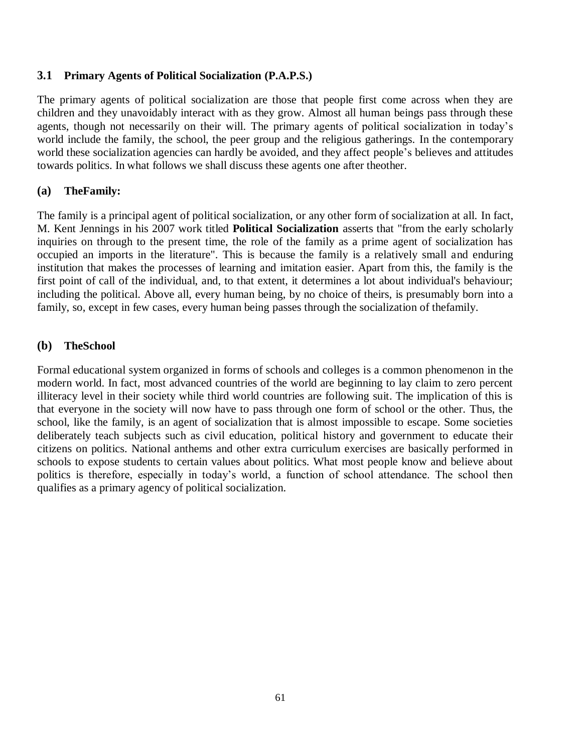### 3.1 Primary Agents of Political Socialization (P.A.P.S.)

The primary agents of political socialization are those that people first come across when they are children and they unavoidably interact with as they grow. Almost all human beings pass through these agents, though not necessarily on their will. The primary agents of political socialization in today's world include the family, the school, the peer group and the religious gatherings. In the contemporary world these socialization agencies can hardly be avoided, and they affect people's believes and attitudes towards politics. In what follows we shall discuss these agents one after theother.

#### (a) TheFamily:

The family is a principal agent of political socialization, or any other form of socialization at all. In fact, M. Kent Jennings in his 2007 work titled **Political Socialization** asserts that "from the early scholarly inquiries on through to the present time, the role of the family as a prime agent of socialization has occupied an imports in the literature". This is because the family is a relatively small and enduring institution that makes the processes of learning and imitation easier. Apart from this, the family is the first point of call of the individual, and, to that extent, it determines a lot about individual's behaviour; including the political. Above all, every human being, by no choice of theirs, is presumably born into a family, so, except in few cases, every human being passes through the socialization of thefamily.

#### (b) TheSchool

Formal educational system organized in forms of schools and colleges is a common phenomenon in the modern world. In fact, most advanced countries of the world are beginning to lay claim to zero percent illiteracy level in their society while third world countries are following suit. The implication of this is that everyone in the society will now have to pass through one form of school or the other. Thus, the school, like the family, is an agent of socialization that is almost impossible to escape. Some societies deliberately teach subjects such as civil education, political history and government to educate their citizens on politics. National anthems and other extra curriculum exercises are basically performed in schools to expose students to certain values about politics. What most people know and believe about politics is therefore, especially in today's world, a function of school attendance. The school then qualifies as a primary agency of political socialization.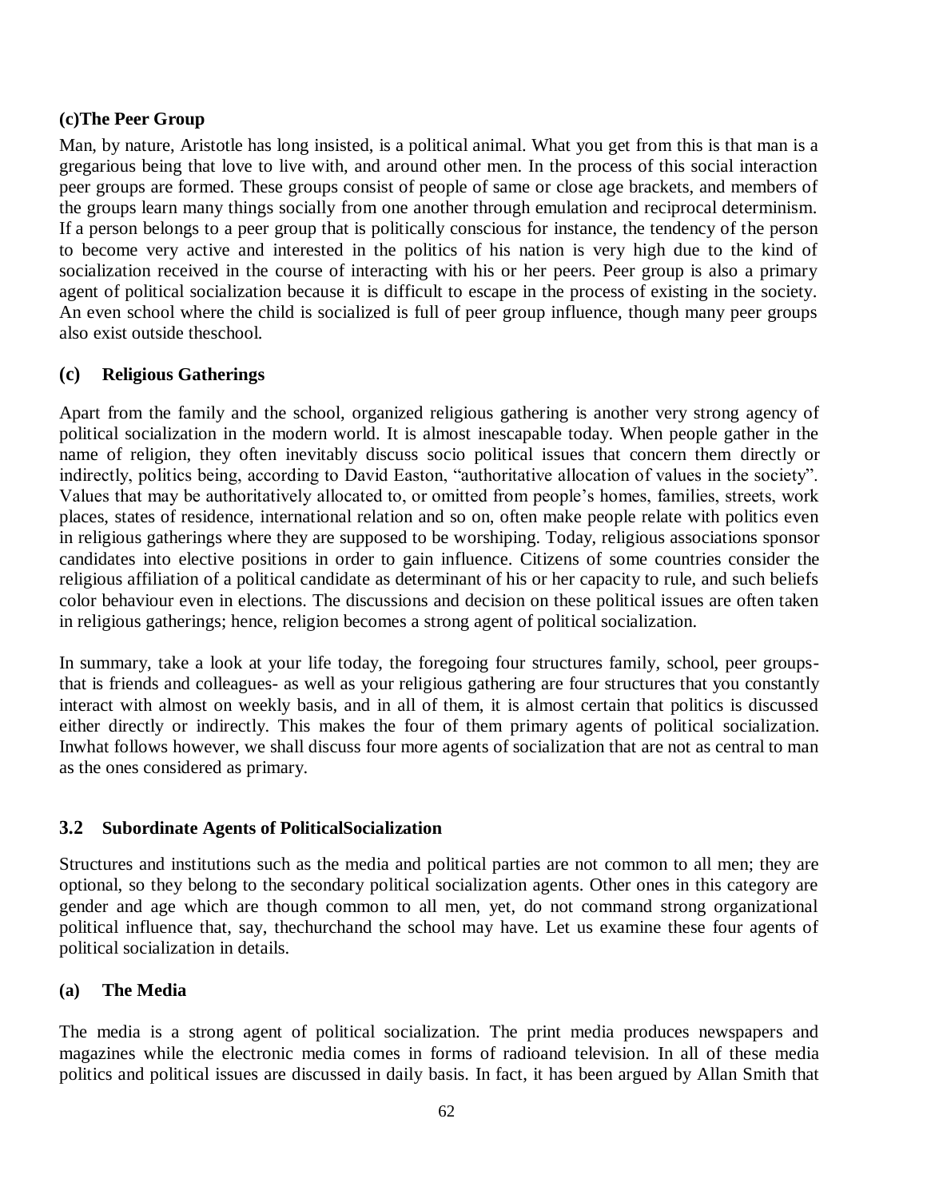**(c)The Peer Group**

Man, by nature, Aristotle has long insisted, is a political animal. What you get from this is that man is a gregarious being that love to live with, and around other men. In the process of this social interaction peer groups are formed. These groups consist of people of same or close age brackets, and members of the groups learn many things socially from one another through emulation and reciprocal determinism. If a person belongs to a peer group that is politically conscious for instance, the tendency of the person to become very active and interested in the politics of his nation is very high due to the kind of socialization received in the course of interacting with his or her peers. Peer group is also a primary agent of political socialization because it is difficult to escape in the process of existing in the society. An even school where the child is socialized is full of peer group influence, though many peer groups also exist outside theschool.

**(c) Religious Gatherings**

Apart from the family and the school, organized religious gathering is another very strong agency of political socialization in the modern world. It is almost inescapable today. When people gather in the name of religion, they often inevitably discuss socio political issues that concern them directly or indirectly, politics being, according to David Easton, "authoritative allocation of values in the society". Values that may be authoritatively allocated to, or omitted from people's homes, families, streets, work places, states of residence, international relation and so on, often make people relate with politics even in religious gatherings where they are supposed to be worshiping. Today, religious associations sponsor candidates into elective positions in order to gain influence. Citizens of some countries consider the religious affiliation of a political candidate as determinant of his or her capacity to rule, and such beliefs color behaviour even in elections. The discussions and decision on these political issues are often taken in religious gatherings; hence, religion becomes a strong agent of political socialization.

In summary, take a look at your life today, the foregoing four structures family, school, peer groups- that is friends and colleagues- as well as your religious gathering are four structures that you constantly interact with almost on weekly basis, and in all of them, it is almost certain that politics is discussed either directly or indirectly. This makes the four of them primary agents of political socialization. Inwhat follows however, we shall discuss four more agents of socialization that are not as central to man as the ones considered as primary.

## 3.2 Subordinate Agents of PoliticalSocialization

Structures and institutions such as the media and political parties are not common to all men; they are optional, so they belong to the secondary political socialization agents. Other ones in this category are gender and age which are though common to all men, yet, do not command strong organizational political influence that, say, thechurchand the school may have. Let us examine these four agents of political socialization in details.

**(a) The Media**

The media is a strong agent of political socialization. The print media produces newspapers and magazines while the electronic media comes in forms of radioand television. In all of these media politics and political issues are discussed in daily basis. In fact, it has been argued by Allan Smith that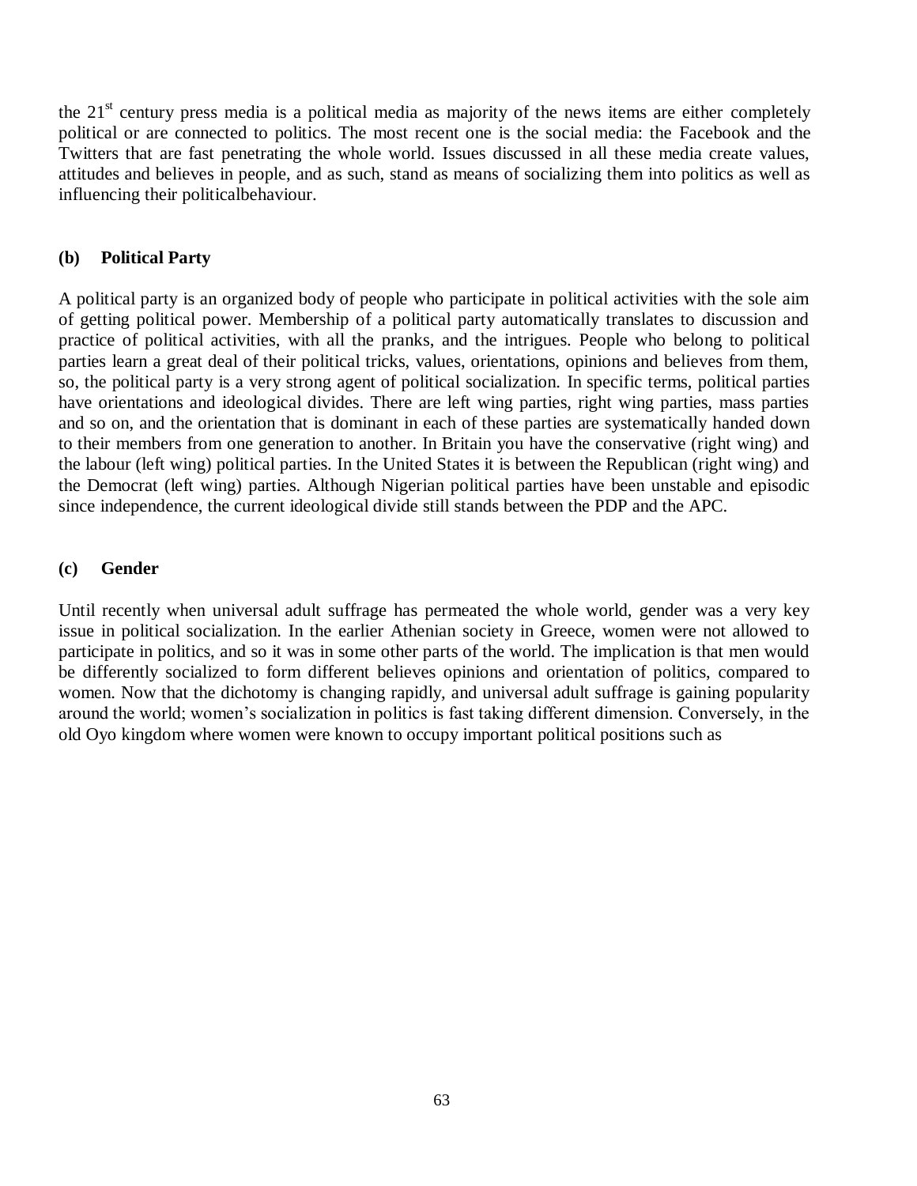the 21st century press media is a political media as majority of the news items are either completely political or are connected to politics. The most recent one is the social media: the Facebook and the Twitters that are fast penetrating the whole world. Issues discussed in all these media create values, attitudes and believes in people, and as such, stand as means of socializing them into politics as well as influencing their politicalbehaviour.

### (b) Political Party

A political party is an organized body of people who participate in political activities with the sole aim of getting political power. Membership of a political party automatically translates to discussion and practice of political activities, with all the pranks, and the intrigues. People who belong to political parties learn a great deal of their political tricks, values, orientations, opinions and believes from them, so, the political party is a very strong agent of political socialization. In specific terms, political parties have orientations and ideological divides. There are left wing parties, right wing parties, mass parties and so on, and the orientation that is dominant in each of these parties are systematically handed down to their members from one generation to another. In Britain you have the conservative (right wing) and the labour (left wing) political parties. In the United States it is between the Republican (right wing) and the Democrat (left wing) parties. Although Nigerian political parties have been unstable and episodic since independence, the current ideological divide still stands between the PDP and the APC.

### (c) Gender

Until recently when universal adult suffrage has permeated the whole world, gender was a very key issue in political socialization. In the earlier Athenian society in Greece, women were not allowed to participate in politics, and so it was in some other parts of the world. The implication is that men would be differently socialized to form different believes opinions and orientation of politics, compared to women. Now that the dichotomy is changing rapidly, and universal adult suffrage is gaining popularity around the world; women's socialization in politics is fast taking different dimension. Conversely, in the old Oyo kingdom where women were known to occupy important political positions such as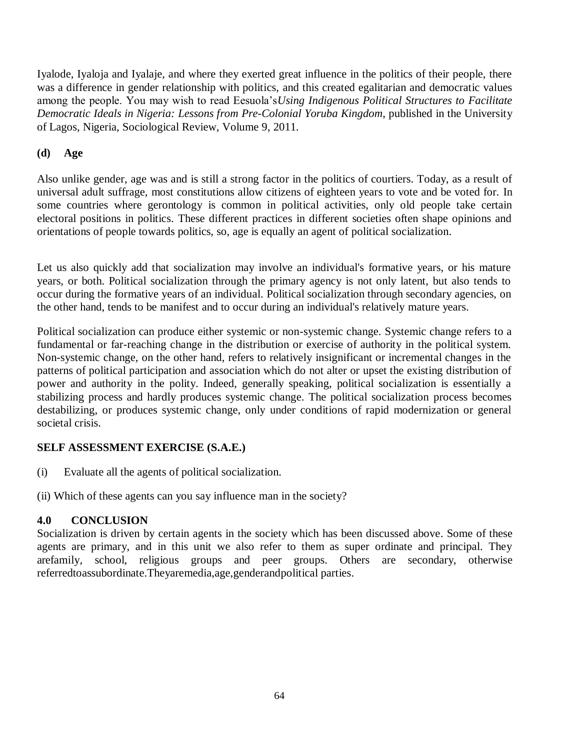Iyalode, Iyaloja and Iyalaje, and where they exerted great influence in the politics of their people, there was a difference in gender relationship with politics, and this created egalitarian and democratic values among the people. You may wish to read Eesuola's*Using Indigenous Political Structures to Facilitate Democratic Ideals in Nigeria: Lessons from Pre-Colonial Yoruba Kingdom*, published in the University of Lagos, Nigeria, Sociological Review, Volume 9, 2011.

**(d) Age**

Also unlike gender, age was and is still a strong factor in the politics of courtiers. Today, as a result of universal adult suffrage, most constitutions allow citizens of eighteen years to vote and be voted for. In some countries where gerontology is common in political activities, only old people take certain electoral positions in politics. These different practices in different societies often shape opinions and orientations of people towards politics, so, age is equally an agent of political socialization.

Let us also quickly add that socialization may involve an individual's formative years, or his mature years, or both. Political socialization through the primary agency is not only latent, but also tends to occur during the formative years of an individual. Political socialization through secondary agencies, on the other hand, tends to be manifest and to occur during an individual's relatively mature years.

Political socialization can produce either systemic or non-systemic change. Systemic change refers to a fundamental or far-reaching change in the distribution or exercise of authority in the political system. Non-systemic change, on the other hand, refers to relatively insignificant or incremental changes in the patterns of political participation and association which do not alter or upset the existing distribution of power and authority in the polity. Indeed, generally speaking, political socialization is essentially a stabilizing process and hardly produces systemic change. The political socialization process becomes destabilizing, or produces systemic change, only under conditions of rapid modernization or general societal crisis.

**SELF ASSESSMENT EXERCISE (S.A.E.)**

(i) Evaluate all the agents of political socialization.

(ii) Which of these agents can you say influence man in the society?

## 4.0 CONCLUSION

Socialization is driven by certain agents in the society which has been discussed above. Some of these agents are primary, and in this unit we also refer to them as super ordinate and principal. They arefamily, school, religious groups and peer groups. Others are secondary, otherwise referredtoassubordinate.Theyaremedia,age,genderandpolitical parties.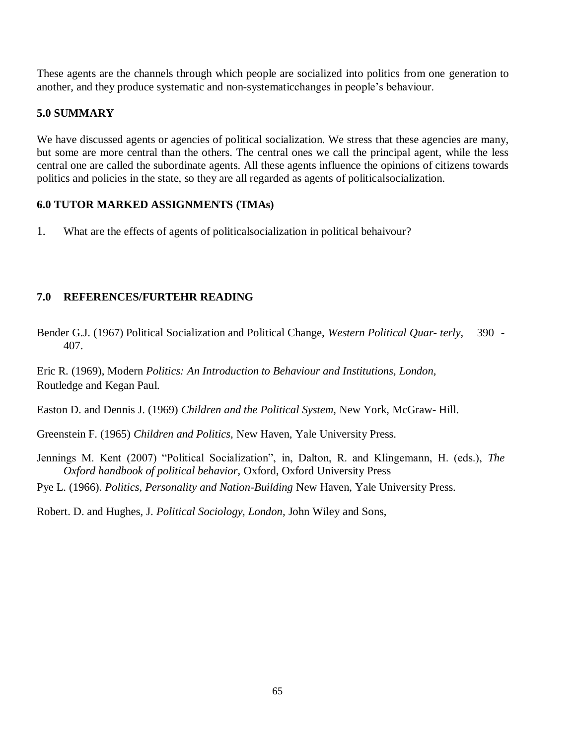These agents are the channels through which people are socialized into politics from one generation to another, and they produce systematic and non-systematicchanges in people's behaviour.

## 5.0 SUMMARY

We have discussed agents or agencies of political socialization. We stress that these agencies are many, but some are more central than the others. The central ones we call the principal agent, while the less central one are called the subordinate agents. All these agents influence the opinions of citizens towards politics and policies in the state, so they are all regarded as agents of politicalsocialization.

## 6.0 TUTOR MARKED ASSIGNMENTS (TMAs)

1. What are the effects of agents of politicalsocialization in political behaivour?

## 7.0 REFERENCES/FURTEHR READING

Bender G.J. (1967) Political Socialization and Political Change, *Western Political Quar- terly,* 390 - 407.

Eric R. (1969), Modern *Politics: An Introduction to Behaviour and Institutions, London,* Routledge and Kegan Paul.

Easton D. and Dennis J. (1969) *Children and the Political System,* New York, McGraw- Hill.

Greenstein F. (1965) *Children and Politics,* New Haven, Yale University Press.

Jennings M. Kent (2007) "Political Socialization", in, Dalton, R. and Klingemann, H. (eds.), *The Oxford handbook of political behavior,* Oxford, Oxford University Press

Pye L. (1966). *Politics, Personality and Nation-Building* New Haven, Yale University Press.

Robert. D. and Hughes, J. *Political Sociology, London,* John Wiley and Sons,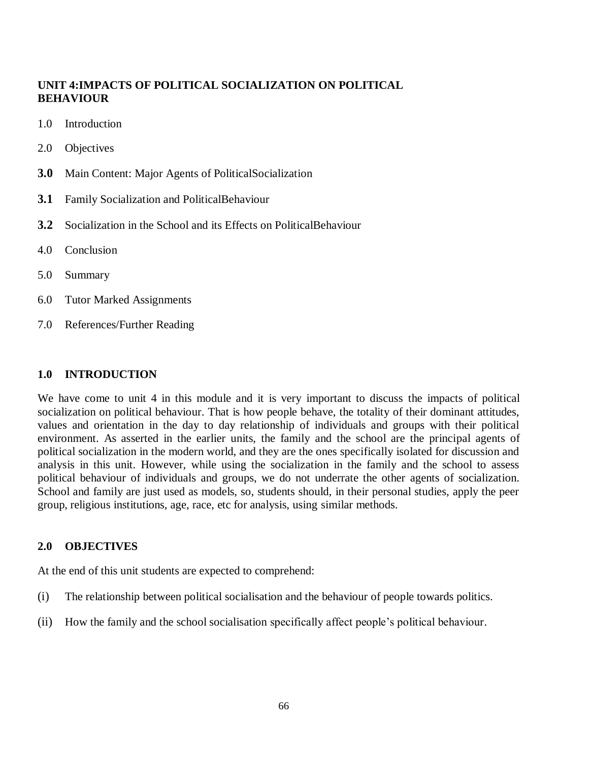## UNIT 4:IMPACTS OF POLITICAL SOCIALIZATION ON POLITICAL BEHAVIOUR

1.0 Introduction

2.0 Objectives

**3.0** Main Content: Major Agents of PoliticalSocialization

**3.1** Family Socialization and PoliticalBehaviour

**3.2** Socialization in the School and its Effects on PoliticalBehaviour

4.0 Conclusion

5.0 Summary

6.0 Tutor Marked Assignments

7.0 References/Further Reading

### 1.0 INTRODUCTION

We have come to unit 4 in this module and it is very important to discuss the impacts of political socialization on political behaviour. That is how people behave, the totality of their dominant attitudes, values and orientation in the day to day relationship of individuals and groups with their political environment. As asserted in the earlier units, the family and the school are the principal agents of political socialization in the modern world, and they are the ones specifically isolated for discussion and analysis in this unit. However, while using the socialization in the family and the school to assess political behaviour of individuals and groups, we do not underrate the other agents of socialization. School and family are just used as models, so, students should, in their personal studies, apply the peer group, religious institutions, age, race, etc for analysis, using similar methods.

### 2.0 OBJECTIVES

At the end of this unit students are expected to comprehend:

(i) The relationship between political socialisation and the behaviour of people towards politics.

(ii) How the family and the school socialisation specifically affect people's political behaviour.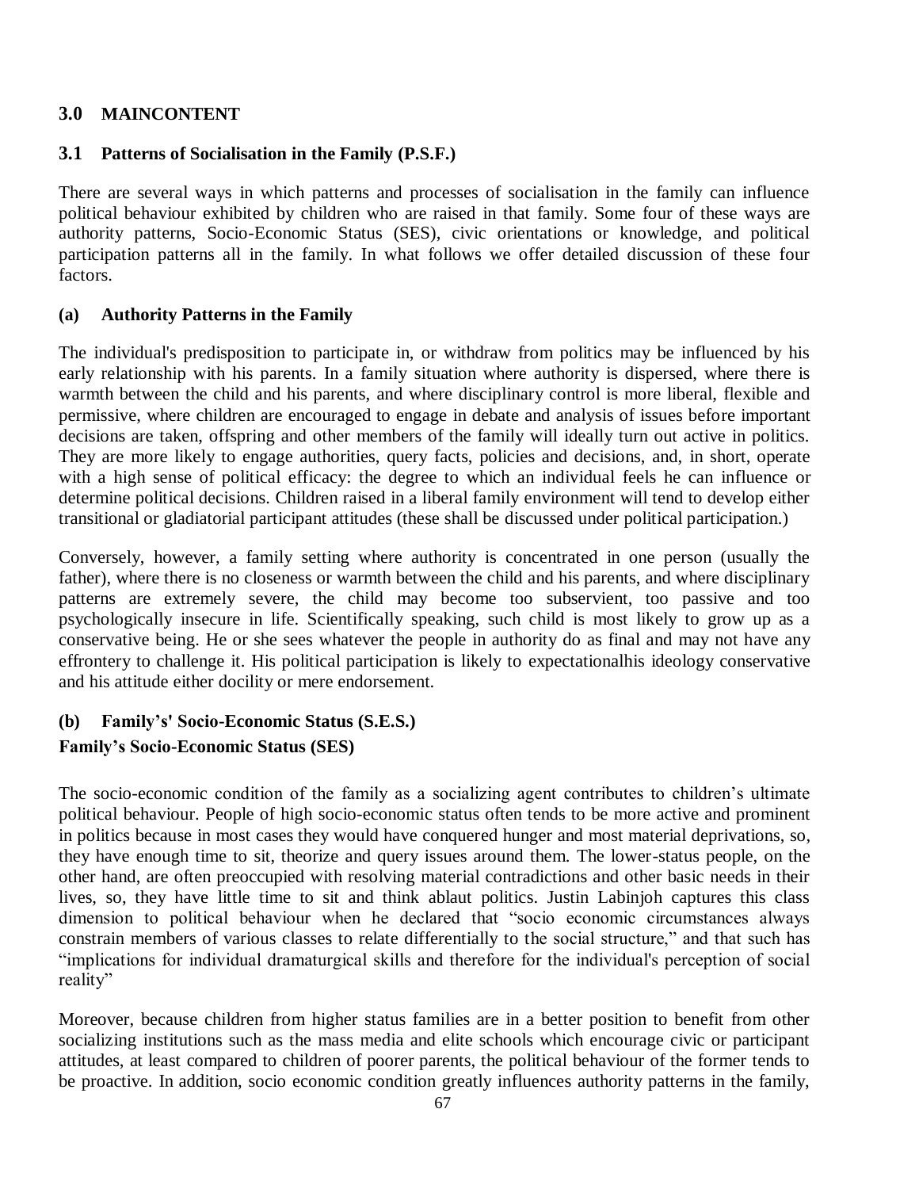## 3.0 MAINCONTENT

### 3.1 Patterns of Socialisation in the Family (P.S.F.)

There are several ways in which patterns and processes of socialisation in the family can influence political behaviour exhibited by children who are raised in that family. Some four of these ways are authority patterns, Socio-Economic Status (SES), civic orientations or knowledge, and political participation patterns all in the family. In what follows we offer detailed discussion of these four factors.

#### (a) Authority Patterns in the Family

The individual's predisposition to participate in, or withdraw from politics may be influenced by his early relationship with his parents. In a family situation where authority is dispersed, where there is warmth between the child and his parents, and where disciplinary control is more liberal, flexible and permissive, where children are encouraged to engage in debate and analysis of issues before important decisions are taken, offspring and other members of the family will ideally turn out active in politics. They are more likely to engage authorities, query facts, policies and decisions, and, in short, operate with a high sense of political efficacy: the degree to which an individual feels he can influence or determine political decisions. Children raised in a liberal family environment will tend to develop either transitional or gladiatorial participant attitudes (these shall be discussed under political participation.)

Conversely, however, a family setting where authority is concentrated in one person (usually the father), where there is no closeness or warmth between the child and his parents, and where disciplinary patterns are extremely severe, the child may become too subservient, too passive and too psychologically insecure in life. Scientifically speaking, such child is most likely to grow up as a conservative being. He or she sees whatever the people in authority do as final and may not have any effrontery to challenge it. His political participation is likely to expectationalhis ideology conservative and his attitude either docility or mere endorsement.

#### (b) Family's' Socio-Economic Status (S.E.S.)

**Family's Socio-Economic Status (SES)**

The socio-economic condition of the family as a socializing agent contributes to children's ultimate political behaviour. People of high socio-economic status often tends to be more active and prominent in politics because in most cases they would have conquered hunger and most material deprivations, so, they have enough time to sit, theorize and query issues around them. The lower-status people, on the other hand, are often preoccupied with resolving material contradictions and other basic needs in their lives, so, they have little time to sit and think ablaut politics. Justin Labinjoh captures this class dimension to political behaviour when he declared that "socio economic circumstances always constrain members of various classes to relate differentially to the social structure," and that such has "implications for individual dramaturgical skills and therefore for the individual's perception of social reality"

Moreover, because children from higher status families are in a better position to benefit from other socializing institutions such as the mass media and elite schools which encourage civic or participant attitudes, at least compared to children of poorer parents, the political behaviour of the former tends to be proactive. In addition, socio economic condition greatly influences authority patterns in the family,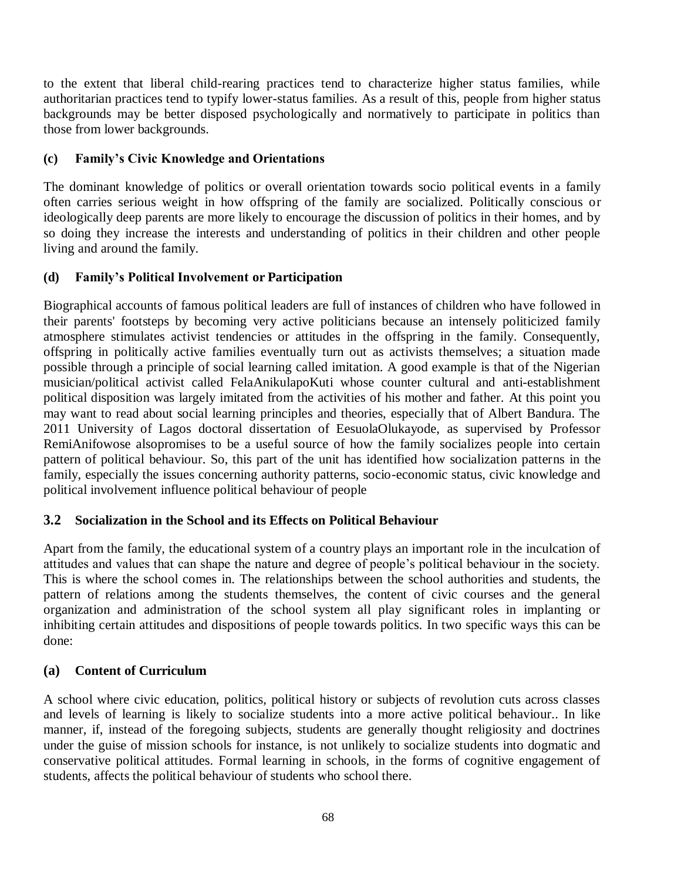to the extent that liberal child-rearing practices tend to characterize higher status families, while authoritarian practices tend to typify lower-status families. As a result of this, people from higher status backgrounds may be better disposed psychologically and normatively to participate in politics than those from lower backgrounds.

### (c) Family's Civic Knowledge and Orientations

The dominant knowledge of politics or overall orientation towards socio political events in a family often carries serious weight in how offspring of the family are socialized. Politically conscious or ideologically deep parents are more likely to encourage the discussion of politics in their homes, and by so doing they increase the interests and understanding of politics in their children and other people living and around the family.

### (d) Family's Political Involvement or Participation

Biographical accounts of famous political leaders are full of instances of children who have followed in their parents' footsteps by becoming very active politicians because an intensely politicized family atmosphere stimulates activist tendencies or attitudes in the offspring in the family. Consequently, offspring in politically active families eventually turn out as activists themselves; a situation made possible through a principle of social learning called imitation. A good example is that of the Nigerian musician/political activist called FelaAnikulapoKuti whose counter cultural and anti-establishment political disposition was largely imitated from the activities of his mother and father. At this point you may want to read about social learning principles and theories, especially that of Albert Bandura. The 2011 University of Lagos doctoral dissertation of EesuolaOlukayode, as supervised by Professor RemiAnifowose alsopromises to be a useful source of how the family socializes people into certain pattern of political behaviour. So, this part of the unit has identified how socialization patterns in the family, especially the issues concerning authority patterns, socio-economic status, civic knowledge and political involvement influence political behaviour of people

## 3.2 Socialization in the School and its Effects on Political Behaviour

Apart from the family, the educational system of a country plays an important role in the inculcation of attitudes and values that can shape the nature and degree of people's political behaviour in the society. This is where the school comes in. The relationships between the school authorities and students, the pattern of relations among the students themselves, the content of civic courses and the general organization and administration of the school system all play significant roles in implanting or inhibiting certain attitudes and dispositions of people towards politics. In two specific ways this can be done:

### (a) Content of Curriculum

A school where civic education, politics, political history or subjects of revolution cuts across classes and levels of learning is likely to socialize students into a more active political behaviour.. In like manner, if, instead of the foregoing subjects, students are generally thought religiosity and doctrines under the guise of mission schools for instance, is not unlikely to socialize students into dogmatic and conservative political attitudes. Formal learning in schools, in the forms of cognitive engagement of students, affects the political behaviour of students who school there.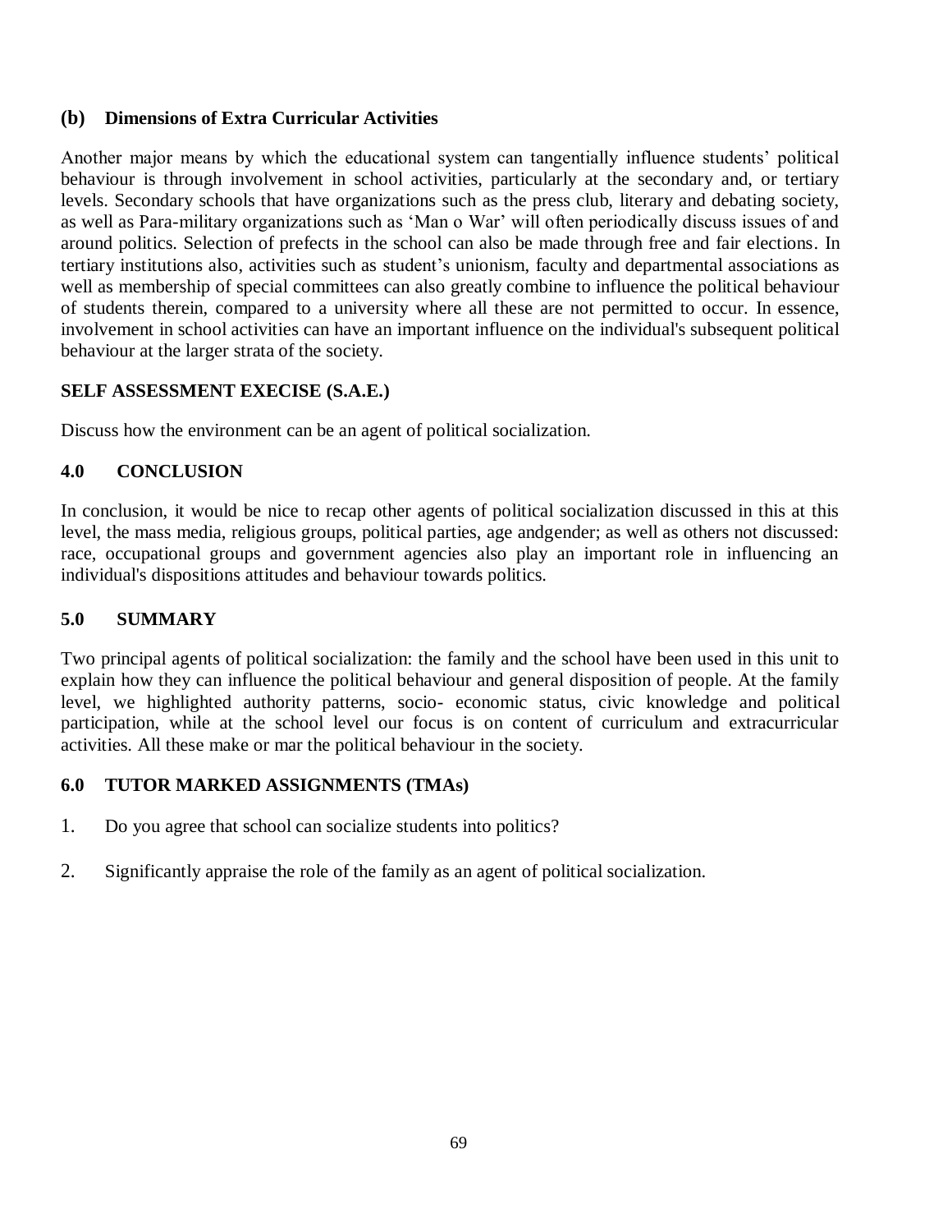### (b) Dimensions of Extra Curricular Activities

Another major means by which the educational system can tangentially influence students' political behaviour is through involvement in school activities, particularly at the secondary and, or tertiary levels. Secondary schools that have organizations such as the press club, literary and debating society, as well as Para-military organizations such as 'Man o War' will often periodically discuss issues of and around politics. Selection of prefects in the school can also be made through free and fair elections. In tertiary institutions also, activities such as student's unionism, faculty and departmental associations as well as membership of special committees can also greatly combine to influence the political behaviour of students therein, compared to a university where all these are not permitted to occur. In essence, involvement in school activities can have an important influence on the individual's subsequent political behaviour at the larger strata of the society.

### SELF ASSESSMENT EXECISE (S.A.E.)

Discuss how the environment can be an agent of political socialization.

## 4.0 CONCLUSION

In conclusion, it would be nice to recap other agents of political socialization discussed in this at this level, the mass media, religious groups, political parties, age andgender; as well as others not discussed: race, occupational groups and government agencies also play an important role in influencing an individual's dispositions attitudes and behaviour towards politics.

## 5.0 SUMMARY

Two principal agents of political socialization: the family and the school have been used in this unit to explain how they can influence the political behaviour and general disposition of people. At the family level, we highlighted authority patterns, socio- economic status, civic knowledge and political participation, while at the school level our focus is on content of curriculum and extracurricular activities. All these make or mar the political behaviour in the society.

## 6.0 TUTOR MARKED ASSIGNMENTS (TMAs)

1. Do you agree that school can socialize students into politics?
2. Significantly appraise the role of the family as an agent of political socialization.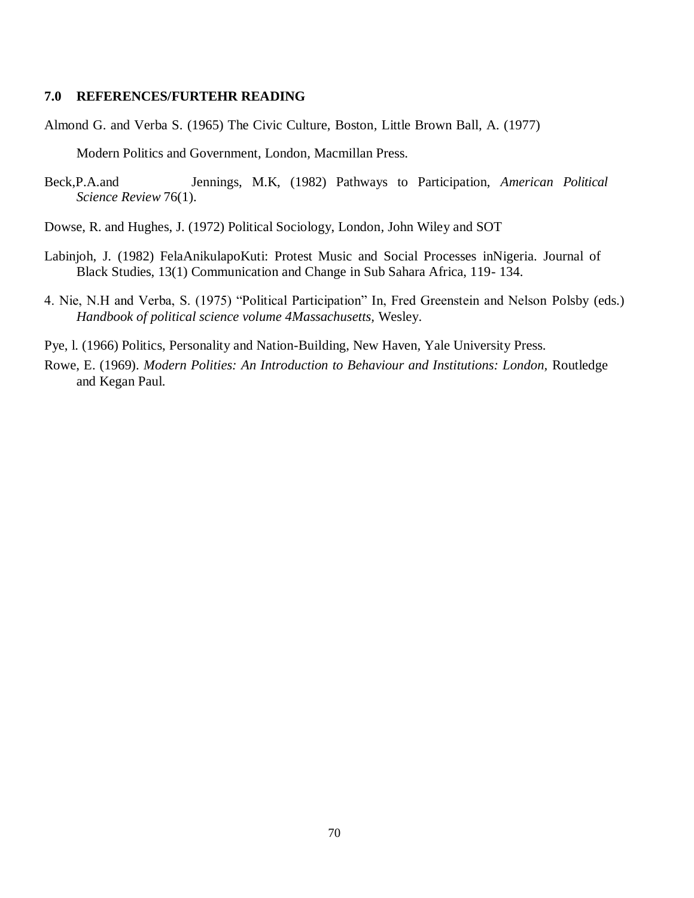## 7.0 REFERENCES/FURTEHR READING

Almond G. and Verba S. (1965) The Civic Culture, Boston, Little Brown Ball, A. (1977)

Modern Politics and Government, London, Macmillan Press.

Beck,P.A.and Jennings, M.K, (1982) Pathways to Participation, *American Political Science Review* 76(1).

Dowse, R. and Hughes, J. (1972) Political Sociology, London, John Wiley and SOT

Labinjoh, J. (1982) FelaAnikulapoKuti: Protest Music and Social Processes inNigeria. Journal of Black Studies, 13(1) Communication and Change in Sub Sahara Africa, 119- 134.

4. Nie, N.H and Verba, S. (1975) "Political Participation" In, Fred Greenstein and Nelson Polsby (eds.) *Handbook of political science volume 4Massachusetts,* Wesley.

Pye, l. (1966) Politics, Personality and Nation-Building, New Haven, Yale University Press.

Rowe, E. (1969). *Modern Polities: An Introduction to Behaviour and Institutions: London,* Routledge and Kegan Paul.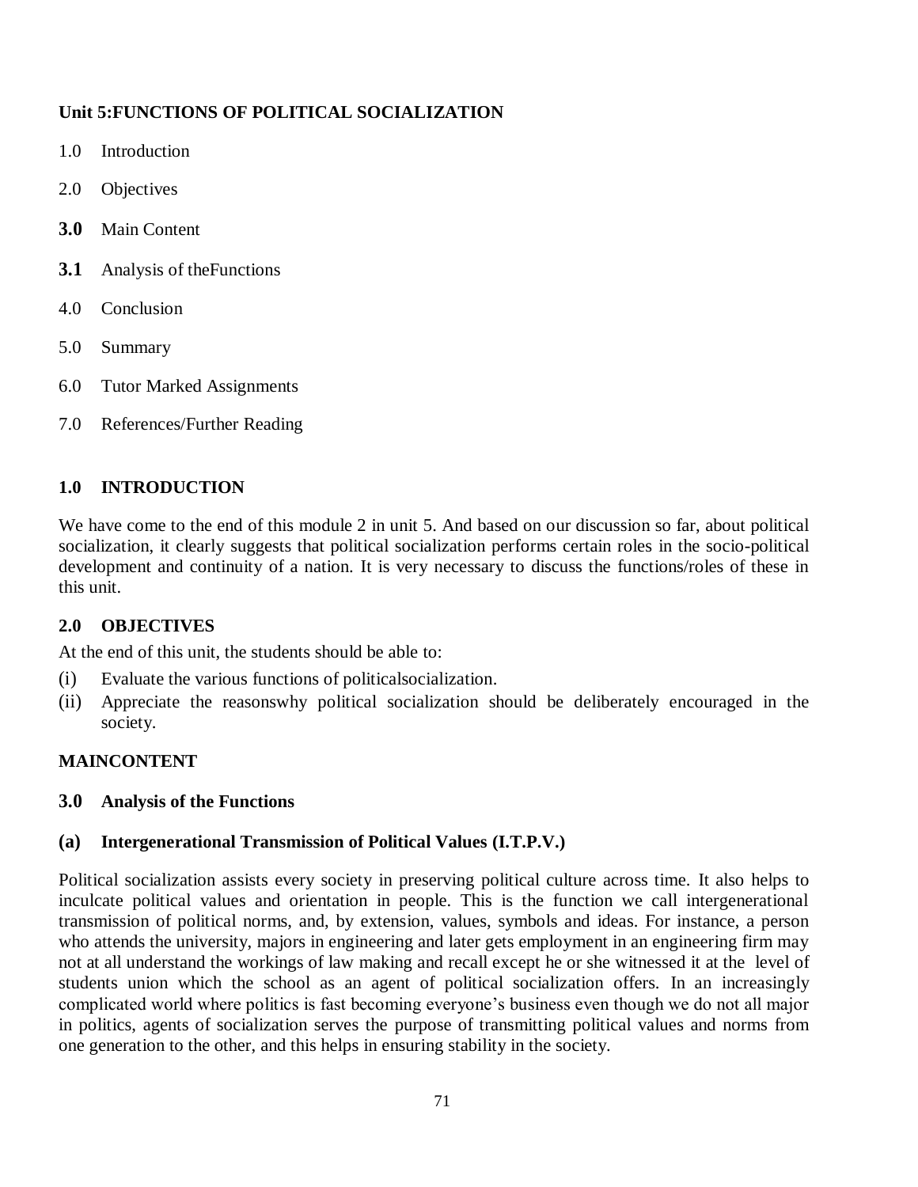## Unit 5:FUNCTIONS OF POLITICAL SOCIALIZATION

1.0 Introduction

2.0 Objectives

**3.0** Main Content

**3.1** Analysis of theFunctions

4.0 Conclusion

5.0 Summary

6.0 Tutor Marked Assignments

7.0 References/Further Reading

### 1.0 INTRODUCTION

We have come to the end of this module 2 in unit 5. And based on our discussion so far, about political socialization, it clearly suggests that political socialization performs certain roles in the socio-political development and continuity of a nation. It is very necessary to discuss the functions/roles of these in this unit.

### 2.0 OBJECTIVES

At the end of this unit, the students should be able to:

(i) Evaluate the various functions of politicalsocialization.

(ii) Appreciate the reasonswhy political socialization should be deliberately encouraged in the society.

### MAINCONTENT

### 3.0 Analysis of the Functions

#### (a) Intergenerational Transmission of Political Values (I.T.P.V.)

Political socialization assists every society in preserving political culture across time. It also helps to inculcate political values and orientation in people. This is the function we call intergenerational transmission of political norms, and, by extension, values, symbols and ideas. For instance, a person who attends the university, majors in engineering and later gets employment in an engineering firm may not at all understand the workings of law making and recall except he or she witnessed it at the level of students union which the school as an agent of political socialization offers. In an increasingly complicated world where politics is fast becoming everyone's business even though we do not all major in politics, agents of socialization serves the purpose of transmitting political values and norms from one generation to the other, and this helps in ensuring stability in the society.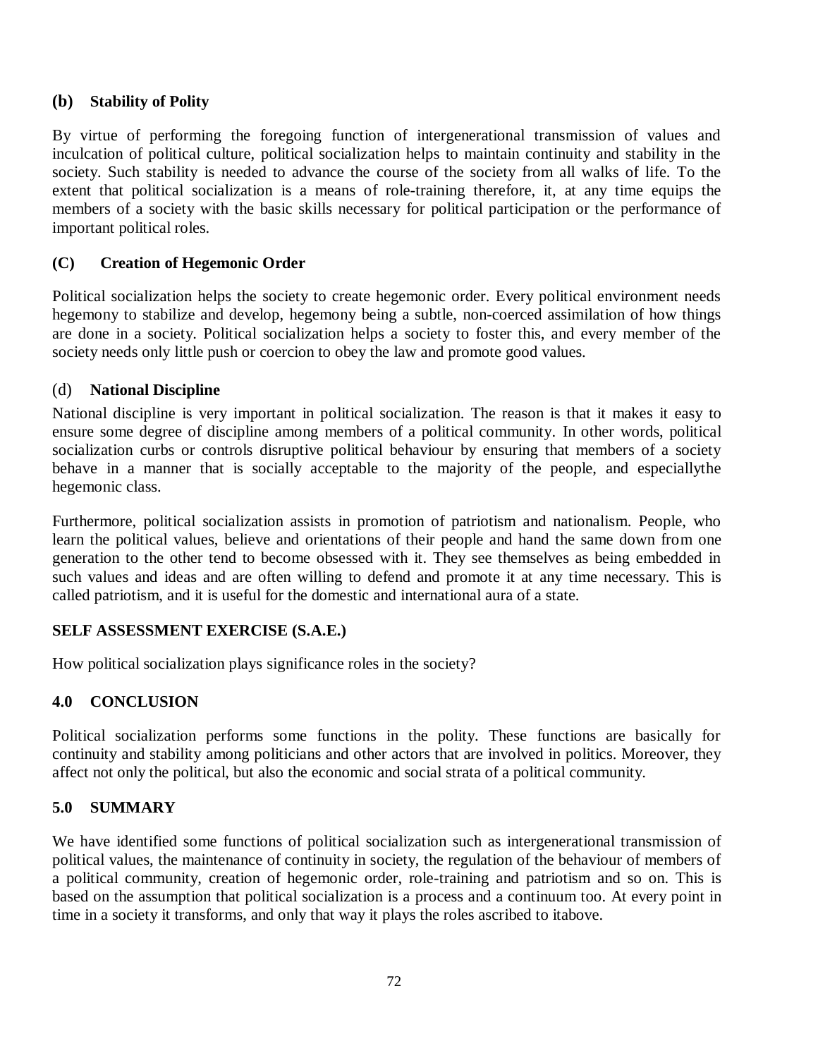### (b) Stability of Polity

By virtue of performing the foregoing function of intergenerational transmission of values and inculcation of political culture, political socialization helps to maintain continuity and stability in the society. Such stability is needed to advance the course of the society from all walks of life. To the extent that political socialization is a means of role-training therefore, it, at any time equips the members of a society with the basic skills necessary for political participation or the performance of important political roles.

### (C) Creation of Hegemonic Order

Political socialization helps the society to create hegemonic order. Every political environment needs hegemony to stabilize and develop, hegemony being a subtle, non-coerced assimilation of how things are done in a society. Political socialization helps a society to foster this, and every member of the society needs only little push or coercion to obey the law and promote good values.

### (d) National Discipline

National discipline is very important in political socialization. The reason is that it makes it easy to ensure some degree of discipline among members of a political community. In other words, political socialization curbs or controls disruptive political behaviour by ensuring that members of a society behave in a manner that is socially acceptable to the majority of the people, and especiallythe hegemonic class.

Furthermore, political socialization assists in promotion of patriotism and nationalism. People, who learn the political values, believe and orientations of their people and hand the same down from one generation to the other tend to become obsessed with it. They see themselves as being embedded in such values and ideas and are often willing to defend and promote it at any time necessary. This is called patriotism, and it is useful for the domestic and international aura of a state.

### SELF ASSESSMENT EXERCISE (S.A.E.)

How political socialization plays significance roles in the society?

## 4.0 CONCLUSION

Political socialization performs some functions in the polity. These functions are basically for continuity and stability among politicians and other actors that are involved in politics. Moreover, they affect not only the political, but also the economic and social strata of a political community.

## 5.0 SUMMARY

We have identified some functions of political socialization such as intergenerational transmission of political values, the maintenance of continuity in society, the regulation of the behaviour of members of a political community, creation of hegemonic order, role-training and patriotism and so on. This is based on the assumption that political socialization is a process and a continuum too. At every point in time in a society it transforms, and only that way it plays the roles ascribed to itabove.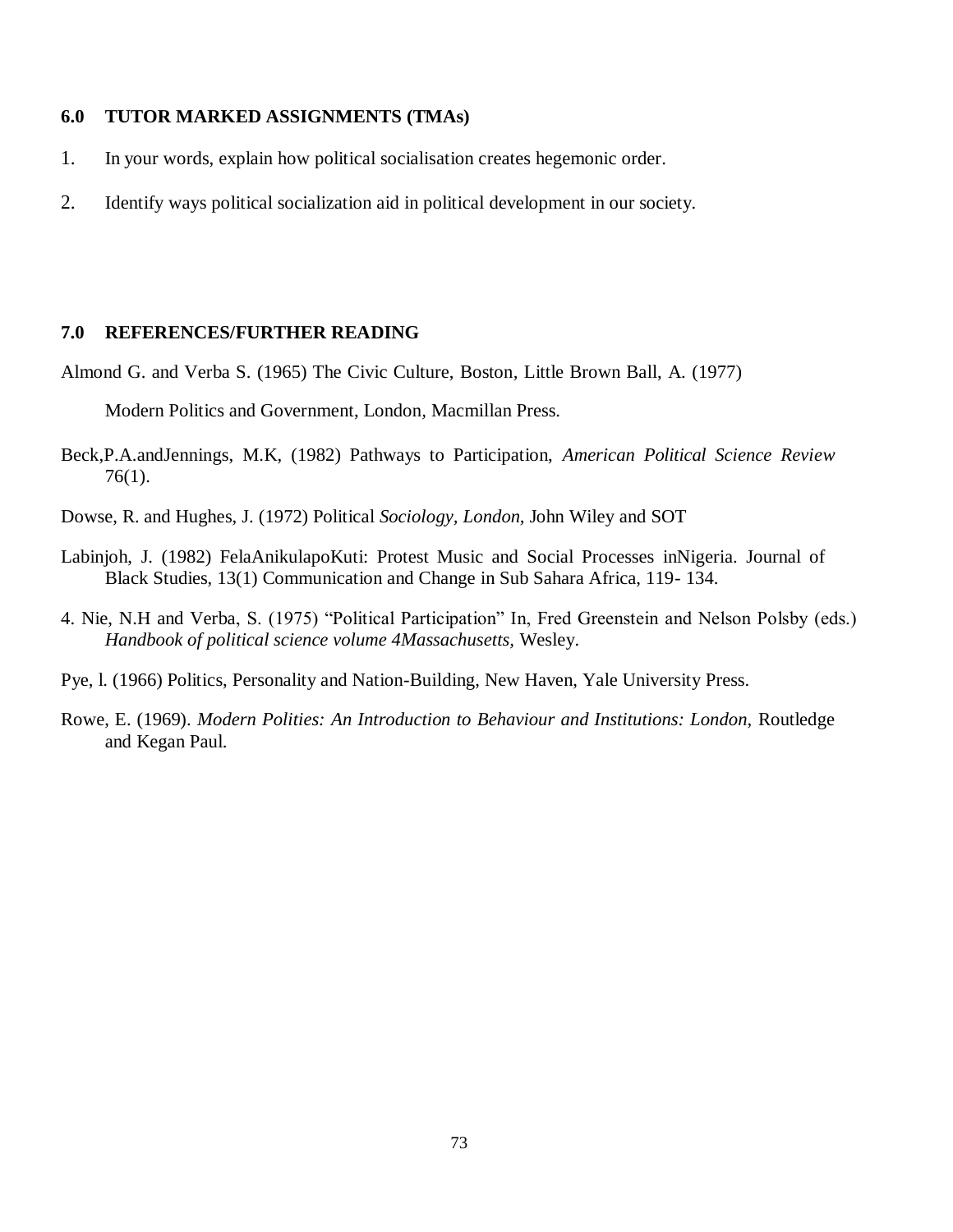## 6.0 TUTOR MARKED ASSIGNMENTS (TMAs)

1. In your words, explain how political socialisation creates hegemonic order.
2. Identify ways political socialization aid in political development in our society.

## 7.0 REFERENCES/FURTHER READING

Almond G. and Verba S. (1965) The Civic Culture, Boston, Little Brown Ball, A. (1977)

Modern Politics and Government, London, Macmillan Press.

Beck,P.A.andJennings, M.K, (1982) Pathways to Participation, *American Political Science Review* 76(1).

Dowse, R. and Hughes, J. (1972) Political *Sociology, London,* John Wiley and SOT

Labinjoh, J. (1982) FelaAnikulapoKuti: Protest Music and Social Processes inNigeria. Journal of Black Studies, 13(1) Communication and Change in Sub Sahara Africa, 119- 134.

4. Nie, N.H and Verba, S. (1975) "Political Participation" In, Fred Greenstein and Nelson Polsby (eds.) *Handbook of political science volume 4Massachusetts,* Wesley.

Pye, l. (1966) Politics, Personality and Nation-Building, New Haven, Yale University Press.

Rowe, E. (1969). *Modern Polities: An Introduction to Behaviour and Institutions: London,* Routledge and Kegan Paul.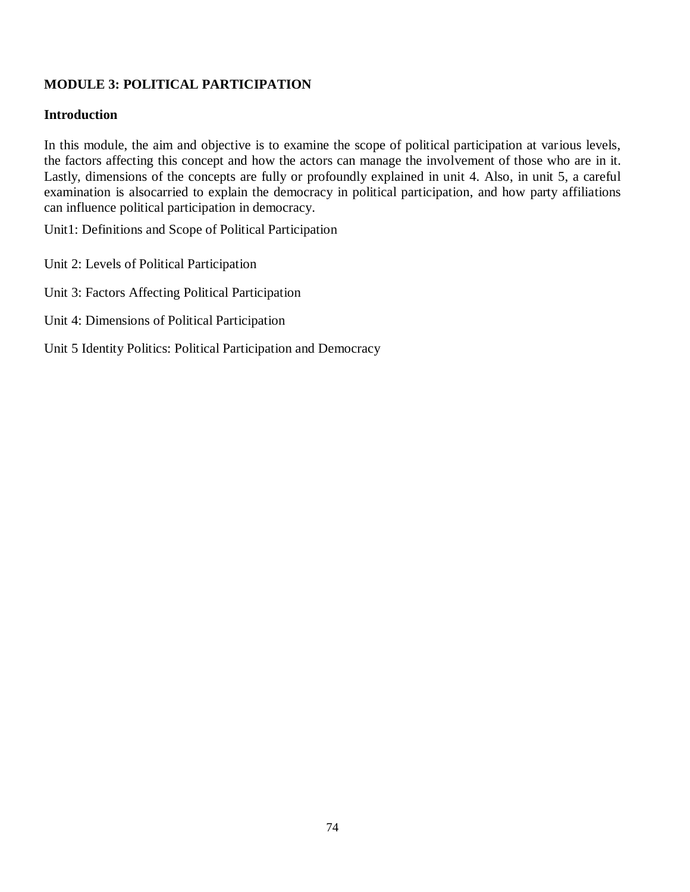## MODULE 3: POLITICAL PARTICIPATION

### Introduction

In this module, the aim and objective is to examine the scope of political participation at various levels, the factors affecting this concept and how the actors can manage the involvement of those who are in it. Lastly, dimensions of the concepts are fully or profoundly explained in unit 4. Also, in unit 5, a careful examination is alsocarried to explain the democracy in political participation, and how party affiliations can influence political participation in democracy.

Unit1: Definitions and Scope of Political Participation

Unit 2: Levels of Political Participation

Unit 3: Factors Affecting Political Participation

Unit 4: Dimensions of Political Participation

Unit 5 Identity Politics: Political Participation and Democracy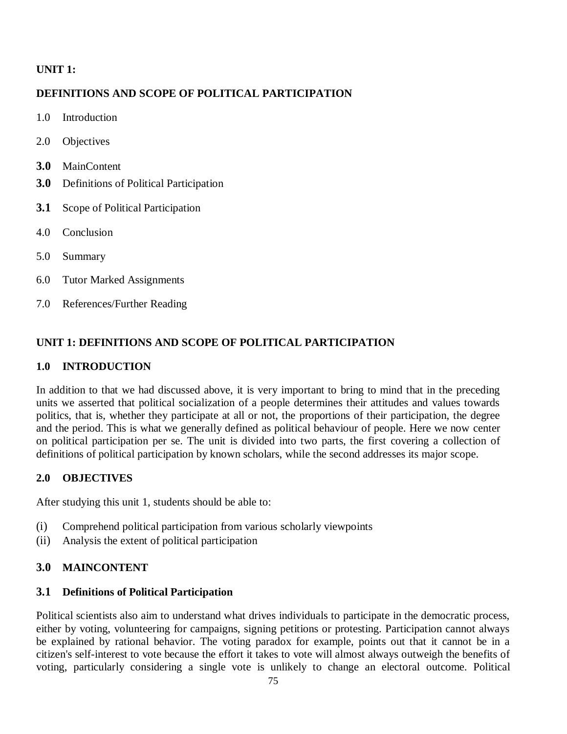**UNIT 1:**

**DEFINITIONS AND SCOPE OF POLITICAL PARTICIPATION**

1.0 Introduction

2.0 Objectives

**3.0** MainContent

**3.0** Definitions of Political Participation

**3.1** Scope of Political Participation

4.0 Conclusion

5.0 Summary

6.0 Tutor Marked Assignments

7.0 References/Further Reading

## UNIT 1: DEFINITIONS AND SCOPE OF POLITICAL PARTICIPATION

### 1.0 INTRODUCTION

In addition to that we had discussed above, it is very important to bring to mind that in the preceding units we asserted that political socialization of a people determines their attitudes and values towards politics, that is, whether they participate at all or not, the proportions of their participation, the degree and the period. This is what we generally defined as political behaviour of people. Here we now center on political participation per se. The unit is divided into two parts, the first covering a collection of definitions of political participation by known scholars, while the second addresses its major scope.

### 2.0 OBJECTIVES

After studying this unit 1, students should be able to:

(i) Comprehend political participation from various scholarly viewpoints
(ii) Analysis the extent of political participation

### 3.0 MAINCONTENT

#### 3.1 Definitions of Political Participation

Political scientists also aim to understand what drives individuals to participate in the democratic process, either by voting, volunteering for campaigns, signing petitions or protesting. Participation cannot always be explained by rational behavior. The voting paradox for example, points out that it cannot be in a citizen's self-interest to vote because the effort it takes to vote will almost always outweigh the benefits of voting, particularly considering a single vote is unlikely to change an electoral outcome. Political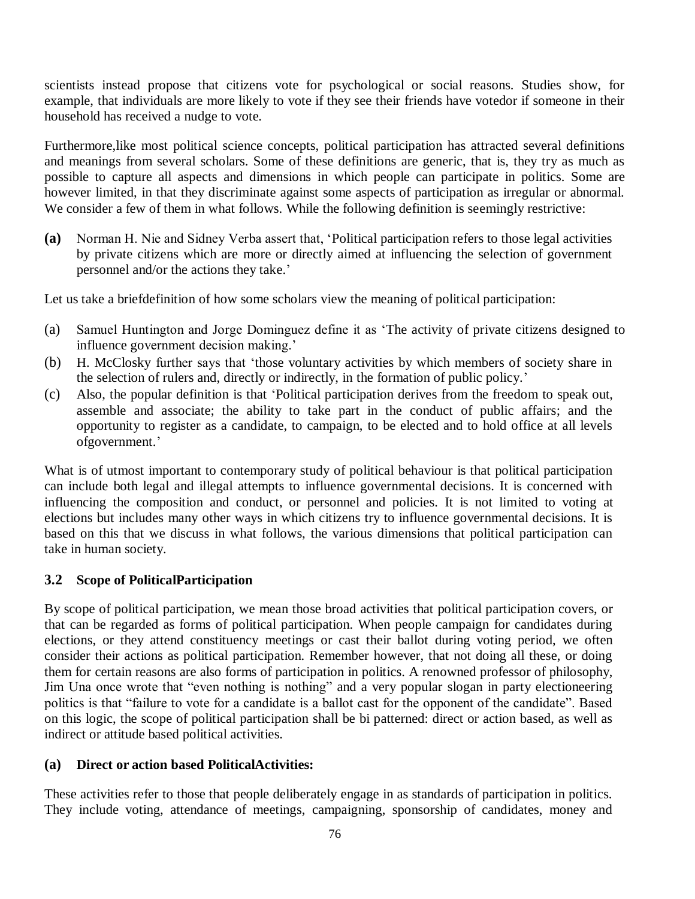scientists instead propose that citizens vote for psychological or social reasons. Studies show, for example, that individuals are more likely to vote if they see their friends have votedor if someone in their household has received a nudge to vote.

Furthermore,like most political science concepts, political participation has attracted several definitions and meanings from several scholars. Some of these definitions are generic, that is, they try as much as possible to capture all aspects and dimensions in which people can participate in politics. Some are however limited, in that they discriminate against some aspects of participation as irregular or abnormal. We consider a few of them in what follows. While the following definition is seemingly restrictive:

**(a)** Norman H. Nie and Sidney Verba assert that, 'Political participation refers to those legal activities by private citizens which are more or directly aimed at influencing the selection of government personnel and/or the actions they take.'

Let us take a briefdefinition of how some scholars view the meaning of political participation:

(a) Samuel Huntington and Jorge Dominguez define it as 'The activity of private citizens designed to influence government decision making.'
(b) H. McClosky further says that 'those voluntary activities by which members of society share in the selection of rulers and, directly or indirectly, in the formation of public policy.'
(c) Also, the popular definition is that 'Political participation derives from the freedom to speak out, assemble and associate; the ability to take part in the conduct of public affairs; and the opportunity to register as a candidate, to campaign, to be elected and to hold office at all levels ofgovernment.'

What is of utmost important to contemporary study of political behaviour is that political participation can include both legal and illegal attempts to influence governmental decisions. It is concerned with influencing the composition and conduct, or personnel and policies. It is not limited to voting at elections but includes many other ways in which citizens try to influence governmental decisions. It is based on this that we discuss in what follows, the various dimensions that political participation can take in human society.

### 3.2 Scope of PoliticalParticipation

By scope of political participation, we mean those broad activities that political participation covers, or that can be regarded as forms of political participation. When people campaign for candidates during elections, or they attend constituency meetings or cast their ballot during voting period, we often consider their actions as political participation. Remember however, that not doing all these, or doing them for certain reasons are also forms of participation in politics. A renowned professor of philosophy, Jim Una once wrote that "even nothing is nothing" and a very popular slogan in party electioneering politics is that "failure to vote for a candidate is a ballot cast for the opponent of the candidate". Based on this logic, the scope of political participation shall be bi patterned: direct or action based, as well as indirect or attitude based political activities.

#### (a) Direct or action based PoliticalActivities:

These activities refer to those that people deliberately engage in as standards of participation in politics. They include voting, attendance of meetings, campaigning, sponsorship of candidates, money and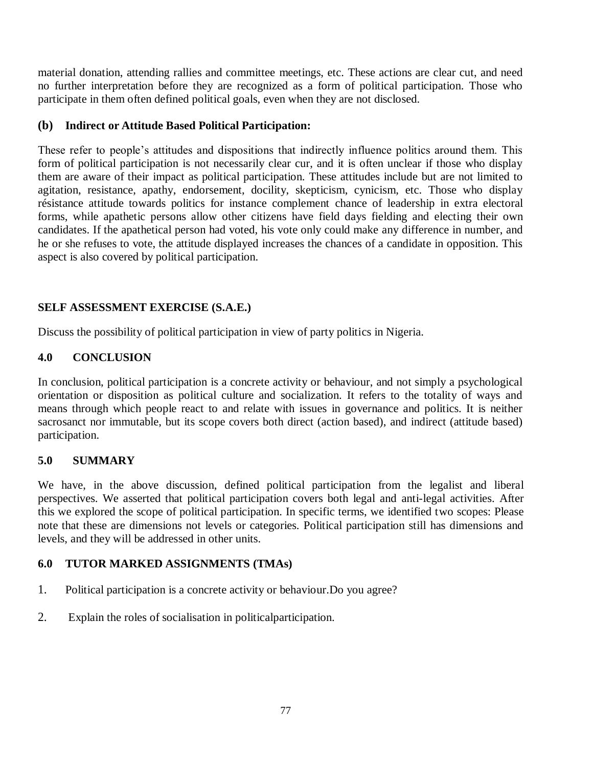material donation, attending rallies and committee meetings, etc. These actions are clear cut, and need no further interpretation before they are recognized as a form of political participation. Those who participate in them often defined political goals, even when they are not disclosed.

**(b) Indirect or Attitude Based Political Participation:**

These refer to people's attitudes and dispositions that indirectly influence politics around them. This form of political participation is not necessarily clear cur, and it is often unclear if those who display them are aware of their impact as political participation. These attitudes include but are not limited to agitation, resistance, apathy, endorsement, docility, skepticism, cynicism, etc. Those who display résistance attitude towards politics for instance complement chance of leadership in extra electoral forms, while apathetic persons allow other citizens have field days fielding and electing their own candidates. If the apathetical person had voted, his vote only could make any difference in number, and he or she refuses to vote, the attitude displayed increases the chances of a candidate in opposition. This aspect is also covered by political participation.

**SELF ASSESSMENT EXERCISE (S.A.E.)**

Discuss the possibility of political participation in view of party politics in Nigeria.

## 4.0 CONCLUSION

In conclusion, political participation is a concrete activity or behaviour, and not simply a psychological orientation or disposition as political culture and socialization. It refers to the totality of ways and means through which people react to and relate with issues in governance and politics. It is neither sacrosanct nor immutable, but its scope covers both direct (action based), and indirect (attitude based) participation.

## 5.0 SUMMARY

We have, in the above discussion, defined political participation from the legalist and liberal perspectives. We asserted that political participation covers both legal and anti-legal activities. After this we explored the scope of political participation. In specific terms, we identified two scopes: Please note that these are dimensions not levels or categories. Political participation still has dimensions and levels, and they will be addressed in other units.

## 6.0 TUTOR MARKED ASSIGNMENTS (TMAs)

1. Political participation is a concrete activity or behaviour.Do you agree?
2. Explain the roles of socialisation in politicalparticipation.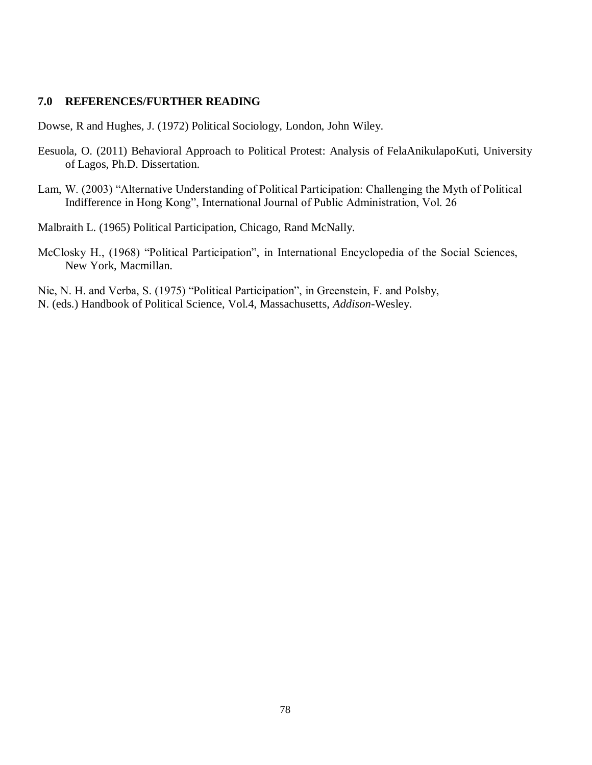## 7.0 REFERENCES/FURTHER READING

Dowse, R and Hughes, J. (1972) Political Sociology, London, John Wiley.

Eesuola, O. (2011) Behavioral Approach to Political Protest: Analysis of FelaAnikulapoKuti, University of Lagos, Ph.D. Dissertation.

Lam, W. (2003) "Alternative Understanding of Political Participation: Challenging the Myth of Political Indifference in Hong Kong", International Journal of Public Administration, Vol. 26

Malbraith L. (1965) Political Participation, Chicago, Rand McNally.

McClosky H., (1968) "Political Participation", in International Encyclopedia of the Social Sciences, New York, Macmillan.

Nie, N. H. and Verba, S. (1975) "Political Participation", in Greenstein, F. and Polsby, N. (eds.) Handbook of Political Science, Vol.4, Massachusetts, *Addison*-Wesley.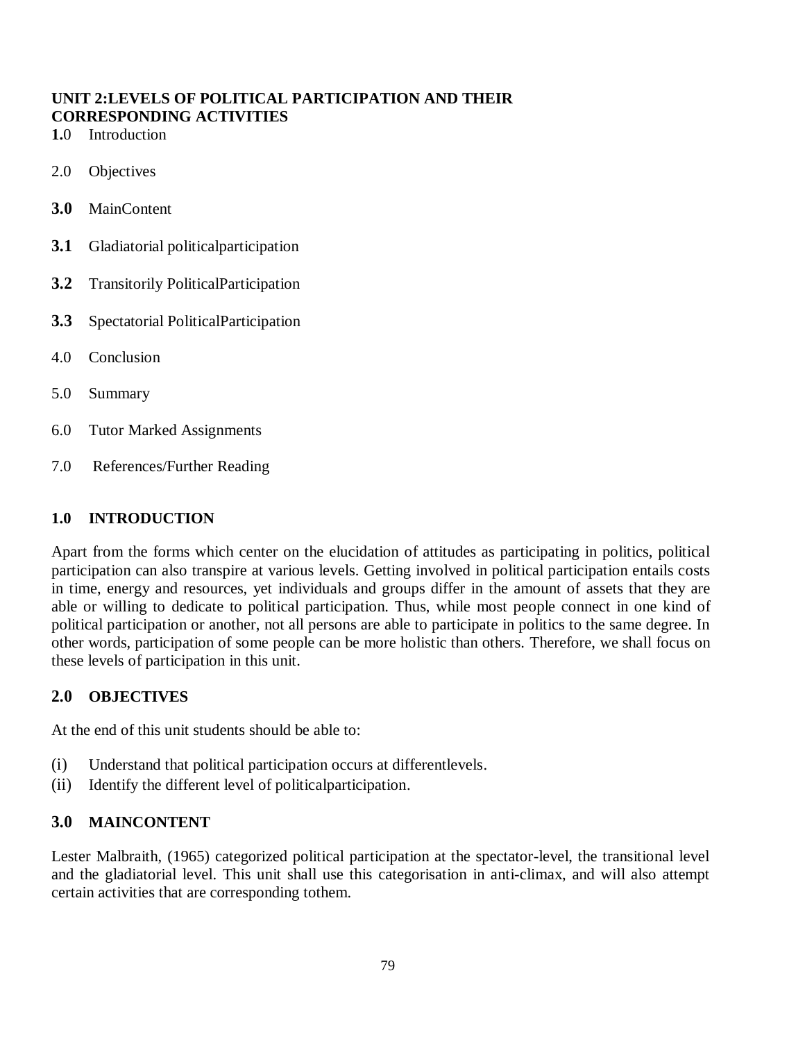## UNIT 2:LEVELS OF POLITICAL PARTICIPATION AND THEIR CORRESPONDING ACTIVITIES

**1.**0 Introduction

2.0 Objectives

**3.0** MainContent

**3.1** Gladiatorial politicalparticipation

**3.2** Transitorily PoliticalParticipation

**3.3** Spectatorial PoliticalParticipation

4.0 Conclusion

5.0 Summary

6.0 Tutor Marked Assignments

7.0 References/Further Reading

### 1.0 INTRODUCTION

Apart from the forms which center on the elucidation of attitudes as participating in politics, political participation can also transpire at various levels. Getting involved in political participation entails costs in time, energy and resources, yet individuals and groups differ in the amount of assets that they are able or willing to dedicate to political participation. Thus, while most people connect in one kind of political participation or another, not all persons are able to participate in politics to the same degree. In other words, participation of some people can be more holistic than others. Therefore, we shall focus on these levels of participation in this unit.

### 2.0 OBJECTIVES

At the end of this unit students should be able to:

(i) Understand that political participation occurs at differentlevels.
(ii) Identify the different level of politicalparticipation.

### 3.0 MAINCONTENT

Lester Malbraith, (1965) categorized political participation at the spectator-level, the transitional level and the gladiatorial level. This unit shall use this categorisation in anti-climax, and will also attempt certain activities that are corresponding tothem.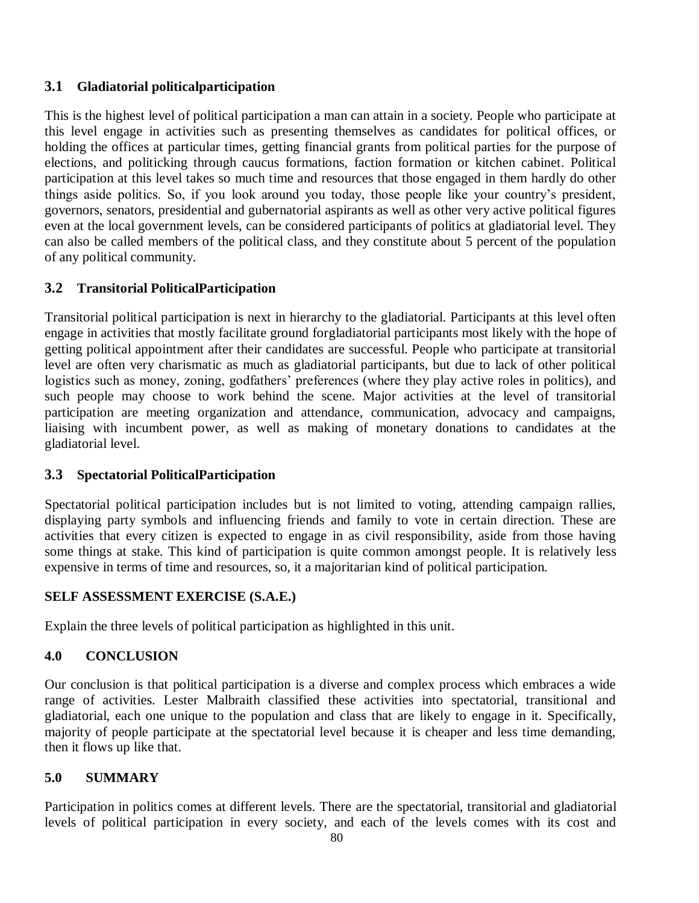### 3.1 Gladiatorial politicalparticipation

This is the highest level of political participation a man can attain in a society. People who participate at this level engage in activities such as presenting themselves as candidates for political offices, or holding the offices at particular times, getting financial grants from political parties for the purpose of elections, and politicking through caucus formations, faction formation or kitchen cabinet. Political participation at this level takes so much time and resources that those engaged in them hardly do other things aside politics. So, if you look around you today, those people like your country's president, governors, senators, presidential and gubernatorial aspirants as well as other very active political figures even at the local government levels, can be considered participants of politics at gladiatorial level. They can also be called members of the political class, and they constitute about 5 percent of the population of any political community.

### 3.2 Transitorial PoliticalParticipation

Transitorial political participation is next in hierarchy to the gladiatorial. Participants at this level often engage in activities that mostly facilitate ground forgladiatorial participants most likely with the hope of getting political appointment after their candidates are successful. People who participate at transitorial level are often very charismatic as much as gladiatorial participants, but due to lack of other political logistics such as money, zoning, godfathers' preferences (where they play active roles in politics), and such people may choose to work behind the scene. Major activities at the level of transitorial participation are meeting organization and attendance, communication, advocacy and campaigns, liaising with incumbent power, as well as making of monetary donations to candidates at the gladiatorial level.

### 3.3 Spectatorial PoliticalParticipation

Spectatorial political participation includes but is not limited to voting, attending campaign rallies, displaying party symbols and influencing friends and family to vote in certain direction. These are activities that every citizen is expected to engage in as civil responsibility, aside from those having some things at stake. This kind of participation is quite common amongst people. It is relatively less expensive in terms of time and resources, so, it a majoritarian kind of political participation.

**SELF ASSESSMENT EXERCISE (S.A.E.)**

Explain the three levels of political participation as highlighted in this unit.

## 4.0 CONCLUSION

Our conclusion is that political participation is a diverse and complex process which embraces a wide range of activities. Lester Malbraith classified these activities into spectatorial, transitional and gladiatorial, each one unique to the population and class that are likely to engage in it. Specifically, majority of people participate at the spectatorial level because it is cheaper and less time demanding, then it flows up like that.

## 5.0 SUMMARY

Participation in politics comes at different levels. There are the spectatorial, transitorial and gladiatorial levels of political participation in every society, and each of the levels comes with its cost and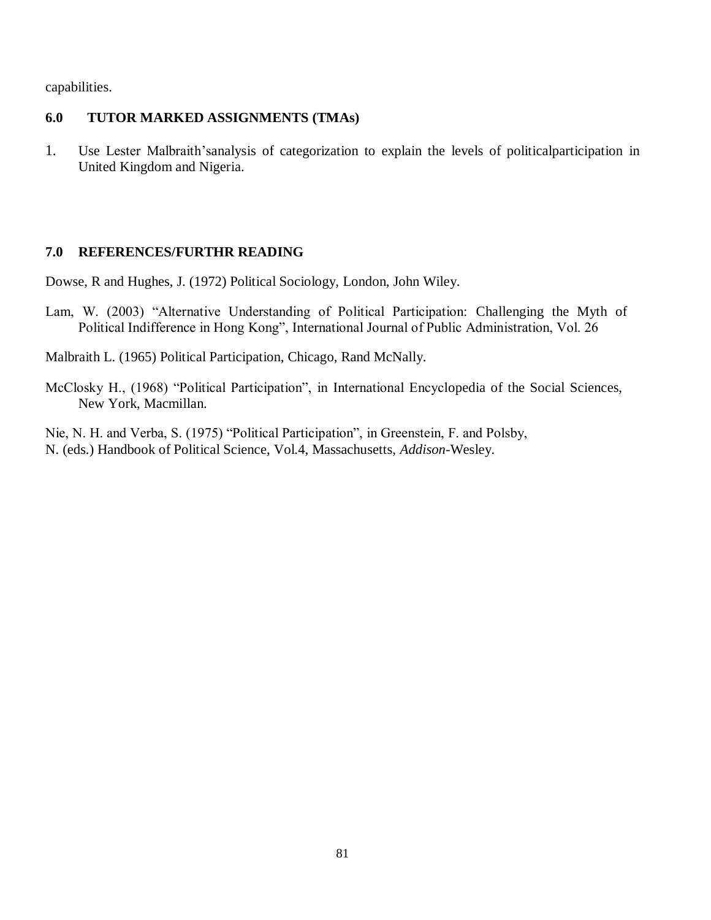capabilities.

## 6.0 TUTOR MARKED ASSIGNMENTS (TMAs)

1. Use Lester Malbraith'sanalysis of categorization to explain the levels of politicalparticipation in United Kingdom and Nigeria.

## 7.0 REFERENCES/FURTHR READING

Dowse, R and Hughes, J. (1972) Political Sociology, London, John Wiley.

Lam, W. (2003) "Alternative Understanding of Political Participation: Challenging the Myth of Political Indifference in Hong Kong", International Journal of Public Administration, Vol. 26

Malbraith L. (1965) Political Participation, Chicago, Rand McNally.

McClosky H., (1968) "Political Participation", in International Encyclopedia of the Social Sciences, New York, Macmillan.

Nie, N. H. and Verba, S. (1975) "Political Participation", in Greenstein, F. and Polsby, N. (eds.) Handbook of Political Science, Vol.4, Massachusetts, *Addison*-Wesley.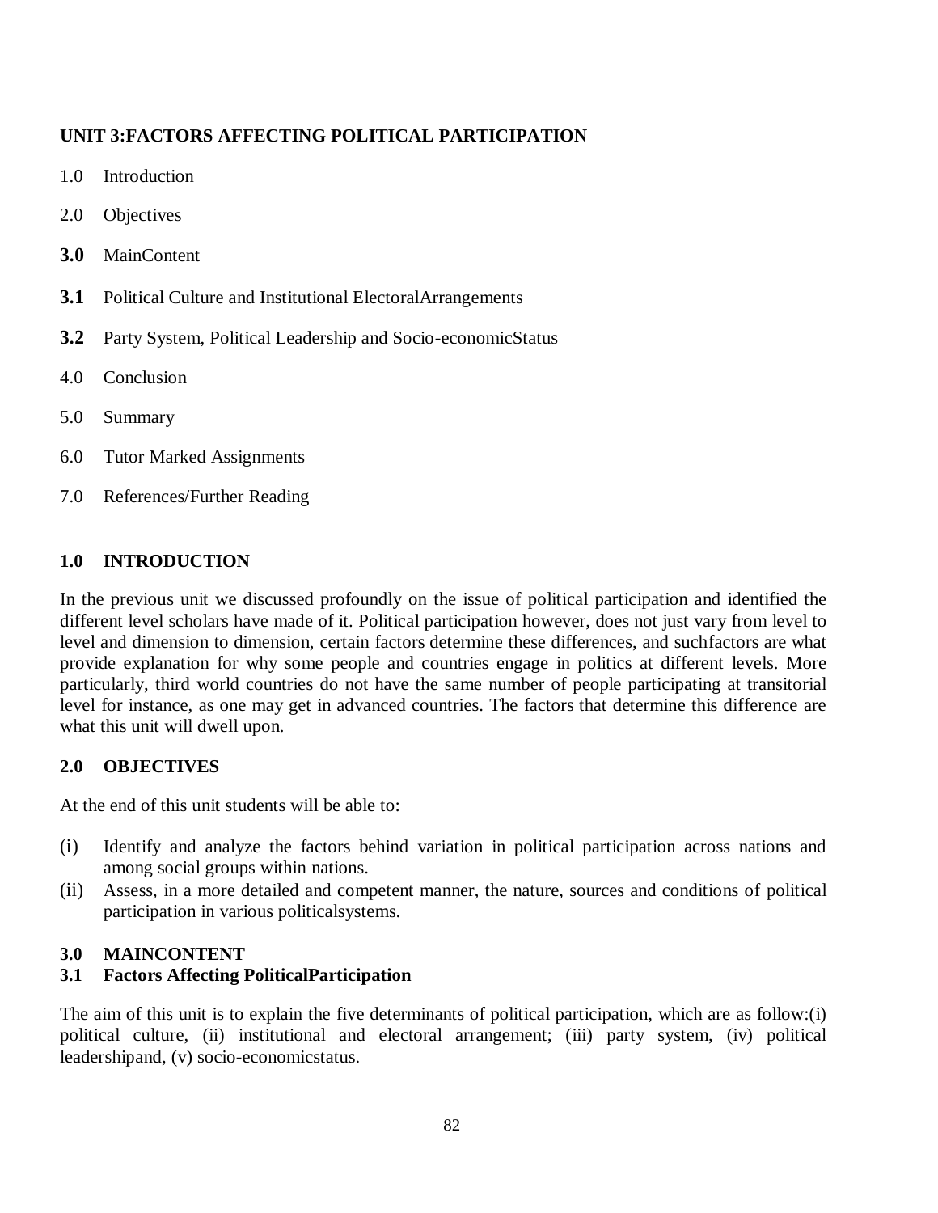## UNIT 3:FACTORS AFFECTING POLITICAL PARTICIPATION

1.0 Introduction

2.0 Objectives

**3.0** MainContent

**3.1** Political Culture and Institutional ElectoralArrangements

**3.2** Party System, Political Leadership and Socio-economicStatus

4.0 Conclusion

5.0 Summary

6.0 Tutor Marked Assignments

7.0 References/Further Reading

### 1.0 INTRODUCTION

In the previous unit we discussed profoundly on the issue of political participation and identified the different level scholars have made of it. Political participation however, does not just vary from level to level and dimension to dimension, certain factors determine these differences, and suchfactors are what provide explanation for why some people and countries engage in politics at different levels. More particularly, third world countries do not have the same number of people participating at transitorial level for instance, as one may get in advanced countries. The factors that determine this difference are what this unit will dwell upon.

### 2.0 OBJECTIVES

At the end of this unit students will be able to:

(i) Identify and analyze the factors behind variation in political participation across nations and among social groups within nations.

(ii) Assess, in a more detailed and competent manner, the nature, sources and conditions of political participation in various politicalsystems.

### 3.0 MAINCONTENT

### 3.1 Factors Affecting PoliticalParticipation

The aim of this unit is to explain the five determinants of political participation, which are as follow:(i) political culture, (ii) institutional and electoral arrangement; (iii) party system, (iv) political leadershipand, (v) socio-economicstatus.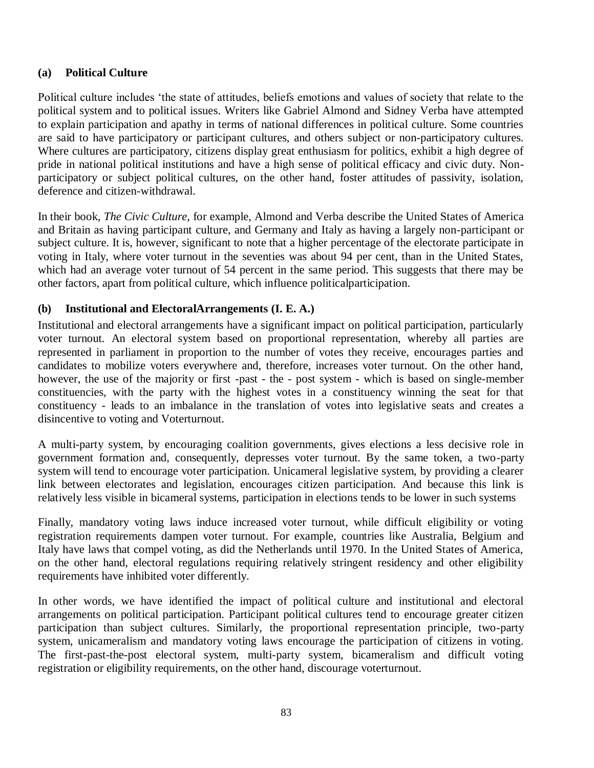### (a) Political Culture

Political culture includes 'the state of attitudes, beliefs emotions and values of society that relate to the political system and to political issues. Writers like Gabriel Almond and Sidney Verba have attempted to explain participation and apathy in terms of national differences in political culture. Some countries are said to have participatory or participant cultures, and others subject or non-participatory cultures. Where cultures are participatory, citizens display great enthusiasm for politics, exhibit a high degree of pride in national political institutions and have a high sense of political efficacy and civic duty. Non-participatory or subject political cultures, on the other hand, foster attitudes of passivity, isolation, deference and citizen-withdrawal.

In their book, *The Civic Culture,* for example, Almond and Verba describe the United States of America and Britain as having participant culture, and Germany and Italy as having a largely non-participant or subject culture. It is, however, significant to note that a higher percentage of the electorate participate in voting in Italy, where voter turnout in the seventies was about 94 per cent, than in the United States, which had an average voter turnout of 54 percent in the same period. This suggests that there may be other factors, apart from political culture, which influence politicalparticipation.

### (b) Institutional and ElectoralArrangements (I. E. A.)

Institutional and electoral arrangements have a significant impact on political participation, particularly voter turnout. An electoral system based on proportional representation, whereby all parties are represented in parliament in proportion to the number of votes they receive, encourages parties and candidates to mobilize voters everywhere and, therefore, increases voter turnout. On the other hand, however, the use of the majority or first -past - the - post system - which is based on single-member constituencies, with the party with the highest votes in a constituency winning the seat for that constituency - leads to an imbalance in the translation of votes into legislative seats and creates a disincentive to voting and Voterturnout.

A multi-party system, by encouraging coalition governments, gives elections a less decisive role in government formation and, consequently, depresses voter turnout. By the same token, a two-party system will tend to encourage voter participation. Unicameral legislative system, by providing a clearer link between electorates and legislation, encourages citizen participation. And because this link is relatively less visible in bicameral systems, participation in elections tends to be lower in such systems

Finally, mandatory voting laws induce increased voter turnout, while difficult eligibility or voting registration requirements dampen voter turnout. For example, countries like Australia, Belgium and Italy have laws that compel voting, as did the Netherlands until 1970. In the United States of America, on the other hand, electoral regulations requiring relatively stringent residency and other eligibility requirements have inhibited voter differently.

In other words, we have identified the impact of political culture and institutional and electoral arrangements on political participation. Participant political cultures tend to encourage greater citizen participation than subject cultures. Similarly, the proportional representation principle, two-party system, unicameralism and mandatory voting laws encourage the participation of citizens in voting. The first-past-the-post electoral system, multi-party system, bicameralism and difficult voting registration or eligibility requirements, on the other hand, discourage voterturnout.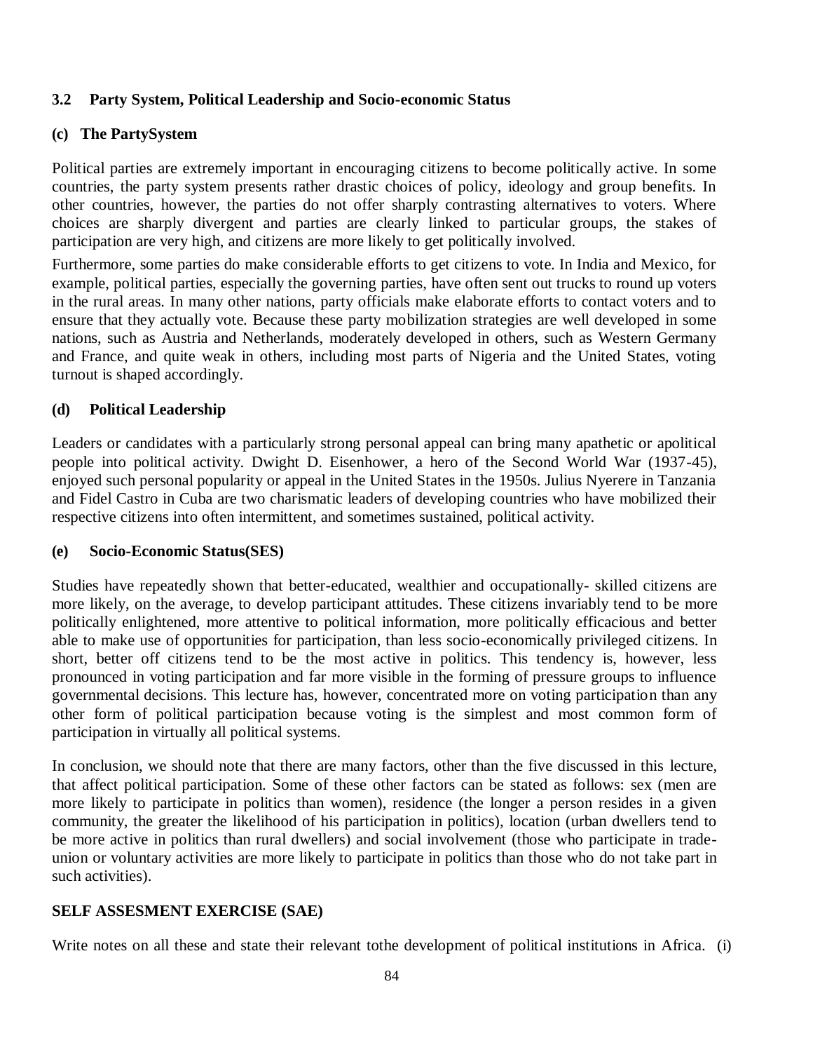### 3.2 Party System, Political Leadership and Socio-economic Status

#### (c) The PartySystem

Political parties are extremely important in encouraging citizens to become politically active. In some countries, the party system presents rather drastic choices of policy, ideology and group benefits. In other countries, however, the parties do not offer sharply contrasting alternatives to voters. Where choices are sharply divergent and parties are clearly linked to particular groups, the stakes of participation are very high, and citizens are more likely to get politically involved.

Furthermore, some parties do make considerable efforts to get citizens to vote. In India and Mexico, for example, political parties, especially the governing parties, have often sent out trucks to round up voters in the rural areas. In many other nations, party officials make elaborate efforts to contact voters and to ensure that they actually vote. Because these party mobilization strategies are well developed in some nations, such as Austria and Netherlands, moderately developed in others, such as Western Germany and France, and quite weak in others, including most parts of Nigeria and the United States, voting turnout is shaped accordingly.

#### (d) Political Leadership

Leaders or candidates with a particularly strong personal appeal can bring many apathetic or apolitical people into political activity. Dwight D. Eisenhower, a hero of the Second World War (1937-45), enjoyed such personal popularity or appeal in the United States in the 1950s. Julius Nyerere in Tanzania and Fidel Castro in Cuba are two charismatic leaders of developing countries who have mobilized their respective citizens into often intermittent, and sometimes sustained, political activity.

#### (e) Socio-Economic Status(SES)

Studies have repeatedly shown that better-educated, wealthier and occupationally- skilled citizens are more likely, on the average, to develop participant attitudes. These citizens invariably tend to be more politically enlightened, more attentive to political information, more politically efficacious and better able to make use of opportunities for participation, than less socio-economically privileged citizens. In short, better off citizens tend to be the most active in politics. This tendency is, however, less pronounced in voting participation and far more visible in the forming of pressure groups to influence governmental decisions. This lecture has, however, concentrated more on voting participation than any other form of political participation because voting is the simplest and most common form of participation in virtually all political systems.

In conclusion, we should note that there are many factors, other than the five discussed in this lecture, that affect political participation. Some of these other factors can be stated as follows: sex (men are more likely to participate in politics than women), residence (the longer a person resides in a given community, the greater the likelihood of his participation in politics), location (urban dwellers tend to be more active in politics than rural dwellers) and social involvement (those who participate in trade-union or voluntary activities are more likely to participate in politics than those who do not take part in such activities).

### SELF ASSESMENT EXERCISE (SAE)

Write notes on all these and state their relevant tothe development of political institutions in Africa. (i)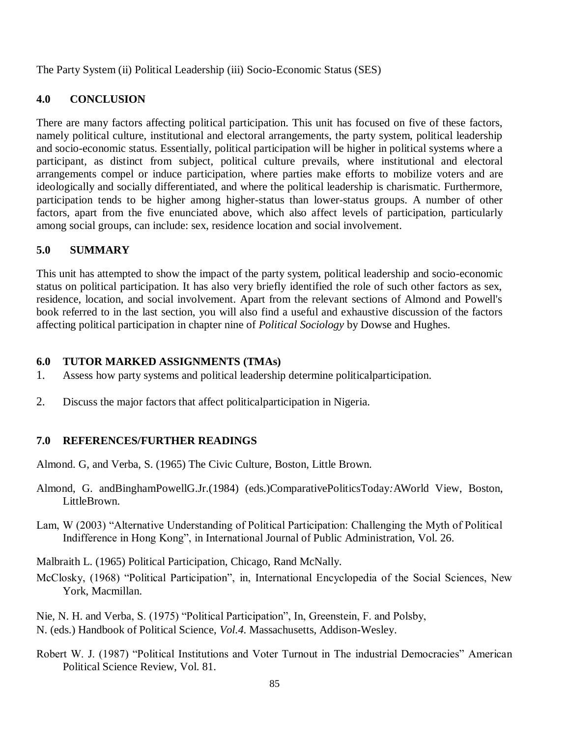The Party System (ii) Political Leadership (iii) Socio-Economic Status (SES)

## 4.0 CONCLUSION

There are many factors affecting political participation. This unit has focused on five of these factors, namely political culture, institutional and electoral arrangements, the party system, political leadership and socio-economic status. Essentially, political participation will be higher in political systems where a participant, as distinct from subject, political culture prevails, where institutional and electoral arrangements compel or induce participation, where parties make efforts to mobilize voters and are ideologically and socially differentiated, and where the political leadership is charismatic. Furthermore, participation tends to be higher among higher-status than lower-status groups. A number of other factors, apart from the five enunciated above, which also affect levels of participation, particularly among social groups, can include: sex, residence location and social involvement.

## 5.0 SUMMARY

This unit has attempted to show the impact of the party system, political leadership and socio-economic status on political participation. It has also very briefly identified the role of such other factors as sex, residence, location, and social involvement. Apart from the relevant sections of Almond and Powell's book referred to in the last section, you will also find a useful and exhaustive discussion of the factors affecting political participation in chapter nine of *Political Sociology* by Dowse and Hughes.

## 6.0 TUTOR MARKED ASSIGNMENTS (TMAs)

1. Assess how party systems and political leadership determine politicalparticipation.
2. Discuss the major factors that affect politicalparticipation in Nigeria.

## 7.0 REFERENCES/FURTHER READINGS

Almond. G, and Verba, S. (1965) The Civic Culture, Boston, Little Brown.

Almond, G. andBinghamPowellG.Jr.(1984) (eds.)ComparativePoliticsToday*:*AWorld View, Boston, LittleBrown.

Lam, W (2003) "Alternative Understanding of Political Participation: Challenging the Myth of Political Indifference in Hong Kong", in International Journal of Public Administration, Vol. 26.

Malbraith L. (1965) Political Participation, Chicago, Rand McNally.

McClosky, (1968) "Political Participation", in, International Encyclopedia of the Social Sciences, New York, Macmillan.

Nie, N. H. and Verba, S. (1975) "Political Participation", In, Greenstein, F. and Polsby,
N. (eds.) Handbook of Political Science, *Vol.4.* Massachusetts, Addison-Wesley.

Robert W. J. (1987) "Political Institutions and Voter Turnout in The industrial Democracies" American Political Science Review, Vol. 81.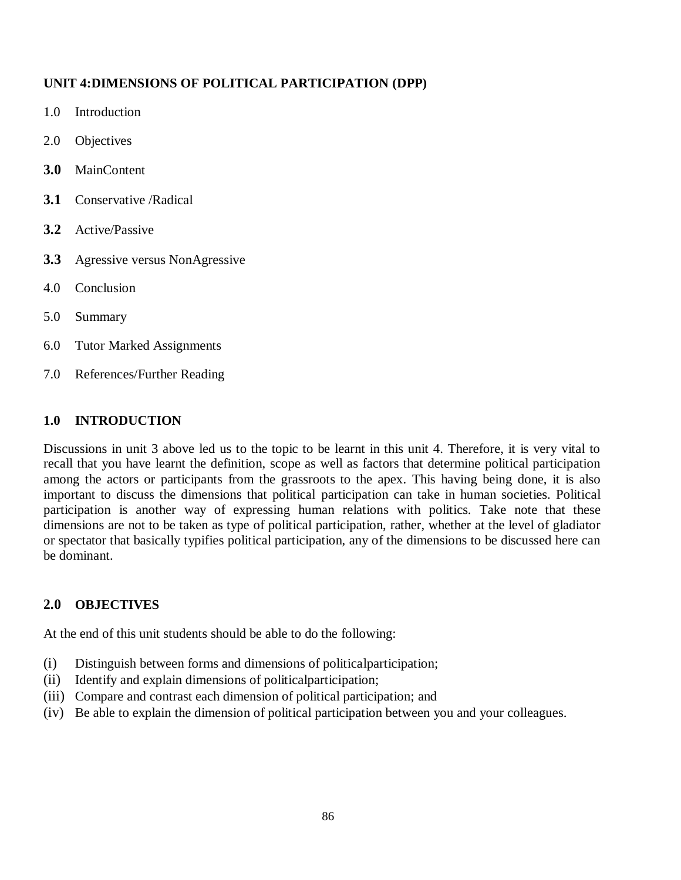## UNIT 4:DIMENSIONS OF POLITICAL PARTICIPATION (DPP)

1.0 Introduction

2.0 Objectives

**3.0** MainContent

**3.1** Conservative /Radical

**3.2** Active/Passive

**3.3** Agressive versus NonAgressive

4.0 Conclusion

5.0 Summary

6.0 Tutor Marked Assignments

7.0 References/Further Reading

### 1.0 INTRODUCTION

Discussions in unit 3 above led us to the topic to be learnt in this unit 4. Therefore, it is very vital to recall that you have learnt the definition, scope as well as factors that determine political participation among the actors or participants from the grassroots to the apex. This having being done, it is also important to discuss the dimensions that political participation can take in human societies. Political participation is another way of expressing human relations with politics. Take note that these dimensions are not to be taken as type of political participation, rather, whether at the level of gladiator or spectator that basically typifies political participation, any of the dimensions to be discussed here can be dominant.

### 2.0 OBJECTIVES

At the end of this unit students should be able to do the following:

(i) Distinguish between forms and dimensions of politicalparticipation;
(ii) Identify and explain dimensions of politicalparticipation;
(iii) Compare and contrast each dimension of political participation; and
(iv) Be able to explain the dimension of political participation between you and your colleagues.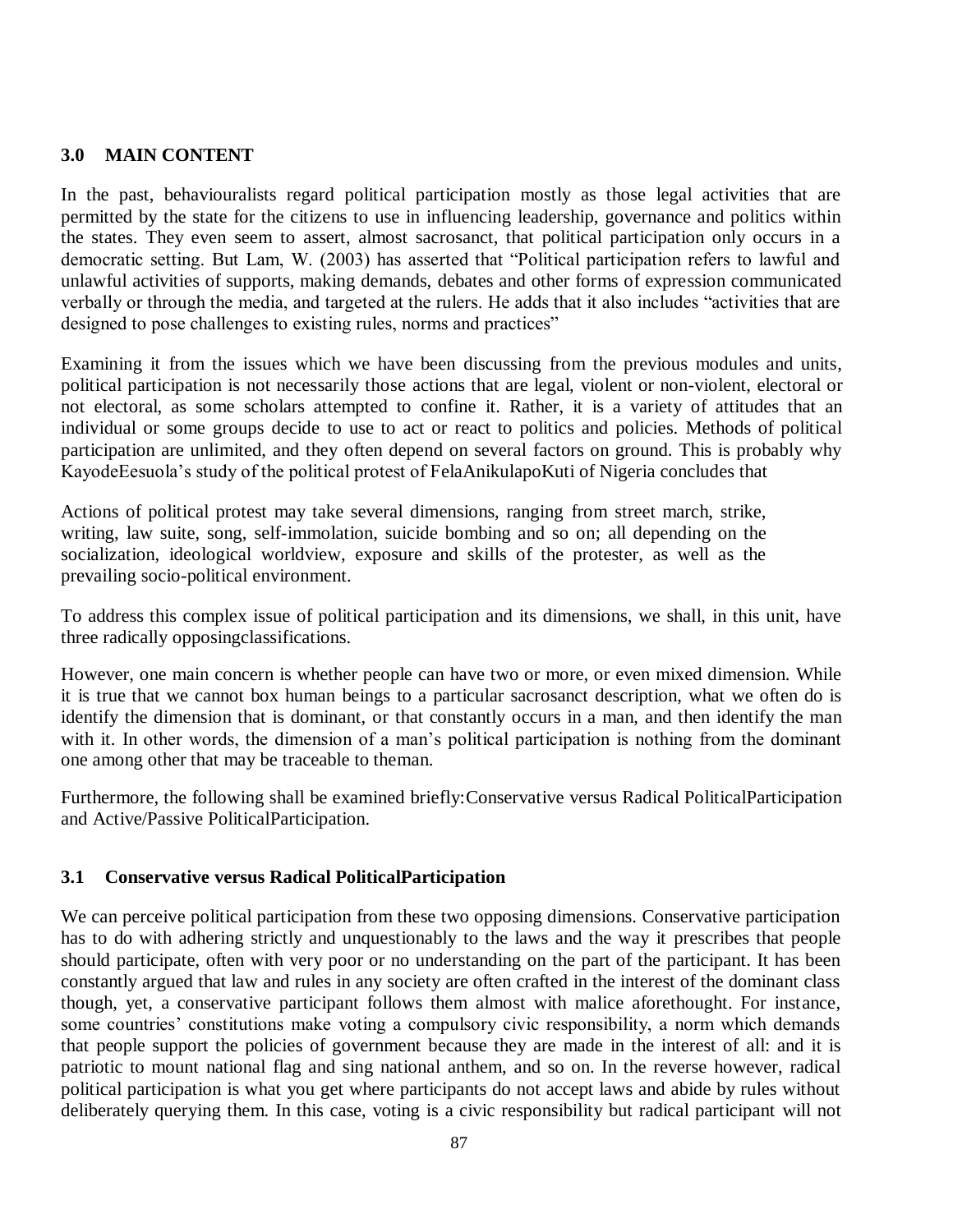### 3.0 MAIN CONTENT

In the past, behaviouralists regard political participation mostly as those legal activities that are permitted by the state for the citizens to use in influencing leadership, governance and politics within the states. They even seem to assert, almost sacrosanct, that political participation only occurs in a democratic setting. But Lam, W. (2003) has asserted that "Political participation refers to lawful and unlawful activities of supports, making demands, debates and other forms of expression communicated verbally or through the media, and targeted at the rulers. He adds that it also includes "activities that are designed to pose challenges to existing rules, norms and practices"

Examining it from the issues which we have been discussing from the previous modules and units, political participation is not necessarily those actions that are legal, violent or non-violent, electoral or not electoral, as some scholars attempted to confine it. Rather, it is a variety of attitudes that an individual or some groups decide to use to act or react to politics and policies. Methods of political participation are unlimited, and they often depend on several factors on ground. This is probably why KayodeEesuola's study of the political protest of FelaAnikulapoKuti of Nigeria concludes that

> Actions of political protest may take several dimensions, ranging from street march, strike, writing, law suite, song, self-immolation, suicide bombing and so on; all depending on the socialization, ideological worldview, exposure and skills of the protester, as well as the prevailing socio-political environment.

To address this complex issue of political participation and its dimensions, we shall, in this unit, have three radically opposingclassifications.

However, one main concern is whether people can have two or more, or even mixed dimension. While it is true that we cannot box human beings to a particular sacrosanct description, what we often do is identify the dimension that is dominant, or that constantly occurs in a man, and then identify the man with it. In other words, the dimension of a man's political participation is nothing from the dominant one among other that may be traceable to theman.

Furthermore, the following shall be examined briefly:Conservative versus Radical PoliticalParticipation and Active/Passive PoliticalParticipation.

### 3.1 Conservative versus Radical PoliticalParticipation

We can perceive political participation from these two opposing dimensions. Conservative participation has to do with adhering strictly and unquestionably to the laws and the way it prescribes that people should participate, often with very poor or no understanding on the part of the participant. It has been constantly argued that law and rules in any society are often crafted in the interest of the dominant class though, yet, a conservative participant follows them almost with malice aforethought. For instance, some countries' constitutions make voting a compulsory civic responsibility, a norm which demands that people support the policies of government because they are made in the interest of all: and it is patriotic to mount national flag and sing national anthem, and so on. In the reverse however, radical political participation is what you get where participants do not accept laws and abide by rules without deliberately querying them. In this case, voting is a civic responsibility but radical participant will not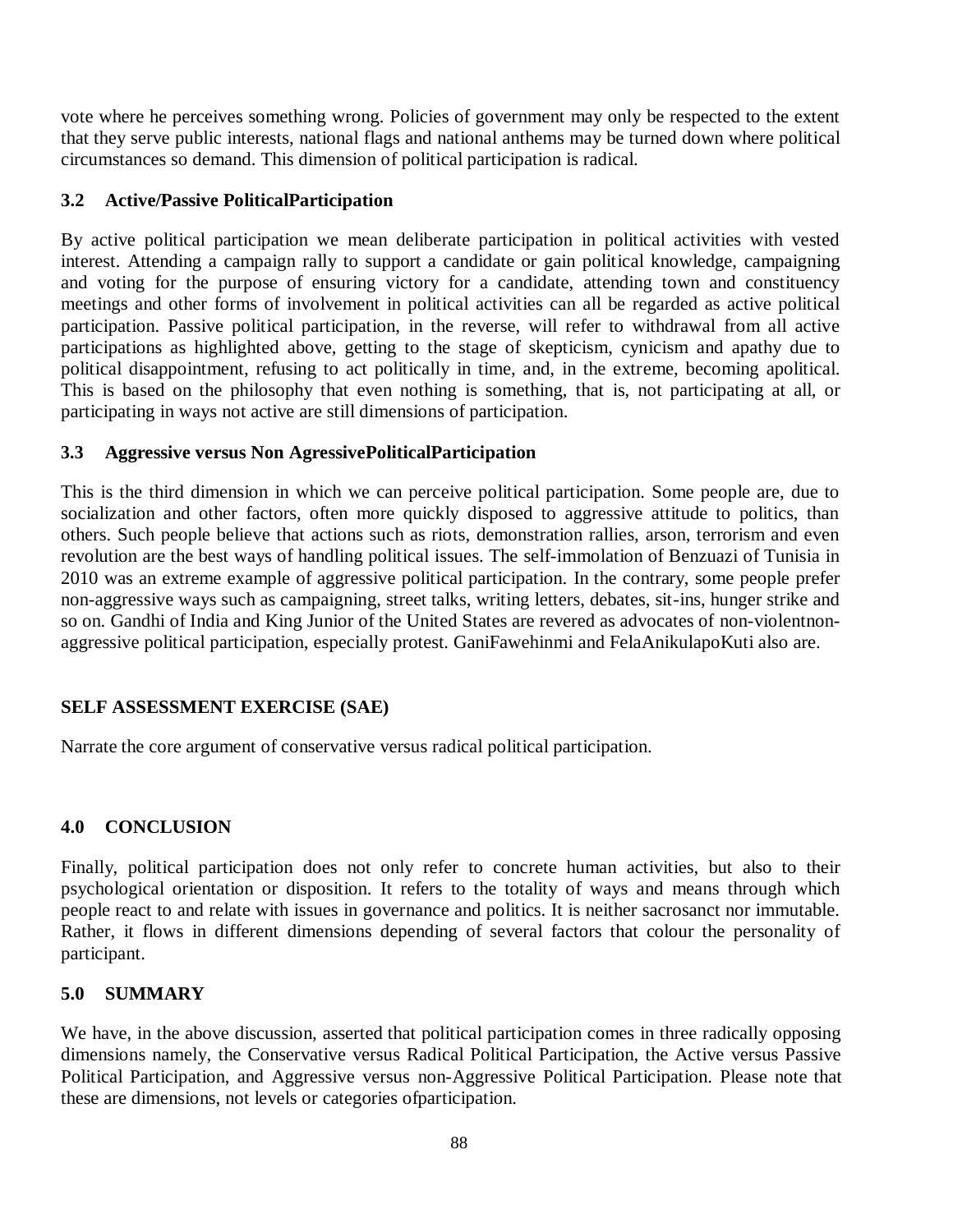vote where he perceives something wrong. Policies of government may only be respected to the extent that they serve public interests, national flags and national anthems may be turned down where political circumstances so demand. This dimension of political participation is radical.

### 3.2 Active/Passive PoliticalParticipation

By active political participation we mean deliberate participation in political activities with vested interest. Attending a campaign rally to support a candidate or gain political knowledge, campaigning and voting for the purpose of ensuring victory for a candidate, attending town and constituency meetings and other forms of involvement in political activities can all be regarded as active political participation. Passive political participation, in the reverse, will refer to withdrawal from all active participations as highlighted above, getting to the stage of skepticism, cynicism and apathy due to political disappointment, refusing to act politically in time, and, in the extreme, becoming apolitical. This is based on the philosophy that even nothing is something, that is, not participating at all, or participating in ways not active are still dimensions of participation.

### 3.3 Aggressive versus Non AgressivePoliticalParticipation

This is the third dimension in which we can perceive political participation. Some people are, due to socialization and other factors, often more quickly disposed to aggressive attitude to politics, than others. Such people believe that actions such as riots, demonstration rallies, arson, terrorism and even revolution are the best ways of handling political issues. The self-immolation of Benzuazi of Tunisia in 2010 was an extreme example of aggressive political participation. In the contrary, some people prefer non-aggressive ways such as campaigning, street talks, writing letters, debates, sit-ins, hunger strike and so on. Gandhi of India and King Junior of the United States are revered as advocates of non-violentnon-aggressive political participation, especially protest. GaniFawehinmi and FelaAnikulapoKuti also are.

**SELF ASSESSMENT EXERCISE (SAE)**

Narrate the core argument of conservative versus radical political participation.

## 4.0 CONCLUSION

Finally, political participation does not only refer to concrete human activities, but also to their psychological orientation or disposition. It refers to the totality of ways and means through which people react to and relate with issues in governance and politics. It is neither sacrosanct nor immutable. Rather, it flows in different dimensions depending of several factors that colour the personality of participant.

## 5.0 SUMMARY

We have, in the above discussion, asserted that political participation comes in three radically opposing dimensions namely, the Conservative versus Radical Political Participation, the Active versus Passive Political Participation, and Aggressive versus non-Aggressive Political Participation. Please note that these are dimensions, not levels or categories ofparticipation.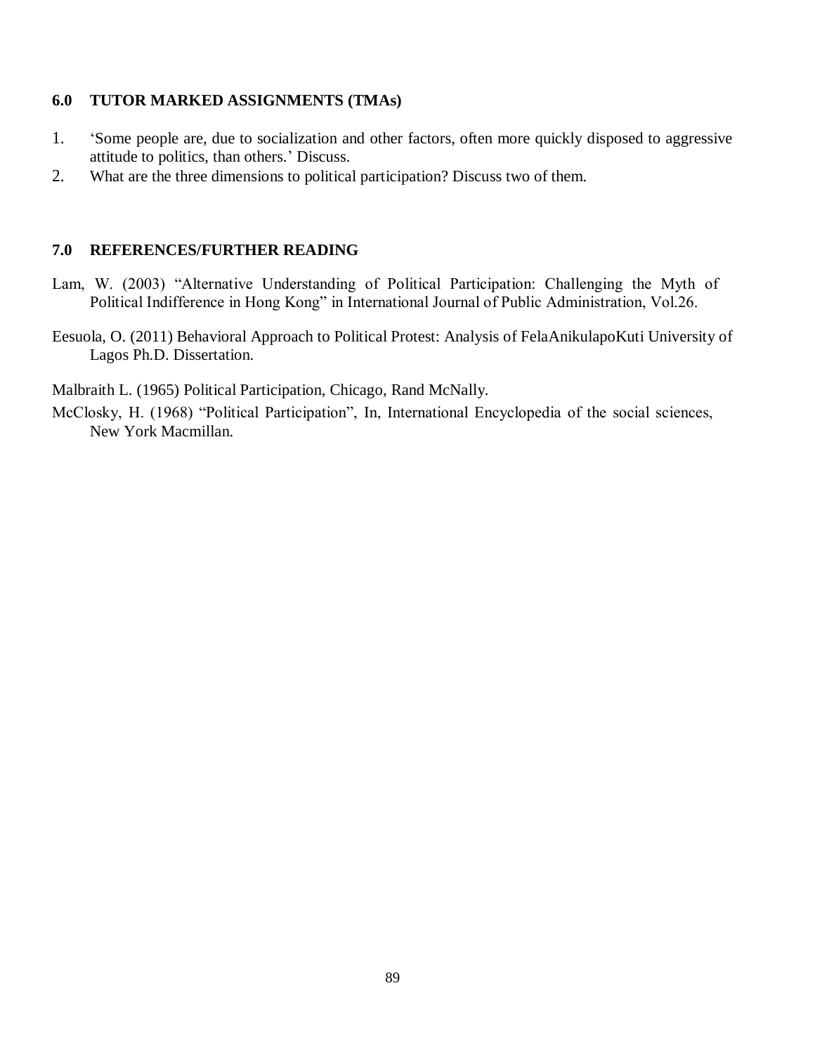## 6.0 TUTOR MARKED ASSIGNMENTS (TMAs)

1. 'Some people are, due to socialization and other factors, often more quickly disposed to aggressive attitude to politics, than others.' Discuss.
2. What are the three dimensions to political participation? Discuss two of them.

## 7.0 REFERENCES/FURTHER READING

Lam, W. (2003) "Alternative Understanding of Political Participation: Challenging the Myth of Political Indifference in Hong Kong" in International Journal of Public Administration, Vol.26.

Eesuola, O. (2011) Behavioral Approach to Political Protest: Analysis of FelaAnikulapoKuti University of Lagos Ph.D. Dissertation.

Malbraith L. (1965) Political Participation, Chicago, Rand McNally.

McClosky, H. (1968) "Political Participation", In, International Encyclopedia of the social sciences, New York Macmillan.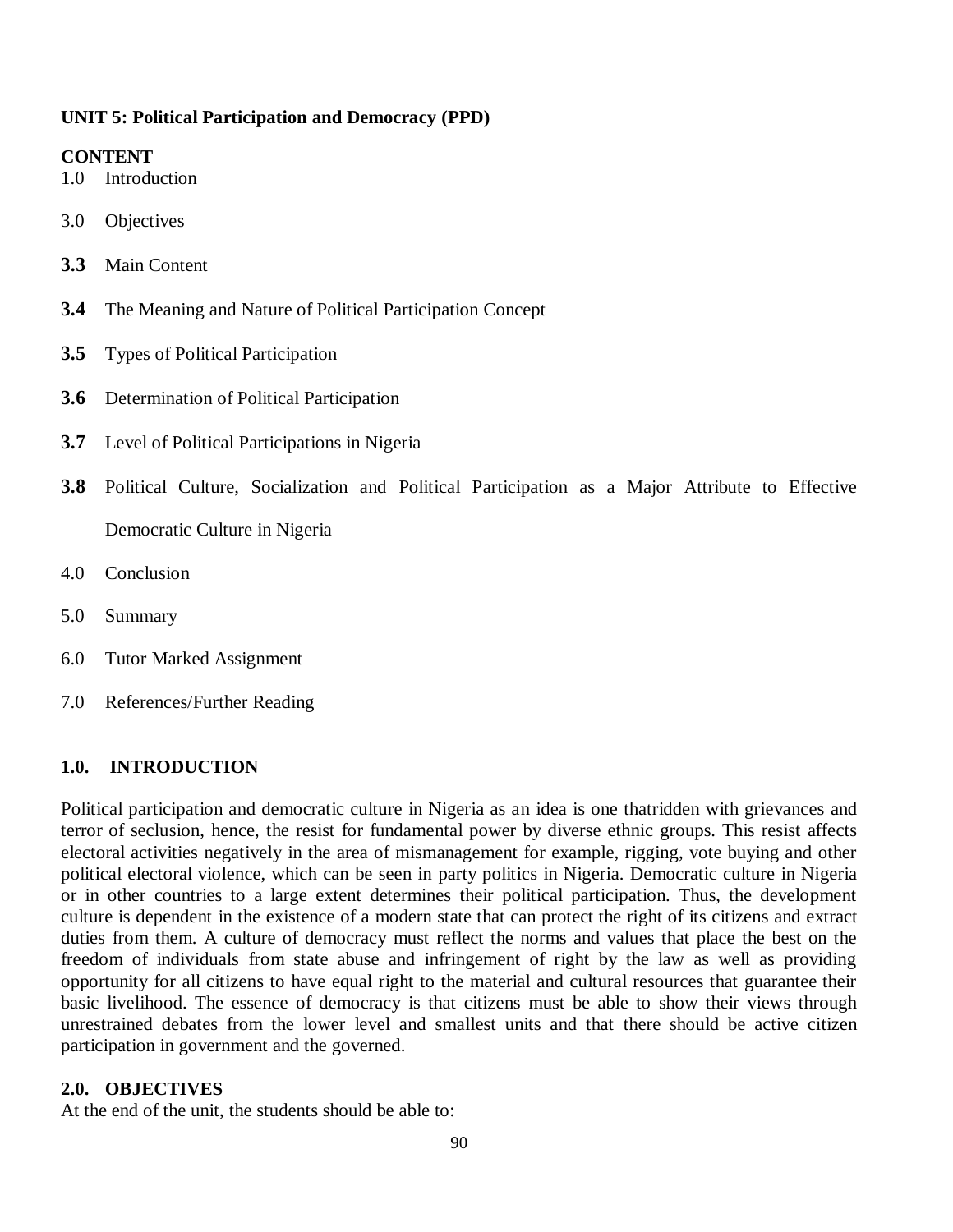**UNIT 5: Political Participation and Democracy (PPD)**

**CONTENT**

1.0 Introduction

3.0 Objectives

**3.3** Main Content

**3.4** The Meaning and Nature of Political Participation Concept

**3.5** Types of Political Participation

**3.6** Determination of Political Participation

**3.7** Level of Political Participations in Nigeria

**3.8** Political Culture, Socialization and Political Participation as a Major Attribute to Effective Democratic Culture in Nigeria

4.0 Conclusion

5.0 Summary

6.0 Tutor Marked Assignment

7.0 References/Further Reading

## 1.0. INTRODUCTION

Political participation and democratic culture in Nigeria as an idea is one thatridden with grievances and terror of seclusion, hence, the resist for fundamental power by diverse ethnic groups. This resist affects electoral activities negatively in the area of mismanagement for example, rigging, vote buying and other political electoral violence, which can be seen in party politics in Nigeria. Democratic culture in Nigeria or in other countries to a large extent determines their political participation. Thus, the development culture is dependent in the existence of a modern state that can protect the right of its citizens and extract duties from them. A culture of democracy must reflect the norms and values that place the best on the freedom of individuals from state abuse and infringement of right by the law as well as providing opportunity for all citizens to have equal right to the material and cultural resources that guarantee their basic livelihood. The essence of democracy is that citizens must be able to show their views through unrestrained debates from the lower level and smallest units and that there should be active citizen participation in government and the governed.

## 2.0. OBJECTIVES

At the end of the unit, the students should be able to: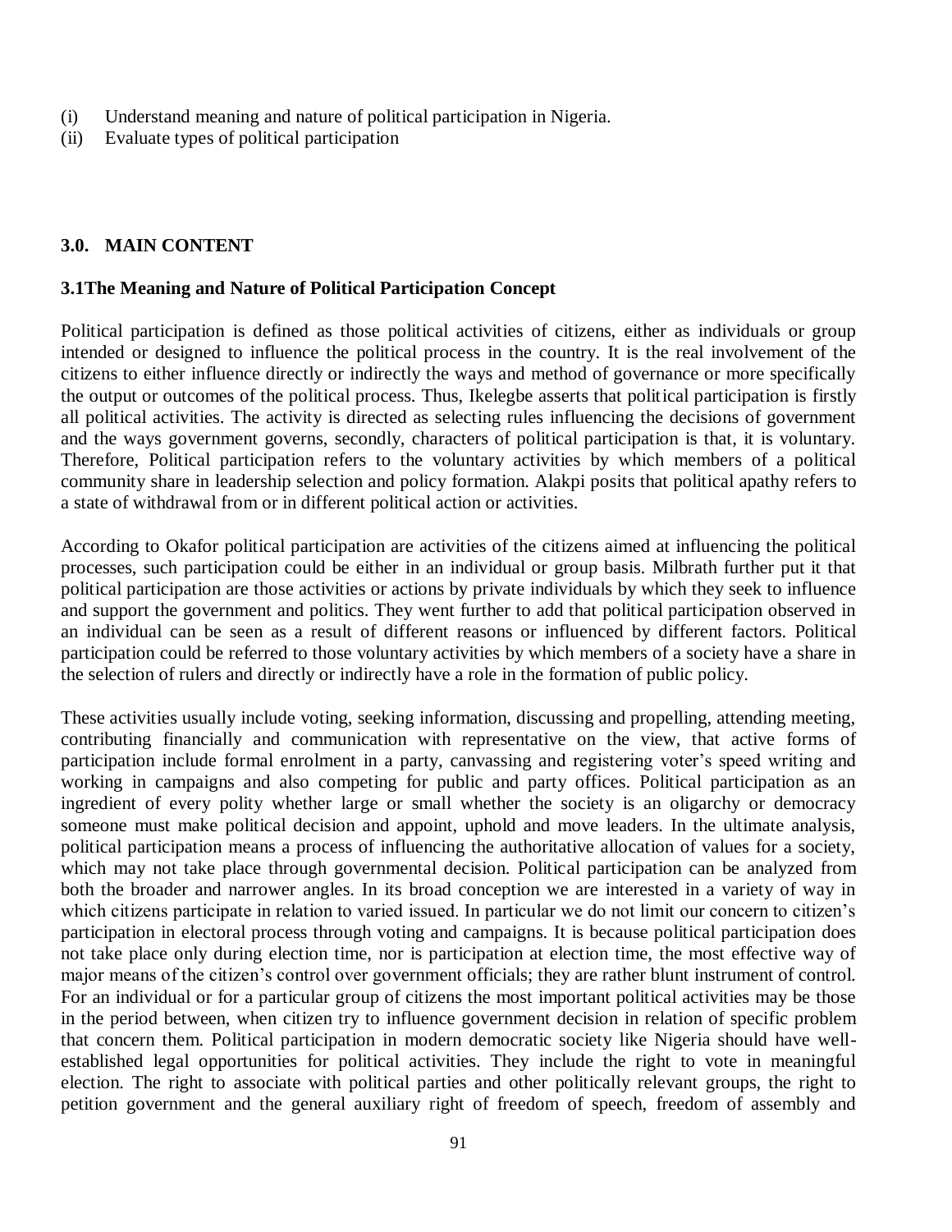(i) Understand meaning and nature of political participation in Nigeria.
(ii) Evaluate types of political participation

## 3.0. MAIN CONTENT

### 3.1The Meaning and Nature of Political Participation Concept

Political participation is defined as those political activities of citizens, either as individuals or group intended or designed to influence the political process in the country. It is the real involvement of the citizens to either influence directly or indirectly the ways and method of governance or more specifically the output or outcomes of the political process. Thus, Ikelegbe asserts that political participation is firstly all political activities. The activity is directed as selecting rules influencing the decisions of government and the ways government governs, secondly, characters of political participation is that, it is voluntary. Therefore, Political participation refers to the voluntary activities by which members of a political community share in leadership selection and policy formation. Alakpi posits that political apathy refers to a state of withdrawal from or in different political action or activities.

According to Okafor political participation are activities of the citizens aimed at influencing the political processes, such participation could be either in an individual or group basis. Milbrath further put it that political participation are those activities or actions by private individuals by which they seek to influence and support the government and politics. They went further to add that political participation observed in an individual can be seen as a result of different reasons or influenced by different factors. Political participation could be referred to those voluntary activities by which members of a society have a share in the selection of rulers and directly or indirectly have a role in the formation of public policy.

These activities usually include voting, seeking information, discussing and propelling, attending meeting, contributing financially and communication with representative on the view, that active forms of participation include formal enrolment in a party, canvassing and registering voter's speed writing and working in campaigns and also competing for public and party offices. Political participation as an ingredient of every polity whether large or small whether the society is an oligarchy or democracy someone must make political decision and appoint, uphold and move leaders. In the ultimate analysis, political participation means a process of influencing the authoritative allocation of values for a society, which may not take place through governmental decision. Political participation can be analyzed from both the broader and narrower angles. In its broad conception we are interested in a variety of way in which citizens participate in relation to varied issued. In particular we do not limit our concern to citizen's participation in electoral process through voting and campaigns. It is because political participation does not take place only during election time, nor is participation at election time, the most effective way of major means of the citizen's control over government officials; they are rather blunt instrument of control. For an individual or for a particular group of citizens the most important political activities may be those in the period between, when citizen try to influence government decision in relation of specific problem that concern them. Political participation in modern democratic society like Nigeria should have well-established legal opportunities for political activities. They include the right to vote in meaningful election. The right to associate with political parties and other politically relevant groups, the right to petition government and the general auxiliary right of freedom of speech, freedom of assembly and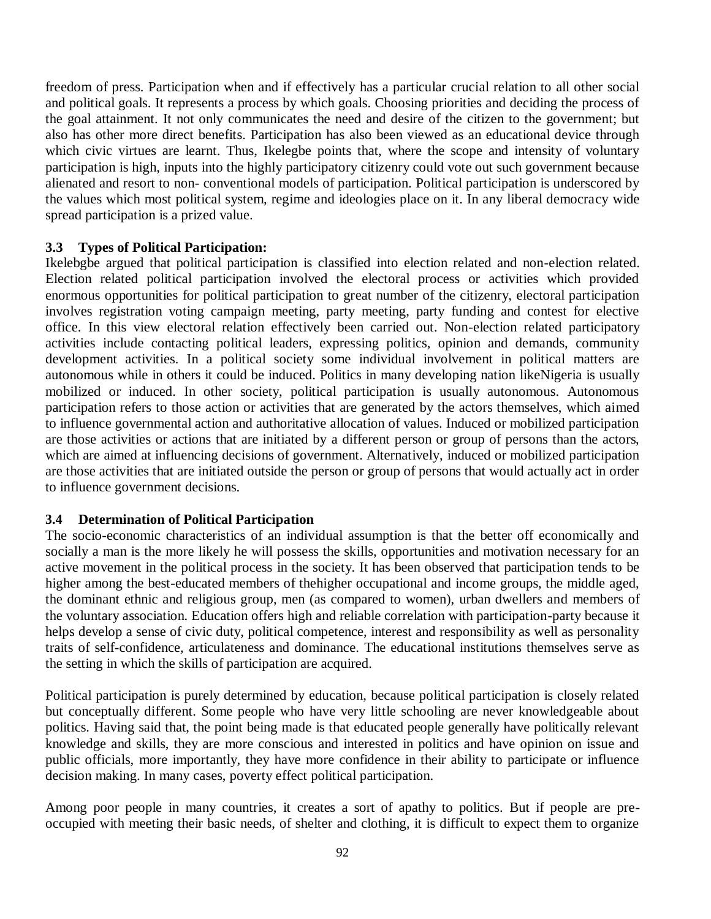freedom of press. Participation when and if effectively has a particular crucial relation to all other social and political goals. It represents a process by which goals. Choosing priorities and deciding the process of the goal attainment. It not only communicates the need and desire of the citizen to the government; but also has other more direct benefits. Participation has also been viewed as an educational device through which civic virtues are learnt. Thus, Ikelegbe points that, where the scope and intensity of voluntary participation is high, inputs into the highly participatory citizenry could vote out such government because alienated and resort to non- conventional models of participation. Political participation is underscored by the values which most political system, regime and ideologies place on it. In any liberal democracy wide spread participation is a prized value.

### 3.3 Types of Political Participation:

Ikelebgbe argued that political participation is classified into election related and non-election related. Election related political participation involved the electoral process or activities which provided enormous opportunities for political participation to great number of the citizenry, electoral participation involves registration voting campaign meeting, party meeting, party funding and contest for elective office. In this view electoral relation effectively been carried out. Non-election related participatory activities include contacting political leaders, expressing politics, opinion and demands, community development activities. In a political society some individual involvement in political matters are autonomous while in others it could be induced. Politics in many developing nation likeNigeria is usually mobilized or induced. In other society, political participation is usually autonomous. Autonomous participation refers to those action or activities that are generated by the actors themselves, which aimed to influence governmental action and authoritative allocation of values. Induced or mobilized participation are those activities or actions that are initiated by a different person or group of persons than the actors, which are aimed at influencing decisions of government. Alternatively, induced or mobilized participation are those activities that are initiated outside the person or group of persons that would actually act in order to influence government decisions.

### 3.4 Determination of Political Participation

The socio-economic characteristics of an individual assumption is that the better off economically and socially a man is the more likely he will possess the skills, opportunities and motivation necessary for an active movement in the political process in the society. It has been observed that participation tends to be higher among the best-educated members of thehigher occupational and income groups, the middle aged, the dominant ethnic and religious group, men (as compared to women), urban dwellers and members of the voluntary association. Education offers high and reliable correlation with participation-party because it helps develop a sense of civic duty, political competence, interest and responsibility as well as personality traits of self-confidence, articulateness and dominance. The educational institutions themselves serve as the setting in which the skills of participation are acquired.

Political participation is purely determined by education, because political participation is closely related but conceptually different. Some people who have very little schooling are never knowledgeable about politics. Having said that, the point being made is that educated people generally have politically relevant knowledge and skills, they are more conscious and interested in politics and have opinion on issue and public officials, more importantly, they have more confidence in their ability to participate or influence decision making. In many cases, poverty effect political participation.

Among poor people in many countries, it creates a sort of apathy to politics. But if people are pre-occupied with meeting their basic needs, of shelter and clothing, it is difficult to expect them to organize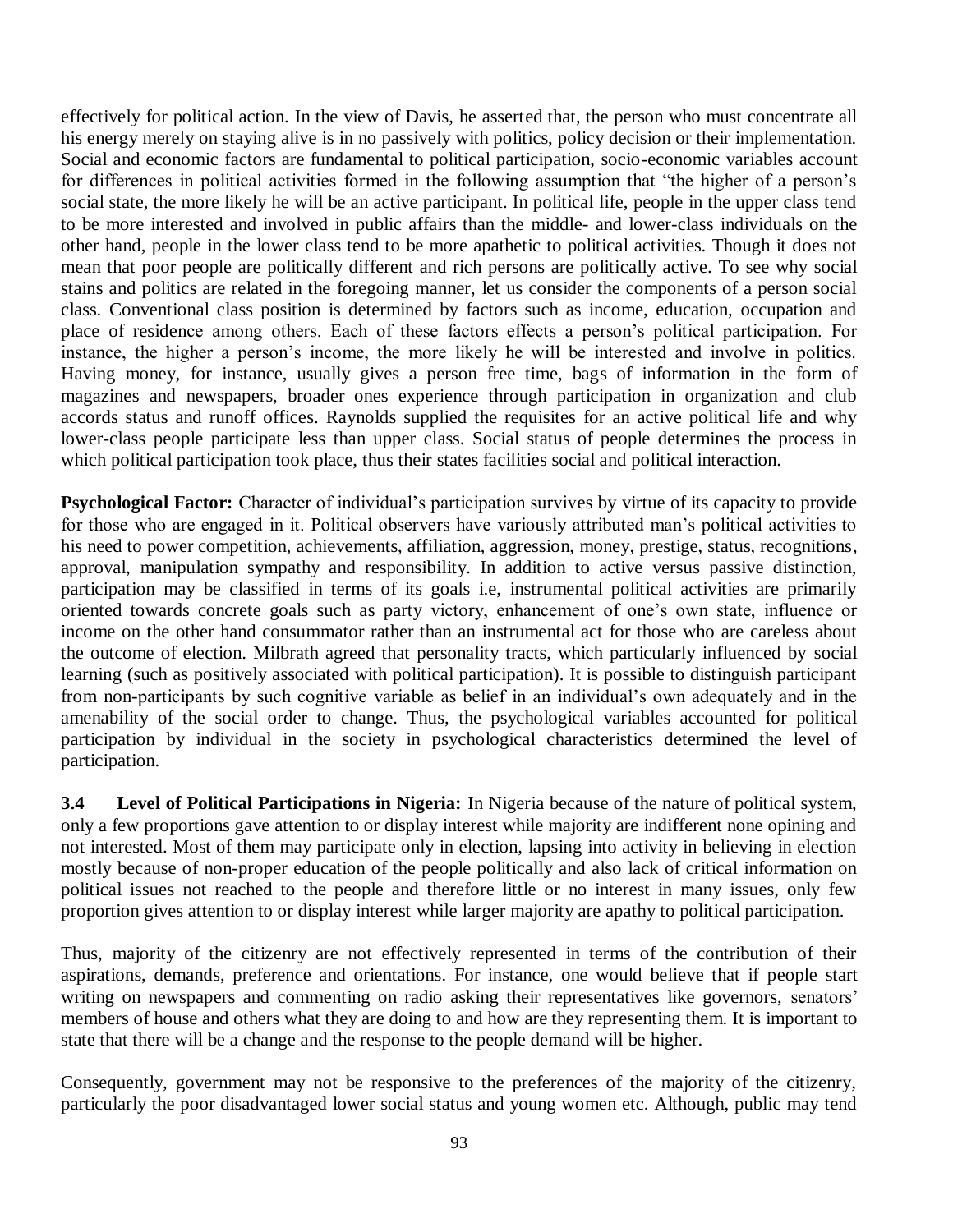effectively for political action. In the view of Davis, he asserted that, the person who must concentrate all his energy merely on staying alive is in no passively with politics, policy decision or their implementation. Social and economic factors are fundamental to political participation, socio-economic variables account for differences in political activities formed in the following assumption that "the higher of a person's social state, the more likely he will be an active participant. In political life, people in the upper class tend to be more interested and involved in public affairs than the middle- and lower-class individuals on the other hand, people in the lower class tend to be more apathetic to political activities. Though it does not mean that poor people are politically different and rich persons are politically active. To see why social stains and politics are related in the foregoing manner, let us consider the components of a person social class. Conventional class position is determined by factors such as income, education, occupation and place of residence among others. Each of these factors effects a person's political participation. For instance, the higher a person's income, the more likely he will be interested and involve in politics. Having money, for instance, usually gives a person free time, bags of information in the form of magazines and newspapers, broader ones experience through participation in organization and club accords status and runoff offices. Raynolds supplied the requisites for an active political life and why lower-class people participate less than upper class. Social status of people determines the process in which political participation took place, thus their states facilities social and political interaction.

**Psychological Factor:** Character of individual's participation survives by virtue of its capacity to provide for those who are engaged in it. Political observers have variously attributed man's political activities to his need to power competition, achievements, affiliation, aggression, money, prestige, status, recognitions, approval, manipulation sympathy and responsibility. In addition to active versus passive distinction, participation may be classified in terms of its goals i.e, instrumental political activities are primarily oriented towards concrete goals such as party victory, enhancement of one's own state, influence or income on the other hand consummator rather than an instrumental act for those who are careless about the outcome of election. Milbrath agreed that personality tracts, which particularly influenced by social learning (such as positively associated with political participation). It is possible to distinguish participant from non-participants by such cognitive variable as belief in an individual's own adequately and in the amenability of the social order to change. Thus, the psychological variables accounted for political participation by individual in the society in psychological characteristics determined the level of participation.

**3.4 Level of Political Participations in Nigeria:** In Nigeria because of the nature of political system, only a few proportions gave attention to or display interest while majority are indifferent none opining and not interested. Most of them may participate only in election, lapsing into activity in believing in election mostly because of non-proper education of the people politically and also lack of critical information on political issues not reached to the people and therefore little or no interest in many issues, only few proportion gives attention to or display interest while larger majority are apathy to political participation.

Thus, majority of the citizenry are not effectively represented in terms of the contribution of their aspirations, demands, preference and orientations. For instance, one would believe that if people start writing on newspapers and commenting on radio asking their representatives like governors, senators' members of house and others what they are doing to and how are they representing them. It is important to state that there will be a change and the response to the people demand will be higher.

Consequently, government may not be responsive to the preferences of the majority of the citizenry, particularly the poor disadvantaged lower social status and young women etc. Although, public may tend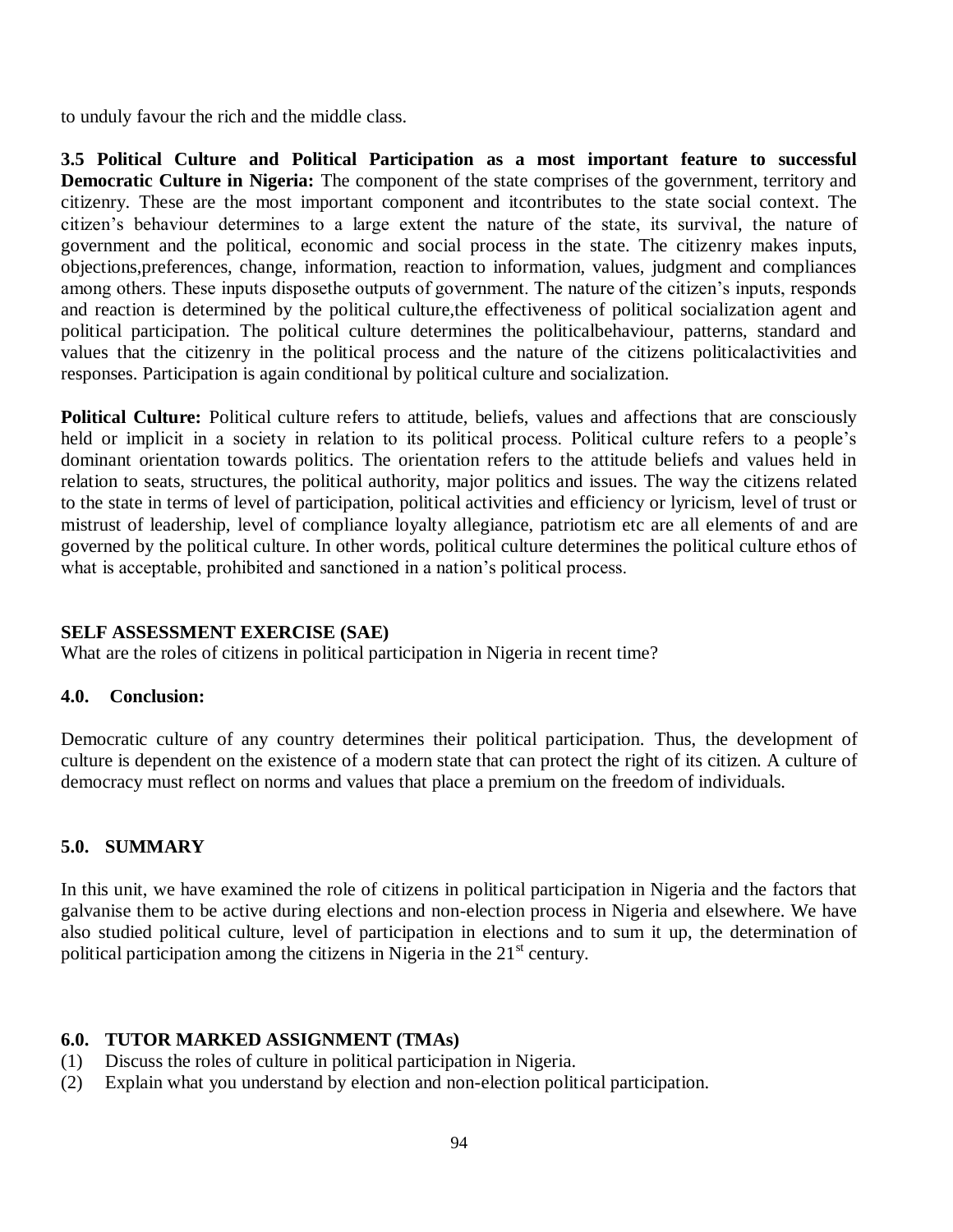to unduly favour the rich and the middle class.

**3.5 Political Culture and Political Participation as a most important feature to successful Democratic Culture in Nigeria:** The component of the state comprises of the government, territory and citizenry. These are the most important component and itcontributes to the state social context. The citizen's behaviour determines to a large extent the nature of the state, its survival, the nature of government and the political, economic and social process in the state. The citizenry makes inputs, objections,preferences, change, information, reaction to information, values, judgment and compliances among others. These inputs disposethe outputs of government. The nature of the citizen's inputs, responds and reaction is determined by the political culture,the effectiveness of political socialization agent and political participation. The political culture determines the politicalbehaviour, patterns, standard and values that the citizenry in the political process and the nature of the citizens politicalactivities and responses. Participation is again conditional by political culture and socialization.

**Political Culture:** Political culture refers to attitude, beliefs, values and affections that are consciously held or implicit in a society in relation to its political process. Political culture refers to a people's dominant orientation towards politics. The orientation refers to the attitude beliefs and values held in relation to seats, structures, the political authority, major politics and issues. The way the citizens related to the state in terms of level of participation, political activities and efficiency or lyricism, level of trust or mistrust of leadership, level of compliance loyalty allegiance, patriotism etc are all elements of and are governed by the political culture. In other words, political culture determines the political culture ethos of what is acceptable, prohibited and sanctioned in a nation's political process.

**SELF ASSESSMENT EXERCISE (SAE)**

What are the roles of citizens in political participation in Nigeria in recent time?

## 4.0. Conclusion:

Democratic culture of any country determines their political participation. Thus, the development of culture is dependent on the existence of a modern state that can protect the right of its citizen. A culture of democracy must reflect on norms and values that place a premium on the freedom of individuals.

## 5.0. SUMMARY

In this unit, we have examined the role of citizens in political participation in Nigeria and the factors that galvanise them to be active during elections and non-election process in Nigeria and elsewhere. We have also studied political culture, level of participation in elections and to sum it up, the determination of political participation among the citizens in Nigeria in the 21st century.

## 6.0. TUTOR MARKED ASSIGNMENT (TMAs)

(1) Discuss the roles of culture in political participation in Nigeria.

(2) Explain what you understand by election and non-election political participation.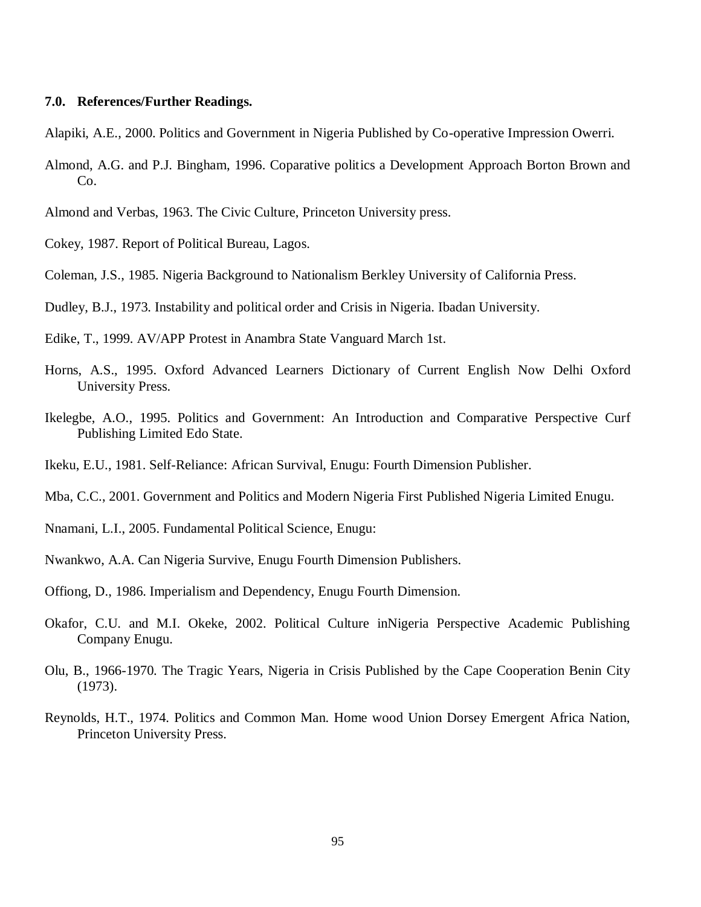### 7.0. References/Further Readings.

Alapiki, A.E., 2000. Politics and Government in Nigeria Published by Co-operative Impression Owerri.

Almond, A.G. and P.J. Bingham, 1996. Coparative politics a Development Approach Borton Brown and Co.

Almond and Verbas, 1963. The Civic Culture, Princeton University press.

Cokey, 1987. Report of Political Bureau, Lagos.

Coleman, J.S., 1985. Nigeria Background to Nationalism Berkley University of California Press.

Dudley, B.J., 1973. Instability and political order and Crisis in Nigeria. Ibadan University.

Edike, T., 1999. AV/APP Protest in Anambra State Vanguard March 1st.

Horns, A.S., 1995. Oxford Advanced Learners Dictionary of Current English Now Delhi Oxford University Press.

Ikelegbe, A.O., 1995. Politics and Government: An Introduction and Comparative Perspective Curf Publishing Limited Edo State.

Ikeku, E.U., 1981. Self-Reliance: African Survival, Enugu: Fourth Dimension Publisher.

Mba, C.C., 2001. Government and Politics and Modern Nigeria First Published Nigeria Limited Enugu.

Nnamani, L.I., 2005. Fundamental Political Science, Enugu:

Nwankwo, A.A. Can Nigeria Survive, Enugu Fourth Dimension Publishers.

Offiong, D., 1986. Imperialism and Dependency, Enugu Fourth Dimension.

Okafor, C.U. and M.I. Okeke, 2002. Political Culture inNigeria Perspective Academic Publishing Company Enugu.

Olu, B., 1966-1970. The Tragic Years, Nigeria in Crisis Published by the Cape Cooperation Benin City (1973).

Reynolds, H.T., 1974. Politics and Common Man. Home wood Union Dorsey Emergent Africa Nation, Princeton University Press.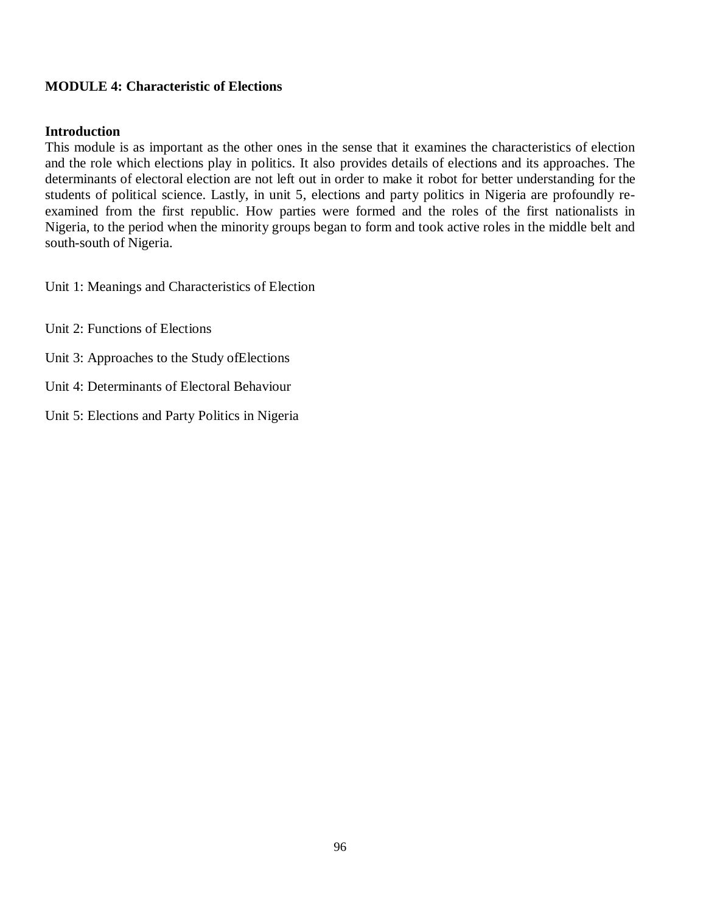**MODULE 4: Characteristic of Elections**

**Introduction**

This module is as important as the other ones in the sense that it examines the characteristics of election and the role which elections play in politics. It also provides details of elections and its approaches. The determinants of electoral election are not left out in order to make it robot for better understanding for the students of political science. Lastly, in unit 5, elections and party politics in Nigeria are profoundly re-examined from the first republic. How parties were formed and the roles of the first nationalists in Nigeria, to the period when the minority groups began to form and took active roles in the middle belt and south-south of Nigeria.

Unit 1: Meanings and Characteristics of Election

Unit 2: Functions of Elections

Unit 3: Approaches to the Study ofElections

Unit 4: Determinants of Electoral Behaviour

Unit 5: Elections and Party Politics in Nigeria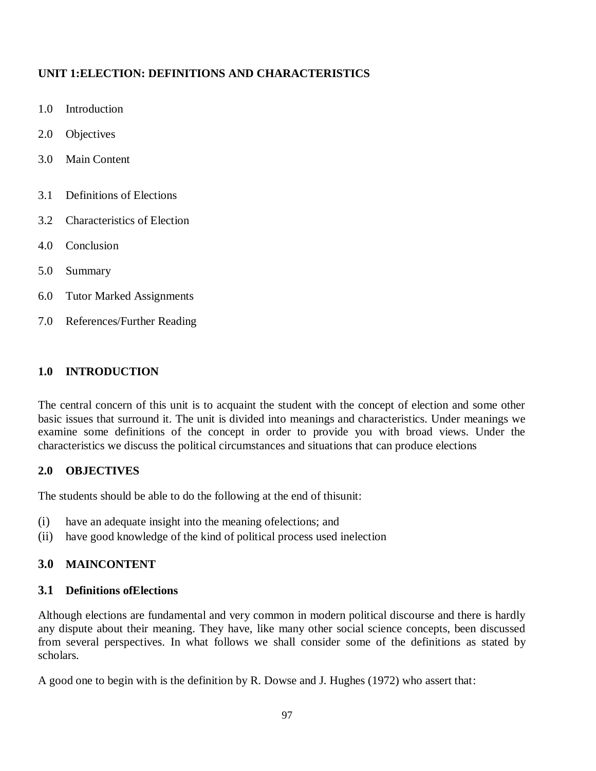## UNIT 1:ELECTION: DEFINITIONS AND CHARACTERISTICS

1.0 Introduction

2.0 Objectives

3.0 Main Content

3.1 Definitions of Elections

3.2 Characteristics of Election

4.0 Conclusion

5.0 Summary

6.0 Tutor Marked Assignments

7.0 References/Further Reading

### 1.0 INTRODUCTION

The central concern of this unit is to acquaint the student with the concept of election and some other basic issues that surround it. The unit is divided into meanings and characteristics. Under meanings we examine some definitions of the concept in order to provide you with broad views. Under the characteristics we discuss the political circumstances and situations that can produce elections

### 2.0 OBJECTIVES

The students should be able to do the following at the end of thisunit:

(i) have an adequate insight into the meaning ofelections; and
(ii) have good knowledge of the kind of political process used inelection

### 3.0 MAINCONTENT

### 3.1 Definitions ofElections

Although elections are fundamental and very common in modern political discourse and there is hardly any dispute about their meaning. They have, like many other social science concepts, been discussed from several perspectives. In what follows we shall consider some of the definitions as stated by scholars.

A good one to begin with is the definition by R. Dowse and J. Hughes (1972) who assert that: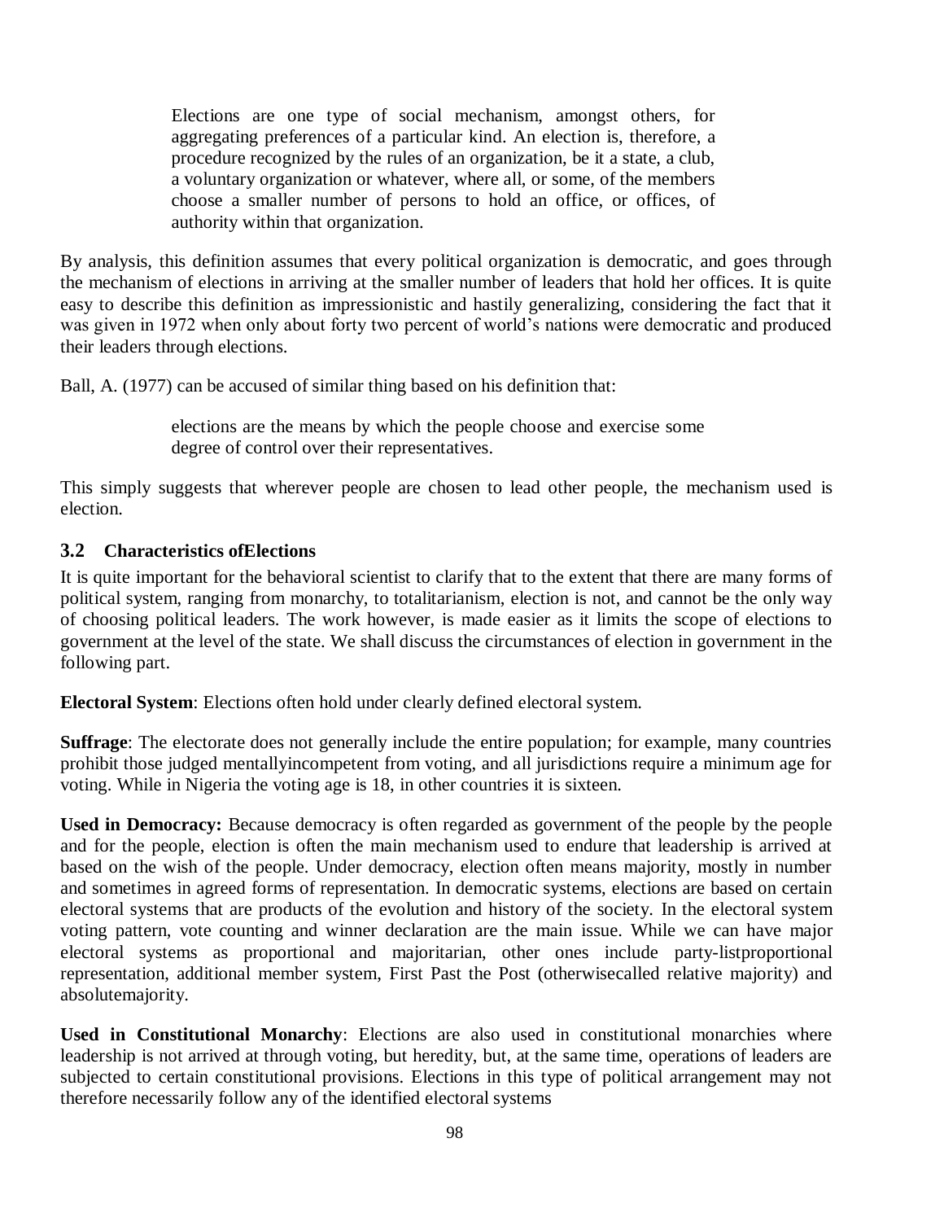> Elections are one type of social mechanism, amongst others, for aggregating preferences of a particular kind. An election is, therefore, a procedure recognized by the rules of an organization, be it a state, a club, a voluntary organization or whatever, where all, or some, of the members choose a smaller number of persons to hold an office, or offices, of authority within that organization.

By analysis, this definition assumes that every political organization is democratic, and goes through the mechanism of elections in arriving at the smaller number of leaders that hold her offices. It is quite easy to describe this definition as impressionistic and hastily generalizing, considering the fact that it was given in 1972 when only about forty two percent of world's nations were democratic and produced their leaders through elections.

Ball, A. (1977) can be accused of similar thing based on his definition that:

> elections are the means by which the people choose and exercise some degree of control over their representatives.

This simply suggests that wherever people are chosen to lead other people, the mechanism used is election.

### 3.2 Characteristics ofElections

It is quite important for the behavioral scientist to clarify that to the extent that there are many forms of political system, ranging from monarchy, to totalitarianism, election is not, and cannot be the only way of choosing political leaders. The work however, is made easier as it limits the scope of elections to government at the level of the state. We shall discuss the circumstances of election in government in the following part.

**Electoral System**: Elections often hold under clearly defined electoral system.

**Suffrage**: The electorate does not generally include the entire population; for example, many countries prohibit those judged mentallyincompetent from voting, and all jurisdictions require a minimum age for voting. While in Nigeria the voting age is 18, in other countries it is sixteen.

**Used in Democracy:** Because democracy is often regarded as government of the people by the people and for the people, election is often the main mechanism used to endure that leadership is arrived at based on the wish of the people. Under democracy, election often means majority, mostly in number and sometimes in agreed forms of representation. In democratic systems, elections are based on certain electoral systems that are products of the evolution and history of the society. In the electoral system voting pattern, vote counting and winner declaration are the main issue. While we can have major electoral systems as proportional and majoritarian, other ones include party-listproportional representation, additional member system, First Past the Post (otherwisecalled relative majority) and absolutemajority.

**Used in Constitutional Monarchy**: Elections are also used in constitutional monarchies where leadership is not arrived at through voting, but heredity, but, at the same time, operations of leaders are subjected to certain constitutional provisions. Elections in this type of political arrangement may not therefore necessarily follow any of the identified electoral systems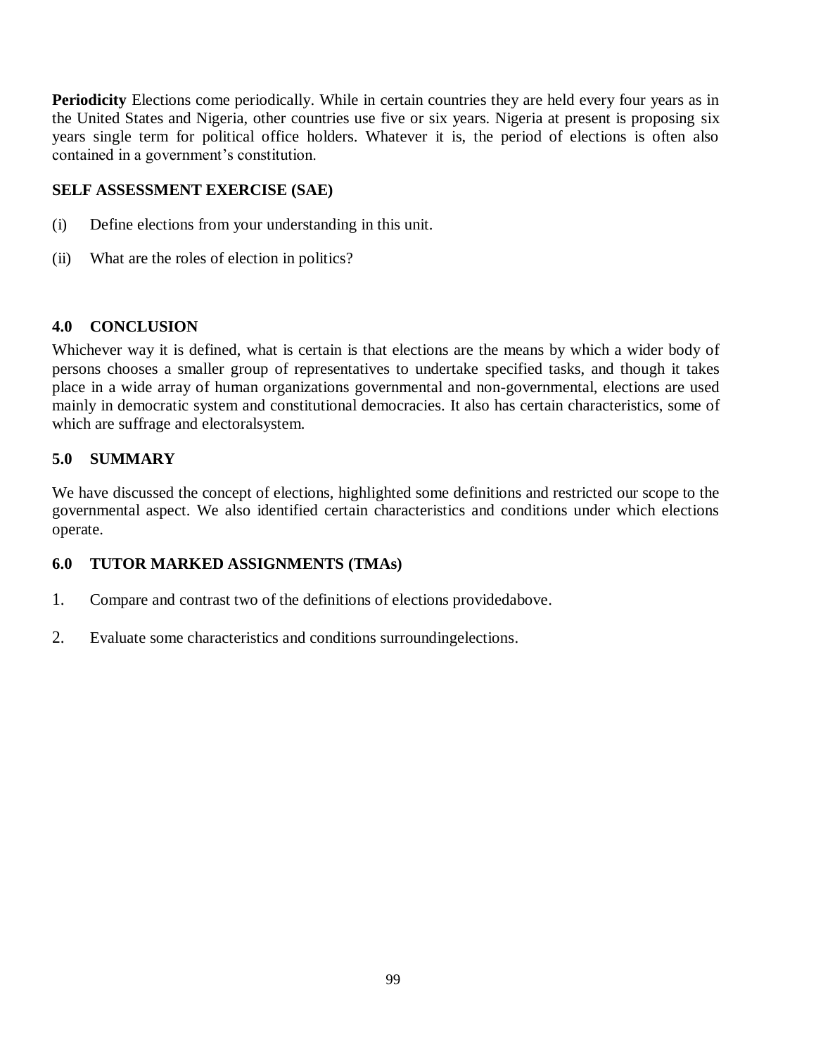**Periodicity** Elections come periodically. While in certain countries they are held every four years as in the United States and Nigeria, other countries use five or six years. Nigeria at present is proposing six years single term for political office holders. Whatever it is, the period of elections is often also contained in a government's constitution.

**SELF ASSESSMENT EXERCISE (SAE)**

(i) Define elections from your understanding in this unit.

(ii) What are the roles of election in politics?

## 4.0 CONCLUSION

Whichever way it is defined, what is certain is that elections are the means by which a wider body of persons chooses a smaller group of representatives to undertake specified tasks, and though it takes place in a wide array of human organizations governmental and non-governmental, elections are used mainly in democratic system and constitutional democracies. It also has certain characteristics, some of which are suffrage and electoralsystem.

## 5.0 SUMMARY

We have discussed the concept of elections, highlighted some definitions and restricted our scope to the governmental aspect. We also identified certain characteristics and conditions under which elections operate.

## 6.0 TUTOR MARKED ASSIGNMENTS (TMAs)

1. Compare and contrast two of the definitions of elections providedabove.

2. Evaluate some characteristics and conditions surroundingelections.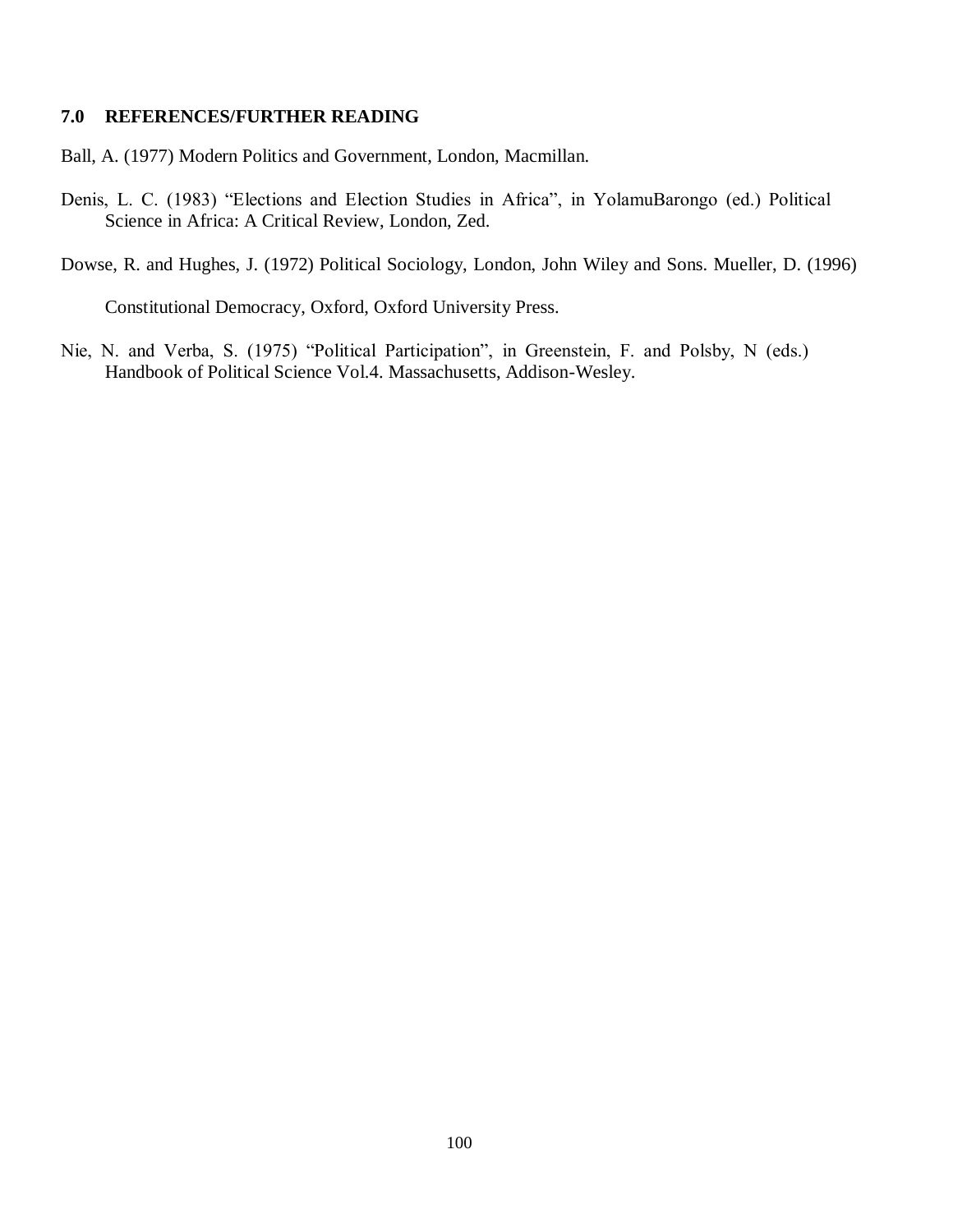## 7.0 REFERENCES/FURTHER READING

Ball, A. (1977) Modern Politics and Government, London, Macmillan.

Denis, L. C. (1983) "Elections and Election Studies in Africa", in YolamuBarongo (ed.) Political Science in Africa: A Critical Review, London, Zed.

Dowse, R. and Hughes, J. (1972) Political Sociology, London, John Wiley and Sons. Mueller, D. (1996)

Constitutional Democracy, Oxford, Oxford University Press.

Nie, N. and Verba, S. (1975) "Political Participation", in Greenstein, F. and Polsby, N (eds.) Handbook of Political Science Vol.4. Massachusetts, Addison-Wesley.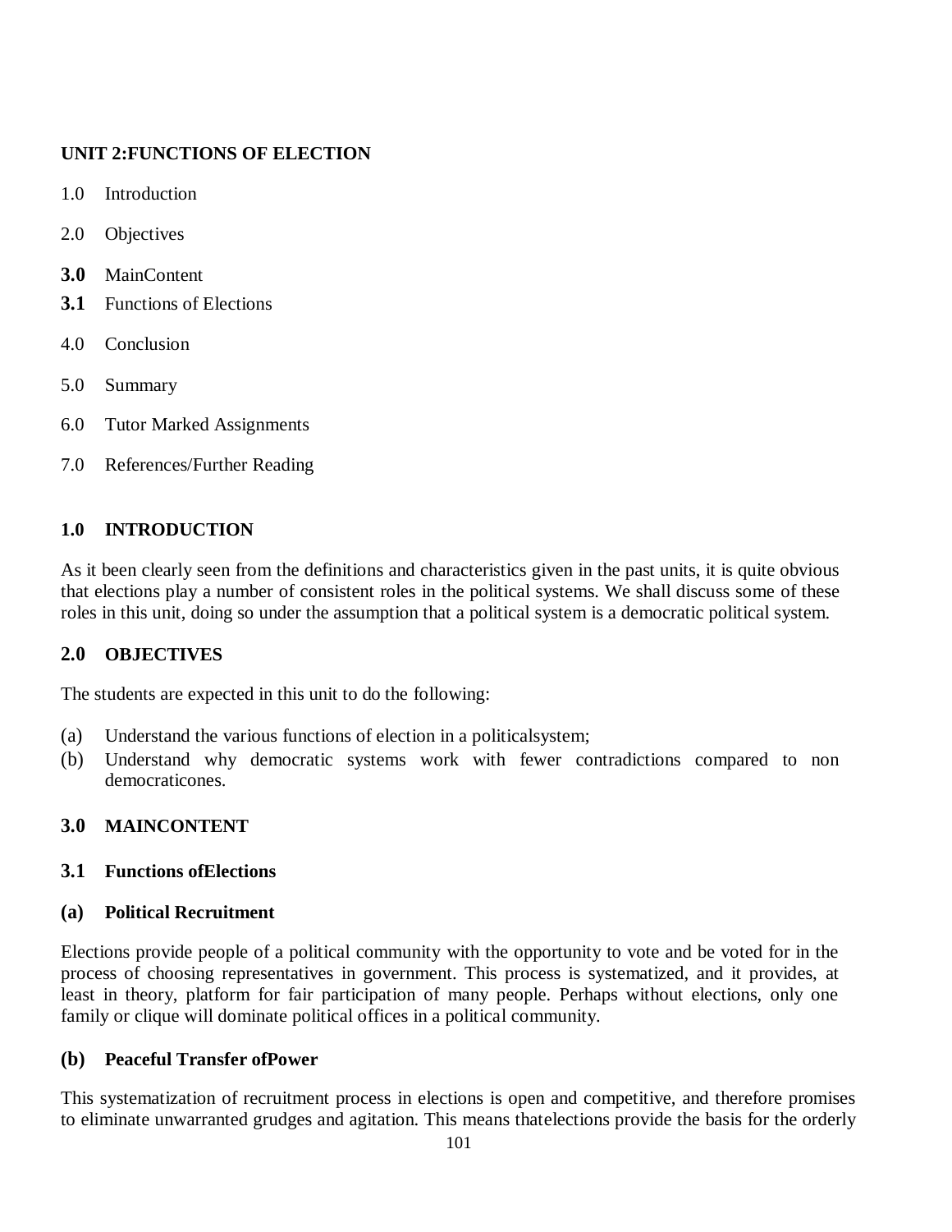## UNIT 2:FUNCTIONS OF ELECTION

1.0 Introduction

2.0 Objectives

**3.0** MainContent

**3.1** Functions of Elections

4.0 Conclusion

5.0 Summary

6.0 Tutor Marked Assignments

7.0 References/Further Reading

### 1.0 INTRODUCTION

As it been clearly seen from the definitions and characteristics given in the past units, it is quite obvious that elections play a number of consistent roles in the political systems. We shall discuss some of these roles in this unit, doing so under the assumption that a political system is a democratic political system.

### 2.0 OBJECTIVES

The students are expected in this unit to do the following:

(a) Understand the various functions of election in a politicalsystem;
(b) Understand why democratic systems work with fewer contradictions compared to non democraticones.

### 3.0 MAINCONTENT

### 3.1 Functions ofElections

#### (a) Political Recruitment

Elections provide people of a political community with the opportunity to vote and be voted for in the process of choosing representatives in government. This process is systematized, and it provides, at least in theory, platform for fair participation of many people. Perhaps without elections, only one family or clique will dominate political offices in a political community.

#### (b) Peaceful Transfer ofPower

This systematization of recruitment process in elections is open and competitive, and therefore promises to eliminate unwarranted grudges and agitation. This means thatelections provide the basis for the orderly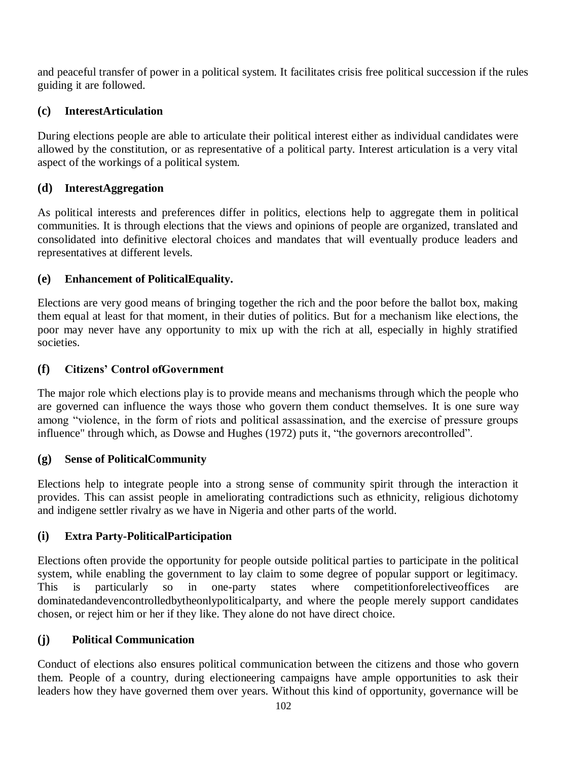and peaceful transfer of power in a political system. It facilitates crisis free political succession if the rules guiding it are followed.

### (c) InterestArticulation

During elections people are able to articulate their political interest either as individual candidates were allowed by the constitution, or as representative of a political party. Interest articulation is a very vital aspect of the workings of a political system.

### (d) InterestAggregation

As political interests and preferences differ in politics, elections help to aggregate them in political communities. It is through elections that the views and opinions of people are organized, translated and consolidated into definitive electoral choices and mandates that will eventually produce leaders and representatives at different levels.

### (e) Enhancement of PoliticalEquality.

Elections are very good means of bringing together the rich and the poor before the ballot box, making them equal at least for that moment, in their duties of politics. But for a mechanism like elections, the poor may never have any opportunity to mix up with the rich at all, especially in highly stratified societies.

### (f) Citizens' Control ofGovernment

The major role which elections play is to provide means and mechanisms through which the people who are governed can influence the ways those who govern them conduct themselves. It is one sure way among "violence, in the form of riots and political assassination, and the exercise of pressure groups influence" through which, as Dowse and Hughes (1972) puts it, "the governors arecontrolled".

### (g) Sense of PoliticalCommunity

Elections help to integrate people into a strong sense of community spirit through the interaction it provides. This can assist people in ameliorating contradictions such as ethnicity, religious dichotomy and indigene settler rivalry as we have in Nigeria and other parts of the world.

### (i) Extra Party-PoliticalParticipation

Elections often provide the opportunity for people outside political parties to participate in the political system, while enabling the government to lay claim to some degree of popular support or legitimacy. This is particularly so in one-party states where competitionforelectiveoffices are dominatedandevencontrolledbytheonlypoliticalparty, and where the people merely support candidates chosen, or reject him or her if they like. They alone do not have direct choice.

### (j) Political Communication

Conduct of elections also ensures political communication between the citizens and those who govern them. People of a country, during electioneering campaigns have ample opportunities to ask their leaders how they have governed them over years. Without this kind of opportunity, governance will be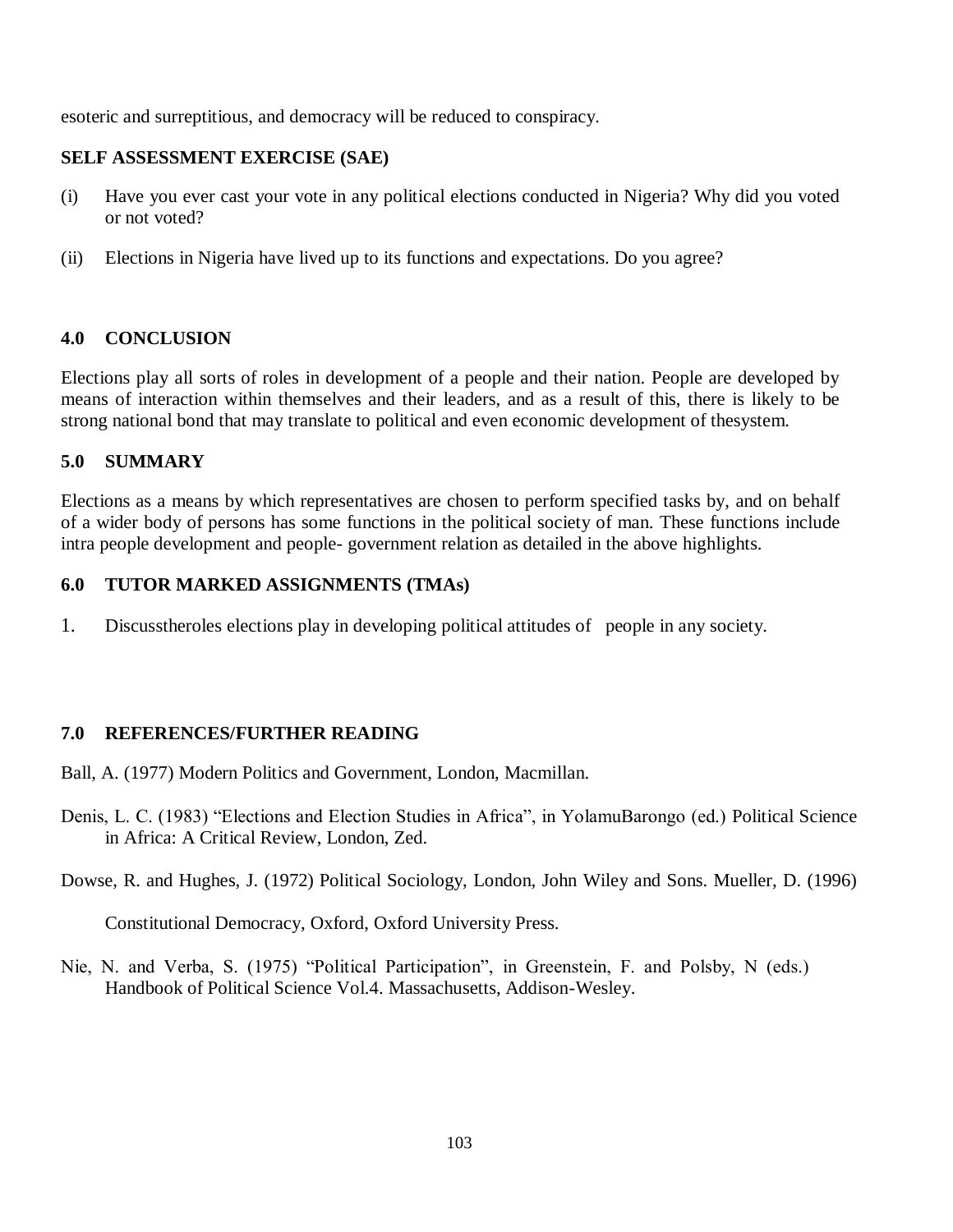esoteric and surreptitious, and democracy will be reduced to conspiracy.

**SELF ASSESSMENT EXERCISE (SAE)**

(i) Have you ever cast your vote in any political elections conducted in Nigeria? Why did you voted or not voted?

(ii) Elections in Nigeria have lived up to its functions and expectations. Do you agree?

## 4.0 CONCLUSION

Elections play all sorts of roles in development of a people and their nation. People are developed by means of interaction within themselves and their leaders, and as a result of this, there is likely to be strong national bond that may translate to political and even economic development of thesystem.

## 5.0 SUMMARY

Elections as a means by which representatives are chosen to perform specified tasks by, and on behalf of a wider body of persons has some functions in the political society of man. These functions include intra people development and people- government relation as detailed in the above highlights.

## 6.0 TUTOR MARKED ASSIGNMENTS (TMAs)

1. Discusstheroles elections play in developing political attitudes of people in any society.

## 7.0 REFERENCES/FURTHER READING

Ball, A. (1977) Modern Politics and Government, London, Macmillan.

Denis, L. C. (1983) "Elections and Election Studies in Africa", in YolamuBarongo (ed.) Political Science in Africa: A Critical Review, London, Zed.

Dowse, R. and Hughes, J. (1972) Political Sociology, London, John Wiley and Sons. Mueller, D. (1996) Constitutional Democracy, Oxford, Oxford University Press.

Nie, N. and Verba, S. (1975) "Political Participation", in Greenstein, F. and Polsby, N (eds.) Handbook of Political Science Vol.4. Massachusetts, Addison-Wesley.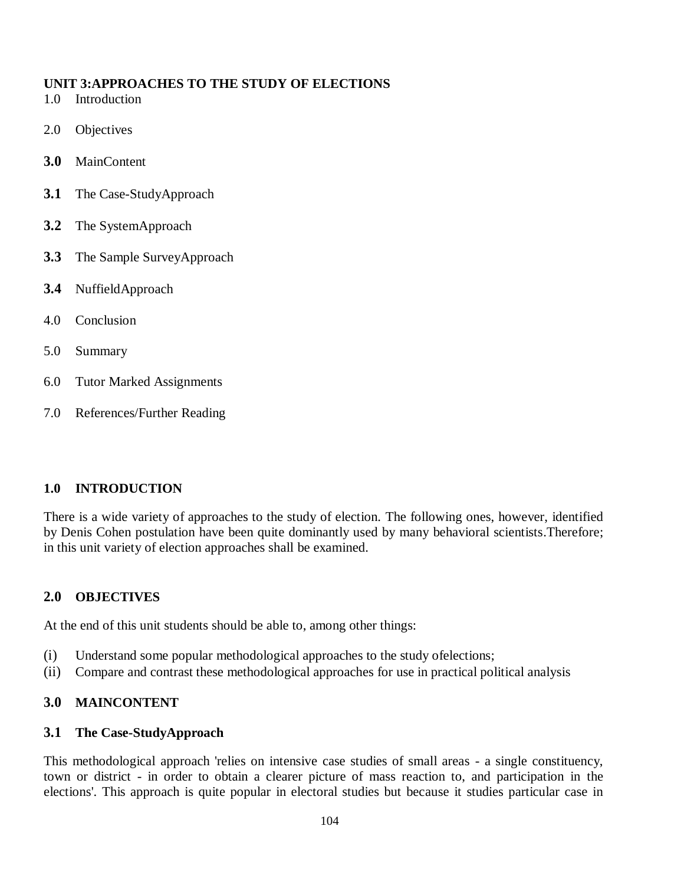## UNIT 3:APPROACHES TO THE STUDY OF ELECTIONS

1.0 Introduction

2.0 Objectives

**3.0** MainContent

**3.1** The Case-StudyApproach

**3.2** The SystemApproach

**3.3** The Sample SurveyApproach

**3.4** NuffieldApproach

4.0 Conclusion

5.0 Summary

6.0 Tutor Marked Assignments

7.0 References/Further Reading

### 1.0 INTRODUCTION

There is a wide variety of approaches to the study of election. The following ones, however, identified by Denis Cohen postulation have been quite dominantly used by many behavioral scientists.Therefore; in this unit variety of election approaches shall be examined.

### 2.0 OBJECTIVES

At the end of this unit students should be able to, among other things:

(i) Understand some popular methodological approaches to the study ofelections;
(ii) Compare and contrast these methodological approaches for use in practical political analysis

### 3.0 MAINCONTENT

### 3.1 The Case-StudyApproach

This methodological approach 'relies on intensive case studies of small areas - a single constituency, town or district - in order to obtain a clearer picture of mass reaction to, and participation in the elections'. This approach is quite popular in electoral studies but because it studies particular case in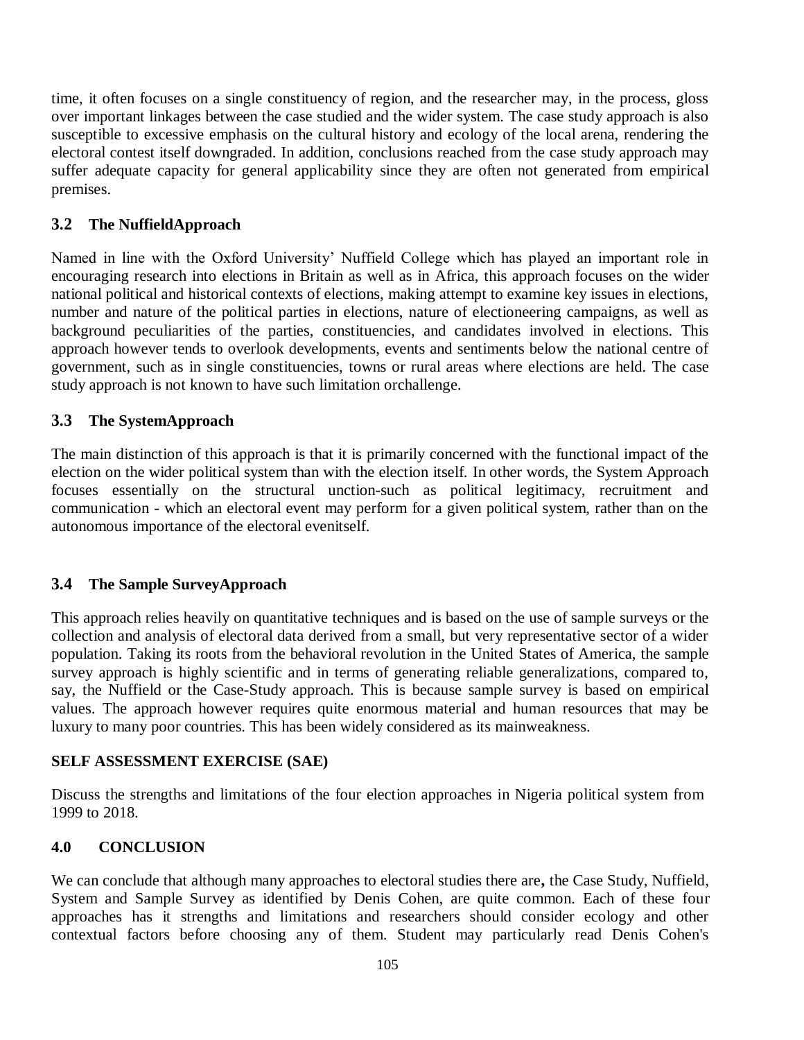time, it often focuses on a single constituency of region, and the researcher may, in the process, gloss over important linkages between the case studied and the wider system. The case study approach is also susceptible to excessive emphasis on the cultural history and ecology of the local arena, rendering the electoral contest itself downgraded. In addition, conclusions reached from the case study approach may suffer adequate capacity for general applicability since they are often not generated from empirical premises.

### 3.2 The NuffieldApproach

Named in line with the Oxford University' Nuffield College which has played an important role in encouraging research into elections in Britain as well as in Africa, this approach focuses on the wider national political and historical contexts of elections, making attempt to examine key issues in elections, number and nature of the political parties in elections, nature of electioneering campaigns, as well as background peculiarities of the parties, constituencies, and candidates involved in elections. This approach however tends to overlook developments, events and sentiments below the national centre of government, such as in single constituencies, towns or rural areas where elections are held. The case study approach is not known to have such limitation orchallenge.

### 3.3 The SystemApproach

The main distinction of this approach is that it is primarily concerned with the functional impact of the election on the wider political system than with the election itself. In other words, the System Approach focuses essentially on the structural unction-such as political legitimacy, recruitment and communication - which an electoral event may perform for a given political system, rather than on the autonomous importance of the electoral evenitself.

### 3.4 The Sample SurveyApproach

This approach relies heavily on quantitative techniques and is based on the use of sample surveys or the collection and analysis of electoral data derived from a small, but very representative sector of a wider population. Taking its roots from the behavioral revolution in the United States of America, the sample survey approach is highly scientific and in terms of generating reliable generalizations, compared to, say, the Nuffield or the Case-Study approach. This is because sample survey is based on empirical values. The approach however requires quite enormous material and human resources that may be luxury to many poor countries. This has been widely considered as its mainweakness.

**SELF ASSESSMENT EXERCISE (SAE)**

Discuss the strengths and limitations of the four election approaches in Nigeria political system from 1999 to 2018.

## 4.0 CONCLUSION

We can conclude that although many approaches to electoral studies there are**,** the Case Study, Nuffield, System and Sample Survey as identified by Denis Cohen, are quite common. Each of these four approaches has it strengths and limitations and researchers should consider ecology and other contextual factors before choosing any of them. Student may particularly read Denis Cohen's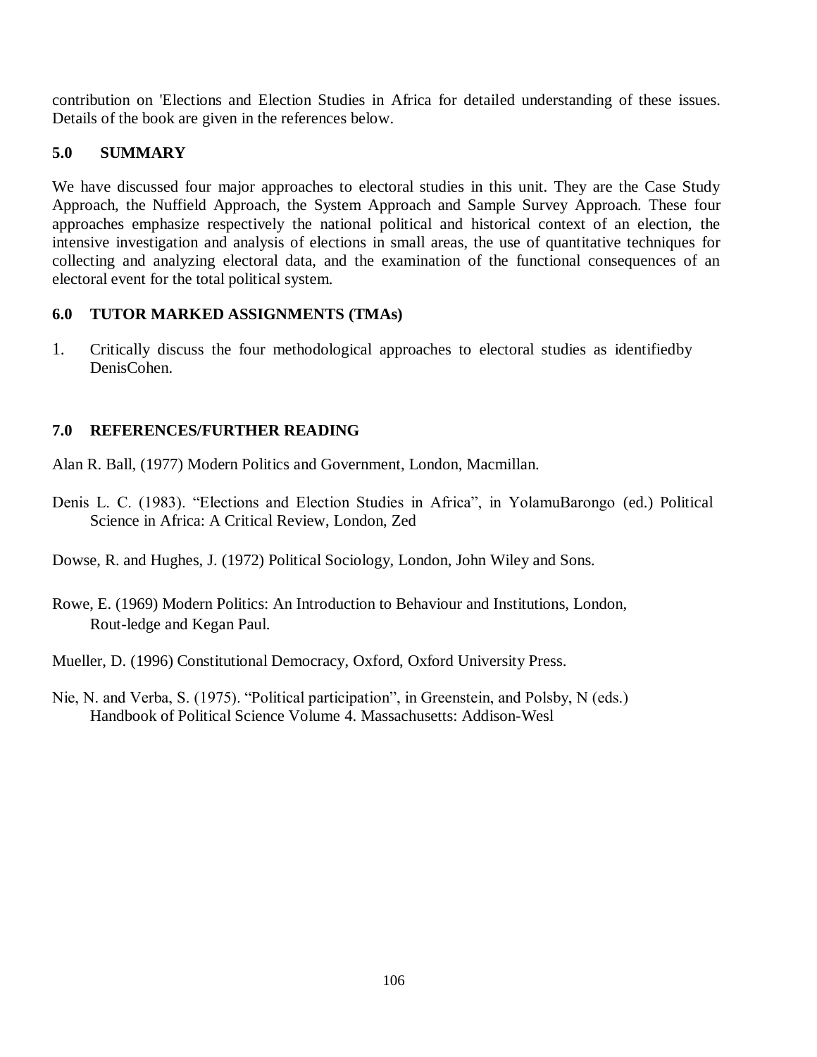contribution on 'Elections and Election Studies in Africa for detailed understanding of these issues. Details of the book are given in the references below.

## 5.0 SUMMARY

We have discussed four major approaches to electoral studies in this unit. They are the Case Study Approach, the Nuffield Approach, the System Approach and Sample Survey Approach. These four approaches emphasize respectively the national political and historical context of an election, the intensive investigation and analysis of elections in small areas, the use of quantitative techniques for collecting and analyzing electoral data, and the examination of the functional consequences of an electoral event for the total political system.

## 6.0 TUTOR MARKED ASSIGNMENTS (TMAs)

1. Critically discuss the four methodological approaches to electoral studies as identifiedby DenisCohen.

## 7.0 REFERENCES/FURTHER READING

Alan R. Ball, (1977) Modern Politics and Government, London, Macmillan.

Denis L. C. (1983). "Elections and Election Studies in Africa", in YolamuBarongo (ed.) Political Science in Africa: A Critical Review, London, Zed

Dowse, R. and Hughes, J. (1972) Political Sociology, London, John Wiley and Sons.

Rowe, E. (1969) Modern Politics: An Introduction to Behaviour and Institutions, London, Rout-ledge and Kegan Paul.

Mueller, D. (1996) Constitutional Democracy, Oxford, Oxford University Press.

Nie, N. and Verba, S. (1975). "Political participation", in Greenstein, and Polsby, N (eds.) Handbook of Political Science Volume 4. Massachusetts: Addison-Wesl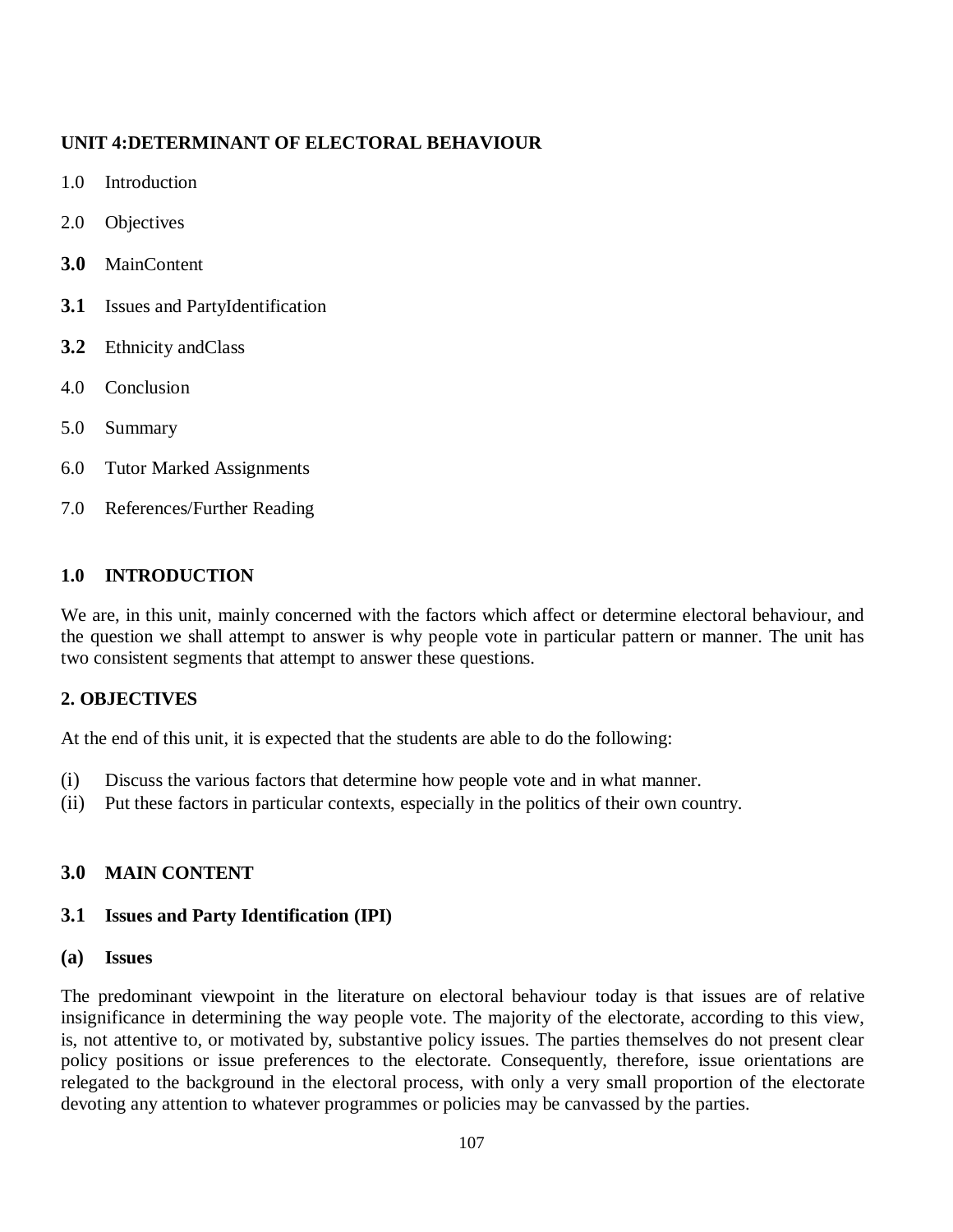## UNIT 4:DETERMINANT OF ELECTORAL BEHAVIOUR

1.0 Introduction

2.0 Objectives

**3.0** MainContent

**3.1** Issues and PartyIdentification

**3.2** Ethnicity andClass

4.0 Conclusion

5.0 Summary

6.0 Tutor Marked Assignments

7.0 References/Further Reading

### 1.0 INTRODUCTION

We are, in this unit, mainly concerned with the factors which affect or determine electoral behaviour, and the question we shall attempt to answer is why people vote in particular pattern or manner. The unit has two consistent segments that attempt to answer these questions.

### 2. OBJECTIVES

At the end of this unit, it is expected that the students are able to do the following:

(i) Discuss the various factors that determine how people vote and in what manner.
(ii) Put these factors in particular contexts, especially in the politics of their own country.

### 3.0 MAIN CONTENT

### 3.1 Issues and Party Identification (IPI)

**(a) Issues**

The predominant viewpoint in the literature on electoral behaviour today is that issues are of relative insignificance in determining the way people vote. The majority of the electorate, according to this view, is, not attentive to, or motivated by, substantive policy issues. The parties themselves do not present clear policy positions or issue preferences to the electorate. Consequently, therefore, issue orientations are relegated to the background in the electoral process, with only a very small proportion of the electorate devoting any attention to whatever programmes or policies may be canvassed by the parties.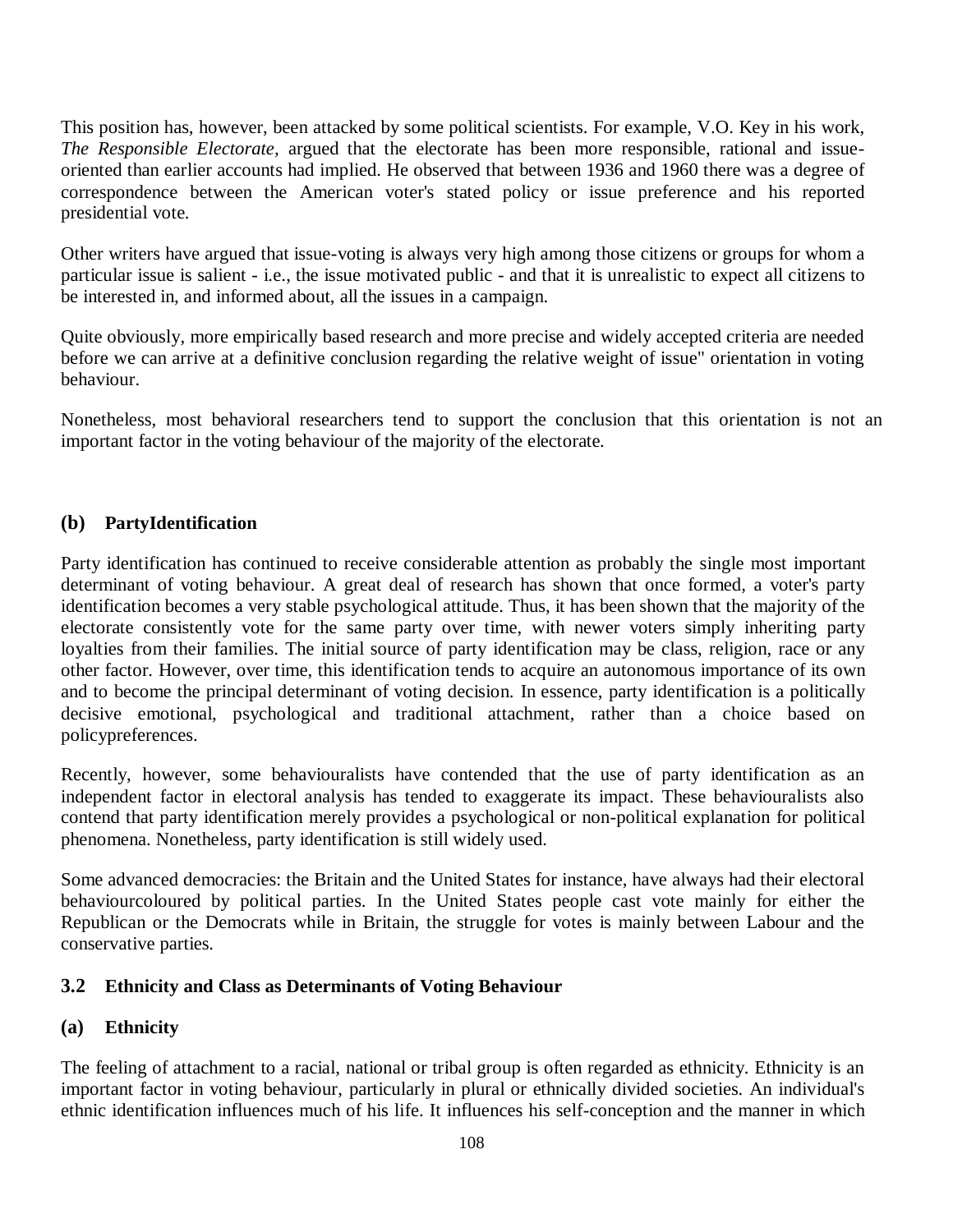This position has, however, been attacked by some political scientists. For example, V.O. Key in his work, *The Responsible Electorate,* argued that the electorate has been more responsible, rational and issue-oriented than earlier accounts had implied. He observed that between 1936 and 1960 there was a degree of correspondence between the American voter's stated policy or issue preference and his reported presidential vote.

Other writers have argued that issue-voting is always very high among those citizens or groups for whom a particular issue is salient - i.e., the issue motivated public - and that it is unrealistic to expect all citizens to be interested in, and informed about, all the issues in a campaign.

Quite obviously, more empirically based research and more precise and widely accepted criteria are needed before we can arrive at a definitive conclusion regarding the relative weight of issue" orientation in voting behaviour.

Nonetheless, most behavioral researchers tend to support the conclusion that this orientation is not an important factor in the voting behaviour of the majority of the electorate.

### (b) PartyIdentification

Party identification has continued to receive considerable attention as probably the single most important determinant of voting behaviour. A great deal of research has shown that once formed, a voter's party identification becomes a very stable psychological attitude. Thus, it has been shown that the majority of the electorate consistently vote for the same party over time, with newer voters simply inheriting party loyalties from their families. The initial source of party identification may be class, religion, race or any other factor. However, over time, this identification tends to acquire an autonomous importance of its own and to become the principal determinant of voting decision. In essence, party identification is a politically decisive emotional, psychological and traditional attachment, rather than a choice based on policypreferences.

Recently, however, some behaviouralists have contended that the use of party identification as an independent factor in electoral analysis has tended to exaggerate its impact. These behaviouralists also contend that party identification merely provides a psychological or non-political explanation for political phenomena. Nonetheless, party identification is still widely used.

Some advanced democracies: the Britain and the United States for instance, have always had their electoral behaviourcoloured by political parties. In the United States people cast vote mainly for either the Republican or the Democrats while in Britain, the struggle for votes is mainly between Labour and the conservative parties.

## 3.2 Ethnicity and Class as Determinants of Voting Behaviour

### (a) Ethnicity

The feeling of attachment to a racial, national or tribal group is often regarded as ethnicity. Ethnicity is an important factor in voting behaviour, particularly in plural or ethnically divided societies. An individual's ethnic identification influences much of his life. It influences his self-conception and the manner in which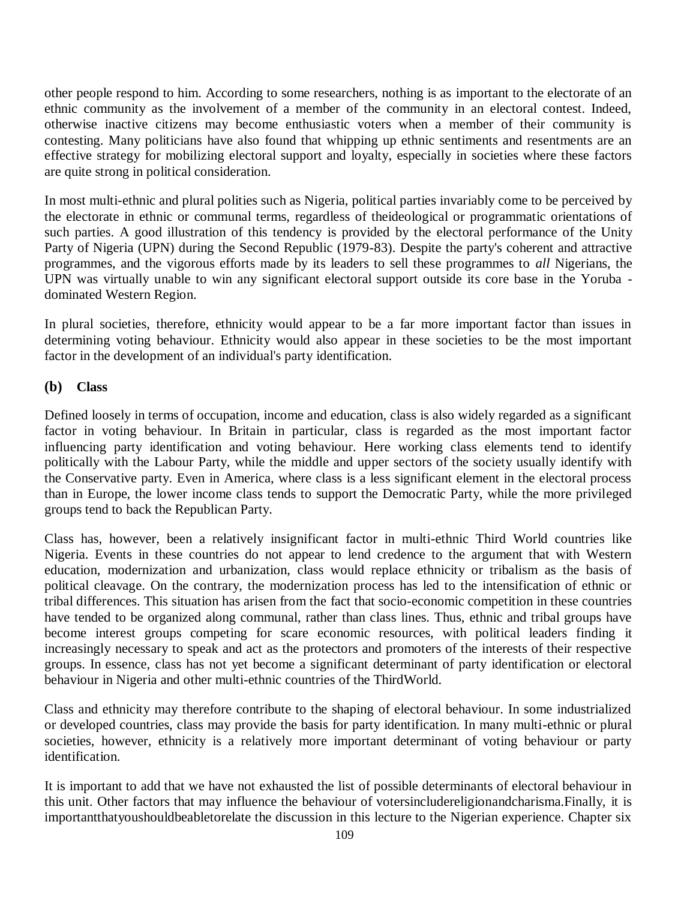other people respond to him. According to some researchers, nothing is as important to the electorate of an ethnic community as the involvement of a member of the community in an electoral contest. Indeed, otherwise inactive citizens may become enthusiastic voters when a member of their community is contesting. Many politicians have also found that whipping up ethnic sentiments and resentments are an effective strategy for mobilizing electoral support and loyalty, especially in societies where these factors are quite strong in political consideration.

In most multi-ethnic and plural polities such as Nigeria, political parties invariably come to be perceived by the electorate in ethnic or communal terms, regardless of theideological or programmatic orientations of such parties. A good illustration of this tendency is provided by the electoral performance of the Unity Party of Nigeria (UPN) during the Second Republic (1979-83). Despite the party's coherent and attractive programmes, and the vigorous efforts made by its leaders to sell these programmes to *all* Nigerians, the UPN was virtually unable to win any significant electoral support outside its core base in the Yoruba - dominated Western Region.

In plural societies, therefore, ethnicity would appear to be a far more important factor than issues in determining voting behaviour. Ethnicity would also appear in these societies to be the most important factor in the development of an individual's party identification.

### (b) Class

Defined loosely in terms of occupation, income and education, class is also widely regarded as a significant factor in voting behaviour. In Britain in particular, class is regarded as the most important factor influencing party identification and voting behaviour. Here working class elements tend to identify politically with the Labour Party, while the middle and upper sectors of the society usually identify with the Conservative party. Even in America, where class is a less significant element in the electoral process than in Europe, the lower income class tends to support the Democratic Party, while the more privileged groups tend to back the Republican Party.

Class has, however, been a relatively insignificant factor in multi-ethnic Third World countries like Nigeria. Events in these countries do not appear to lend credence to the argument that with Western education, modernization and urbanization, class would replace ethnicity or tribalism as the basis of political cleavage. On the contrary, the modernization process has led to the intensification of ethnic or tribal differences. This situation has arisen from the fact that socio-economic competition in these countries have tended to be organized along communal, rather than class lines. Thus, ethnic and tribal groups have become interest groups competing for scare economic resources, with political leaders finding it increasingly necessary to speak and act as the protectors and promoters of the interests of their respective groups. In essence, class has not yet become a significant determinant of party identification or electoral behaviour in Nigeria and other multi-ethnic countries of the ThirdWorld.

Class and ethnicity may therefore contribute to the shaping of electoral behaviour. In some industrialized or developed countries, class may provide the basis for party identification. In many multi-ethnic or plural societies, however, ethnicity is a relatively more important determinant of voting behaviour or party identification.

It is important to add that we have not exhausted the list of possible determinants of electoral behaviour in this unit. Other factors that may influence the behaviour of votersincludereligionandcharisma.Finally, it is importantthatyoushouldbeabletorelate the discussion in this lecture to the Nigerian experience. Chapter six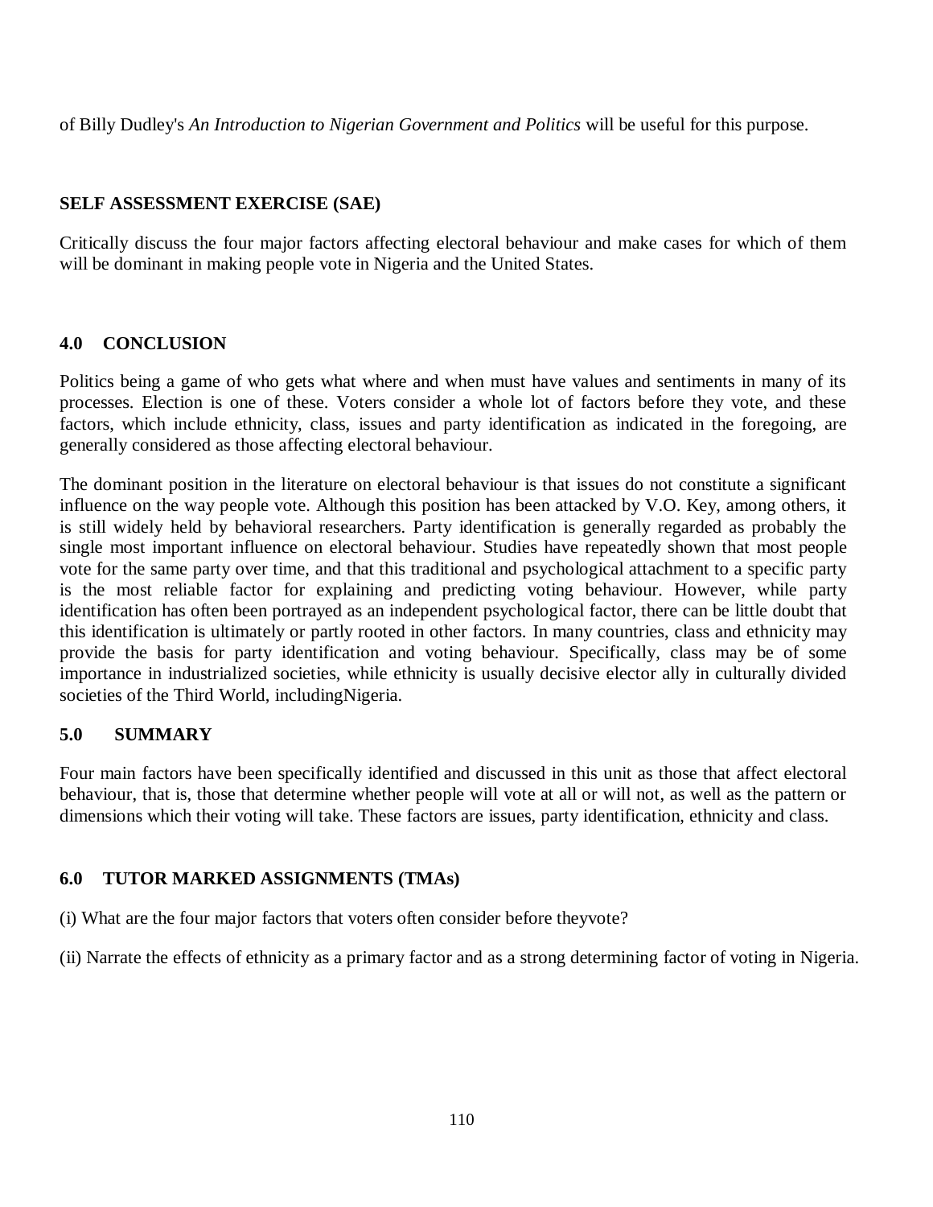of Billy Dudley's *An Introduction to Nigerian Government and Politics* will be useful for this purpose.

**SELF ASSESSMENT EXERCISE (SAE)**

Critically discuss the four major factors affecting electoral behaviour and make cases for which of them will be dominant in making people vote in Nigeria and the United States.

## 4.0 CONCLUSION

Politics being a game of who gets what where and when must have values and sentiments in many of its processes. Election is one of these. Voters consider a whole lot of factors before they vote, and these factors, which include ethnicity, class, issues and party identification as indicated in the foregoing, are generally considered as those affecting electoral behaviour.

The dominant position in the literature on electoral behaviour is that issues do not constitute a significant influence on the way people vote. Although this position has been attacked by V.O. Key, among others, it is still widely held by behavioral researchers. Party identification is generally regarded as probably the single most important influence on electoral behaviour. Studies have repeatedly shown that most people vote for the same party over time, and that this traditional and psychological attachment to a specific party is the most reliable factor for explaining and predicting voting behaviour. However, while party identification has often been portrayed as an independent psychological factor, there can be little doubt that this identification is ultimately or partly rooted in other factors. In many countries, class and ethnicity may provide the basis for party identification and voting behaviour. Specifically, class may be of some importance in industrialized societies, while ethnicity is usually decisive elector ally in culturally divided societies of the Third World, includingNigeria.

## 5.0 SUMMARY

Four main factors have been specifically identified and discussed in this unit as those that affect electoral behaviour, that is, those that determine whether people will vote at all or will not, as well as the pattern or dimensions which their voting will take. These factors are issues, party identification, ethnicity and class.

## 6.0 TUTOR MARKED ASSIGNMENTS (TMAs)

(i) What are the four major factors that voters often consider before theyvote?

(ii) Narrate the effects of ethnicity as a primary factor and as a strong determining factor of voting in Nigeria.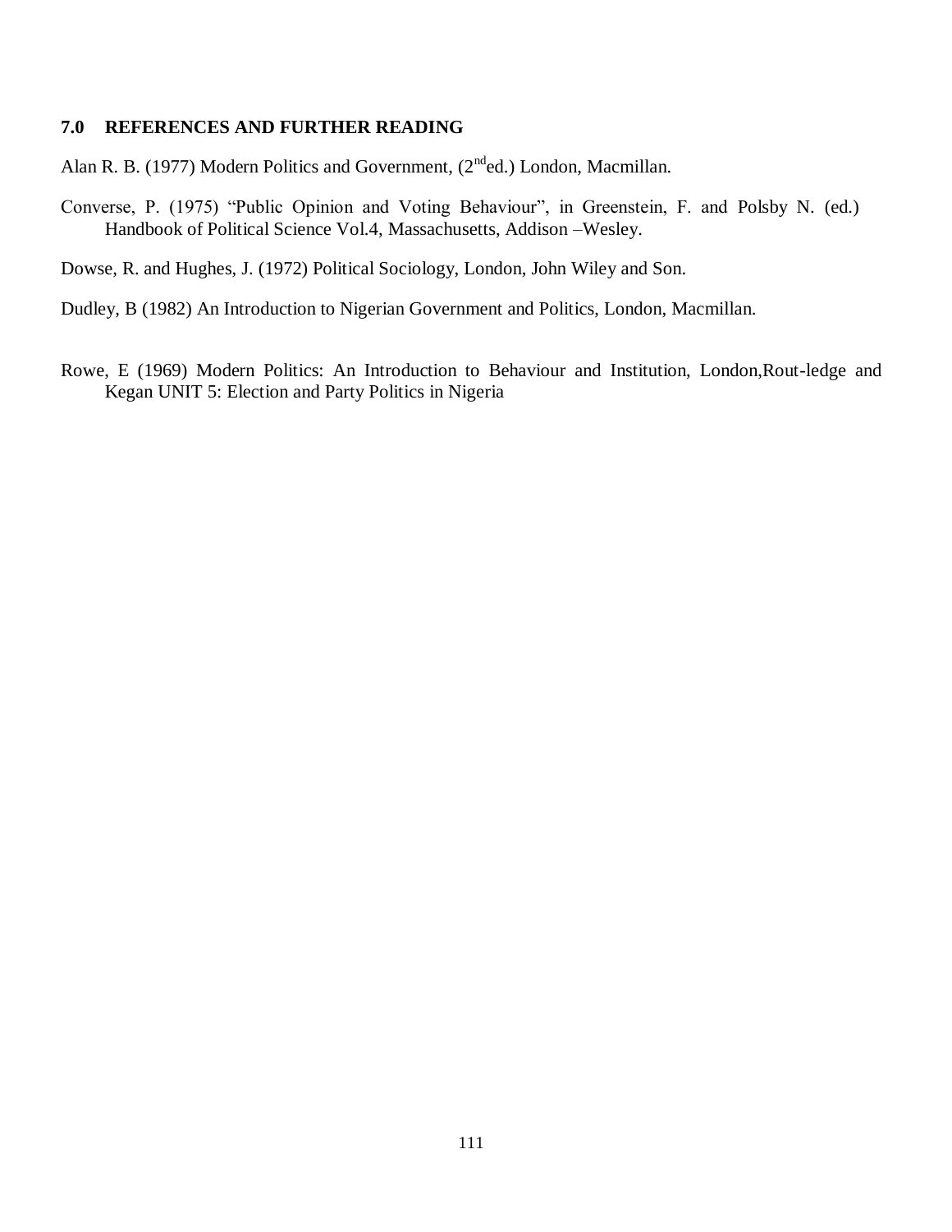## 7.0 REFERENCES AND FURTHER READING

Alan R. B. (1977) Modern Politics and Government, ($2^{nd}$ed.) London, Macmillan.

Converse, P. (1975) "Public Opinion and Voting Behaviour", in Greenstein, F. and Polsby N. (ed.) Handbook of Political Science Vol.4, Massachusetts, Addison –Wesley.

Dowse, R. and Hughes, J. (1972) Political Sociology, London, John Wiley and Son.

Dudley, B (1982) An Introduction to Nigerian Government and Politics, London, Macmillan.

Rowe, E (1969) Modern Politics: An Introduction to Behaviour and Institution, London,Rout-ledge and Kegan UNIT 5: Election and Party Politics in Nigeria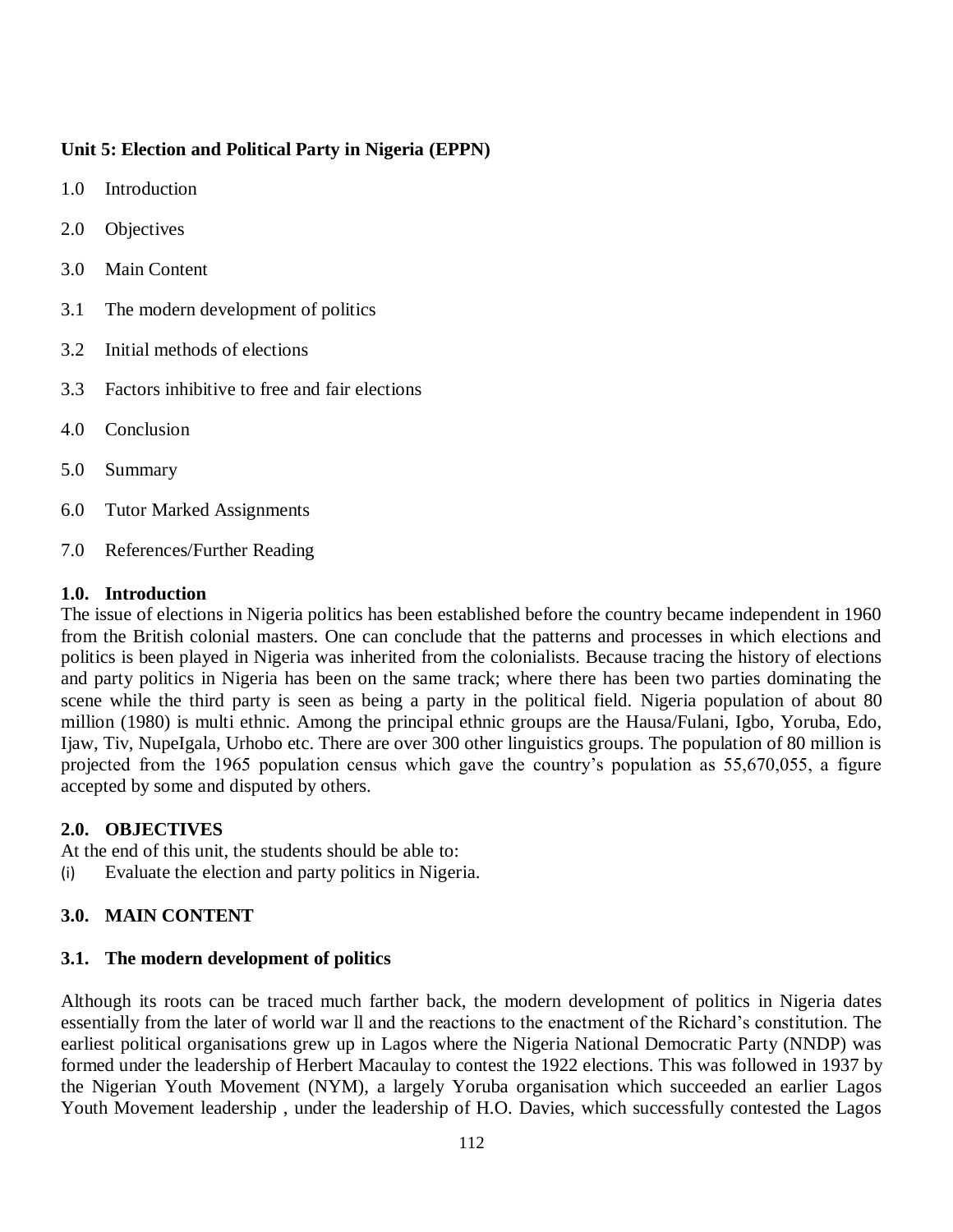**Unit 5: Election and Political Party in Nigeria (EPPN)**

1.0 Introduction

2.0 Objectives

3.0 Main Content

3.1 The modern development of politics

3.2 Initial methods of elections

3.3 Factors inhibitive to free and fair elections

4.0 Conclusion

5.0 Summary

6.0 Tutor Marked Assignments

7.0 References/Further Reading

## 1.0. Introduction

The issue of elections in Nigeria politics has been established before the country became independent in 1960 from the British colonial masters. One can conclude that the patterns and processes in which elections and politics is been played in Nigeria was inherited from the colonialists. Because tracing the history of elections and party politics in Nigeria has been on the same track; where there has been two parties dominating the scene while the third party is seen as being a party in the political field. Nigeria population of about 80 million (1980) is multi ethnic. Among the principal ethnic groups are the Hausa/Fulani, Igbo, Yoruba, Edo, Ijaw, Tiv, NupeIgala, Urhobo etc. There are over 300 other linguistics groups. The population of 80 million is projected from the 1965 population census which gave the country's population as 55,670,055, a figure accepted by some and disputed by others.

## 2.0. OBJECTIVES

At the end of this unit, the students should be able to:

(i) Evaluate the election and party politics in Nigeria.

## 3.0. MAIN CONTENT

### 3.1. The modern development of politics

Although its roots can be traced much farther back, the modern development of politics in Nigeria dates essentially from the later of world war ll and the reactions to the enactment of the Richard's constitution. The earliest political organisations grew up in Lagos where the Nigeria National Democratic Party (NNDP) was formed under the leadership of Herbert Macaulay to contest the 1922 elections. This was followed in 1937 by the Nigerian Youth Movement (NYM), a largely Yoruba organisation which succeeded an earlier Lagos Youth Movement leadership , under the leadership of H.O. Davies, which successfully contested the Lagos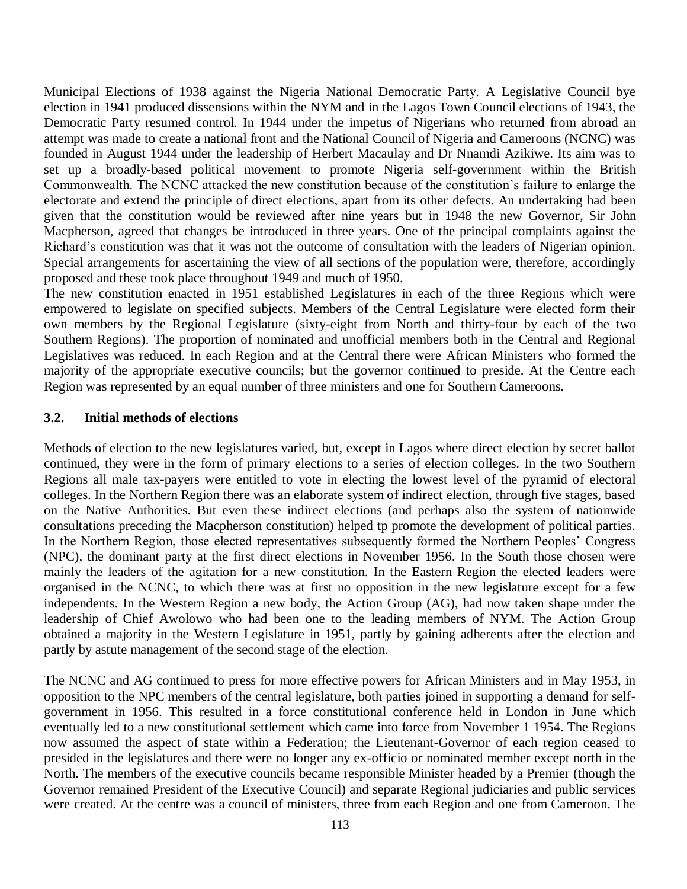Municipal Elections of 1938 against the Nigeria National Democratic Party. A Legislative Council bye election in 1941 produced dissensions within the NYM and in the Lagos Town Council elections of 1943, the Democratic Party resumed control. In 1944 under the impetus of Nigerians who returned from abroad an attempt was made to create a national front and the National Council of Nigeria and Cameroons (NCNC) was founded in August 1944 under the leadership of Herbert Macaulay and Dr Nnamdi Azikiwe. Its aim was to set up a broadly-based political movement to promote Nigeria self-government within the British Commonwealth. The NCNC attacked the new constitution because of the constitution's failure to enlarge the electorate and extend the principle of direct elections, apart from its other defects. An undertaking had been given that the constitution would be reviewed after nine years but in 1948 the new Governor, Sir John Macpherson, agreed that changes be introduced in three years. One of the principal complaints against the Richard's constitution was that it was not the outcome of consultation with the leaders of Nigerian opinion. Special arrangements for ascertaining the view of all sections of the population were, therefore, accordingly proposed and these took place throughout 1949 and much of 1950.
The new constitution enacted in 1951 established Legislatures in each of the three Regions which were empowered to legislate on specified subjects. Members of the Central Legislature were elected form their own members by the Regional Legislature (sixty-eight from North and thirty-four by each of the two Southern Regions). The proportion of nominated and unofficial members both in the Central and Regional Legislatives was reduced. In each Region and at the Central there were African Ministers who formed the majority of the appropriate executive councils; but the governor continued to preside. At the Centre each Region was represented by an equal number of three ministers and one for Southern Cameroons.

### 3.2. Initial methods of elections

Methods of election to the new legislatures varied, but, except in Lagos where direct election by secret ballot continued, they were in the form of primary elections to a series of election colleges. In the two Southern Regions all male tax-payers were entitled to vote in electing the lowest level of the pyramid of electoral colleges. In the Northern Region there was an elaborate system of indirect election, through five stages, based on the Native Authorities. But even these indirect elections (and perhaps also the system of nationwide consultations preceding the Macpherson constitution) helped tp promote the development of political parties. In the Northern Region, those elected representatives subsequently formed the Northern Peoples' Congress (NPC), the dominant party at the first direct elections in November 1956. In the South those chosen were mainly the leaders of the agitation for a new constitution. In the Eastern Region the elected leaders were organised in the NCNC, to which there was at first no opposition in the new legislature except for a few independents. In the Western Region a new body, the Action Group (AG), had now taken shape under the leadership of Chief Awolowo who had been one to the leading members of NYM. The Action Group obtained a majority in the Western Legislature in 1951, partly by gaining adherents after the election and partly by astute management of the second stage of the election.

The NCNC and AG continued to press for more effective powers for African Ministers and in May 1953, in opposition to the NPC members of the central legislature, both parties joined in supporting a demand for self-government in 1956. This resulted in a force constitutional conference held in London in June which eventually led to a new constitutional settlement which came into force from November 1 1954. The Regions now assumed the aspect of state within a Federation; the Lieutenant-Governor of each region ceased to presided in the legislatures and there were no longer any ex-officio or nominated member except north in the North. The members of the executive councils became responsible Minister headed by a Premier (though the Governor remained President of the Executive Council) and separate Regional judiciaries and public services were created. At the centre was a council of ministers, three from each Region and one from Cameroon. The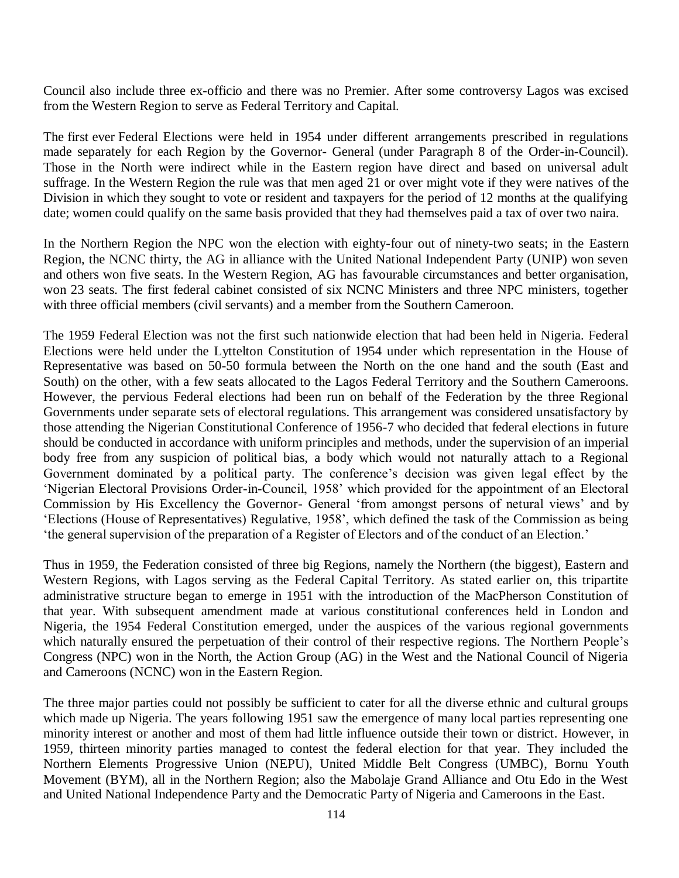Council also include three ex-officio and there was no Premier. After some controversy Lagos was excised from the Western Region to serve as Federal Territory and Capital.

The first ever Federal Elections were held in 1954 under different arrangements prescribed in regulations made separately for each Region by the Governor- General (under Paragraph 8 of the Order-in-Council). Those in the North were indirect while in the Eastern region have direct and based on universal adult suffrage. In the Western Region the rule was that men aged 21 or over might vote if they were natives of the Division in which they sought to vote or resident and taxpayers for the period of 12 months at the qualifying date; women could qualify on the same basis provided that they had themselves paid a tax of over two naira.

In the Northern Region the NPC won the election with eighty-four out of ninety-two seats; in the Eastern Region, the NCNC thirty, the AG in alliance with the United National Independent Party (UNIP) won seven and others won five seats. In the Western Region, AG has favourable circumstances and better organisation, won 23 seats. The first federal cabinet consisted of six NCNC Ministers and three NPC ministers, together with three official members (civil servants) and a member from the Southern Cameroon.

The 1959 Federal Election was not the first such nationwide election that had been held in Nigeria. Federal Elections were held under the Lyttelton Constitution of 1954 under which representation in the House of Representative was based on 50-50 formula between the North on the one hand and the south (East and South) on the other, with a few seats allocated to the Lagos Federal Territory and the Southern Cameroons. However, the pervious Federal elections had been run on behalf of the Federation by the three Regional Governments under separate sets of electoral regulations. This arrangement was considered unsatisfactory by those attending the Nigerian Constitutional Conference of 1956-7 who decided that federal elections in future should be conducted in accordance with uniform principles and methods, under the supervision of an imperial body free from any suspicion of political bias, a body which would not naturally attach to a Regional Government dominated by a political party. The conference's decision was given legal effect by the 'Nigerian Electoral Provisions Order-in-Council, 1958' which provided for the appointment of an Electoral Commission by His Excellency the Governor- General 'from amongst persons of netural views' and by 'Elections (House of Representatives) Regulative, 1958', which defined the task of the Commission as being 'the general supervision of the preparation of a Register of Electors and of the conduct of an Election.'

Thus in 1959, the Federation consisted of three big Regions, namely the Northern (the biggest), Eastern and Western Regions, with Lagos serving as the Federal Capital Territory. As stated earlier on, this tripartite administrative structure began to emerge in 1951 with the introduction of the MacPherson Constitution of that year. With subsequent amendment made at various constitutional conferences held in London and Nigeria, the 1954 Federal Constitution emerged, under the auspices of the various regional governments which naturally ensured the perpetuation of their control of their respective regions. The Northern People's Congress (NPC) won in the North, the Action Group (AG) in the West and the National Council of Nigeria and Cameroons (NCNC) won in the Eastern Region.

The three major parties could not possibly be sufficient to cater for all the diverse ethnic and cultural groups which made up Nigeria. The years following 1951 saw the emergence of many local parties representing one minority interest or another and most of them had little influence outside their town or district. However, in 1959, thirteen minority parties managed to contest the federal election for that year. They included the Northern Elements Progressive Union (NEPU), United Middle Belt Congress (UMBC), Bornu Youth Movement (BYM), all in the Northern Region; also the Mabolaje Grand Alliance and Otu Edo in the West and United National Independence Party and the Democratic Party of Nigeria and Cameroons in the East.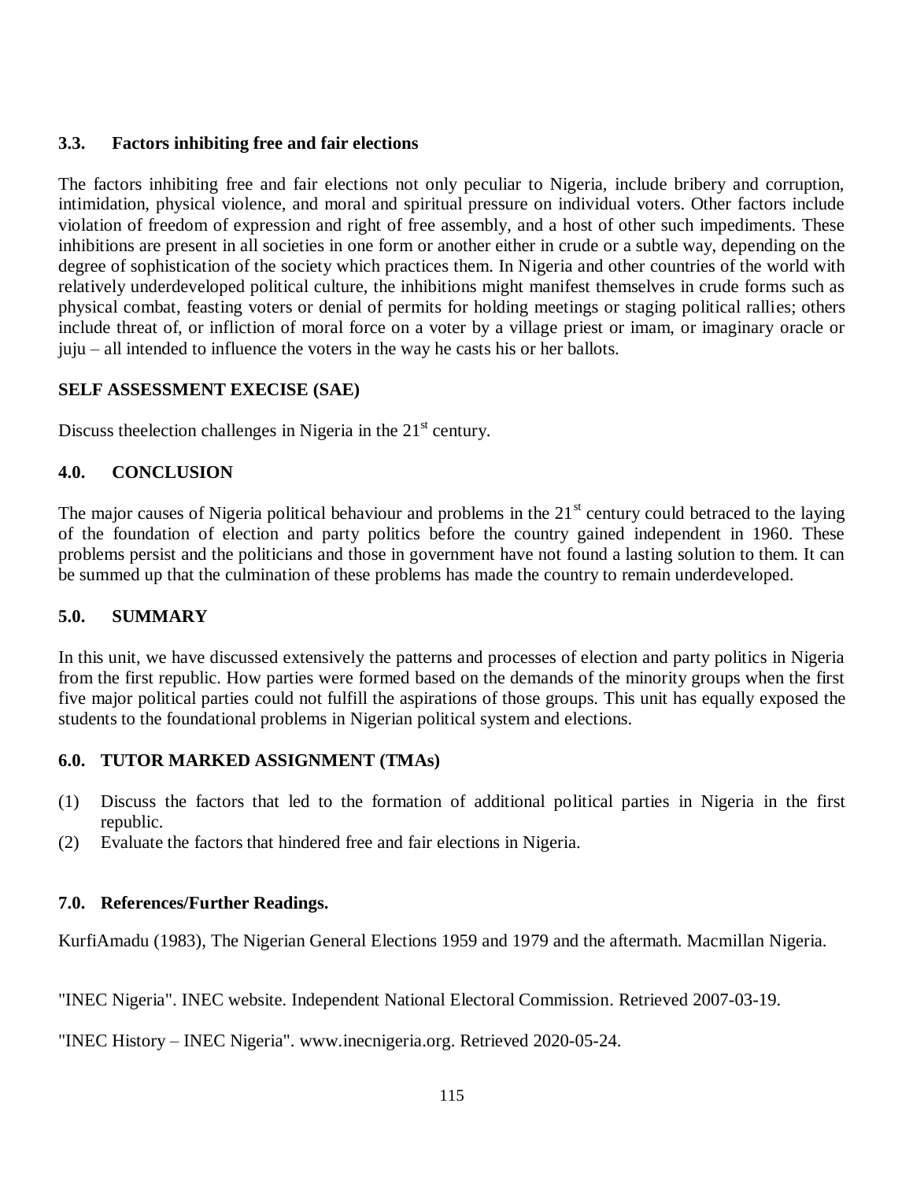## 3.3. Factors inhibiting free and fair elections

The factors inhibiting free and fair elections not only peculiar to Nigeria, include bribery and corruption, intimidation, physical violence, and moral and spiritual pressure on individual voters. Other factors include violation of freedom of expression and right of free assembly, and a host of other such impediments. These inhibitions are present in all societies in one form or another either in crude or a subtle way, depending on the degree of sophistication of the society which practices them. In Nigeria and other countries of the world with relatively underdeveloped political culture, the inhibitions might manifest themselves in crude forms such as physical combat, feasting voters or denial of permits for holding meetings or staging political rallies; others include threat of, or infliction of moral force on a voter by a village priest or imam, or imaginary oracle or juju – all intended to influence the voters in the way he casts his or her ballots.

**SELF ASSESSMENT EXECISE (SAE)**

Discuss theelection challenges in Nigeria in the 21st century.

## 4.0. CONCLUSION

The major causes of Nigeria political behaviour and problems in the 21st century could betraced to the laying of the foundation of election and party politics before the country gained independent in 1960. These problems persist and the politicians and those in government have not found a lasting solution to them. It can be summed up that the culmination of these problems has made the country to remain underdeveloped.

## 5.0. SUMMARY

In this unit, we have discussed extensively the patterns and processes of election and party politics in Nigeria from the first republic. How parties were formed based on the demands of the minority groups when the first five major political parties could not fulfill the aspirations of those groups. This unit has equally exposed the students to the foundational problems in Nigerian political system and elections.

## 6.0. TUTOR MARKED ASSIGNMENT (TMAs)

(1) Discuss the factors that led to the formation of additional political parties in Nigeria in the first republic.
(2) Evaluate the factors that hindered free and fair elections in Nigeria.

## 7.0. References/Further Readings.

KurfiAmadu (1983), The Nigerian General Elections 1959 and 1979 and the aftermath. Macmillan Nigeria.

"INEC Nigeria". INEC website. Independent National Electoral Commission. Retrieved 2007-03-19.

"INEC History – INEC Nigeria". www.inecnigeria.org. Retrieved 2020-05-24.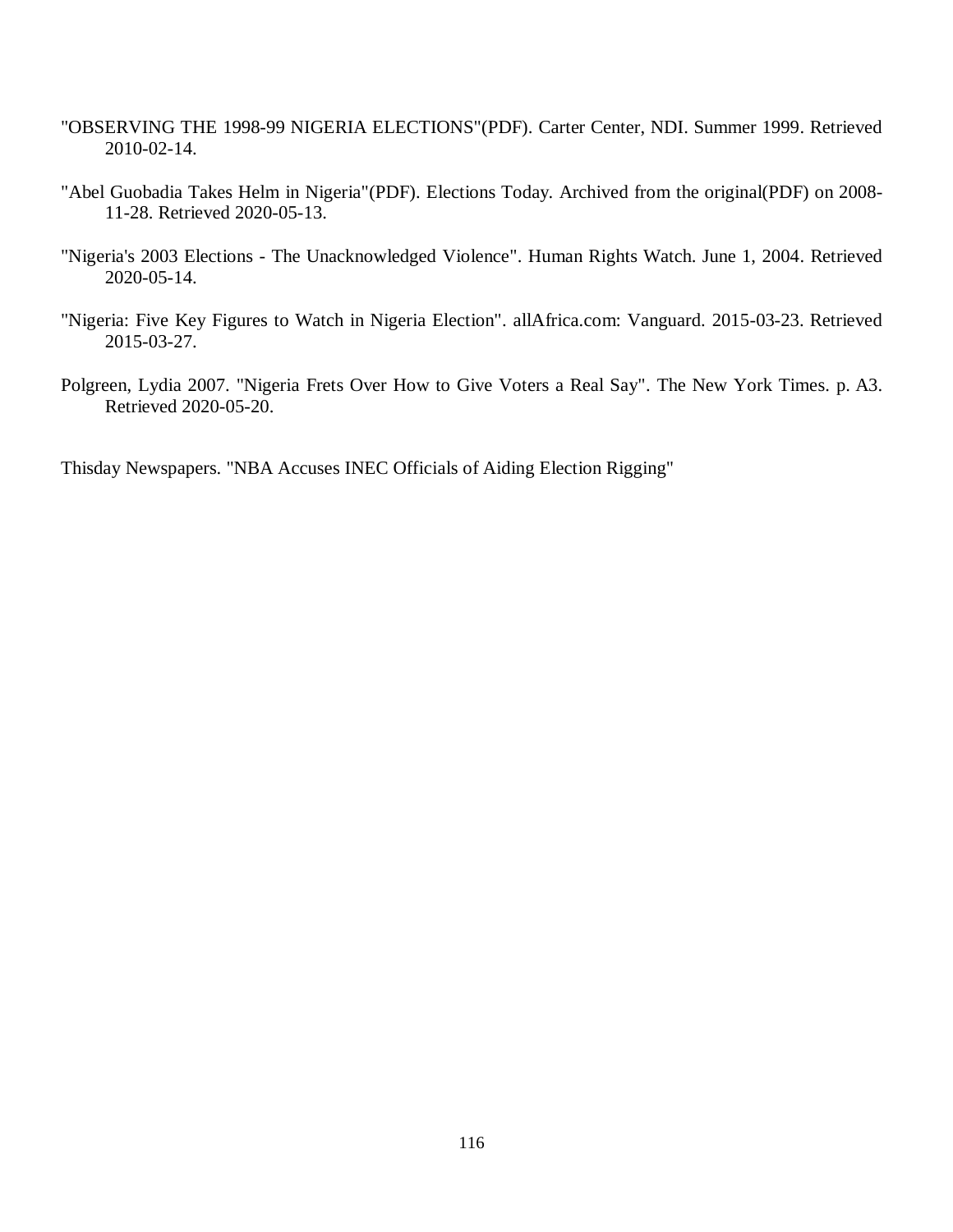"OBSERVING THE 1998-99 NIGERIA ELECTIONS"(PDF). Carter Center, NDI. Summer 1999. Retrieved 2010-02-14.

"Abel Guobadia Takes Helm in Nigeria"(PDF). Elections Today. Archived from the original(PDF) on 2008-11-28. Retrieved 2020-05-13.

"Nigeria's 2003 Elections - The Unacknowledged Violence". Human Rights Watch. June 1, 2004. Retrieved 2020-05-14.

"Nigeria: Five Key Figures to Watch in Nigeria Election". allAfrica.com: Vanguard. 2015-03-23. Retrieved 2015-03-27.

Polgreen, Lydia 2007. "Nigeria Frets Over How to Give Voters a Real Say". The New York Times. p. A3. Retrieved 2020-05-20.

Thisday Newspapers. "NBA Accuses INEC Officials of Aiding Election Rigging"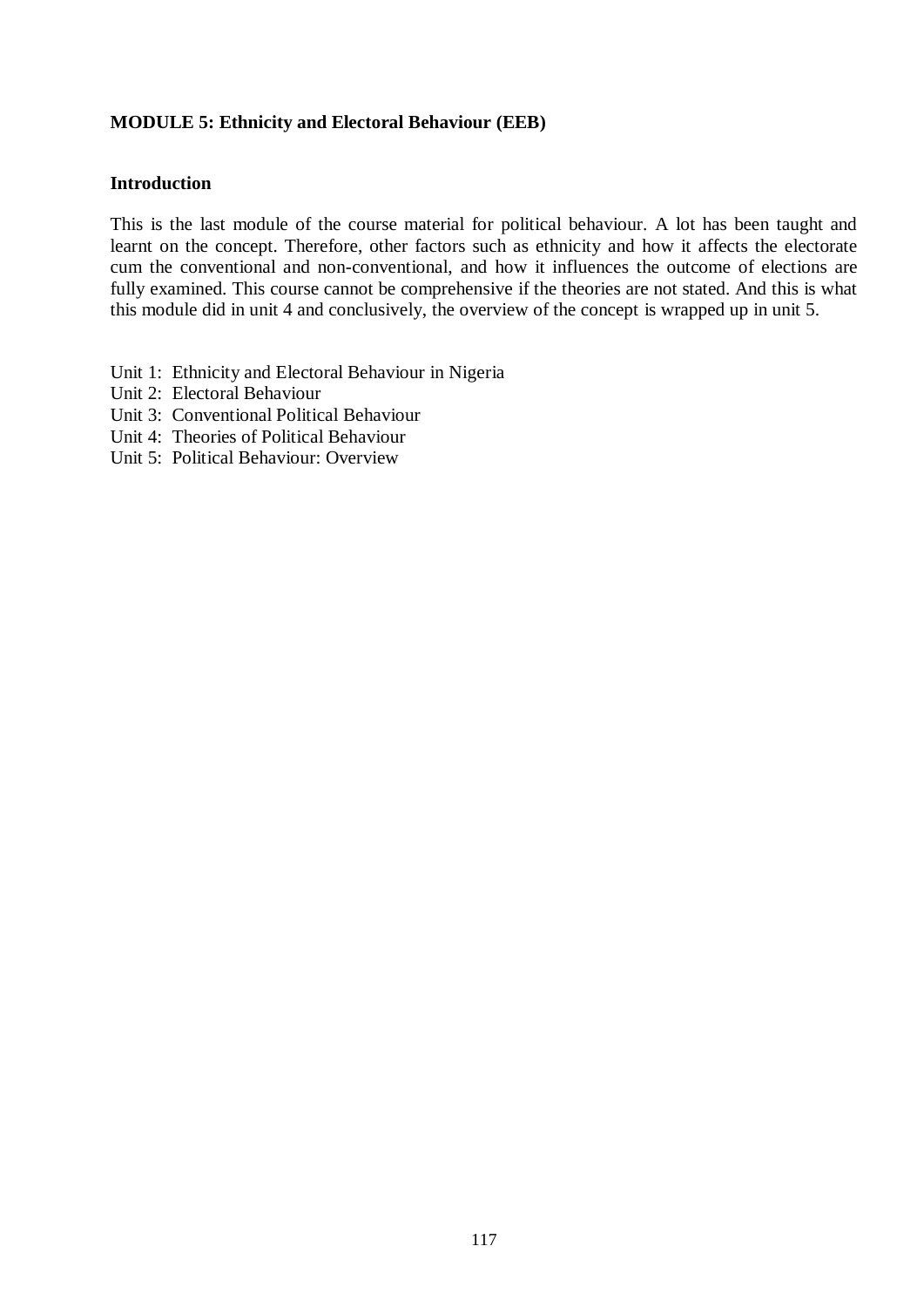## MODULE 5: Ethnicity and Electoral Behaviour (EEB)

### Introduction

This is the last module of the course material for political behaviour. A lot has been taught and learnt on the concept. Therefore, other factors such as ethnicity and how it affects the electorate cum the conventional and non-conventional, and how it influences the outcome of elections are fully examined. This course cannot be comprehensive if the theories are not stated. And this is what this module did in unit 4 and conclusively, the overview of the concept is wrapped up in unit 5.

Unit 1: Ethnicity and Electoral Behaviour in Nigeria
Unit 2: Electoral Behaviour
Unit 3: Conventional Political Behaviour
Unit 4: Theories of Political Behaviour
Unit 5: Political Behaviour: Overview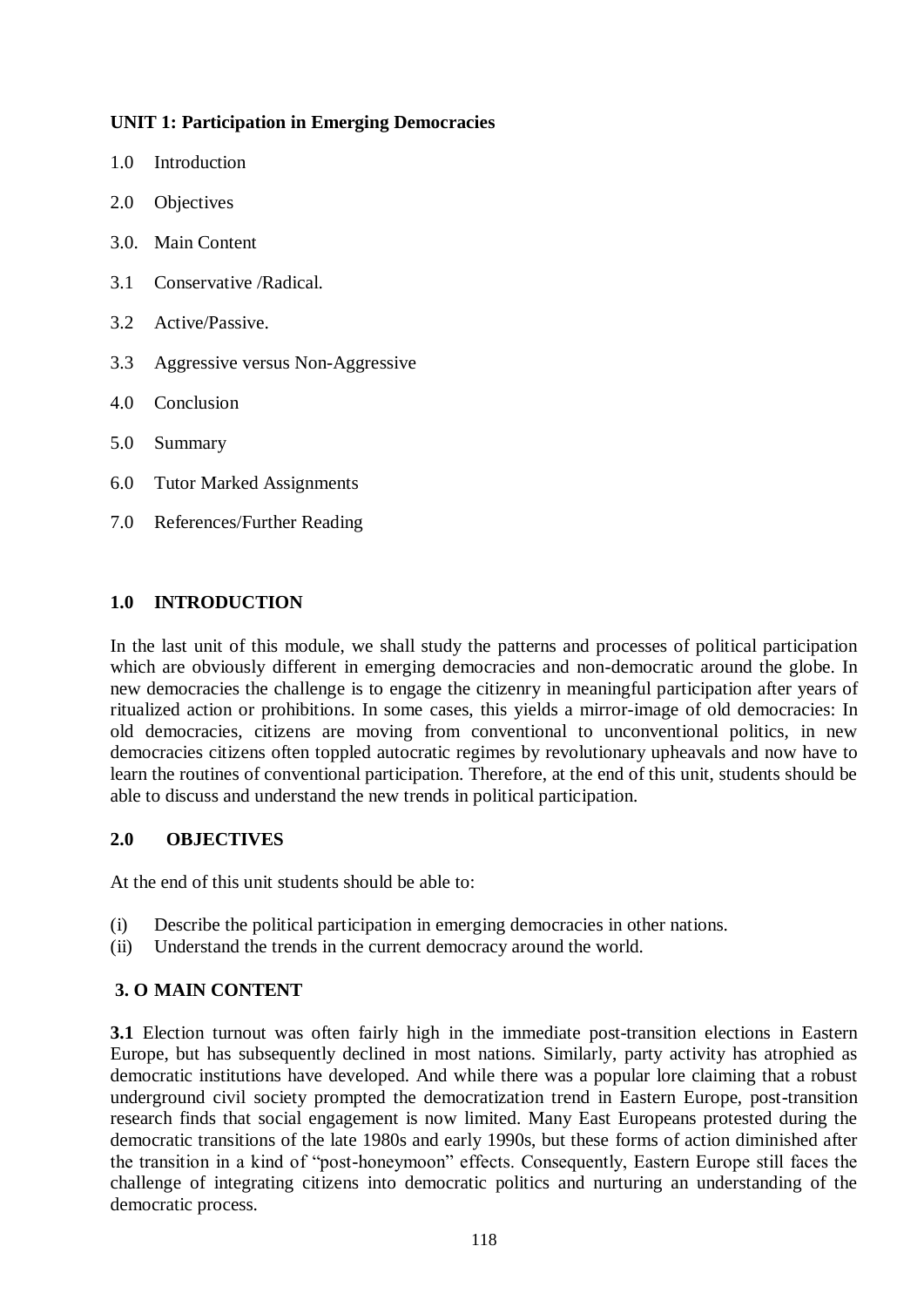**UNIT 1: Participation in Emerging Democracies**

1.0 Introduction

2.0 Objectives

3.0. Main Content

3.1 Conservative /Radical.

3.2 Active/Passive.

3.3 Aggressive versus Non-Aggressive

4.0 Conclusion

5.0 Summary

6.0 Tutor Marked Assignments

7.0 References/Further Reading

## 1.0 INTRODUCTION

In the last unit of this module, we shall study the patterns and processes of political participation which are obviously different in emerging democracies and non-democratic around the globe. In new democracies the challenge is to engage the citizenry in meaningful participation after years of ritualized action or prohibitions. In some cases, this yields a mirror-image of old democracies: In old democracies, citizens are moving from conventional to unconventional politics, in new democracies citizens often toppled autocratic regimes by revolutionary upheavals and now have to learn the routines of conventional participation. Therefore, at the end of this unit, students should be able to discuss and understand the new trends in political participation.

## 2.0 OBJECTIVES

At the end of this unit students should be able to:

(i) Describe the political participation in emerging democracies in other nations.
(ii) Understand the trends in the current democracy around the world.

## 3. O MAIN CONTENT

**3.1** Election turnout was often fairly high in the immediate post-transition elections in Eastern Europe, but has subsequently declined in most nations. Similarly, party activity has atrophied as democratic institutions have developed. And while there was a popular lore claiming that a robust underground civil society prompted the democratization trend in Eastern Europe, post-transition research finds that social engagement is now limited. Many East Europeans protested during the democratic transitions of the late 1980s and early 1990s, but these forms of action diminished after the transition in a kind of "post-honeymoon" effects. Consequently, Eastern Europe still faces the challenge of integrating citizens into democratic politics and nurturing an understanding of the democratic process.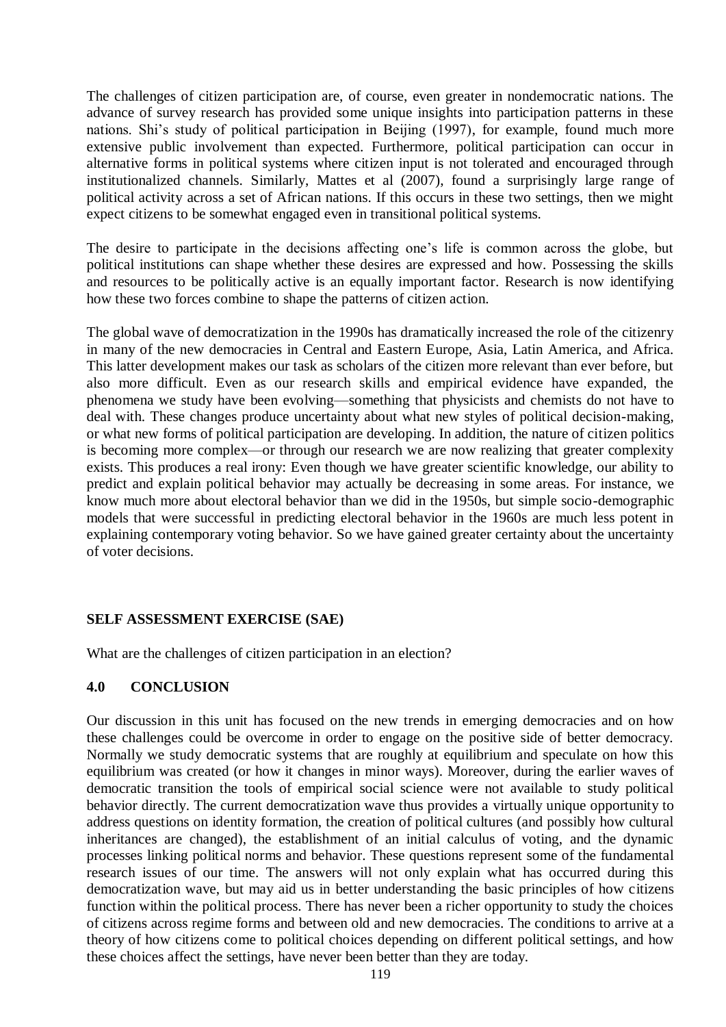The challenges of citizen participation are, of course, even greater in nondemocratic nations. The advance of survey research has provided some unique insights into participation patterns in these nations. Shi's study of political participation in Beijing (1997), for example, found much more extensive public involvement than expected. Furthermore, political participation can occur in alternative forms in political systems where citizen input is not tolerated and encouraged through institutionalized channels. Similarly, Mattes et al (2007), found a surprisingly large range of political activity across a set of African nations. If this occurs in these two settings, then we might expect citizens to be somewhat engaged even in transitional political systems.

The desire to participate in the decisions affecting one's life is common across the globe, but political institutions can shape whether these desires are expressed and how. Possessing the skills and resources to be politically active is an equally important factor. Research is now identifying how these two forces combine to shape the patterns of citizen action.

The global wave of democratization in the 1990s has dramatically increased the role of the citizenry in many of the new democracies in Central and Eastern Europe, Asia, Latin America, and Africa. This latter development makes our task as scholars of the citizen more relevant than ever before, but also more difficult. Even as our research skills and empirical evidence have expanded, the phenomena we study have been evolving—something that physicists and chemists do not have to deal with. These changes produce uncertainty about what new styles of political decision-making, or what new forms of political participation are developing. In addition, the nature of citizen politics is becoming more complex—or through our research we are now realizing that greater complexity exists. This produces a real irony: Even though we have greater scientific knowledge, our ability to predict and explain political behavior may actually be decreasing in some areas. For instance, we know much more about electoral behavior than we did in the 1950s, but simple socio-demographic models that were successful in predicting electoral behavior in the 1960s are much less potent in explaining contemporary voting behavior. So we have gained greater certainty about the uncertainty of voter decisions.

**SELF ASSESSMENT EXERCISE (SAE)**

What are the challenges of citizen participation in an election?

## 4.0 CONCLUSION

Our discussion in this unit has focused on the new trends in emerging democracies and on how these challenges could be overcome in order to engage on the positive side of better democracy. Normally we study democratic systems that are roughly at equilibrium and speculate on how this equilibrium was created (or how it changes in minor ways). Moreover, during the earlier waves of democratic transition the tools of empirical social science were not available to study political behavior directly. The current democratization wave thus provides a virtually unique opportunity to address questions on identity formation, the creation of political cultures (and possibly how cultural inheritances are changed), the establishment of an initial calculus of voting, and the dynamic processes linking political norms and behavior. These questions represent some of the fundamental research issues of our time. The answers will not only explain what has occurred during this democratization wave, but may aid us in better understanding the basic principles of how citizens function within the political process. There has never been a richer opportunity to study the choices of citizens across regime forms and between old and new democracies. The conditions to arrive at a theory of how citizens come to political choices depending on different political settings, and how these choices affect the settings, have never been better than they are today.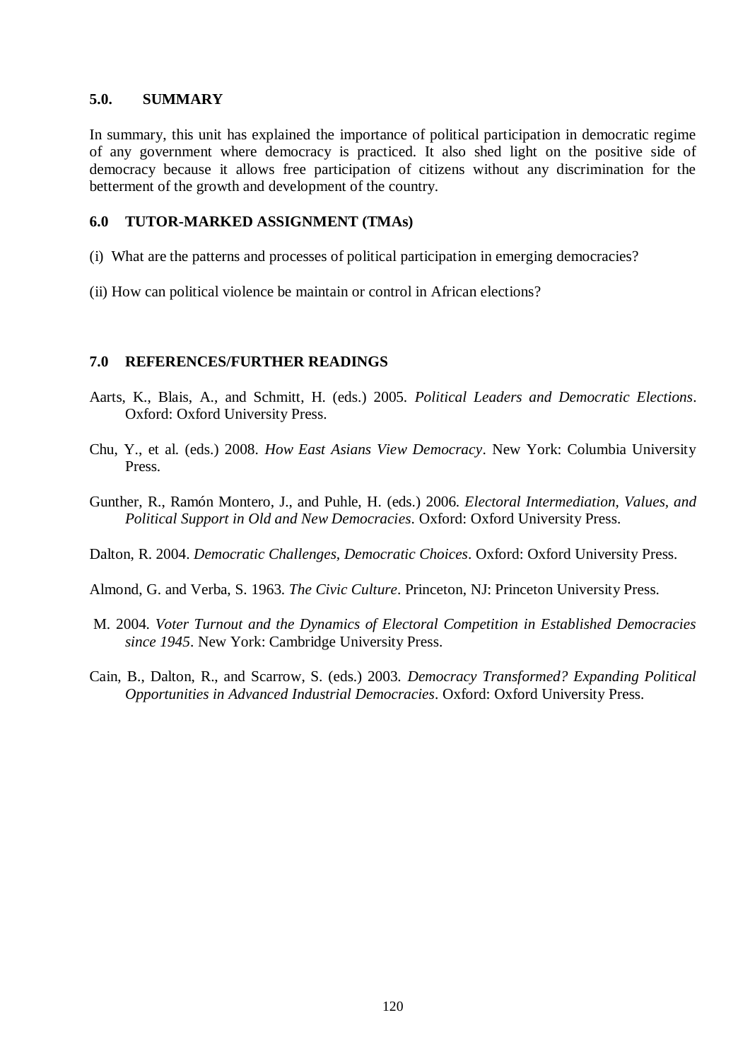## 5.0. SUMMARY

In summary, this unit has explained the importance of political participation in democratic regime of any government where democracy is practiced. It also shed light on the positive side of democracy because it allows free participation of citizens without any discrimination for the betterment of the growth and development of the country.

## 6.0 TUTOR-MARKED ASSIGNMENT (TMAs)

(i) What are the patterns and processes of political participation in emerging democracies?

(ii) How can political violence be maintain or control in African elections?

## 7.0 REFERENCES/FURTHER READINGS

Aarts, K., Blais, A., and Schmitt, H. (eds.) 2005. *Political Leaders and Democratic Elections*. Oxford: Oxford University Press.

Chu, Y., et al. (eds.) 2008. *How East Asians View Democracy*. New York: Columbia University Press.

Gunther, R., Ramón Montero, J., and Puhle, H. (eds.) 2006. *Electoral Intermediation, Values, and Political Support in Old and New Democracies*. Oxford: Oxford University Press.

Dalton, R. 2004. *Democratic Challenges, Democratic Choices*. Oxford: Oxford University Press.

Almond, G. and Verba, S. 1963. *The Civic Culture*. Princeton, NJ: Princeton University Press.

M. 2004. *Voter Turnout and the Dynamics of Electoral Competition in Established Democracies since 1945*. New York: Cambridge University Press.

Cain, B., Dalton, R., and Scarrow, S. (eds.) 2003. *Democracy Transformed? Expanding Political Opportunities in Advanced Industrial Democracies*. Oxford: Oxford University Press.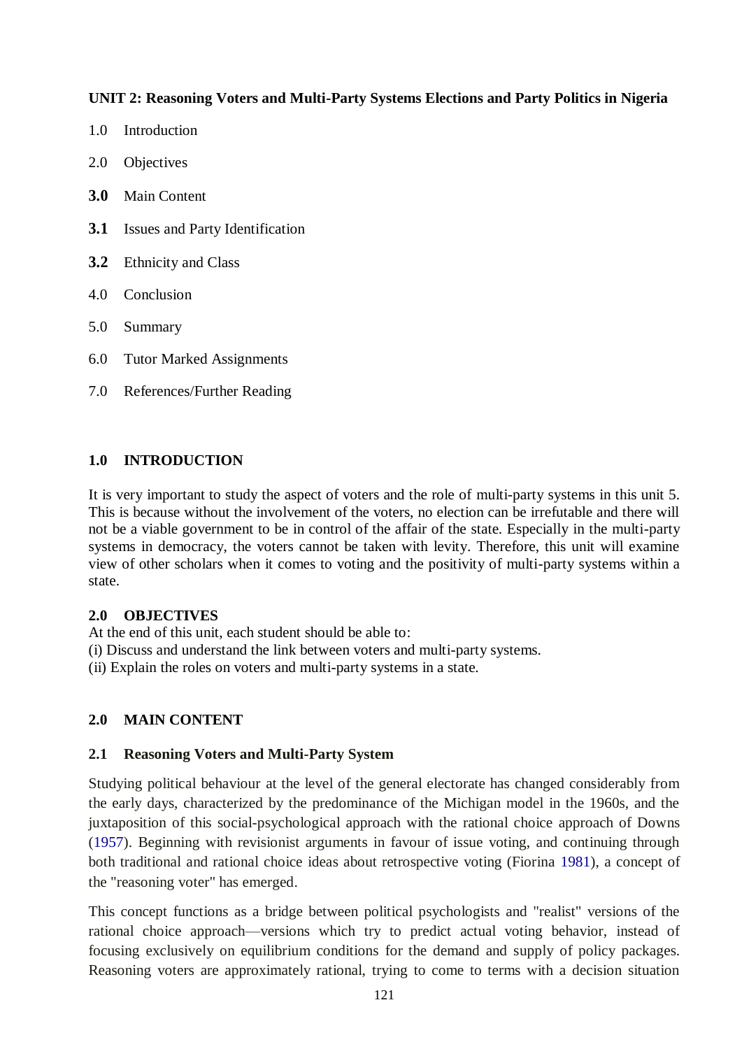**UNIT 2: Reasoning Voters and Multi-Party Systems Elections and Party Politics in Nigeria**

1.0 Introduction

2.0 Objectives

**3.0** Main Content

**3.1** Issues and Party Identification

**3.2** Ethnicity and Class

4.0 Conclusion

5.0 Summary

6.0 Tutor Marked Assignments

7.0 References/Further Reading

## 1.0 INTRODUCTION

It is very important to study the aspect of voters and the role of multi-party systems in this unit 5. This is because without the involvement of the voters, no election can be irrefutable and there will not be a viable government to be in control of the affair of the state. Especially in the multi-party systems in democracy, the voters cannot be taken with levity. Therefore, this unit will examine view of other scholars when it comes to voting and the positivity of multi-party systems within a state.

## 2.0 OBJECTIVES

At the end of this unit, each student should be able to:

(i) Discuss and understand the link between voters and multi-party systems.

(ii) Explain the roles on voters and multi-party systems in a state.

## 2.0 MAIN CONTENT

### 2.1 Reasoning Voters and Multi-Party System

Studying political behaviour at the level of the general electorate has changed considerably from the early days, characterized by the predominance of the Michigan model in the 1960s, and the juxtaposition of this social-psychological approach with the rational choice approach of Downs (1957). Beginning with revisionist arguments in favour of issue voting, and continuing through both traditional and rational choice ideas about retrospective voting (Fiorina 1981), a concept of the "reasoning voter" has emerged.

This concept functions as a bridge between political psychologists and "realist" versions of the rational choice approach—versions which try to predict actual voting behavior, instead of focusing exclusively on equilibrium conditions for the demand and supply of policy packages. Reasoning voters are approximately rational, trying to come to terms with a decision situation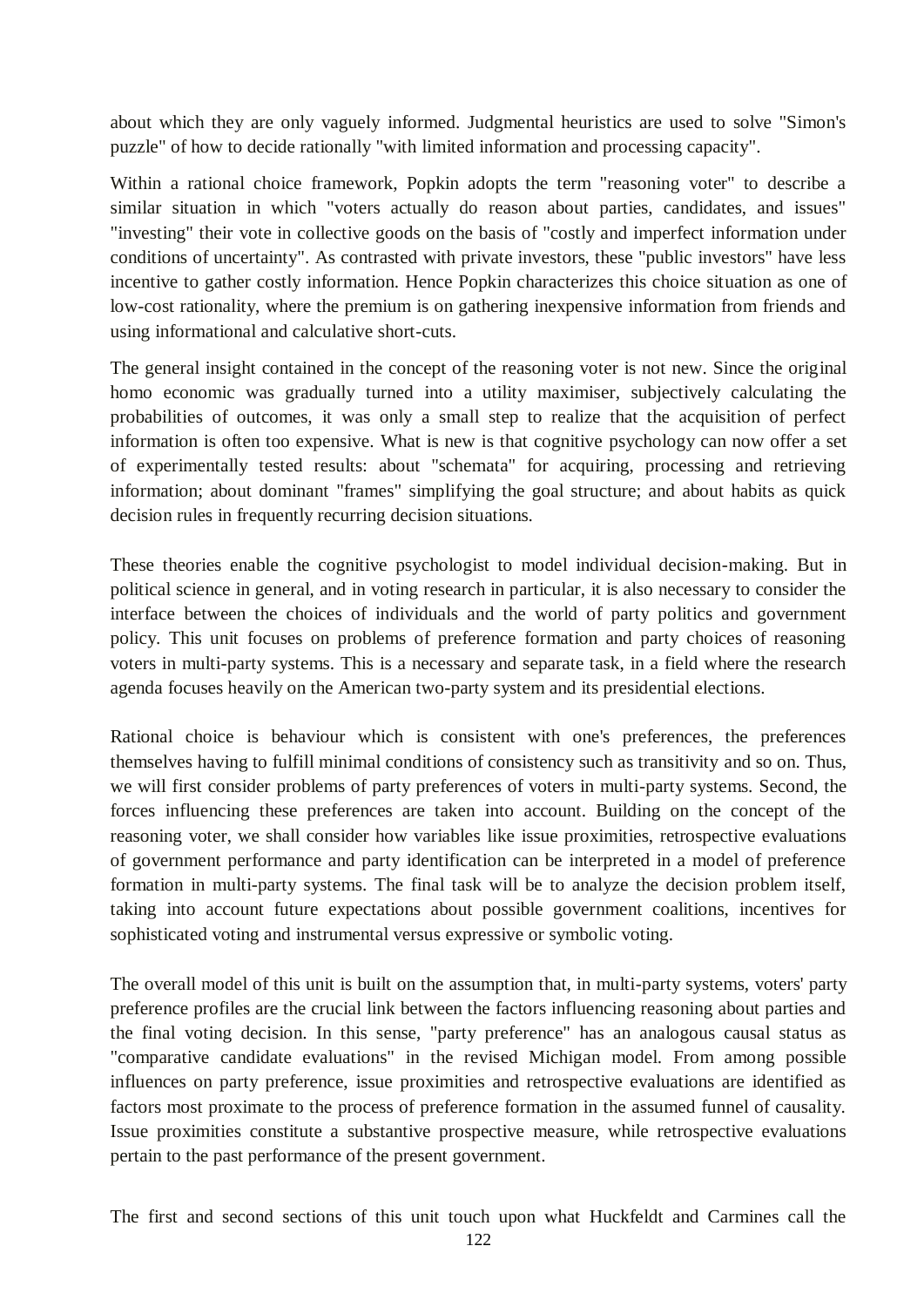about which they are only vaguely informed. Judgmental heuristics are used to solve "Simon's puzzle" of how to decide rationally "with limited information and processing capacity".

Within a rational choice framework, Popkin adopts the term "reasoning voter" to describe a similar situation in which "voters actually do reason about parties, candidates, and issues" "investing" their vote in collective goods on the basis of "costly and imperfect information under conditions of uncertainty". As contrasted with private investors, these "public investors" have less incentive to gather costly information. Hence Popkin characterizes this choice situation as one of low-cost rationality, where the premium is on gathering inexpensive information from friends and using informational and calculative short-cuts.

The general insight contained in the concept of the reasoning voter is not new. Since the original homo economic was gradually turned into a utility maximiser, subjectively calculating the probabilities of outcomes, it was only a small step to realize that the acquisition of perfect information is often too expensive. What is new is that cognitive psychology can now offer a set of experimentally tested results: about "schemata" for acquiring, processing and retrieving information; about dominant "frames" simplifying the goal structure; and about habits as quick decision rules in frequently recurring decision situations.

These theories enable the cognitive psychologist to model individual decision-making. But in political science in general, and in voting research in particular, it is also necessary to consider the interface between the choices of individuals and the world of party politics and government policy. This unit focuses on problems of preference formation and party choices of reasoning voters in multi-party systems. This is a necessary and separate task, in a field where the research agenda focuses heavily on the American two-party system and its presidential elections.

Rational choice is behaviour which is consistent with one's preferences, the preferences themselves having to fulfill minimal conditions of consistency such as transitivity and so on. Thus, we will first consider problems of party preferences of voters in multi-party systems. Second, the forces influencing these preferences are taken into account. Building on the concept of the reasoning voter, we shall consider how variables like issue proximities, retrospective evaluations of government performance and party identification can be interpreted in a model of preference formation in multi-party systems. The final task will be to analyze the decision problem itself, taking into account future expectations about possible government coalitions, incentives for sophisticated voting and instrumental versus expressive or symbolic voting.

The overall model of this unit is built on the assumption that, in multi-party systems, voters' party preference profiles are the crucial link between the factors influencing reasoning about parties and the final voting decision. In this sense, "party preference" has an analogous causal status as "comparative candidate evaluations" in the revised Michigan model. From among possible influences on party preference, issue proximities and retrospective evaluations are identified as factors most proximate to the process of preference formation in the assumed funnel of causality. Issue proximities constitute a substantive prospective measure, while retrospective evaluations pertain to the past performance of the present government.

The first and second sections of this unit touch upon what Huckfeldt and Carmines call the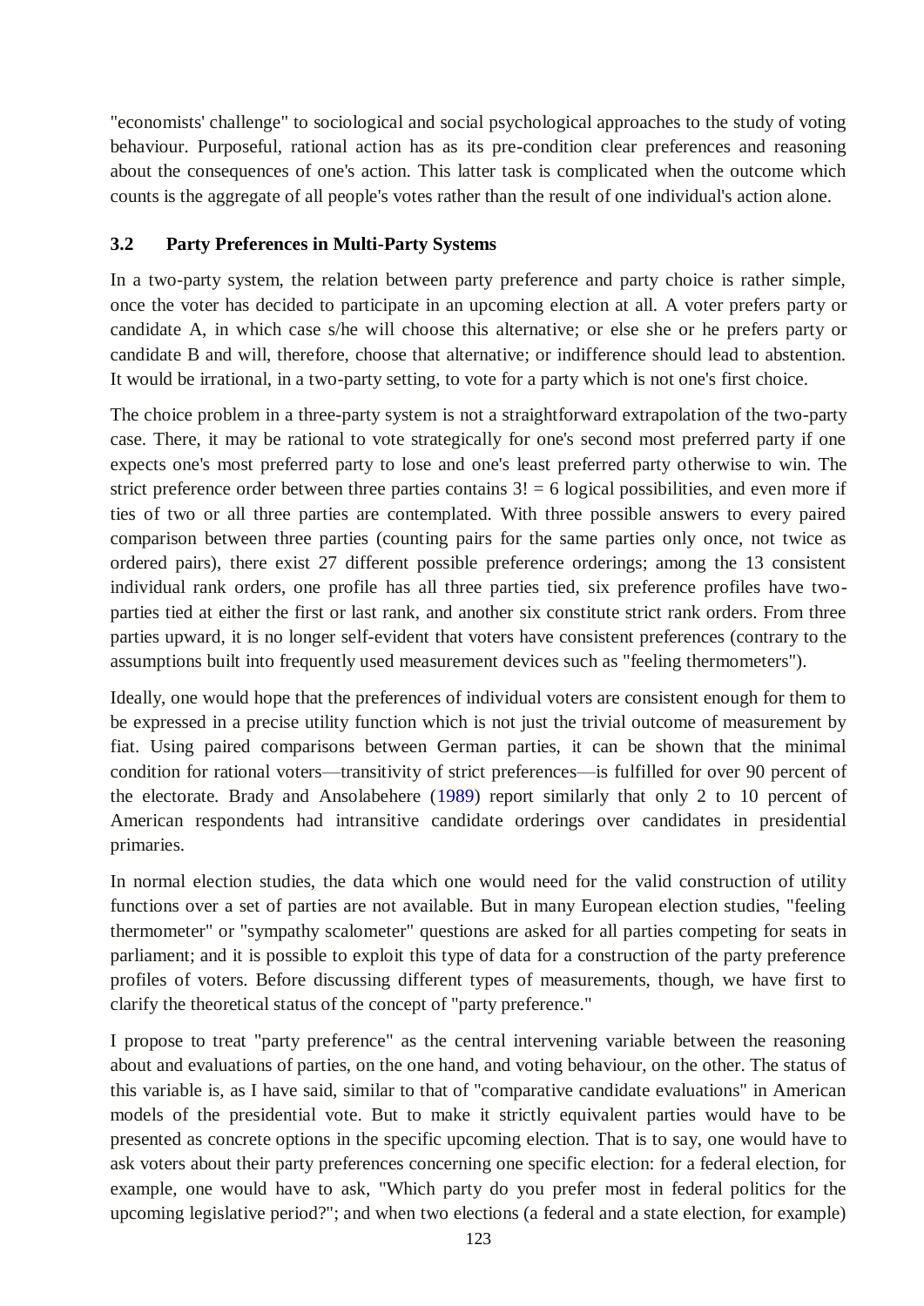"economists' challenge" to sociological and social psychological approaches to the study of voting behaviour. Purposeful, rational action has as its pre-condition clear preferences and reasoning about the consequences of one's action. This latter task is complicated when the outcome which counts is the aggregate of all people's votes rather than the result of one individual's action alone.

### 3.2 Party Preferences in Multi-Party Systems

In a two-party system, the relation between party preference and party choice is rather simple, once the voter has decided to participate in an upcoming election at all. A voter prefers party or candidate A, in which case s/he will choose this alternative; or else she or he prefers party or candidate B and will, therefore, choose that alternative; or indifference should lead to abstention. It would be irrational, in a two-party setting, to vote for a party which is not one's first choice.

The choice problem in a three-party system is not a straightforward extrapolation of the two-party case. There, it may be rational to vote strategically for one's second most preferred party if one expects one's most preferred party to lose and one's least preferred party otherwise to win. The strict preference order between three parties contains $3! = 6$ logical possibilities, and even more if ties of two or all three parties are contemplated. With three possible answers to every paired comparison between three parties (counting pairs for the same parties only once, not twice as ordered pairs), there exist 27 different possible preference orderings; among the 13 consistent individual rank orders, one profile has all three parties tied, six preference profiles have two-parties tied at either the first or last rank, and another six constitute strict rank orders. From three parties upward, it is no longer self-evident that voters have consistent preferences (contrary to the assumptions built into frequently used measurement devices such as "feeling thermometers").

Ideally, one would hope that the preferences of individual voters are consistent enough for them to be expressed in a precise utility function which is not just the trivial outcome of measurement by fiat. Using paired comparisons between German parties, it can be shown that the minimal condition for rational voters—transitivity of strict preferences—is fulfilled for over 90 percent of the electorate. Brady and Ansolabehere (1989) report similarly that only 2 to 10 percent of American respondents had intransitive candidate orderings over candidates in presidential primaries.

In normal election studies, the data which one would need for the valid construction of utility functions over a set of parties are not available. But in many European election studies, "feeling thermometer" or "sympathy scalometer" questions are asked for all parties competing for seats in parliament; and it is possible to exploit this type of data for a construction of the party preference profiles of voters. Before discussing different types of measurements, though, we have first to clarify the theoretical status of the concept of "party preference."

I propose to treat "party preference" as the central intervening variable between the reasoning about and evaluations of parties, on the one hand, and voting behaviour, on the other. The status of this variable is, as I have said, similar to that of "comparative candidate evaluations" in American models of the presidential vote. But to make it strictly equivalent parties would have to be presented as concrete options in the specific upcoming election. That is to say, one would have to ask voters about their party preferences concerning one specific election: for a federal election, for example, one would have to ask, "Which party do you prefer most in federal politics for the upcoming legislative period?"; and when two elections (a federal and a state election, for example)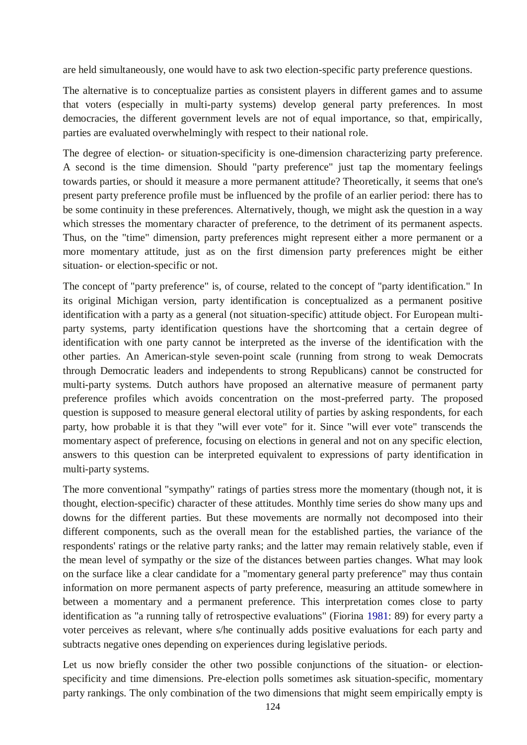are held simultaneously, one would have to ask two election-specific party preference questions.

The alternative is to conceptualize parties as consistent players in different games and to assume that voters (especially in multi-party systems) develop general party preferences. In most democracies, the different government levels are not of equal importance, so that, empirically, parties are evaluated overwhelmingly with respect to their national role.

The degree of election- or situation-specificity is one-dimension characterizing party preference. A second is the time dimension. Should "party preference" just tap the momentary feelings towards parties, or should it measure a more permanent attitude? Theoretically, it seems that one's present party preference profile must be influenced by the profile of an earlier period: there has to be some continuity in these preferences. Alternatively, though, we might ask the question in a way which stresses the momentary character of preference, to the detriment of its permanent aspects. Thus, on the "time" dimension, party preferences might represent either a more permanent or a more momentary attitude, just as on the first dimension party preferences might be either situation- or election-specific or not.

The concept of "party preference" is, of course, related to the concept of "party identification." In its original Michigan version, party identification is conceptualized as a permanent positive identification with a party as a general (not situation-specific) attitude object. For European multi-party systems, party identification questions have the shortcoming that a certain degree of identification with one party cannot be interpreted as the inverse of the identification with the other parties. An American-style seven-point scale (running from strong to weak Democrats through Democratic leaders and independents to strong Republicans) cannot be constructed for multi-party systems. Dutch authors have proposed an alternative measure of permanent party preference profiles which avoids concentration on the most-preferred party. The proposed question is supposed to measure general electoral utility of parties by asking respondents, for each party, how probable it is that they "will ever vote" for it. Since "will ever vote" transcends the momentary aspect of preference, focusing on elections in general and not on any specific election, answers to this question can be interpreted equivalent to expressions of party identification in multi-party systems.

The more conventional "sympathy" ratings of parties stress more the momentary (though not, it is thought, election-specific) character of these attitudes. Monthly time series do show many ups and downs for the different parties. But these movements are normally not decomposed into their different components, such as the overall mean for the established parties, the variance of the respondents' ratings or the relative party ranks; and the latter may remain relatively stable, even if the mean level of sympathy or the size of the distances between parties changes. What may look on the surface like a clear candidate for a "momentary general party preference" may thus contain information on more permanent aspects of party preference, measuring an attitude somewhere in between a momentary and a permanent preference. This interpretation comes close to party identification as "a running tally of retrospective evaluations" (Fiorina 1981: 89) for every party a voter perceives as relevant, where s/he continually adds positive evaluations for each party and subtracts negative ones depending on experiences during legislative periods.

Let us now briefly consider the other two possible conjunctions of the situation- or election-specificity and time dimensions. Pre-election polls sometimes ask situation-specific, momentary party rankings. The only combination of the two dimensions that might seem empirically empty is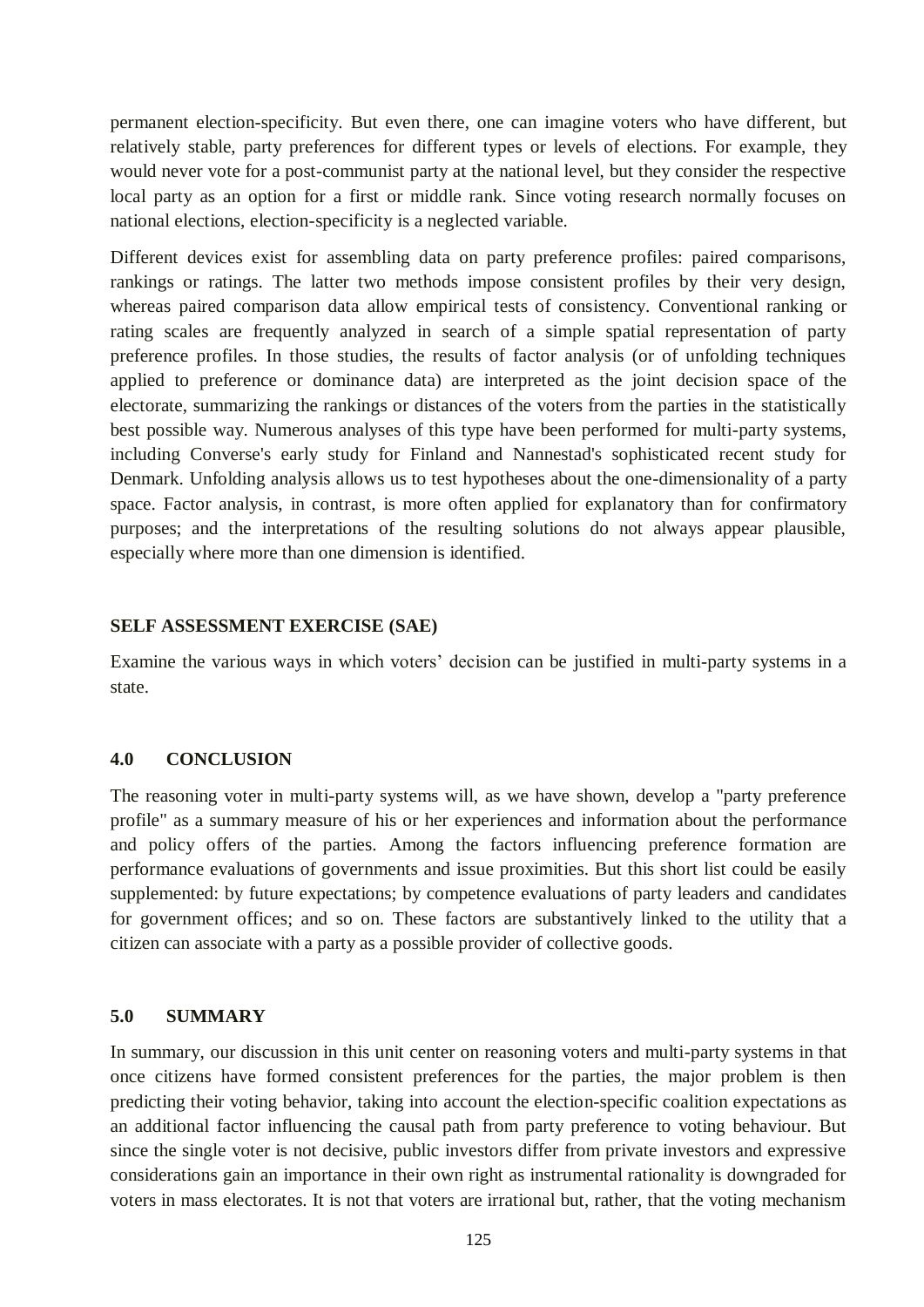permanent election-specificity. But even there, one can imagine voters who have different, but relatively stable, party preferences for different types or levels of elections. For example, they would never vote for a post-communist party at the national level, but they consider the respective local party as an option for a first or middle rank. Since voting research normally focuses on national elections, election-specificity is a neglected variable.

Different devices exist for assembling data on party preference profiles: paired comparisons, rankings or ratings. The latter two methods impose consistent profiles by their very design, whereas paired comparison data allow empirical tests of consistency. Conventional ranking or rating scales are frequently analyzed in search of a simple spatial representation of party preference profiles. In those studies, the results of factor analysis (or of unfolding techniques applied to preference or dominance data) are interpreted as the joint decision space of the electorate, summarizing the rankings or distances of the voters from the parties in the statistically best possible way. Numerous analyses of this type have been performed for multi-party systems, including Converse's early study for Finland and Nannestad's sophisticated recent study for Denmark. Unfolding analysis allows us to test hypotheses about the one-dimensionality of a party space. Factor analysis, in contrast, is more often applied for explanatory than for confirmatory purposes; and the interpretations of the resulting solutions do not always appear plausible, especially where more than one dimension is identified.

**SELF ASSESSMENT EXERCISE (SAE)**

Examine the various ways in which voters' decision can be justified in multi-party systems in a state.

## 4.0 CONCLUSION

The reasoning voter in multi-party systems will, as we have shown, develop a "party preference profile" as a summary measure of his or her experiences and information about the performance and policy offers of the parties. Among the factors influencing preference formation are performance evaluations of governments and issue proximities. But this short list could be easily supplemented: by future expectations; by competence evaluations of party leaders and candidates for government offices; and so on. These factors are substantively linked to the utility that a citizen can associate with a party as a possible provider of collective goods.

## 5.0 SUMMARY

In summary, our discussion in this unit center on reasoning voters and multi-party systems in that once citizens have formed consistent preferences for the parties, the major problem is then predicting their voting behavior, taking into account the election-specific coalition expectations as an additional factor influencing the causal path from party preference to voting behaviour. But since the single voter is not decisive, public investors differ from private investors and expressive considerations gain an importance in their own right as instrumental rationality is downgraded for voters in mass electorates. It is not that voters are irrational but, rather, that the voting mechanism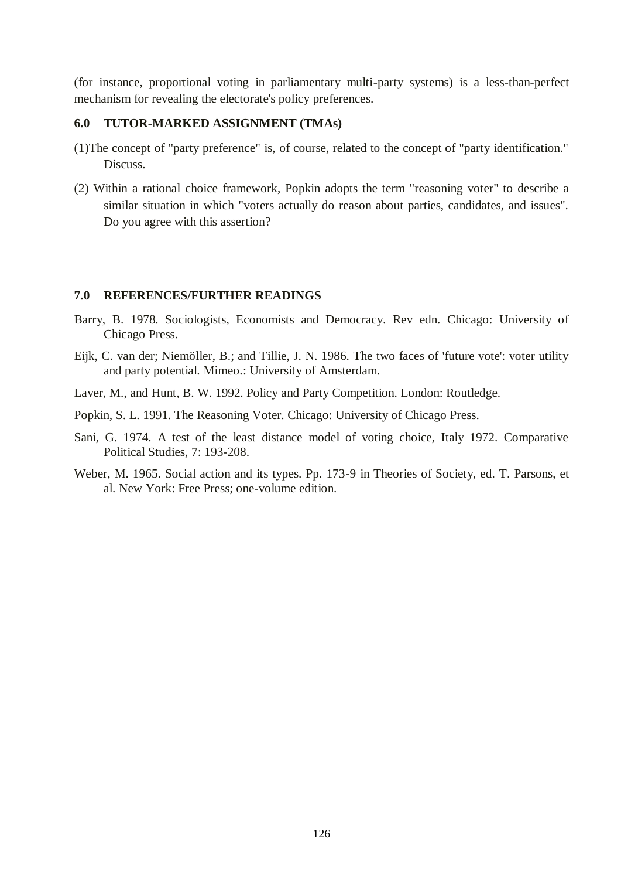(for instance, proportional voting in parliamentary multi-party systems) is a less-than-perfect mechanism for revealing the electorate's policy preferences.

## 6.0 TUTOR-MARKED ASSIGNMENT (TMAs)

(1)The concept of "party preference" is, of course, related to the concept of "party identification." Discuss.

(2) Within a rational choice framework, Popkin adopts the term "reasoning voter" to describe a similar situation in which "voters actually do reason about parties, candidates, and issues". Do you agree with this assertion?

## 7.0 REFERENCES/FURTHER READINGS

Barry, B. 1978. Sociologists, Economists and Democracy. Rev edn. Chicago: University of Chicago Press.

Eijk, C. van der; Niemöller, B.; and Tillie, J. N. 1986. The two faces of 'future vote': voter utility and party potential. Mimeo.: University of Amsterdam.

Laver, M., and Hunt, B. W. 1992. Policy and Party Competition. London: Routledge.

Popkin, S. L. 1991. The Reasoning Voter. Chicago: University of Chicago Press.

Sani, G. 1974. A test of the least distance model of voting choice, Italy 1972. Comparative Political Studies, 7: 193-208.

Weber, M. 1965. Social action and its types. Pp. 173-9 in Theories of Society, ed. T. Parsons, et al. New York: Free Press; one-volume edition.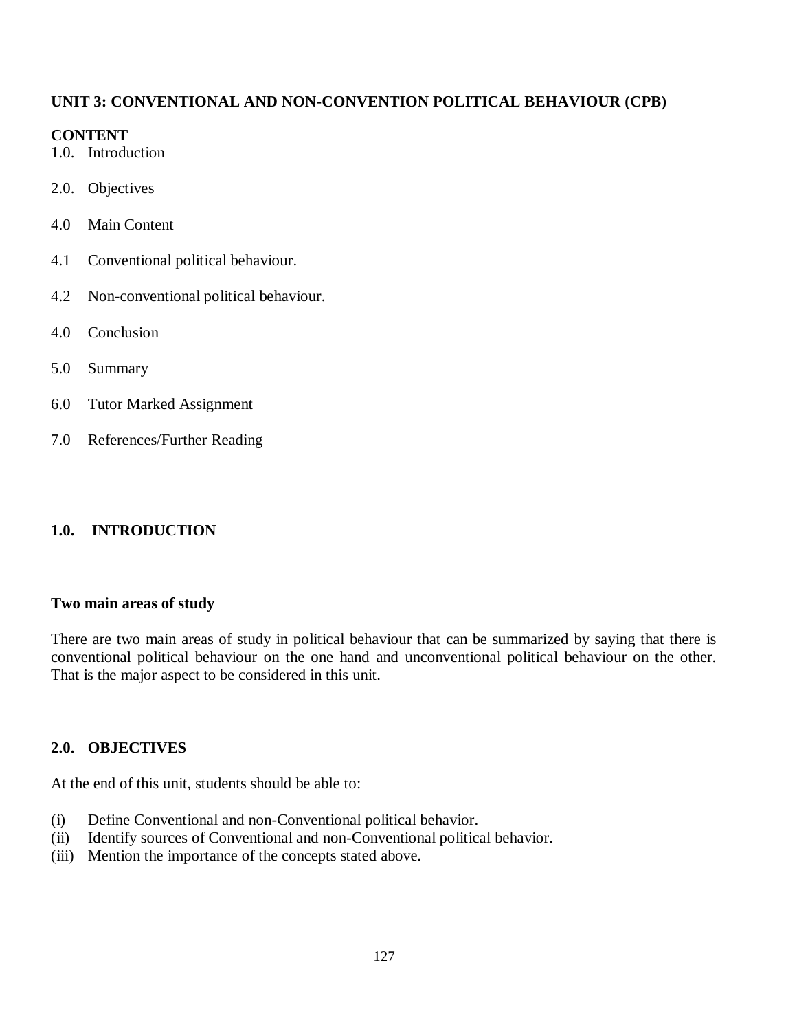**UNIT 3: CONVENTIONAL AND NON-CONVENTION POLITICAL BEHAVIOUR (CPB)**

**CONTENT**

1.0. Introduction

2.0. Objectives

4.0 Main Content

4.1 Conventional political behaviour.

4.2 Non-conventional political behaviour.

4.0 Conclusion

5.0 Summary

6.0 Tutor Marked Assignment

7.0 References/Further Reading

## 1.0. INTRODUCTION

**Two main areas of study**

There are two main areas of study in political behaviour that can be summarized by saying that there is conventional political behaviour on the one hand and unconventional political behaviour on the other. That is the major aspect to be considered in this unit.

## 2.0. OBJECTIVES

At the end of this unit, students should be able to:

(i) Define Conventional and non-Conventional political behavior.
(ii) Identify sources of Conventional and non-Conventional political behavior.
(iii) Mention the importance of the concepts stated above.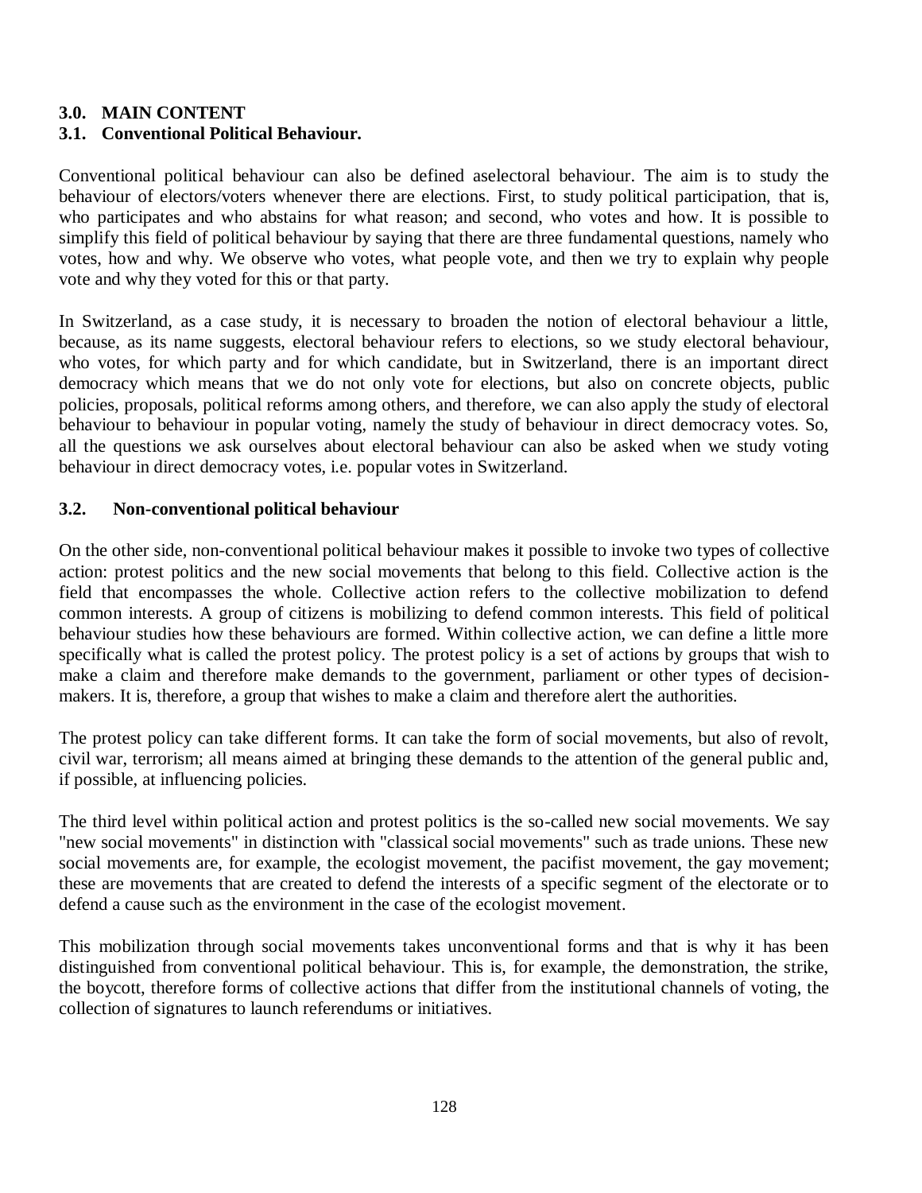### 3.0. MAIN CONTENT

### 3.1. Conventional Political Behaviour.

Conventional political behaviour can also be defined aselectoral behaviour. The aim is to study the behaviour of electors/voters whenever there are elections. First, to study political participation, that is, who participates and who abstains for what reason; and second, who votes and how. It is possible to simplify this field of political behaviour by saying that there are three fundamental questions, namely who votes, how and why. We observe who votes, what people vote, and then we try to explain why people vote and why they voted for this or that party.

In Switzerland, as a case study, it is necessary to broaden the notion of electoral behaviour a little, because, as its name suggests, electoral behaviour refers to elections, so we study electoral behaviour, who votes, for which party and for which candidate, but in Switzerland, there is an important direct democracy which means that we do not only vote for elections, but also on concrete objects, public policies, proposals, political reforms among others, and therefore, we can also apply the study of electoral behaviour to behaviour in popular voting, namely the study of behaviour in direct democracy votes. So, all the questions we ask ourselves about electoral behaviour can also be asked when we study voting behaviour in direct democracy votes, i.e. popular votes in Switzerland.

### 3.2. Non-conventional political behaviour

On the other side, non-conventional political behaviour makes it possible to invoke two types of collective action: protest politics and the new social movements that belong to this field. Collective action is the field that encompasses the whole. Collective action refers to the collective mobilization to defend common interests. A group of citizens is mobilizing to defend common interests. This field of political behaviour studies how these behaviours are formed. Within collective action, we can define a little more specifically what is called the protest policy. The protest policy is a set of actions by groups that wish to make a claim and therefore make demands to the government, parliament or other types of decision-makers. It is, therefore, a group that wishes to make a claim and therefore alert the authorities.

The protest policy can take different forms. It can take the form of social movements, but also of revolt, civil war, terrorism; all means aimed at bringing these demands to the attention of the general public and, if possible, at influencing policies.

The third level within political action and protest politics is the so-called new social movements. We say "new social movements" in distinction with "classical social movements" such as trade unions. These new social movements are, for example, the ecologist movement, the pacifist movement, the gay movement; these are movements that are created to defend the interests of a specific segment of the electorate or to defend a cause such as the environment in the case of the ecologist movement.

This mobilization through social movements takes unconventional forms and that is why it has been distinguished from conventional political behaviour. This is, for example, the demonstration, the strike, the boycott, therefore forms of collective actions that differ from the institutional channels of voting, the collection of signatures to launch referendums or initiatives.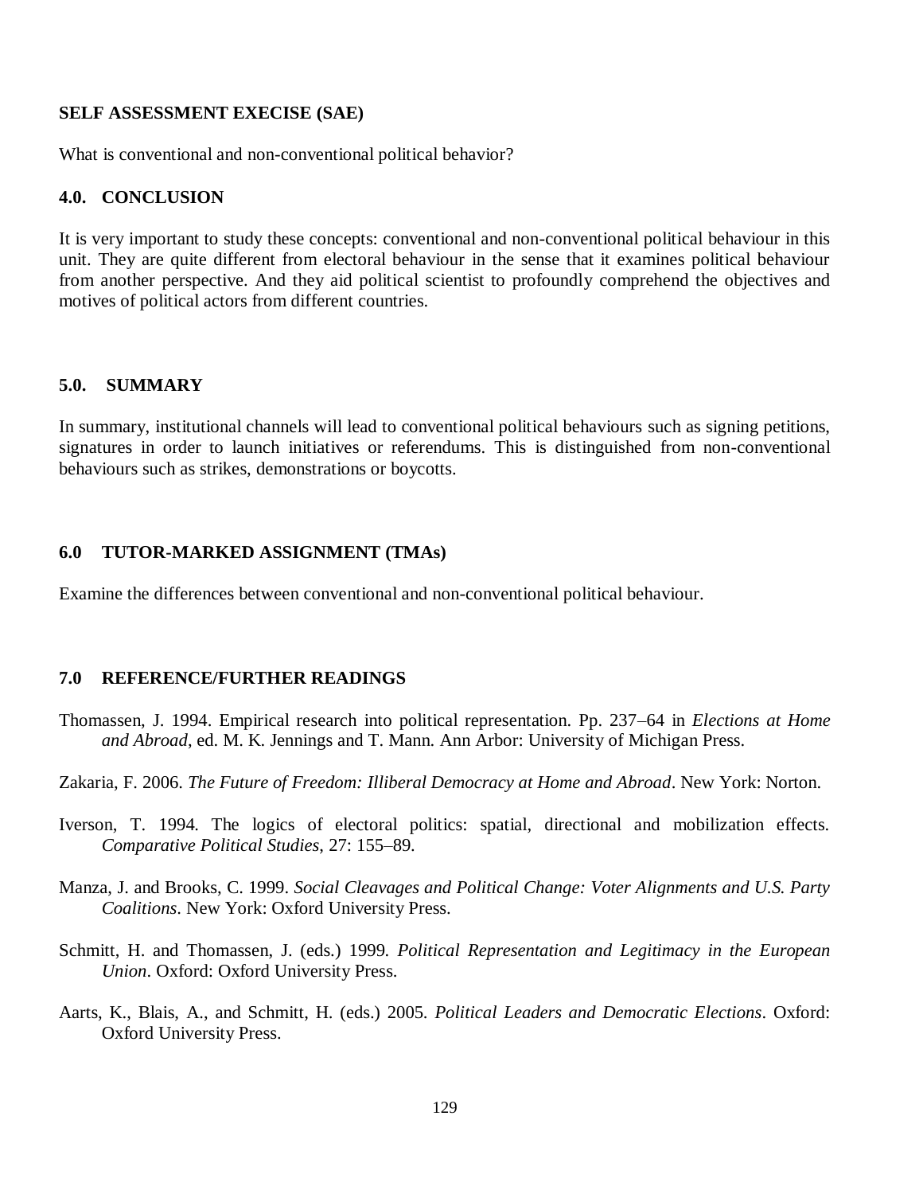**SELF ASSESSMENT EXECISE (SAE)**

What is conventional and non-conventional political behavior?

## 4.0. CONCLUSION

It is very important to study these concepts: conventional and non-conventional political behaviour in this unit. They are quite different from electoral behaviour in the sense that it examines political behaviour from another perspective. And they aid political scientist to profoundly comprehend the objectives and motives of political actors from different countries.

## 5.0. SUMMARY

In summary, institutional channels will lead to conventional political behaviours such as signing petitions, signatures in order to launch initiatives or referendums. This is distinguished from non-conventional behaviours such as strikes, demonstrations or boycotts.

## 6.0 TUTOR-MARKED ASSIGNMENT (TMAs)

Examine the differences between conventional and non-conventional political behaviour.

## 7.0 REFERENCE/FURTHER READINGS

Thomassen, J. 1994. Empirical research into political representation. Pp. 237–64 in *Elections at Home and Abroad*, ed. M. K. Jennings and T. Mann. Ann Arbor: University of Michigan Press.

Zakaria, F. 2006. *The Future of Freedom: Illiberal Democracy at Home and Abroad*. New York: Norton.

Iverson, T. 1994. The logics of electoral politics: spatial, directional and mobilization effects. *Comparative Political Studies*, 27: 155–89.

Manza, J. and Brooks, C. 1999. *Social Cleavages and Political Change: Voter Alignments and U.S. Party Coalitions*. New York: Oxford University Press.

Schmitt, H. and Thomassen, J. (eds.) 1999. *Political Representation and Legitimacy in the European Union*. Oxford: Oxford University Press.

Aarts, K., Blais, A., and Schmitt, H. (eds.) 2005. *Political Leaders and Democratic Elections*. Oxford: Oxford University Press.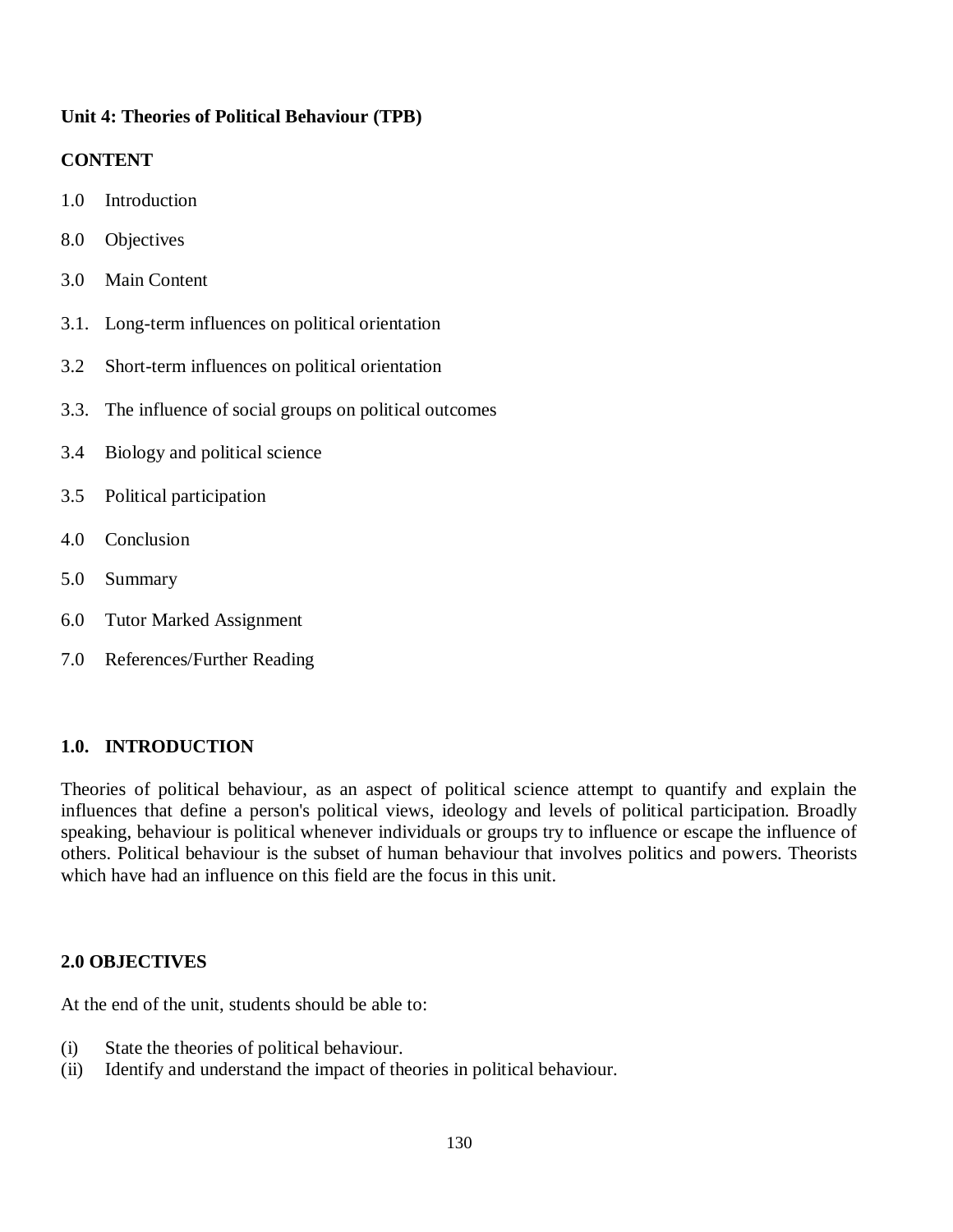**Unit 4: Theories of Political Behaviour (TPB)**

**CONTENT**

1.0 Introduction

8.0 Objectives

3.0 Main Content

3.1. Long-term influences on political orientation

3.2 Short-term influences on political orientation

3.3. The influence of social groups on political outcomes

3.4 Biology and political science

3.5 Political participation

4.0 Conclusion

5.0 Summary

6.0 Tutor Marked Assignment

7.0 References/Further Reading

## 1.0. INTRODUCTION

Theories of political behaviour, as an aspect of political science attempt to quantify and explain the influences that define a person's political views, ideology and levels of political participation. Broadly speaking, behaviour is political whenever individuals or groups try to influence or escape the influence of others. Political behaviour is the subset of human behaviour that involves politics and powers. Theorists which have had an influence on this field are the focus in this unit.

## 2.0 OBJECTIVES

At the end of the unit, students should be able to:

(i) State the theories of political behaviour.
(ii) Identify and understand the impact of theories in political behaviour.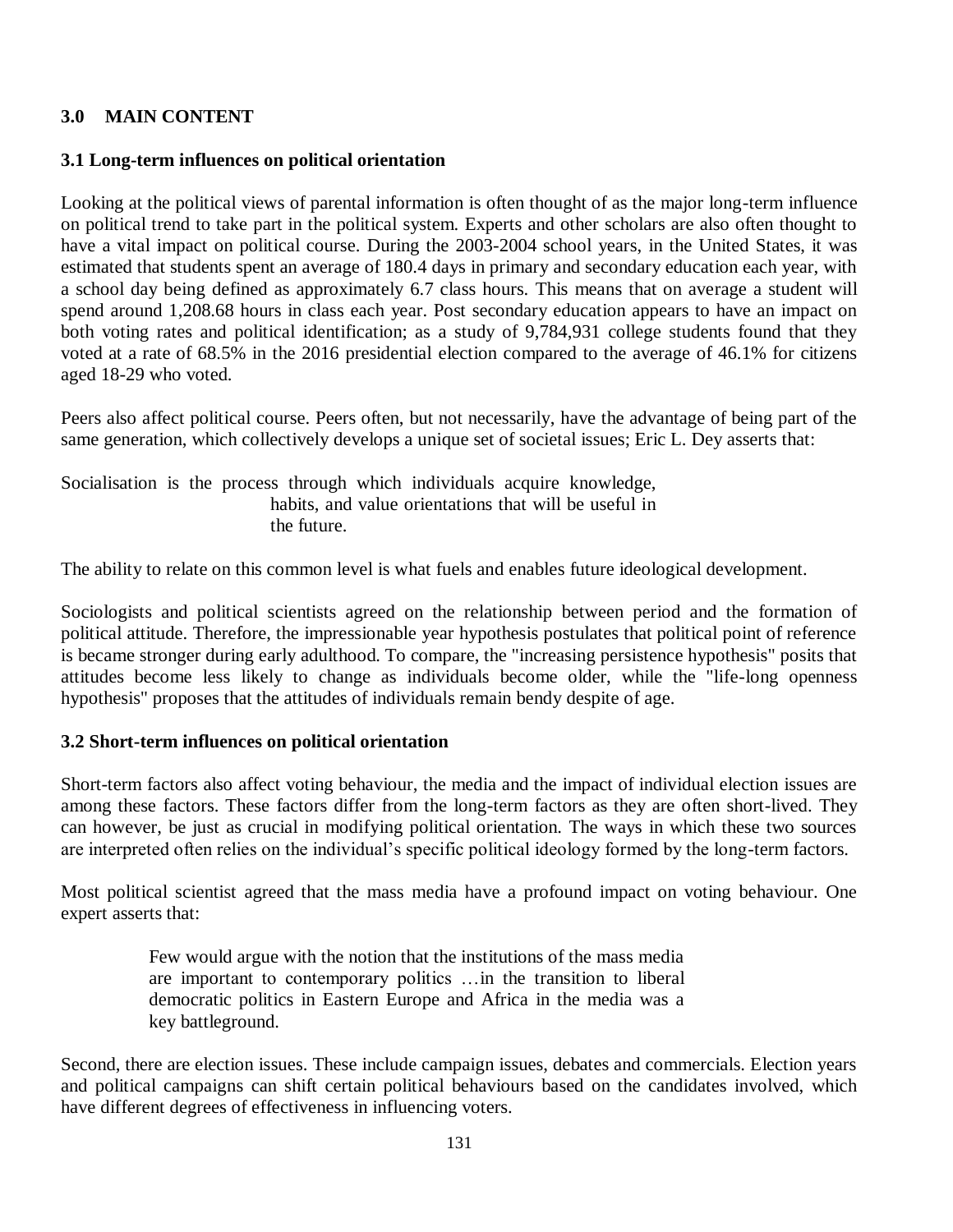## 3.0 MAIN CONTENT

### 3.1 Long-term influences on political orientation

Looking at the political views of parental information is often thought of as the major long-term influence on political trend to take part in the political system. Experts and other scholars are also often thought to have a vital impact on political course. During the 2003-2004 school years, in the United States, it was estimated that students spent an average of 180.4 days in primary and secondary education each year, with a school day being defined as approximately 6.7 class hours. This means that on average a student will spend around 1,208.68 hours in class each year. Post secondary education appears to have an impact on both voting rates and political identification; as a study of 9,784,931 college students found that they voted at a rate of 68.5% in the 2016 presidential election compared to the average of 46.1% for citizens aged 18-29 who voted.

Peers also affect political course. Peers often, but not necessarily, have the advantage of being part of the same generation, which collectively develops a unique set of societal issues; Eric L. Dey asserts that:

> Socialisation is the process through which individuals acquire knowledge, habits, and value orientations that will be useful in the future.

The ability to relate on this common level is what fuels and enables future ideological development.

Sociologists and political scientists agreed on the relationship between period and the formation of political attitude. Therefore, the impressionable year hypothesis postulates that political point of reference is became stronger during early adulthood. To compare, the "increasing persistence hypothesis" posits that attitudes become less likely to change as individuals become older, while the "life-long openness hypothesis" proposes that the attitudes of individuals remain bendy despite of age.

### 3.2 Short-term influences on political orientation

Short-term factors also affect voting behaviour, the media and the impact of individual election issues are among these factors. These factors differ from the long-term factors as they are often short-lived. They can however, be just as crucial in modifying political orientation. The ways in which these two sources are interpreted often relies on the individual's specific political ideology formed by the long-term factors.

Most political scientist agreed that the mass media have a profound impact on voting behaviour. One expert asserts that:

> Few would argue with the notion that the institutions of the mass media are important to contemporary politics …in the transition to liberal democratic politics in Eastern Europe and Africa in the media was a key battleground.

Second, there are election issues. These include campaign issues, debates and commercials. Election years and political campaigns can shift certain political behaviours based on the candidates involved, which have different degrees of effectiveness in influencing voters.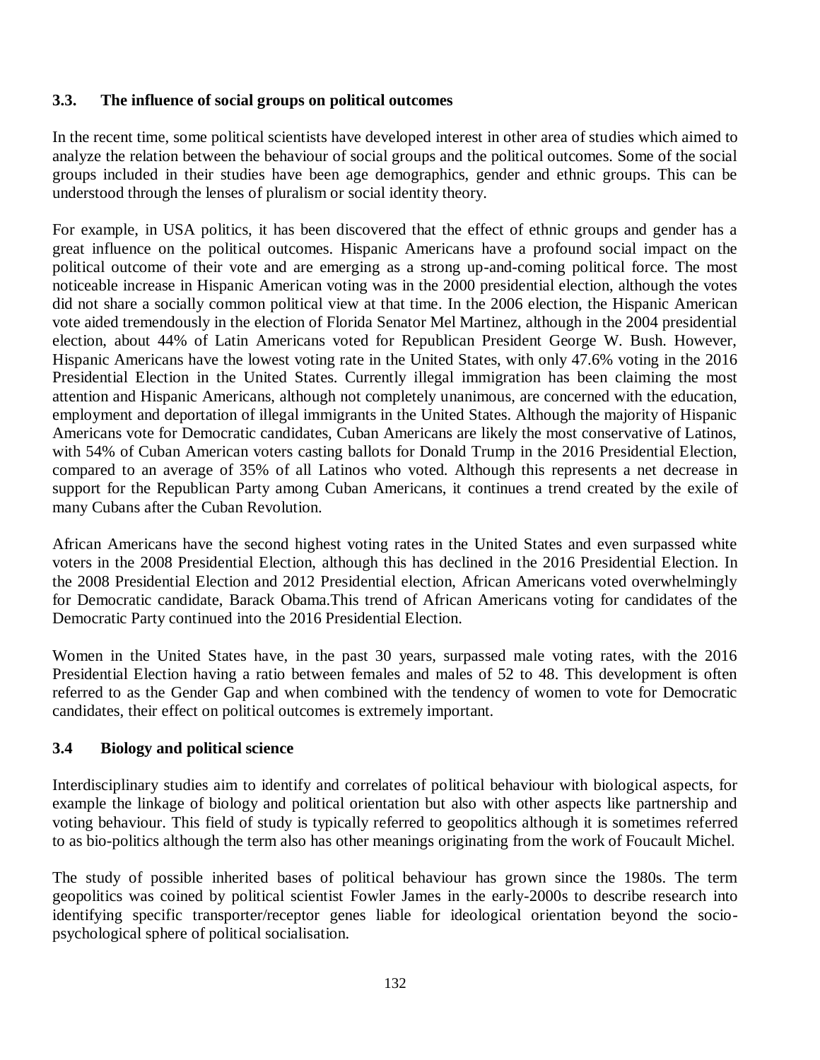### 3.3. The influence of social groups on political outcomes

In the recent time, some political scientists have developed interest in other area of studies which aimed to analyze the relation between the behaviour of social groups and the political outcomes. Some of the social groups included in their studies have been age demographics, gender and ethnic groups. This can be understood through the lenses of pluralism or social identity theory.

For example, in USA politics, it has been discovered that the effect of ethnic groups and gender has a great influence on the political outcomes. Hispanic Americans have a profound social impact on the political outcome of their vote and are emerging as a strong up-and-coming political force. The most noticeable increase in Hispanic American voting was in the 2000 presidential election, although the votes did not share a socially common political view at that time. In the 2006 election, the Hispanic American vote aided tremendously in the election of Florida Senator Mel Martinez, although in the 2004 presidential election, about 44% of Latin Americans voted for Republican President George W. Bush. However, Hispanic Americans have the lowest voting rate in the United States, with only 47.6% voting in the 2016 Presidential Election in the United States. Currently illegal immigration has been claiming the most attention and Hispanic Americans, although not completely unanimous, are concerned with the education, employment and deportation of illegal immigrants in the United States. Although the majority of Hispanic Americans vote for Democratic candidates, Cuban Americans are likely the most conservative of Latinos, with 54% of Cuban American voters casting ballots for Donald Trump in the 2016 Presidential Election, compared to an average of 35% of all Latinos who voted. Although this represents a net decrease in support for the Republican Party among Cuban Americans, it continues a trend created by the exile of many Cubans after the Cuban Revolution.

African Americans have the second highest voting rates in the United States and even surpassed white voters in the 2008 Presidential Election, although this has declined in the 2016 Presidential Election. In the 2008 Presidential Election and 2012 Presidential election, African Americans voted overwhelmingly for Democratic candidate, Barack Obama.This trend of African Americans voting for candidates of the Democratic Party continued into the 2016 Presidential Election.

Women in the United States have, in the past 30 years, surpassed male voting rates, with the 2016 Presidential Election having a ratio between females and males of 52 to 48. This development is often referred to as the Gender Gap and when combined with the tendency of women to vote for Democratic candidates, their effect on political outcomes is extremely important.

### 3.4 Biology and political science

Interdisciplinary studies aim to identify and correlates of political behaviour with biological aspects, for example the linkage of biology and political orientation but also with other aspects like partnership and voting behaviour. This field of study is typically referred to geopolitics although it is sometimes referred to as bio-politics although the term also has other meanings originating from the work of Foucault Michel.

The study of possible inherited bases of political behaviour has grown since the 1980s. The term geopolitics was coined by political scientist Fowler James in the early-2000s to describe research into identifying specific transporter/receptor genes liable for ideological orientation beyond the socio-psychological sphere of political socialisation.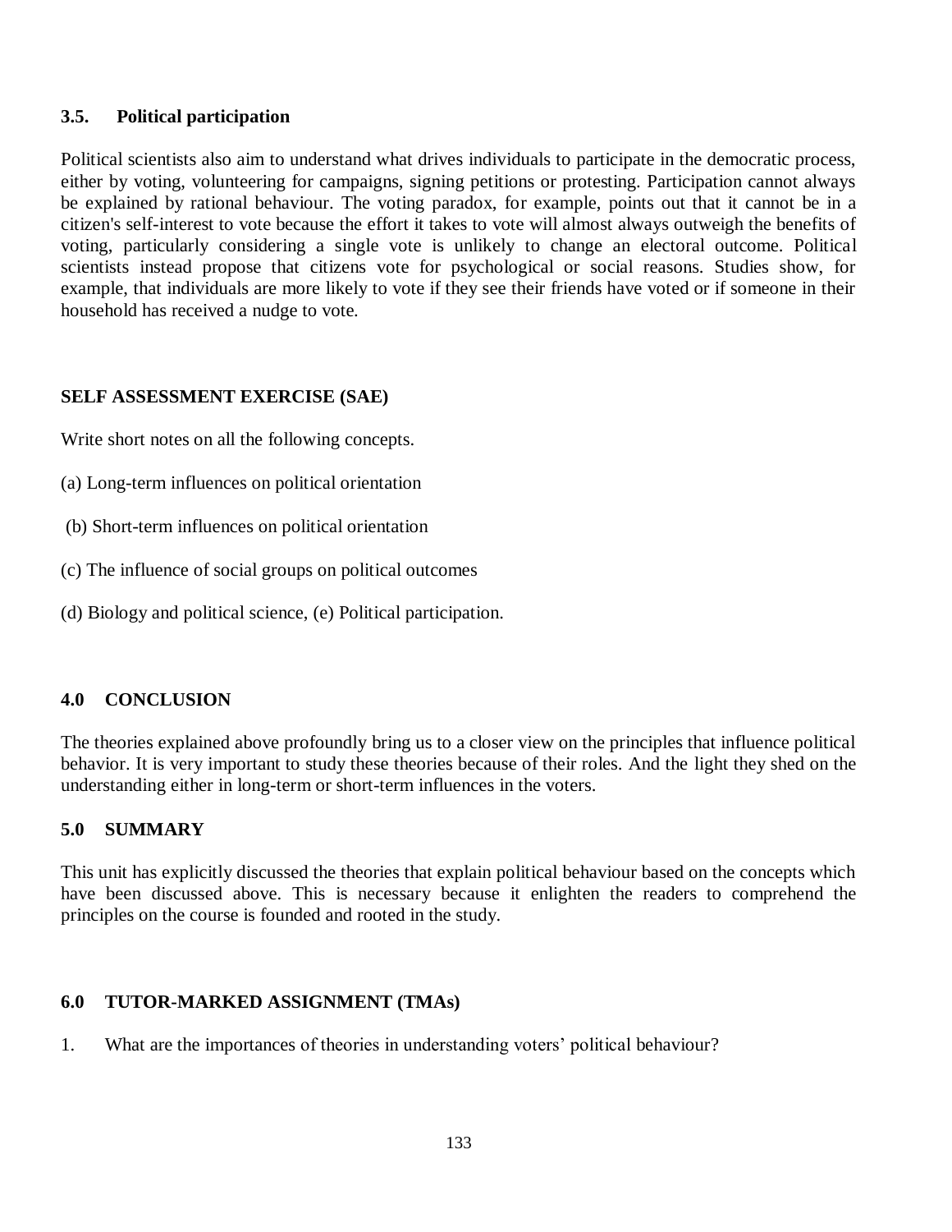### 3.5. Political participation

Political scientists also aim to understand what drives individuals to participate in the democratic process, either by voting, volunteering for campaigns, signing petitions or protesting. Participation cannot always be explained by rational behaviour. The voting paradox, for example, points out that it cannot be in a citizen's self-interest to vote because the effort it takes to vote will almost always outweigh the benefits of voting, particularly considering a single vote is unlikely to change an electoral outcome. Political scientists instead propose that citizens vote for psychological or social reasons. Studies show, for example, that individuals are more likely to vote if they see their friends have voted or if someone in their household has received a nudge to vote.

**SELF ASSESSMENT EXERCISE (SAE)**

Write short notes on all the following concepts.

(a) Long-term influences on political orientation

(b) Short-term influences on political orientation

(c) The influence of social groups on political outcomes

(d) Biology and political science, (e) Political participation.

## 4.0 CONCLUSION

The theories explained above profoundly bring us to a closer view on the principles that influence political behavior. It is very important to study these theories because of their roles. And the light they shed on the understanding either in long-term or short-term influences in the voters.

## 5.0 SUMMARY

This unit has explicitly discussed the theories that explain political behaviour based on the concepts which have been discussed above. This is necessary because it enlighten the readers to comprehend the principles on the course is founded and rooted in the study.

## 6.0 TUTOR-MARKED ASSIGNMENT (TMAs)

1. What are the importances of theories in understanding voters' political behaviour?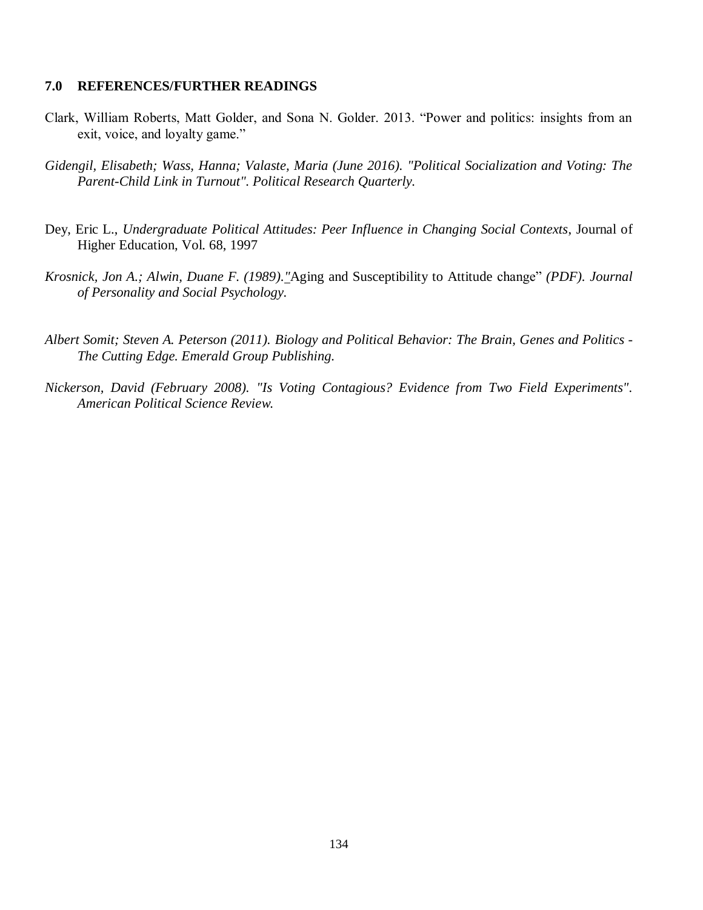## 7.0 REFERENCES/FURTHER READINGS

Clark, William Roberts, Matt Golder, and Sona N. Golder. 2013. "Power and politics: insights from an exit, voice, and loyalty game."

*Gidengil, Elisabeth; Wass, Hanna; Valaste, Maria (June 2016). "Political Socialization and Voting: The Parent-Child Link in Turnout". Political Research Quarterly.*

Dey, Eric L., *Undergraduate Political Attitudes: Peer Influence in Changing Social Contexts*, Journal of Higher Education, Vol. 68, 1997

*Krosnick, Jon A.; Alwin, Duane F. (1989)."*Aging and Susceptibility to Attitude change" *(PDF). Journal of Personality and Social Psychology.*

*Albert Somit; Steven A. Peterson (2011). Biology and Political Behavior: The Brain, Genes and Politics - The Cutting Edge. Emerald Group Publishing.*

*Nickerson, David (February 2008). "Is Voting Contagious? Evidence from Two Field Experiments". American Political Science Review.*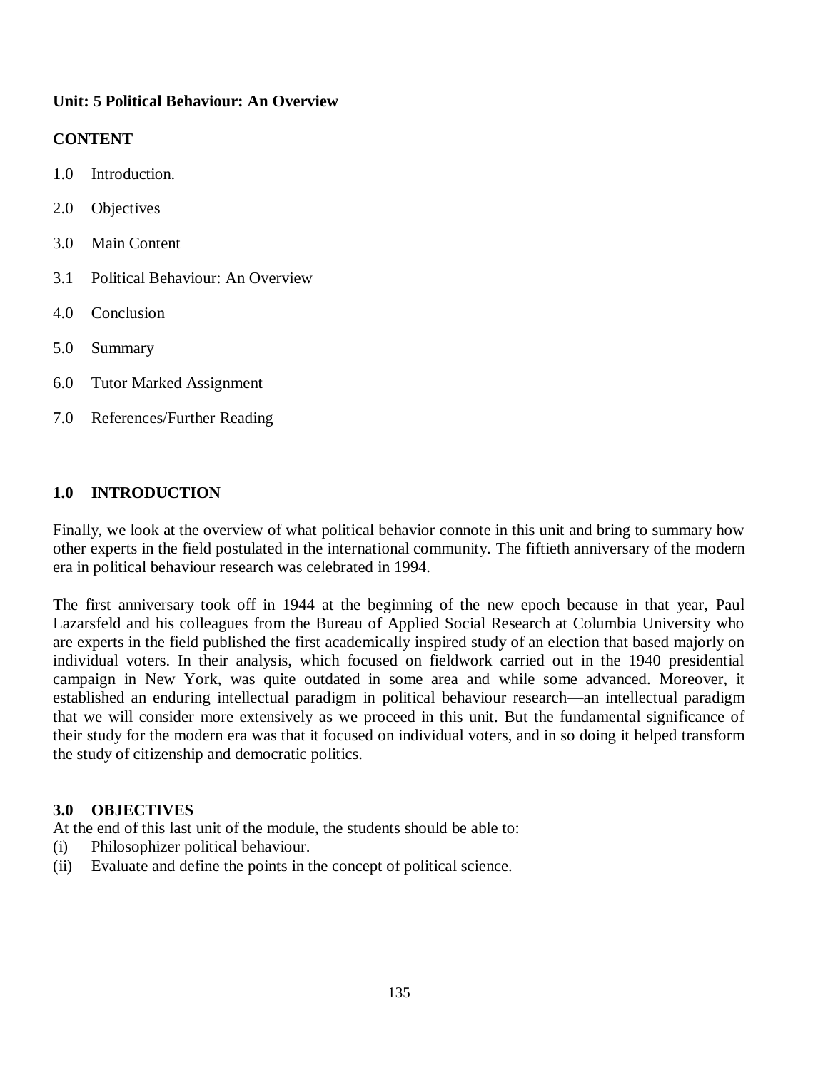**Unit: 5 Political Behaviour: An Overview**

**CONTENT**

1.0 Introduction.

2.0 Objectives

3.0 Main Content

3.1 Political Behaviour: An Overview

4.0 Conclusion

5.0 Summary

6.0 Tutor Marked Assignment

7.0 References/Further Reading

## 1.0 INTRODUCTION

Finally, we look at the overview of what political behavior connote in this unit and bring to summary how other experts in the field postulated in the international community. The fiftieth anniversary of the modern era in political behaviour research was celebrated in 1994.

The first anniversary took off in 1944 at the beginning of the new epoch because in that year, Paul Lazarsfeld and his colleagues from the Bureau of Applied Social Research at Columbia University who are experts in the field published the first academically inspired study of an election that based majorly on individual voters. In their analysis, which focused on fieldwork carried out in the 1940 presidential campaign in New York, was quite outdated in some area and while some advanced. Moreover, it established an enduring intellectual paradigm in political behaviour research—an intellectual paradigm that we will consider more extensively as we proceed in this unit. But the fundamental significance of their study for the modern era was that it focused on individual voters, and in so doing it helped transform the study of citizenship and democratic politics.

## 3.0 OBJECTIVES

At the end of this last unit of the module, the students should be able to:

(i) Philosophizer political behaviour.

(ii) Evaluate and define the points in the concept of political science.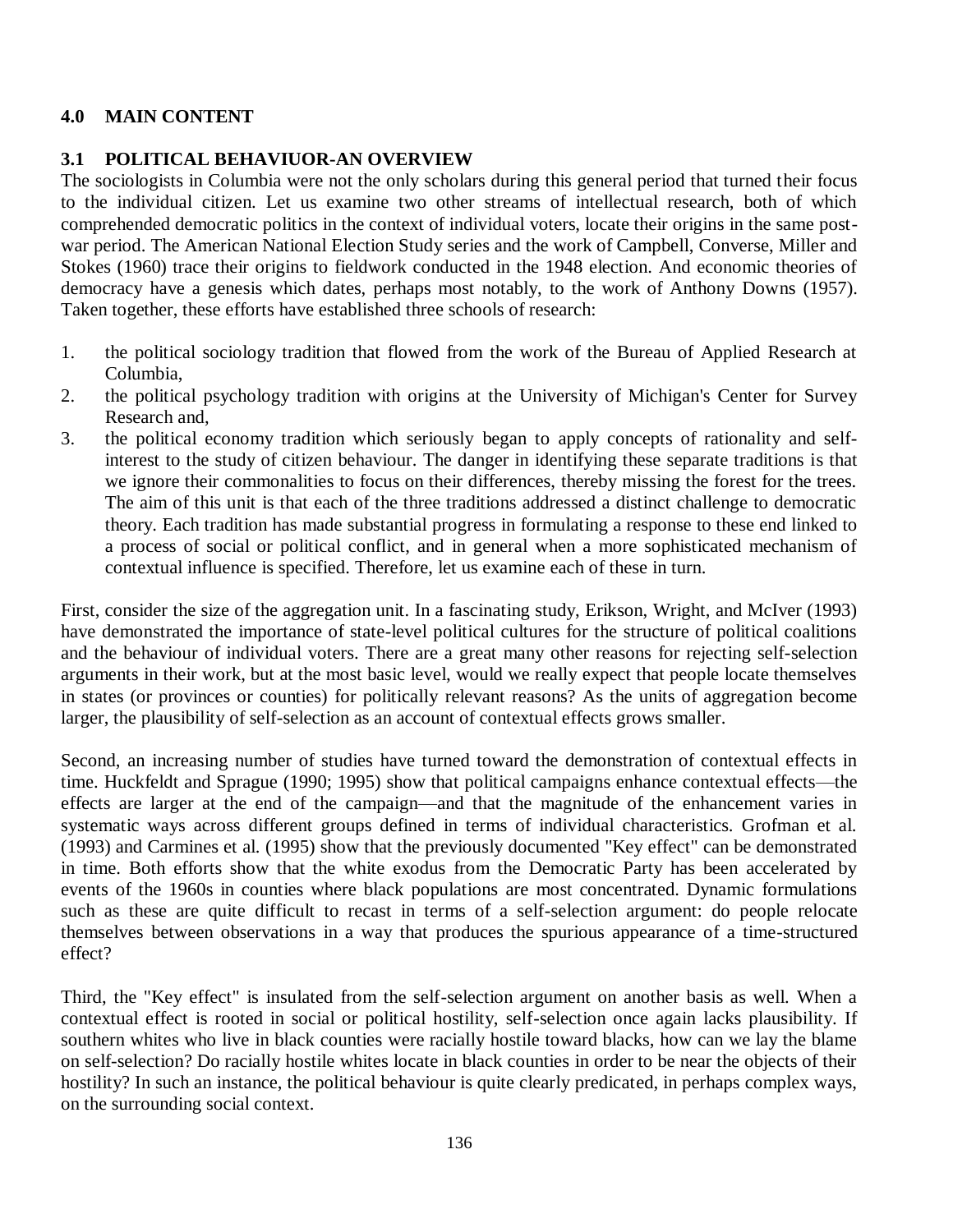## 4.0 MAIN CONTENT

### 3.1 POLITICAL BEHAVIUOR-AN OVERVIEW

The sociologists in Columbia were not the only scholars during this general period that turned their focus to the individual citizen. Let us examine two other streams of intellectual research, both of which comprehended democratic politics in the context of individual voters, locate their origins in the same post-war period. The American National Election Study series and the work of Campbell, Converse, Miller and Stokes (1960) trace their origins to fieldwork conducted in the 1948 election. And economic theories of democracy have a genesis which dates, perhaps most notably, to the work of Anthony Downs (1957). Taken together, these efforts have established three schools of research:

1. the political sociology tradition that flowed from the work of the Bureau of Applied Research at Columbia,
2. the political psychology tradition with origins at the University of Michigan's Center for Survey Research and,
3. the political economy tradition which seriously began to apply concepts of rationality and self-interest to the study of citizen behaviour. The danger in identifying these separate traditions is that we ignore their commonalities to focus on their differences, thereby missing the forest for the trees. The aim of this unit is that each of the three traditions addressed a distinct challenge to democratic theory. Each tradition has made substantial progress in formulating a response to these end linked to a process of social or political conflict, and in general when a more sophisticated mechanism of contextual influence is specified. Therefore, let us examine each of these in turn.

First, consider the size of the aggregation unit. In a fascinating study, Erikson, Wright, and McIver (1993) have demonstrated the importance of state-level political cultures for the structure of political coalitions and the behaviour of individual voters. There are a great many other reasons for rejecting self-selection arguments in their work, but at the most basic level, would we really expect that people locate themselves in states (or provinces or counties) for politically relevant reasons? As the units of aggregation become larger, the plausibility of self-selection as an account of contextual effects grows smaller.

Second, an increasing number of studies have turned toward the demonstration of contextual effects in time. Huckfeldt and Sprague (1990; 1995) show that political campaigns enhance contextual effects—the effects are larger at the end of the campaign—and that the magnitude of the enhancement varies in systematic ways across different groups defined in terms of individual characteristics. Grofman et al. (1993) and Carmines et al. (1995) show that the previously documented "Key effect" can be demonstrated in time. Both efforts show that the white exodus from the Democratic Party has been accelerated by events of the 1960s in counties where black populations are most concentrated. Dynamic formulations such as these are quite difficult to recast in terms of a self-selection argument: do people relocate themselves between observations in a way that produces the spurious appearance of a time-structured effect?

Third, the "Key effect" is insulated from the self-selection argument on another basis as well. When a contextual effect is rooted in social or political hostility, self-selection once again lacks plausibility. If southern whites who live in black counties were racially hostile toward blacks, how can we lay the blame on self-selection? Do racially hostile whites locate in black counties in order to be near the objects of their hostility? In such an instance, the political behaviour is quite clearly predicated, in perhaps complex ways, on the surrounding social context.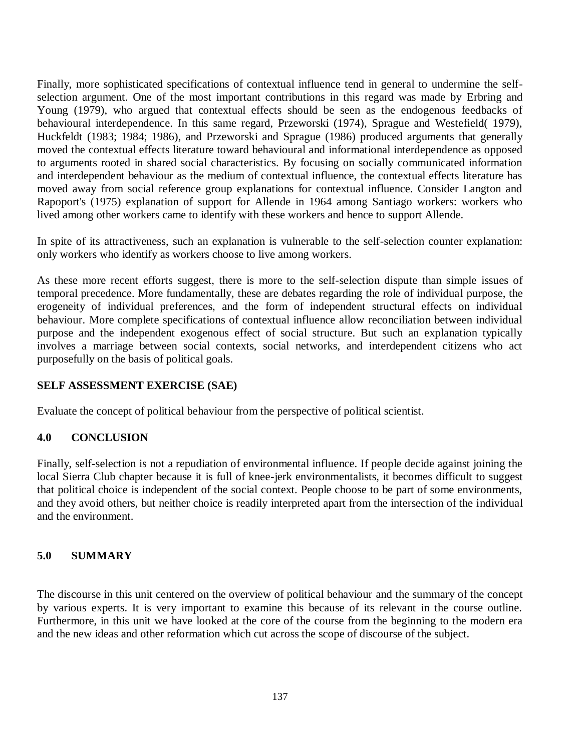Finally, more sophisticated specifications of contextual influence tend in general to undermine the self-selection argument. One of the most important contributions in this regard was made by Erbring and Young (1979), who argued that contextual effects should be seen as the endogenous feedbacks of behavioural interdependence. In this same regard, Przeworski (1974), Sprague and Westefield( 1979), Huckfeldt (1983; 1984; 1986), and Przeworski and Sprague (1986) produced arguments that generally moved the contextual effects literature toward behavioural and informational interdependence as opposed to arguments rooted in shared social characteristics. By focusing on socially communicated information and interdependent behaviour as the medium of contextual influence, the contextual effects literature has moved away from social reference group explanations for contextual influence. Consider Langton and Rapoport's (1975) explanation of support for Allende in 1964 among Santiago workers: workers who lived among other workers came to identify with these workers and hence to support Allende.

In spite of its attractiveness, such an explanation is vulnerable to the self-selection counter explanation: only workers who identify as workers choose to live among workers.

As these more recent efforts suggest, there is more to the self-selection dispute than simple issues of temporal precedence. More fundamentally, these are debates regarding the role of individual purpose, the erogeneity of individual preferences, and the form of independent structural effects on individual behaviour. More complete specifications of contextual influence allow reconciliation between individual purpose and the independent exogenous effect of social structure. But such an explanation typically involves a marriage between social contexts, social networks, and interdependent citizens who act purposefully on the basis of political goals.

**SELF ASSESSMENT EXERCISE (SAE)**

Evaluate the concept of political behaviour from the perspective of political scientist.

## 4.0 CONCLUSION

Finally, self-selection is not a repudiation of environmental influence. If people decide against joining the local Sierra Club chapter because it is full of knee-jerk environmentalists, it becomes difficult to suggest that political choice is independent of the social context. People choose to be part of some environments, and they avoid others, but neither choice is readily interpreted apart from the intersection of the individual and the environment.

## 5.0 SUMMARY

The discourse in this unit centered on the overview of political behaviour and the summary of the concept by various experts. It is very important to examine this because of its relevant in the course outline. Furthermore, in this unit we have looked at the core of the course from the beginning to the modern era and the new ideas and other reformation which cut across the scope of discourse of the subject.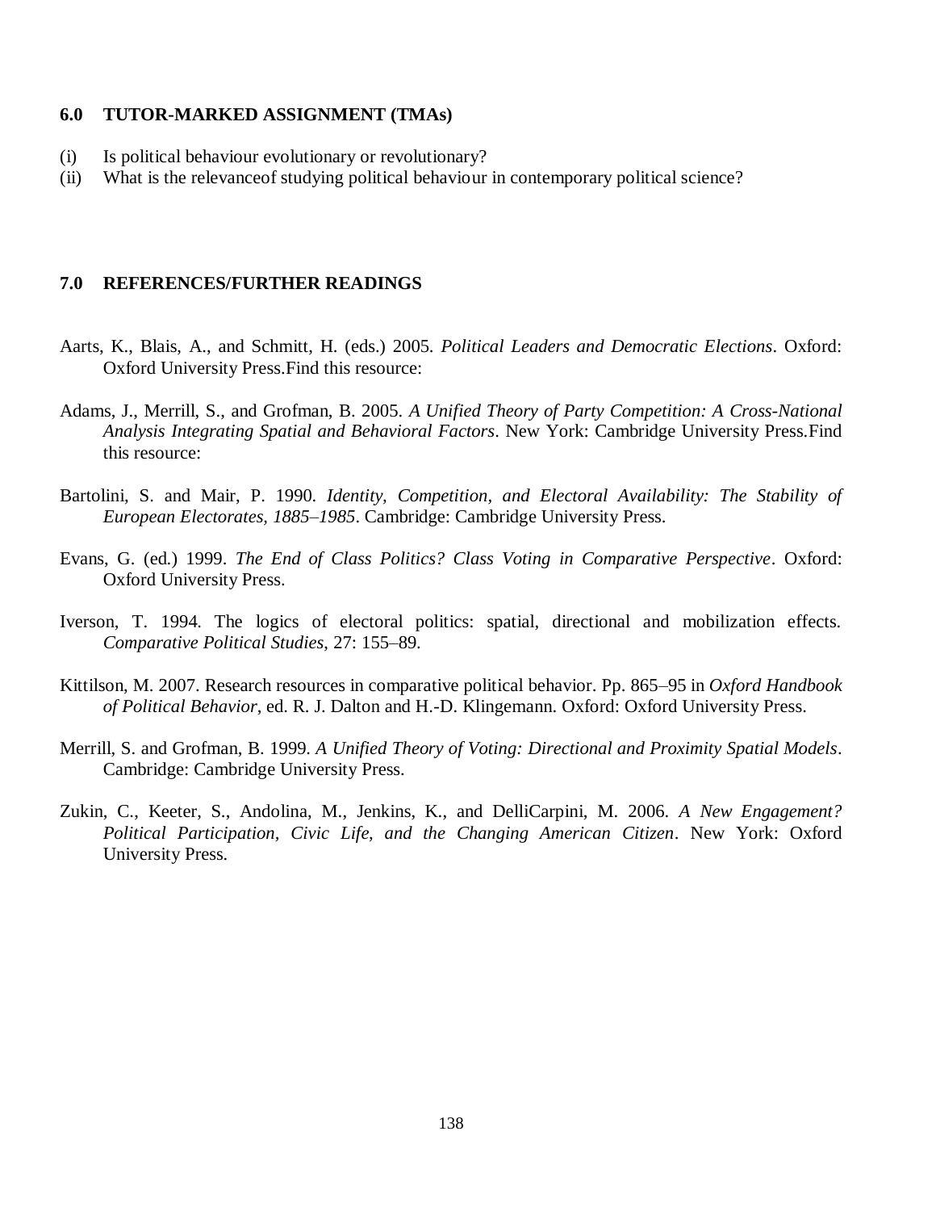## 6.0 TUTOR-MARKED ASSIGNMENT (TMAs)

(i) Is political behaviour evolutionary or revolutionary?
(ii) What is the relevanceof studying political behaviour in contemporary political science?

## 7.0 REFERENCES/FURTHER READINGS

Aarts, K., Blais, A., and Schmitt, H. (eds.) 2005. *Political Leaders and Democratic Elections*. Oxford: Oxford University Press.Find this resource:

Adams, J., Merrill, S., and Grofman, B. 2005. *A Unified Theory of Party Competition: A Cross-National Analysis Integrating Spatial and Behavioral Factors*. New York: Cambridge University Press.Find this resource:

Bartolini, S. and Mair, P. 1990. *Identity, Competition, and Electoral Availability: The Stability of European Electorates, 1885–1985*. Cambridge: Cambridge University Press.

Evans, G. (ed.) 1999. *The End of Class Politics? Class Voting in Comparative Perspective*. Oxford: Oxford University Press.

Iverson, T. 1994. The logics of electoral politics: spatial, directional and mobilization effects. *Comparative Political Studies*, 27: 155–89.

Kittilson, M. 2007. Research resources in comparative political behavior. Pp. 865–95 in *Oxford Handbook of Political Behavior*, ed. R. J. Dalton and H.-D. Klingemann. Oxford: Oxford University Press.

Merrill, S. and Grofman, B. 1999. *A Unified Theory of Voting: Directional and Proximity Spatial Models*. Cambridge: Cambridge University Press.

Zukin, C., Keeter, S., Andolina, M., Jenkins, K., and DelliCarpini, M. 2006. *A New Engagement? Political Participation, Civic Life, and the Changing American Citizen*. New York: Oxford University Press.